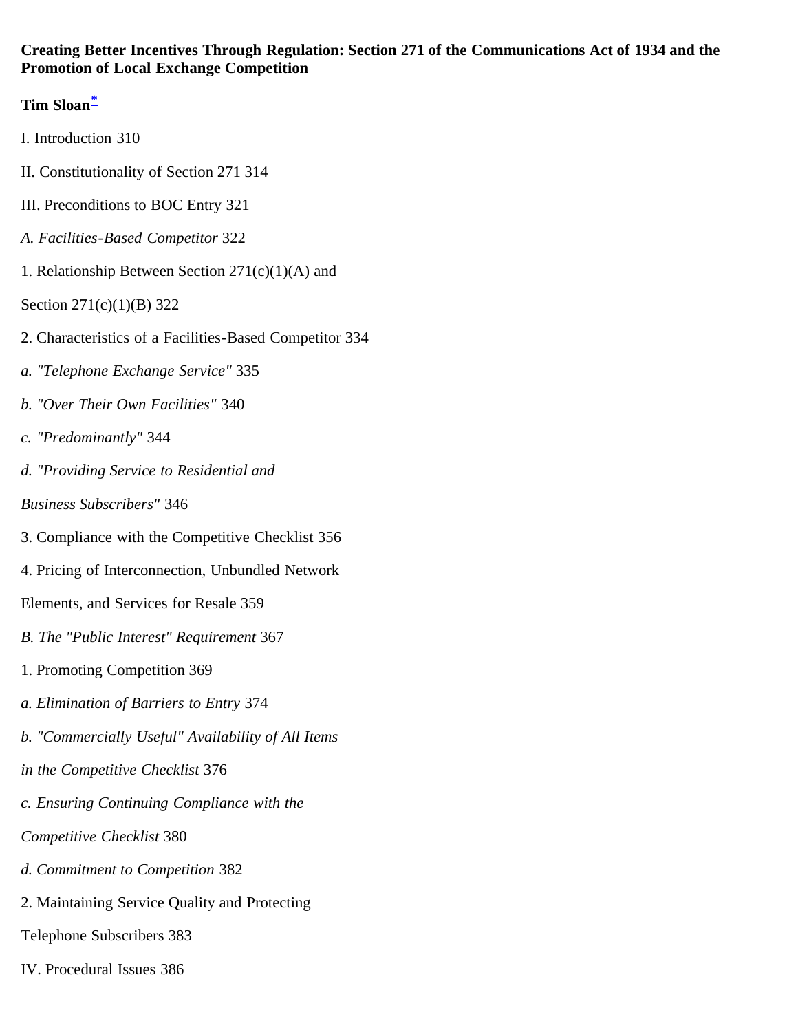**Creating Better Incentives Through Regulation: Section 271 of the Communications Act of 1934 and the Promotion of Local Exchange Competition**

**Tim Sloan**[*]

I. Introduction 310

II. Constitutionality of Section 271 314

III. Preconditions to BOC Entry 321

*A. Facilities-Based Competitor* 322

1. Relationship Between Section 271(c)(1)(A) and

Section 271(c)(1)(B) 322

2. Characteristics of a Facilities-Based Competitor 334

*a. "Telephone Exchange Service"* 335

*b. "Over Their Own Facilities"* 340

*c. "Predominantly"* 344

*d. "Providing Service to Residential and*

*Business Subscribers"* 346

3. Compliance with the Competitive Checklist 356

4. Pricing of Interconnection, Unbundled Network

Elements, and Services for Resale 359

*B. The "Public Interest" Requirement* 367

1. Promoting Competition 369

*a. Elimination of Barriers to Entry* 374

*b. "Commercially Useful" Availability of All Items*

*in the Competitive Checklist* 376

*c. Ensuring Continuing Compliance with the*

*Competitive Checklist* 380

*d. Commitment to Competition* 382

2. Maintaining Service Quality and Protecting

Telephone Subscribers 383

IV. Procedural Issues 386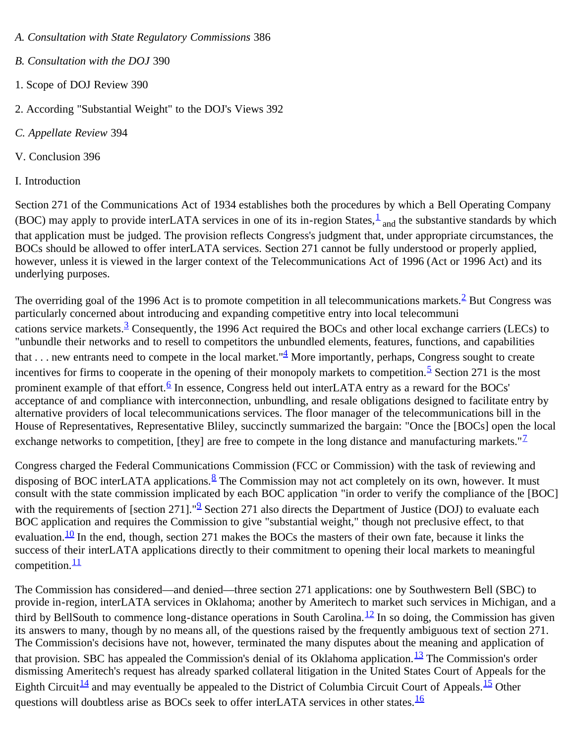*A. Consultation with State Regulatory Commissions* 386

*B. Consultation with the DOJ* 390

1. Scope of DOJ Review 390

2. According "Substantial Weight" to the DOJ's Views 392

*C. Appellate Review* 394

V. Conclusion 396

I. Introduction

Section 271 of the Communications Act of 1934 establishes both the procedures by which a Bell Operating Company (BOC) may apply to provide interLATA services in one of its in-region States,[1] and the substantive standards by which that application must be judged. The provision reflects Congress's judgment that, under appropriate circumstances, the BOCs should be allowed to offer interLATA services. Section 271 cannot be fully understood or properly applied, however, unless it is viewed in the larger context of the Telecommunications Act of 1996 (Act or 1996 Act) and its underlying purposes.

The overriding goal of the 1996 Act is to promote competition in all telecommunications markets.[2] But Congress was particularly concerned about introducing and expanding competitive entry into local telecommunications service markets.[3] Consequently, the 1996 Act required the BOCs and other local exchange carriers (LECs) to "unbundle their networks and to resell to competitors the unbundled elements, features, functions, and capabilities that . . . new entrants need to compete in the local market."[4] More importantly, perhaps, Congress sought to create incentives for firms to cooperate in the opening of their monopoly markets to competition.[5] Section 271 is the most prominent example of that effort.[6] In essence, Congress held out interLATA entry as a reward for the BOCs' acceptance of and compliance with interconnection, unbundling, and resale obligations designed to facilitate entry by alternative providers of local telecommunications services. The floor manager of the telecommunications bill in the House of Representatives, Representative Bliley, succinctly summarized the bargain: "Once the [BOCs] open the local exchange networks to competition, [they] are free to compete in the long distance and manufacturing markets."[7]

Congress charged the Federal Communications Commission (FCC or Commission) with the task of reviewing and disposing of BOC interLATA applications.[8] The Commission may not act completely on its own, however. It must consult with the state commission implicated by each BOC application "in order to verify the compliance of the [BOC] with the requirements of [section 271]."[9] Section 271 also directs the Department of Justice (DOJ) to evaluate each BOC application and requires the Commission to give "substantial weight," though not preclusive effect, to that evaluation.[10] In the end, though, section 271 makes the BOCs the masters of their own fate, because it links the success of their interLATA applications directly to their commitment to opening their local markets to meaningful competition.[11]

The Commission has considered—and denied—three section 271 applications: one by Southwestern Bell (SBC) to provide in-region, interLATA services in Oklahoma; another by Ameritech to market such services in Michigan, and a third by BellSouth to commence long-distance operations in South Carolina.[12] In so doing, the Commission has given its answers to many, though by no means all, of the questions raised by the frequently ambiguous text of section 271. The Commission's decisions have not, however, terminated the many disputes about the meaning and application of that provision. SBC has appealed the Commission's denial of its Oklahoma application.[13] The Commission's order dismissing Ameritech's request has already sparked collateral litigation in the United States Court of Appeals for the Eighth Circuit[14] and may eventually be appealed to the District of Columbia Circuit Court of Appeals.[15] Other questions will doubtless arise as BOCs seek to offer interLATA services in other states.[16]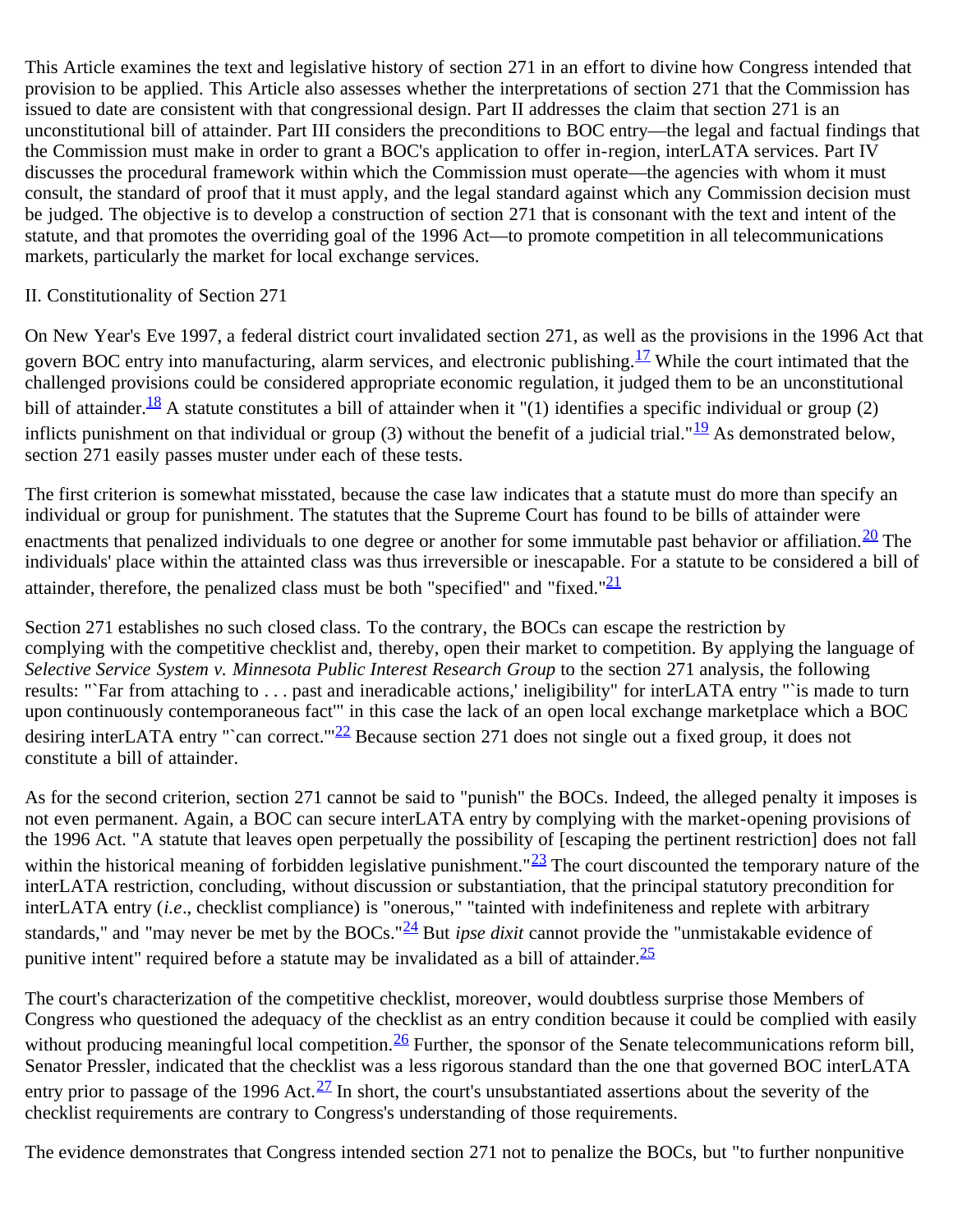This Article examines the text and legislative history of section 271 in an effort to divine how Congress intended that provision to be applied. This Article also assesses whether the interpretations of section 271 that the Commission has issued to date are consistent with that congressional design. Part II addresses the claim that section 271 is an unconstitutional bill of attainder. Part III considers the preconditions to BOC entry—the legal and factual findings that the Commission must make in order to grant a BOC's application to offer in-region, interLATA services. Part IV discusses the procedural framework within which the Commission must operate—the agencies with whom it must consult, the standard of proof that it must apply, and the legal standard against which any Commission decision must be judged. The objective is to develop a construction of section 271 that is consonant with the text and intent of the statute, and that promotes the overriding goal of the 1996 Act—to promote competition in all telecommunications markets, particularly the market for local exchange services.

## II. Constitutionality of Section 271

On New Year's Eve 1997, a federal district court invalidated section 271, as well as the provisions in the 1996 Act that govern BOC entry into manufacturing, alarm services, and electronic publishing.[17] While the court intimated that the challenged provisions could be considered appropriate economic regulation, it judged them to be an unconstitutional bill of attainder.[18] A statute constitutes a bill of attainder when it "(1) identifies a specific individual or group (2) inflicts punishment on that individual or group (3) without the benefit of a judicial trial."[19] As demonstrated below, section 271 easily passes muster under each of these tests.

The first criterion is somewhat misstated, because the case law indicates that a statute must do more than specify an individual or group for punishment. The statutes that the Supreme Court has found to be bills of attainder were enactments that penalized individuals to one degree or another for some immutable past behavior or affiliation.[20] The individuals' place within the attainted class was thus irreversible or inescapable. For a statute to be considered a bill of attainder, therefore, the penalized class must be both "specified" and "fixed."[21]

Section 271 establishes no such closed class. To the contrary, the BOCs can escape the restriction by complying with the competitive checklist and, thereby, open their market to competition. By applying the language of *Selective Service System v. Minnesota Public Interest Research Group* to the section 271 analysis, the following results: "`Far from attaching to . . . past and ineradicable actions,' ineligibility" for interLATA entry "`is made to turn upon continuously contemporaneous fact'" in this case the lack of an open local exchange marketplace which a BOC desiring interLATA entry "`can correct.'"[22] Because section 271 does not single out a fixed group, it does not constitute a bill of attainder.

As for the second criterion, section 271 cannot be said to "punish" the BOCs. Indeed, the alleged penalty it imposes is not even permanent. Again, a BOC can secure interLATA entry by complying with the market-opening provisions of the 1996 Act. "A statute that leaves open perpetually the possibility of [escaping the pertinent restriction] does not fall within the historical meaning of forbidden legislative punishment."[23] The court discounted the temporary nature of the interLATA restriction, concluding, without discussion or substantiation, that the principal statutory precondition for interLATA entry (*i.e*., checklist compliance) is "onerous," "tainted with indefiniteness and replete with arbitrary standards," and "may never be met by the BOCs."[24] But *ipse dixit* cannot provide the "unmistakable evidence of punitive intent" required before a statute may be invalidated as a bill of attainder.[25]

The court's characterization of the competitive checklist, moreover, would doubtless surprise those Members of Congress who questioned the adequacy of the checklist as an entry condition because it could be complied with easily without producing meaningful local competition.[26] Further, the sponsor of the Senate telecommunications reform bill, Senator Pressler, indicated that the checklist was a less rigorous standard than the one that governed BOC interLATA entry prior to passage of the 1996 Act.[27] In short, the court's unsubstantiated assertions about the severity of the checklist requirements are contrary to Congress's understanding of those requirements.

The evidence demonstrates that Congress intended section 271 not to penalize the BOCs, but "to further nonpunitive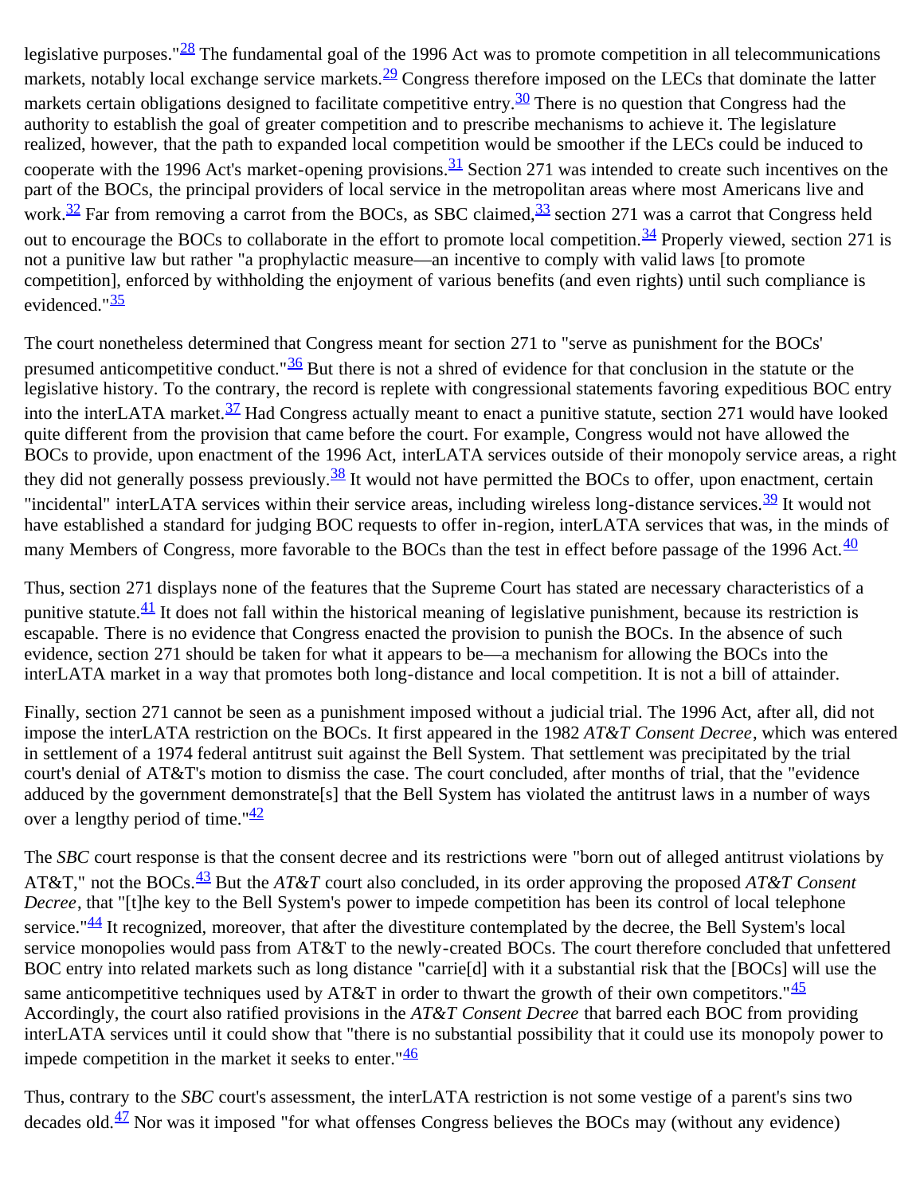legislative purposes."[28] The fundamental goal of the 1996 Act was to promote competition in all telecommunications markets, notably local exchange service markets.[29] Congress therefore imposed on the LECs that dominate the latter markets certain obligations designed to facilitate competitive entry.[30] There is no question that Congress had the authority to establish the goal of greater competition and to prescribe mechanisms to achieve it. The legislature realized, however, that the path to expanded local competition would be smoother if the LECs could be induced to cooperate with the 1996 Act's market-opening provisions.[31] Section 271 was intended to create such incentives on the part of the BOCs, the principal providers of local service in the metropolitan areas where most Americans live and work.[32] Far from removing a carrot from the BOCs, as SBC claimed,[33] section 271 was a carrot that Congress held out to encourage the BOCs to collaborate in the effort to promote local competition.[34] Properly viewed, section 271 is not a punitive law but rather "a prophylactic measure—an incentive to comply with valid laws [to promote competition], enforced by withholding the enjoyment of various benefits (and even rights) until such compliance is evidenced."[35]

The court nonetheless determined that Congress meant for section 271 to "serve as punishment for the BOCs' presumed anticompetitive conduct."[36] But there is not a shred of evidence for that conclusion in the statute or the legislative history. To the contrary, the record is replete with congressional statements favoring expeditious BOC entry into the interLATA market.[37] Had Congress actually meant to enact a punitive statute, section 271 would have looked quite different from the provision that came before the court. For example, Congress would not have allowed the BOCs to provide, upon enactment of the 1996 Act, interLATA services outside of their monopoly service areas, a right they did not generally possess previously.[38] It would not have permitted the BOCs to offer, upon enactment, certain "incidental" interLATA services within their service areas, including wireless long-distance services.[39] It would not have established a standard for judging BOC requests to offer in-region, interLATA services that was, in the minds of many Members of Congress, more favorable to the BOCs than the test in effect before passage of the 1996 Act.[40]

Thus, section 271 displays none of the features that the Supreme Court has stated are necessary characteristics of a punitive statute.[41] It does not fall within the historical meaning of legislative punishment, because its restriction is escapable. There is no evidence that Congress enacted the provision to punish the BOCs. In the absence of such evidence, section 271 should be taken for what it appears to be—a mechanism for allowing the BOCs into the interLATA market in a way that promotes both long-distance and local competition. It is not a bill of attainder.

Finally, section 271 cannot be seen as a punishment imposed without a judicial trial. The 1996 Act, after all, did not impose the interLATA restriction on the BOCs. It first appeared in the 1982 *AT&T Consent Decree*, which was entered in settlement of a 1974 federal antitrust suit against the Bell System. That settlement was precipitated by the trial court's denial of AT&T's motion to dismiss the case. The court concluded, after months of trial, that the "evidence adduced by the government demonstrate[s] that the Bell System has violated the antitrust laws in a number of ways over a lengthy period of time."[42]

The *SBC* court response is that the consent decree and its restrictions were "born out of alleged antitrust violations by AT&T," not the BOCs.[43] But the *AT&T* court also concluded, in its order approving the proposed *AT&T Consent Decree*, that "[t]he key to the Bell System's power to impede competition has been its control of local telephone service."[44] It recognized, moreover, that after the divestiture contemplated by the decree, the Bell System's local service monopolies would pass from AT&T to the newly-created BOCs. The court therefore concluded that unfettered BOC entry into related markets such as long distance "carrie[d] with it a substantial risk that the [BOCs] will use the same anticompetitive techniques used by AT&T in order to thwart the growth of their own competitors."[45] Accordingly, the court also ratified provisions in the *AT&T Consent Decree* that barred each BOC from providing interLATA services until it could show that "there is no substantial possibility that it could use its monopoly power to impede competition in the market it seeks to enter."[46]

Thus, contrary to the *SBC* court's assessment, the interLATA restriction is not some vestige of a parent's sins two decades old.[47] Nor was it imposed "for what offenses Congress believes the BOCs may (without any evidence)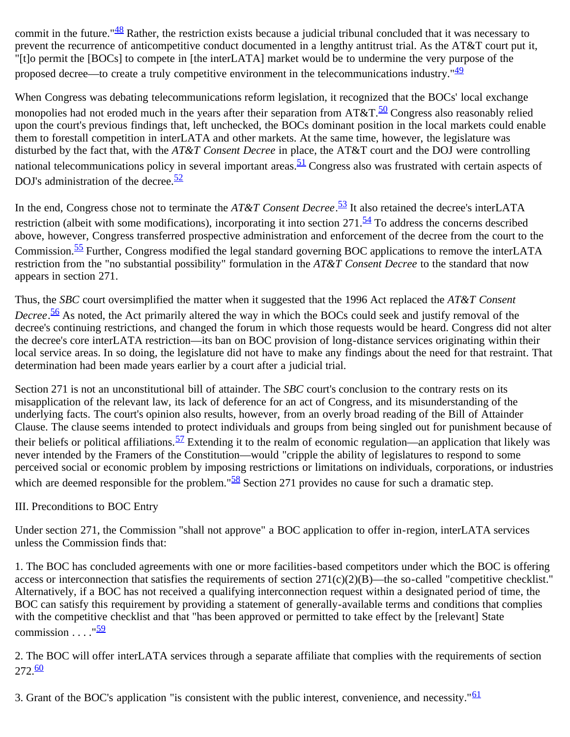commit in the future."[48] Rather, the restriction exists because a judicial tribunal concluded that it was necessary to prevent the recurrence of anticompetitive conduct documented in a lengthy antitrust trial. As the AT&T court put it, "[t]o permit the [BOCs] to compete in [the interLATA] market would be to undermine the very purpose of the proposed decree—to create a truly competitive environment in the telecommunications industry."[49]

When Congress was debating telecommunications reform legislation, it recognized that the BOCs' local exchange monopolies had not eroded much in the years after their separation from AT&T.[50] Congress also reasonably relied upon the court's previous findings that, left unchecked, the BOCs dominant position in the local markets could enable them to forestall competition in interLATA and other markets. At the same time, however, the legislature was disturbed by the fact that, with the *AT&T Consent Decree* in place, the AT&T court and the DOJ were controlling national telecommunications policy in several important areas.[51] Congress also was frustrated with certain aspects of DOJ's administration of the decree.[52]

In the end, Congress chose not to terminate the *AT&T Consent Decree*.[53] It also retained the decree's interLATA restriction (albeit with some modifications), incorporating it into section 271.[54] To address the concerns described above, however, Congress transferred prospective administration and enforcement of the decree from the court to the Commission.[55] Further, Congress modified the legal standard governing BOC applications to remove the interLATA restriction from the "no substantial possibility" formulation in the *AT&T Consent Decree* to the standard that now appears in section 271.

Thus, the *SBC* court oversimplified the matter when it suggested that the 1996 Act replaced the *AT&T Consent Decree*.[56] As noted, the Act primarily altered the way in which the BOCs could seek and justify removal of the decree's continuing restrictions, and changed the forum in which those requests would be heard. Congress did not alter the decree's core interLATA restriction—its ban on BOC provision of long-distance services originating within their local service areas. In so doing, the legislature did not have to make any findings about the need for that restraint. That determination had been made years earlier by a court after a judicial trial.

Section 271 is not an unconstitutional bill of attainder. The *SBC* court's conclusion to the contrary rests on its misapplication of the relevant law, its lack of deference for an act of Congress, and its misunderstanding of the underlying facts. The court's opinion also results, however, from an overly broad reading of the Bill of Attainder Clause. The clause seems intended to protect individuals and groups from being singled out for punishment because of their beliefs or political affiliations.[57] Extending it to the realm of economic regulation—an application that likely was never intended by the Framers of the Constitution—would "cripple the ability of legislatures to respond to some perceived social or economic problem by imposing restrictions or limitations on individuals, corporations, or industries which are deemed responsible for the problem."[58] Section 271 provides no cause for such a dramatic step.

III. Preconditions to BOC Entry

Under section 271, the Commission "shall not approve" a BOC application to offer in-region, interLATA services unless the Commission finds that:

1. The BOC has concluded agreements with one or more facilities-based competitors under which the BOC is offering access or interconnection that satisfies the requirements of section 271(c)(2)(B)—the so-called "competitive checklist." Alternatively, if a BOC has not received a qualifying interconnection request within a designated period of time, the BOC can satisfy this requirement by providing a statement of generally-available terms and conditions that complies with the competitive checklist and that "has been approved or permitted to take effect by the [relevant] State commission . . . ."[59]

2. The BOC will offer interLATA services through a separate affiliate that complies with the requirements of section 272.[60]

3. Grant of the BOC's application "is consistent with the public interest, convenience, and necessity."[61]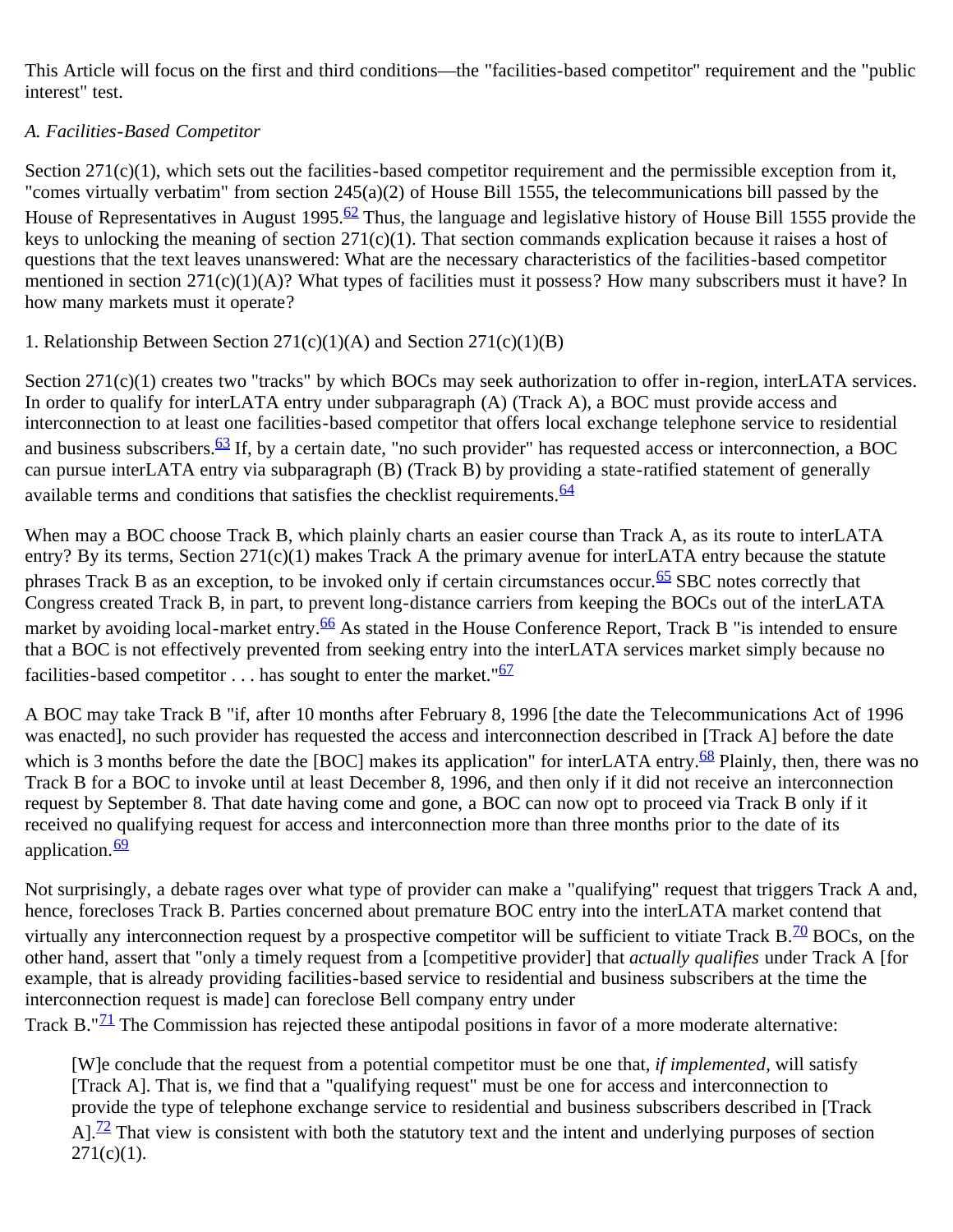This Article will focus on the first and third conditions—the "facilities-based competitor" requirement and the "public interest" test.

### *A. Facilities-Based Competitor*

Section 271(c)(1), which sets out the facilities-based competitor requirement and the permissible exception from it, "comes virtually verbatim" from section 245(a)(2) of House Bill 1555, the telecommunications bill passed by the House of Representatives in August 1995.[62] Thus, the language and legislative history of House Bill 1555 provide the keys to unlocking the meaning of section 271(c)(1). That section commands explication because it raises a host of questions that the text leaves unanswered: What are the necessary characteristics of the facilities-based competitor mentioned in section 271(c)(1)(A)? What types of facilities must it possess? How many subscribers must it have? In how many markets must it operate?

#### 1. Relationship Between Section 271(c)(1)(A) and Section 271(c)(1)(B)

Section 271(c)(1) creates two "tracks" by which BOCs may seek authorization to offer in-region, interLATA services. In order to qualify for interLATA entry under subparagraph (A) (Track A), a BOC must provide access and interconnection to at least one facilities-based competitor that offers local exchange telephone service to residential and business subscribers.[63] If, by a certain date, "no such provider" has requested access or interconnection, a BOC can pursue interLATA entry via subparagraph (B) (Track B) by providing a state-ratified statement of generally available terms and conditions that satisfies the checklist requirements.[64]

When may a BOC choose Track B, which plainly charts an easier course than Track A, as its route to interLATA entry? By its terms, Section 271(c)(1) makes Track A the primary avenue for interLATA entry because the statute phrases Track B as an exception, to be invoked only if certain circumstances occur.[65] SBC notes correctly that Congress created Track B, in part, to prevent long-distance carriers from keeping the BOCs out of the interLATA market by avoiding local-market entry.[66] As stated in the House Conference Report, Track B "is intended to ensure that a BOC is not effectively prevented from seeking entry into the interLATA services market simply because no facilities-based competitor . . . has sought to enter the market."[67]

A BOC may take Track B "if, after 10 months after February 8, 1996 [the date the Telecommunications Act of 1996 was enacted], no such provider has requested the access and interconnection described in [Track A] before the date which is 3 months before the date the [BOC] makes its application" for interLATA entry.[68] Plainly, then, there was no Track B for a BOC to invoke until at least December 8, 1996, and then only if it did not receive an interconnection request by September 8. That date having come and gone, a BOC can now opt to proceed via Track B only if it received no qualifying request for access and interconnection more than three months prior to the date of its application.[69]

Not surprisingly, a debate rages over what type of provider can make a "qualifying" request that triggers Track A and, hence, forecloses Track B. Parties concerned about premature BOC entry into the interLATA market contend that virtually any interconnection request by a prospective competitor will be sufficient to vitiate Track B.[70] BOCs, on the other hand, assert that "only a timely request from a [competitive provider] that *actually qualifies* under Track A [for example, that is already providing facilities-based service to residential and business subscribers at the time the interconnection request is made] can foreclose Bell company entry under Track B."[71] The Commission has rejected these antipodal positions in favor of a more moderate alternative:

> [W]e conclude that the request from a potential competitor must be one that, *if implemented*, will satisfy [Track A]. That is, we find that a "qualifying request" must be one for access and interconnection to provide the type of telephone exchange service to residential and business subscribers described in [Track A].[72] That view is consistent with both the statutory text and the intent and underlying purposes of section 271(c)(1).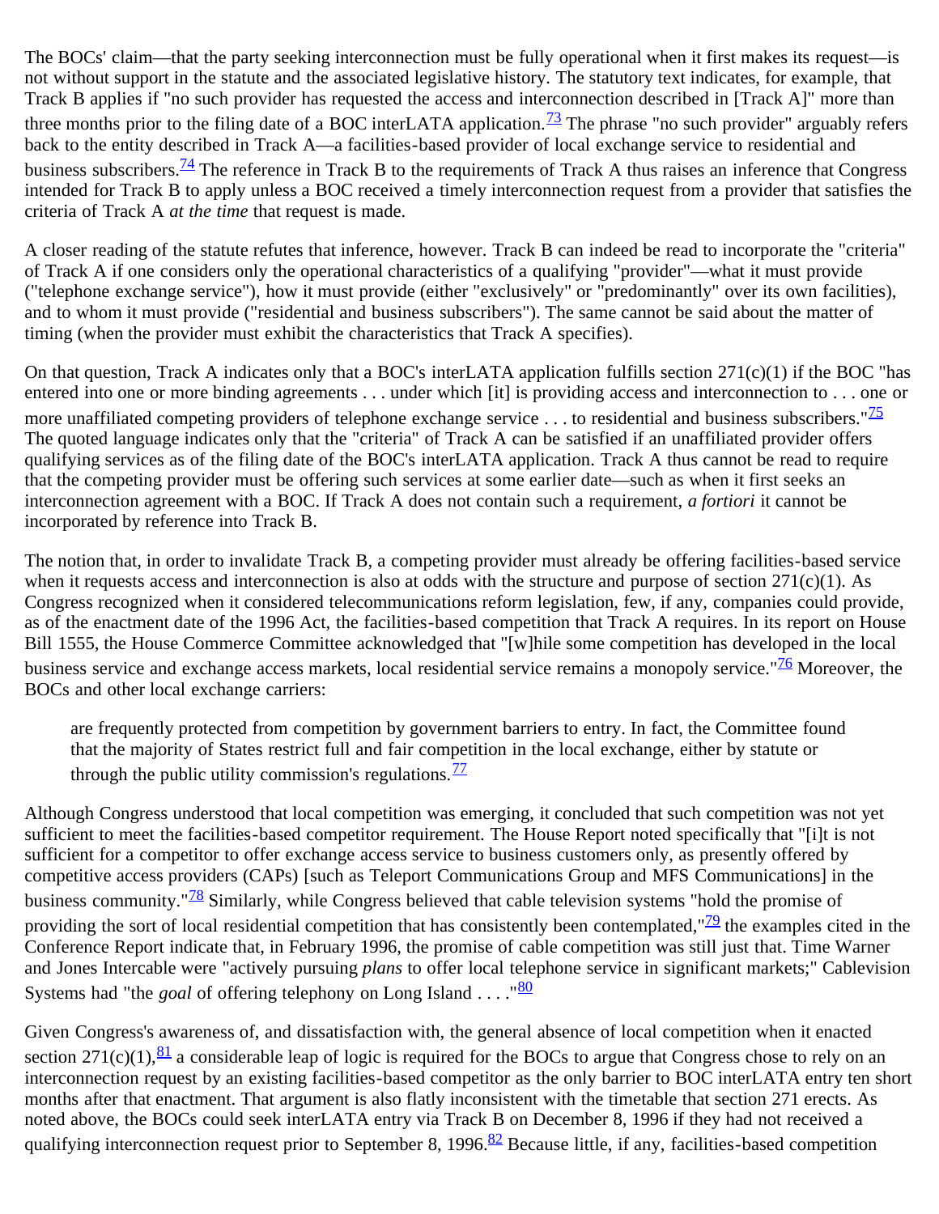The BOCs' claim—that the party seeking interconnection must be fully operational when it first makes its request—is not without support in the statute and the associated legislative history. The statutory text indicates, for example, that Track B applies if "no such provider has requested the access and interconnection described in [Track A]" more than three months prior to the filing date of a BOC interLATA application.[73] The phrase "no such provider" arguably refers back to the entity described in Track A—a facilities-based provider of local exchange service to residential and business subscribers.[74] The reference in Track B to the requirements of Track A thus raises an inference that Congress intended for Track B to apply unless a BOC received a timely interconnection request from a provider that satisfies the criteria of Track A *at the time* that request is made.

A closer reading of the statute refutes that inference, however. Track B can indeed be read to incorporate the "criteria" of Track A if one considers only the operational characteristics of a qualifying "provider"—what it must provide ("telephone exchange service"), how it must provide (either "exclusively" or "predominantly" over its own facilities), and to whom it must provide ("residential and business subscribers"). The same cannot be said about the matter of timing (when the provider must exhibit the characteristics that Track A specifies).

On that question, Track A indicates only that a BOC's interLATA application fulfills section 271(c)(1) if the BOC "has entered into one or more binding agreements . . . under which [it] is providing access and interconnection to . . . one or more unaffiliated competing providers of telephone exchange service . . . to residential and business subscribers."[75] The quoted language indicates only that the "criteria" of Track A can be satisfied if an unaffiliated provider offers qualifying services as of the filing date of the BOC's interLATA application. Track A thus cannot be read to require that the competing provider must be offering such services at some earlier date—such as when it first seeks an interconnection agreement with a BOC. If Track A does not contain such a requirement, *a fortiori* it cannot be incorporated by reference into Track B.

The notion that, in order to invalidate Track B, a competing provider must already be offering facilities-based service when it requests access and interconnection is also at odds with the structure and purpose of section 271(c)(1). As Congress recognized when it considered telecommunications reform legislation, few, if any, companies could provide, as of the enactment date of the 1996 Act, the facilities-based competition that Track A requires. In its report on House Bill 1555, the House Commerce Committee acknowledged that "[w]hile some competition has developed in the local business service and exchange access markets, local residential service remains a monopoly service."[76] Moreover, the BOCs and other local exchange carriers:

> are frequently protected from competition by government barriers to entry. In fact, the Committee found that the majority of States restrict full and fair competition in the local exchange, either by statute or through the public utility commission's regulations.[77]

Although Congress understood that local competition was emerging, it concluded that such competition was not yet sufficient to meet the facilities-based competitor requirement. The House Report noted specifically that "[i]t is not sufficient for a competitor to offer exchange access service to business customers only, as presently offered by competitive access providers (CAPs) [such as Teleport Communications Group and MFS Communications] in the business community."[78] Similarly, while Congress believed that cable television systems "hold the promise of providing the sort of local residential competition that has consistently been contemplated,"[79] the examples cited in the Conference Report indicate that, in February 1996, the promise of cable competition was still just that. Time Warner and Jones Intercable were "actively pursuing *plans* to offer local telephone service in significant markets;" Cablevision Systems had "the *goal* of offering telephony on Long Island . . . ."[80]

Given Congress's awareness of, and dissatisfaction with, the general absence of local competition when it enacted section 271(c)(1),[81] a considerable leap of logic is required for the BOCs to argue that Congress chose to rely on an interconnection request by an existing facilities-based competitor as the only barrier to BOC interLATA entry ten short months after that enactment. That argument is also flatly inconsistent with the timetable that section 271 erects. As noted above, the BOCs could seek interLATA entry via Track B on December 8, 1996 if they had not received a qualifying interconnection request prior to September 8, 1996.[82] Because little, if any, facilities-based competition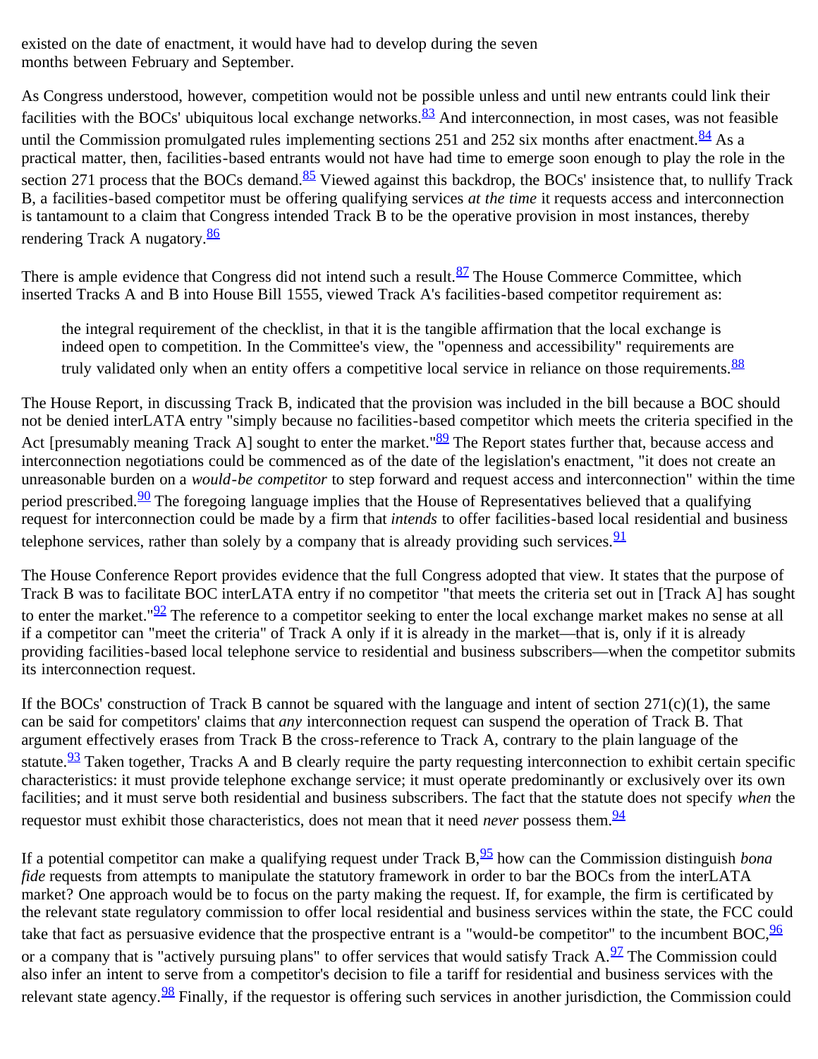existed on the date of enactment, it would have had to develop during the seven months between February and September.

As Congress understood, however, competition would not be possible unless and until new entrants could link their facilities with the BOCs' ubiquitous local exchange networks.[83] And interconnection, in most cases, was not feasible until the Commission promulgated rules implementing sections 251 and 252 six months after enactment.[84] As a practical matter, then, facilities-based entrants would not have had time to emerge soon enough to play the role in the section 271 process that the BOCs demand.[85] Viewed against this backdrop, the BOCs' insistence that, to nullify Track B, a facilities-based competitor must be offering qualifying services *at the time* it requests access and interconnection is tantamount to a claim that Congress intended Track B to be the operative provision in most instances, thereby rendering Track A nugatory.[86]

There is ample evidence that Congress did not intend such a result.[87] The House Commerce Committee, which inserted Tracks A and B into House Bill 1555, viewed Track A's facilities-based competitor requirement as:

> the integral requirement of the checklist, in that it is the tangible affirmation that the local exchange is indeed open to competition. In the Committee's view, the "openness and accessibility" requirements are truly validated only when an entity offers a competitive local service in reliance on those requirements.[88]

The House Report, in discussing Track B, indicated that the provision was included in the bill because a BOC should not be denied interLATA entry "simply because no facilities-based competitor which meets the criteria specified in the Act [presumably meaning Track A] sought to enter the market."[89] The Report states further that, because access and interconnection negotiations could be commenced as of the date of the legislation's enactment, "it does not create an unreasonable burden on a *would-be competitor* to step forward and request access and interconnection" within the time period prescribed.[90] The foregoing language implies that the House of Representatives believed that a qualifying request for interconnection could be made by a firm that *intends* to offer facilities-based local residential and business telephone services, rather than solely by a company that is already providing such services.[91]

The House Conference Report provides evidence that the full Congress adopted that view. It states that the purpose of Track B was to facilitate BOC interLATA entry if no competitor "that meets the criteria set out in [Track A] has sought to enter the market."[92] The reference to a competitor seeking to enter the local exchange market makes no sense at all if a competitor can "meet the criteria" of Track A only if it is already in the market—that is, only if it is already providing facilities-based local telephone service to residential and business subscribers—when the competitor submits its interconnection request.

If the BOCs' construction of Track B cannot be squared with the language and intent of section 271(c)(1), the same can be said for competitors' claims that *any* interconnection request can suspend the operation of Track B. That argument effectively erases from Track B the cross-reference to Track A, contrary to the plain language of the statute.[93] Taken together, Tracks A and B clearly require the party requesting interconnection to exhibit certain specific characteristics: it must provide telephone exchange service; it must operate predominantly or exclusively over its own facilities; and it must serve both residential and business subscribers. The fact that the statute does not specify *when* the requestor must exhibit those characteristics, does not mean that it need *never* possess them.[94]

If a potential competitor can make a qualifying request under Track B,[95] how can the Commission distinguish *bona fide* requests from attempts to manipulate the statutory framework in order to bar the BOCs from the interLATA market? One approach would be to focus on the party making the request. If, for example, the firm is certificated by the relevant state regulatory commission to offer local residential and business services within the state, the FCC could take that fact as persuasive evidence that the prospective entrant is a "would-be competitor" to the incumbent BOC,[96] or a company that is "actively pursuing plans" to offer services that would satisfy Track A.[97] The Commission could also infer an intent to serve from a competitor's decision to file a tariff for residential and business services with the relevant state agency.[98] Finally, if the requestor is offering such services in another jurisdiction, the Commission could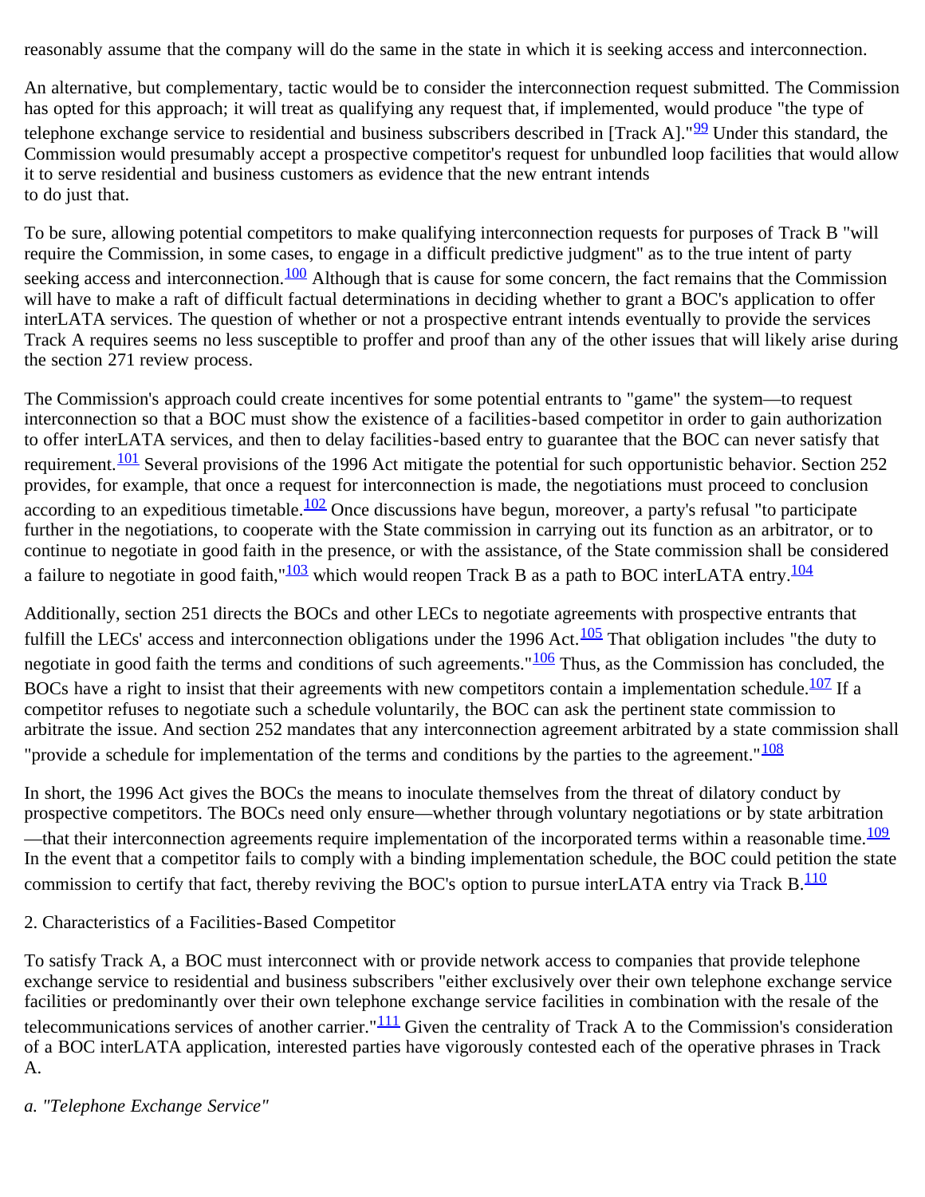reasonably assume that the company will do the same in the state in which it is seeking access and interconnection.

An alternative, but complementary, tactic would be to consider the interconnection request submitted. The Commission has opted for this approach; it will treat as qualifying any request that, if implemented, would produce "the type of telephone exchange service to residential and business subscribers described in [Track A]."[99] Under this standard, the Commission would presumably accept a prospective competitor's request for unbundled loop facilities that would allow it to serve residential and business customers as evidence that the new entrant intends to do just that.

To be sure, allowing potential competitors to make qualifying interconnection requests for purposes of Track B "will require the Commission, in some cases, to engage in a difficult predictive judgment" as to the true intent of party seeking access and interconnection.[100] Although that is cause for some concern, the fact remains that the Commission will have to make a raft of difficult factual determinations in deciding whether to grant a BOC's application to offer interLATA services. The question of whether or not a prospective entrant intends eventually to provide the services Track A requires seems no less susceptible to proffer and proof than any of the other issues that will likely arise during the section 271 review process.

The Commission's approach could create incentives for some potential entrants to "game" the system—to request interconnection so that a BOC must show the existence of a facilities-based competitor in order to gain authorization to offer interLATA services, and then to delay facilities-based entry to guarantee that the BOC can never satisfy that requirement.[101] Several provisions of the 1996 Act mitigate the potential for such opportunistic behavior. Section 252 provides, for example, that once a request for interconnection is made, the negotiations must proceed to conclusion according to an expeditious timetable.[102] Once discussions have begun, moreover, a party's refusal "to participate further in the negotiations, to cooperate with the State commission in carrying out its function as an arbitrator, or to continue to negotiate in good faith in the presence, or with the assistance, of the State commission shall be considered a failure to negotiate in good faith,"[103] which would reopen Track B as a path to BOC interLATA entry.[104]

Additionally, section 251 directs the BOCs and other LECs to negotiate agreements with prospective entrants that fulfill the LECs' access and interconnection obligations under the 1996 Act.[105] That obligation includes "the duty to negotiate in good faith the terms and conditions of such agreements."[106] Thus, as the Commission has concluded, the BOCs have a right to insist that their agreements with new competitors contain a implementation schedule.[107] If a competitor refuses to negotiate such a schedule voluntarily, the BOC can ask the pertinent state commission to arbitrate the issue. And section 252 mandates that any interconnection agreement arbitrated by a state commission shall "provide a schedule for implementation of the terms and conditions by the parties to the agreement."[108]

In short, the 1996 Act gives the BOCs the means to inoculate themselves from the threat of dilatory conduct by prospective competitors. The BOCs need only ensure—whether through voluntary negotiations or by state arbitration—that their interconnection agreements require implementation of the incorporated terms within a reasonable time.[109] In the event that a competitor fails to comply with a binding implementation schedule, the BOC could petition the state commission to certify that fact, thereby reviving the BOC's option to pursue interLATA entry via Track B.[110]

2. Characteristics of a Facilities-Based Competitor

To satisfy Track A, a BOC must interconnect with or provide network access to companies that provide telephone exchange service to residential and business subscribers "either exclusively over their own telephone exchange service facilities or predominantly over their own telephone exchange service facilities in combination with the resale of the telecommunications services of another carrier."[111] Given the centrality of Track A to the Commission's consideration of a BOC interLATA application, interested parties have vigorously contested each of the operative phrases in Track A.

*a. "Telephone Exchange Service"*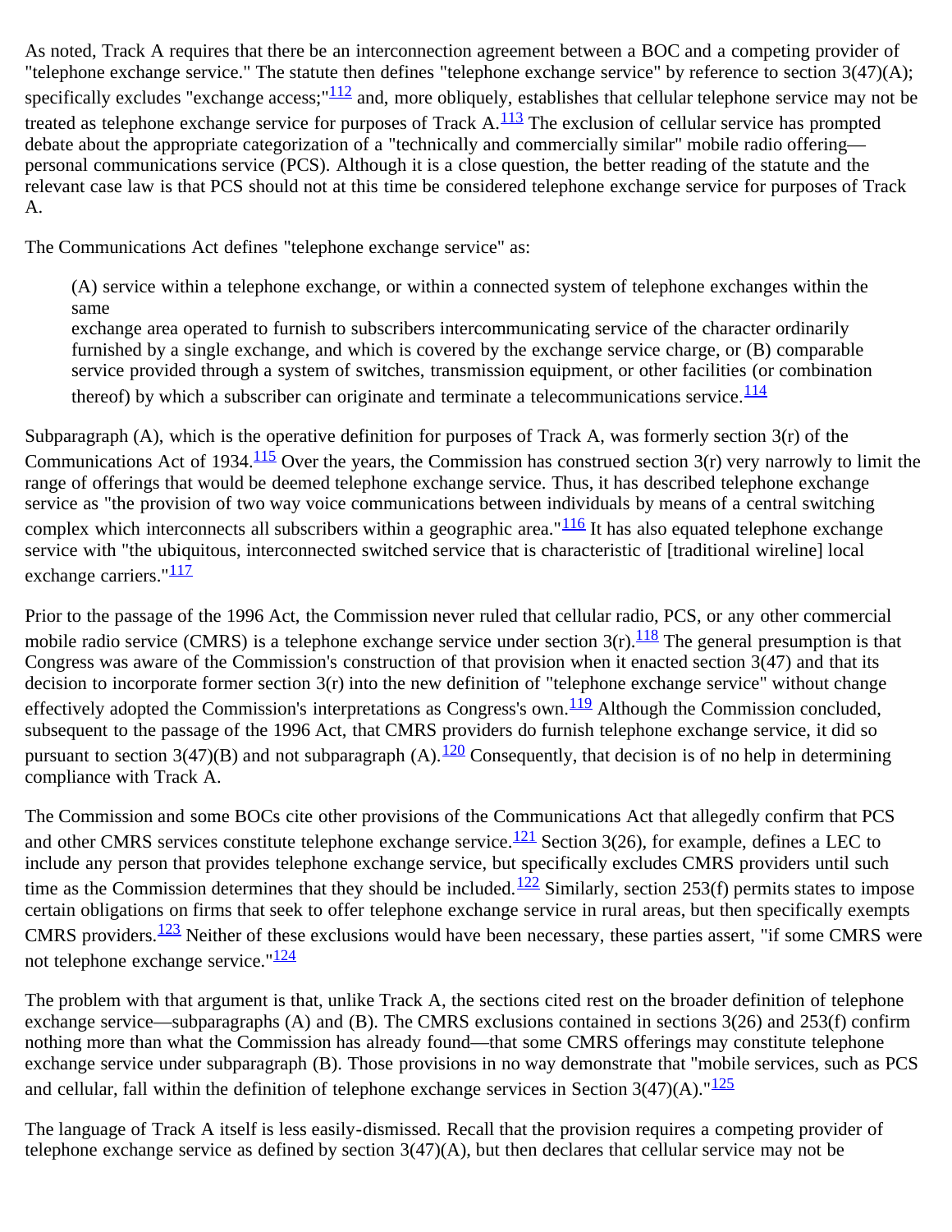As noted, Track A requires that there be an interconnection agreement between a BOC and a competing provider of "telephone exchange service." The statute then defines "telephone exchange service" by reference to section 3(47)(A); specifically excludes "exchange access;"[112] and, more obliquely, establishes that cellular telephone service may not be treated as telephone exchange service for purposes of Track A.[113] The exclusion of cellular service has prompted debate about the appropriate categorization of a "technically and commercially similar" mobile radio offering—personal communications service (PCS). Although it is a close question, the better reading of the statute and the relevant case law is that PCS should not at this time be considered telephone exchange service for purposes of Track A.

The Communications Act defines "telephone exchange service" as:

> (A) service within a telephone exchange, or within a connected system of telephone exchanges within the same
> exchange area operated to furnish to subscribers intercommunicating service of the character ordinarily furnished by a single exchange, and which is covered by the exchange service charge, or (B) comparable service provided through a system of switches, transmission equipment, or other facilities (or combination thereof) by which a subscriber can originate and terminate a telecommunications service.[114]

Subparagraph (A), which is the operative definition for purposes of Track A, was formerly section 3(r) of the Communications Act of 1934.[115] Over the years, the Commission has construed section 3(r) very narrowly to limit the range of offerings that would be deemed telephone exchange service. Thus, it has described telephone exchange service as "the provision of two way voice communications between individuals by means of a central switching complex which interconnects all subscribers within a geographic area."[116] It has also equated telephone exchange service with "the ubiquitous, interconnected switched service that is characteristic of [traditional wireline] local exchange carriers."[117]

Prior to the passage of the 1996 Act, the Commission never ruled that cellular radio, PCS, or any other commercial mobile radio service (CMRS) is a telephone exchange service under section 3(r).[118] The general presumption is that Congress was aware of the Commission's construction of that provision when it enacted section 3(47) and that its decision to incorporate former section 3(r) into the new definition of "telephone exchange service" without change effectively adopted the Commission's interpretations as Congress's own.[119] Although the Commission concluded, subsequent to the passage of the 1996 Act, that CMRS providers do furnish telephone exchange service, it did so pursuant to section 3(47)(B) and not subparagraph (A).[120] Consequently, that decision is of no help in determining compliance with Track A.

The Commission and some BOCs cite other provisions of the Communications Act that allegedly confirm that PCS and other CMRS services constitute telephone exchange service.[121] Section 3(26), for example, defines a LEC to include any person that provides telephone exchange service, but specifically excludes CMRS providers until such time as the Commission determines that they should be included.[122] Similarly, section 253(f) permits states to impose certain obligations on firms that seek to offer telephone exchange service in rural areas, but then specifically exempts CMRS providers.[123] Neither of these exclusions would have been necessary, these parties assert, "if some CMRS were not telephone exchange service."[124]

The problem with that argument is that, unlike Track A, the sections cited rest on the broader definition of telephone exchange service—subparagraphs (A) and (B). The CMRS exclusions contained in sections 3(26) and 253(f) confirm nothing more than what the Commission has already found—that some CMRS offerings may constitute telephone exchange service under subparagraph (B). Those provisions in no way demonstrate that "mobile services, such as PCS and cellular, fall within the definition of telephone exchange services in Section 3(47)(A)."[125]

The language of Track A itself is less easily-dismissed. Recall that the provision requires a competing provider of telephone exchange service as defined by section 3(47)(A), but then declares that cellular service may not be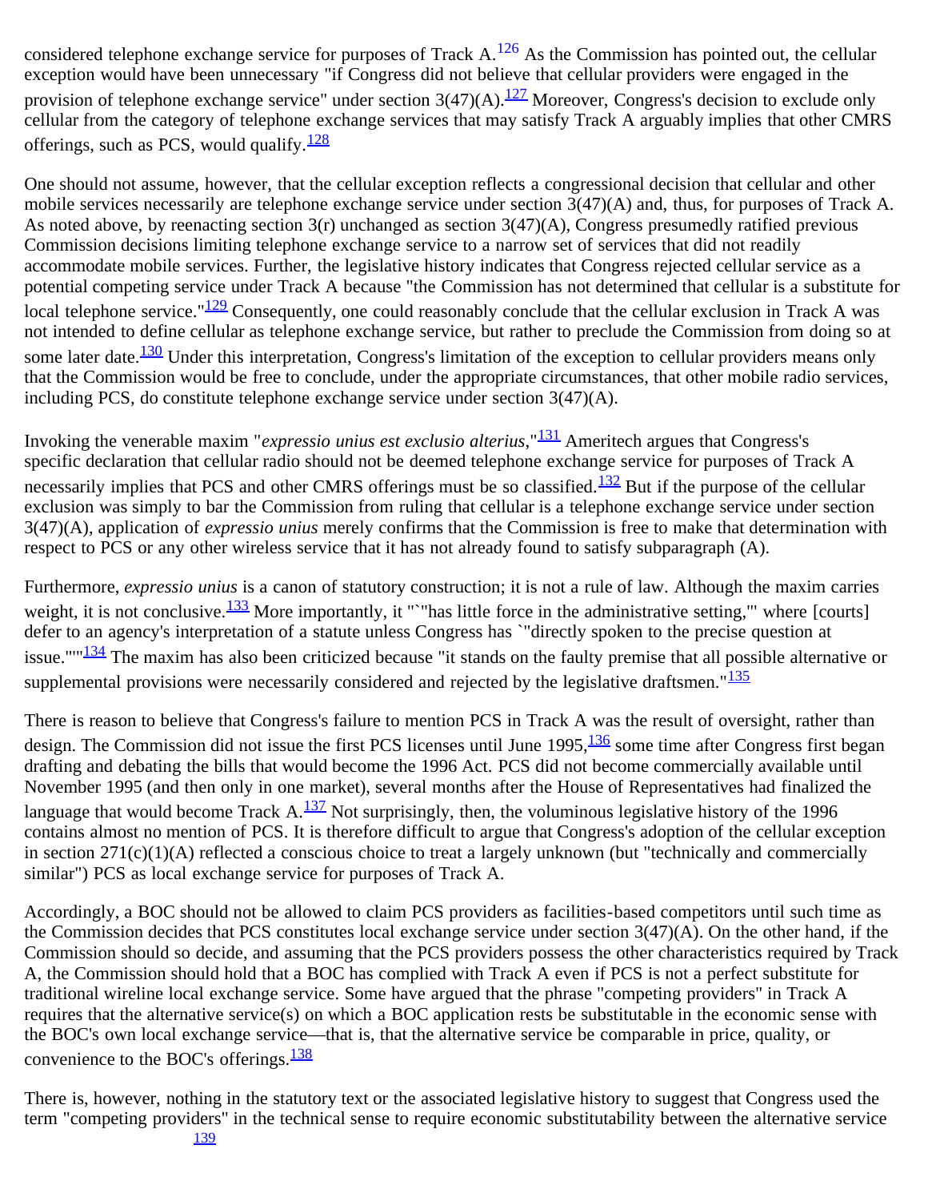considered telephone exchange service for purposes of Track A.[126] As the Commission has pointed out, the cellular exception would have been unnecessary "if Congress did not believe that cellular providers were engaged in the provision of telephone exchange service" under section 3(47)(A).[127] Moreover, Congress's decision to exclude only cellular from the category of telephone exchange services that may satisfy Track A arguably implies that other CMRS offerings, such as PCS, would qualify.[128]

One should not assume, however, that the cellular exception reflects a congressional decision that cellular and other mobile services necessarily are telephone exchange service under section 3(47)(A) and, thus, for purposes of Track A. As noted above, by reenacting section 3(r) unchanged as section 3(47)(A), Congress presumedly ratified previous Commission decisions limiting telephone exchange service to a narrow set of services that did not readily accommodate mobile services. Further, the legislative history indicates that Congress rejected cellular service as a potential competing service under Track A because "the Commission has not determined that cellular is a substitute for local telephone service."[129] Consequently, one could reasonably conclude that the cellular exclusion in Track A was not intended to define cellular as telephone exchange service, but rather to preclude the Commission from doing so at some later date.[130] Under this interpretation, Congress's limitation of the exception to cellular providers means only that the Commission would be free to conclude, under the appropriate circumstances, that other mobile radio services, including PCS, do constitute telephone exchange service under section 3(47)(A).

Invoking the venerable maxim "*expressio unius est exclusio alterius*,"[131] Ameritech argues that Congress's specific declaration that cellular radio should not be deemed telephone exchange service for purposes of Track A necessarily implies that PCS and other CMRS offerings must be so classified.[132] But if the purpose of the cellular exclusion was simply to bar the Commission from ruling that cellular is a telephone exchange service under section 3(47)(A), application of *expressio unius* merely confirms that the Commission is free to make that determination with respect to PCS or any other wireless service that it has not already found to satisfy subparagraph (A).

Furthermore, *expressio unius* is a canon of statutory construction; it is not a rule of law. Although the maxim carries weight, it is not conclusive.[133] More importantly, it "`"has little force in the administrative setting,"' where [courts] defer to an agency's interpretation of a statute unless Congress has `"directly spoken to the precise question at issue."'"[134] The maxim has also been criticized because "it stands on the faulty premise that all possible alternative or supplemental provisions were necessarily considered and rejected by the legislative draftsmen."[135]

There is reason to believe that Congress's failure to mention PCS in Track A was the result of oversight, rather than design. The Commission did not issue the first PCS licenses until June 1995,[136] some time after Congress first began drafting and debating the bills that would become the 1996 Act. PCS did not become commercially available until November 1995 (and then only in one market), several months after the House of Representatives had finalized the language that would become Track A.[137] Not surprisingly, then, the voluminous legislative history of the 1996 contains almost no mention of PCS. It is therefore difficult to argue that Congress's adoption of the cellular exception in section 271(c)(1)(A) reflected a conscious choice to treat a largely unknown (but "technically and commercially similar") PCS as local exchange service for purposes of Track A.

Accordingly, a BOC should not be allowed to claim PCS providers as facilities-based competitors until such time as the Commission decides that PCS constitutes local exchange service under section 3(47)(A). On the other hand, if the Commission should so decide, and assuming that the PCS providers possess the other characteristics required by Track A, the Commission should hold that a BOC has complied with Track A even if PCS is not a perfect substitute for traditional wireline local exchange service. Some have argued that the phrase "competing providers" in Track A requires that the alternative service(s) on which a BOC application rests be substitutable in the economic sense with the BOC's own local exchange service—that is, that the alternative service be comparable in price, quality, or convenience to the BOC's offerings.[138]

There is, however, nothing in the statutory text or the associated legislative history to suggest that Congress used the term "competing providers" in the technical sense to require economic substitutability between the alternative service [139]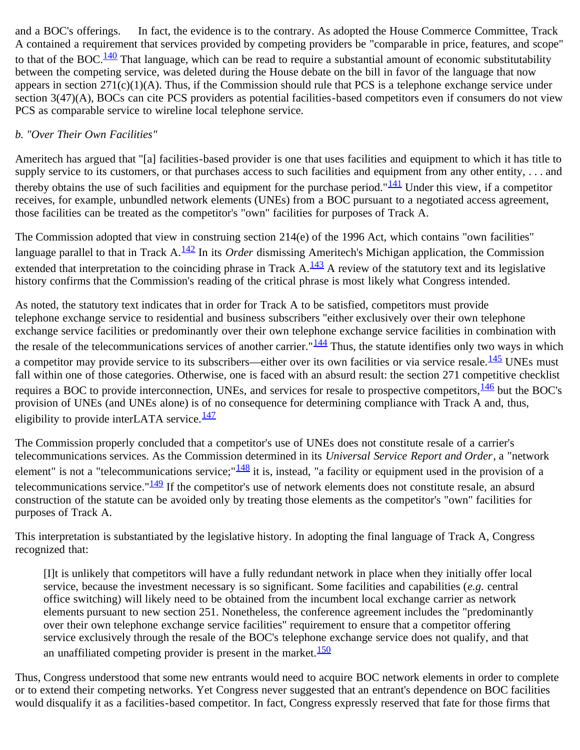and a BOC's offerings. In fact, the evidence is to the contrary. As adopted the House Commerce Committee, Track A contained a requirement that services provided by competing providers be "comparable in price, features, and scope" to that of the BOC.[140] That language, which can be read to require a substantial amount of economic substitutability between the competing service, was deleted during the House debate on the bill in favor of the language that now appears in section 271(c)(1)(A). Thus, if the Commission should rule that PCS is a telephone exchange service under section 3(47)(A), BOCs can cite PCS providers as potential facilities-based competitors even if consumers do not view PCS as comparable service to wireline local telephone service.

*b. "Over Their Own Facilities"*

Ameritech has argued that "[a] facilities-based provider is one that uses facilities and equipment to which it has title to supply service to its customers, or that purchases access to such facilities and equipment from any other entity, . . . and thereby obtains the use of such facilities and equipment for the purchase period."[141] Under this view, if a competitor receives, for example, unbundled network elements (UNEs) from a BOC pursuant to a negotiated access agreement, those facilities can be treated as the competitor's "own" facilities for purposes of Track A.

The Commission adopted that view in construing section 214(e) of the 1996 Act, which contains "own facilities" language parallel to that in Track A.[142] In its *Order* dismissing Ameritech's Michigan application, the Commission extended that interpretation to the coinciding phrase in Track A.[143] A review of the statutory text and its legislative history confirms that the Commission's reading of the critical phrase is most likely what Congress intended.

As noted, the statutory text indicates that in order for Track A to be satisfied, competitors must provide telephone exchange service to residential and business subscribers "either exclusively over their own telephone exchange service facilities or predominantly over their own telephone exchange service facilities in combination with the resale of the telecommunications services of another carrier."[144] Thus, the statute identifies only two ways in which a competitor may provide service to its subscribers—either over its own facilities or via service resale.[145] UNEs must fall within one of those categories. Otherwise, one is faced with an absurd result: the section 271 competitive checklist requires a BOC to provide interconnection, UNEs, and services for resale to prospective competitors,[146] but the BOC's provision of UNEs (and UNEs alone) is of no consequence for determining compliance with Track A and, thus, eligibility to provide interLATA service.[147]

The Commission properly concluded that a competitor's use of UNEs does not constitute resale of a carrier's telecommunications services. As the Commission determined in its *Universal Service Report and Order*, a "network element" is not a "telecommunications service;"[148] it is, instead, "a facility or equipment used in the provision of a telecommunications service."[149] If the competitor's use of network elements does not constitute resale, an absurd construction of the statute can be avoided only by treating those elements as the competitor's "own" facilities for purposes of Track A.

This interpretation is substantiated by the legislative history. In adopting the final language of Track A, Congress recognized that:

> [I]t is unlikely that competitors will have a fully redundant network in place when they initially offer local service, because the investment necessary is so significant. Some facilities and capabilities (*e.g.* central office switching) will likely need to be obtained from the incumbent local exchange carrier as network elements pursuant to new section 251. Nonetheless, the conference agreement includes the "predominantly over their own telephone exchange service facilities" requirement to ensure that a competitor offering service exclusively through the resale of the BOC's telephone exchange service does not qualify, and that an unaffiliated competing provider is present in the market.[150]

Thus, Congress understood that some new entrants would need to acquire BOC network elements in order to complete or to extend their competing networks. Yet Congress never suggested that an entrant's dependence on BOC facilities would disqualify it as a facilities-based competitor. In fact, Congress expressly reserved that fate for those firms that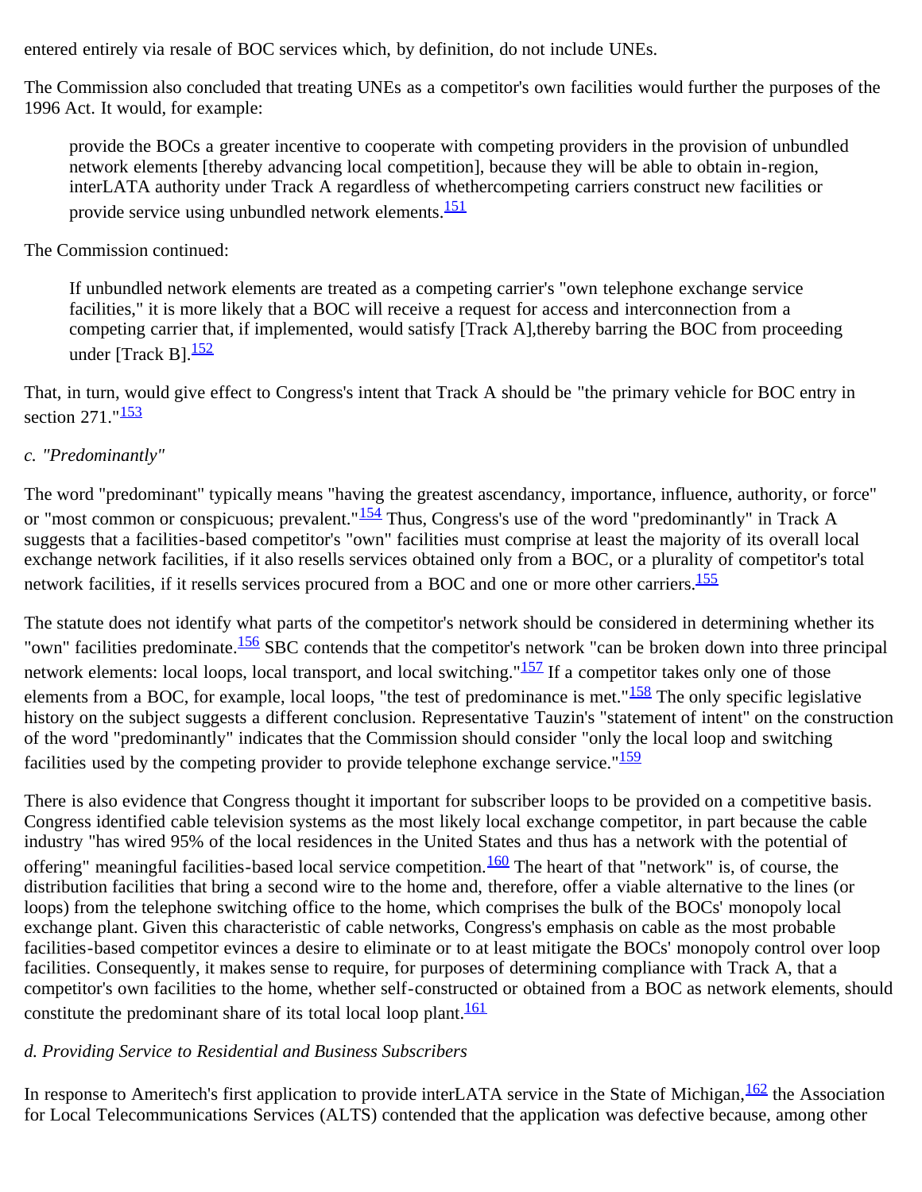entered entirely via resale of BOC services which, by definition, do not include UNEs.

The Commission also concluded that treating UNEs as a competitor's own facilities would further the purposes of the 1996 Act. It would, for example:

> provide the BOCs a greater incentive to cooperate with competing providers in the provision of unbundled network elements [thereby advancing local competition], because they will be able to obtain in-region, interLATA authority under Track A regardless of whethercompeting carriers construct new facilities or provide service using unbundled network elements.[151]

The Commission continued:

> If unbundled network elements are treated as a competing carrier's "own telephone exchange service facilities," it is more likely that a BOC will receive a request for access and interconnection from a competing carrier that, if implemented, would satisfy [Track A],thereby barring the BOC from proceeding under [Track B].[152]

That, in turn, would give effect to Congress's intent that Track A should be "the primary vehicle for BOC entry in section 271."[153]

*c. "Predominantly"*

The word "predominant" typically means "having the greatest ascendancy, importance, influence, authority, or force" or "most common or conspicuous; prevalent."[154] Thus, Congress's use of the word "predominantly" in Track A suggests that a facilities-based competitor's "own" facilities must comprise at least the majority of its overall local exchange network facilities, if it also resells services obtained only from a BOC, or a plurality of competitor's total network facilities, if it resells services procured from a BOC and one or more other carriers.[155]

The statute does not identify what parts of the competitor's network should be considered in determining whether its "own" facilities predominate.[156] SBC contends that the competitor's network "can be broken down into three principal network elements: local loops, local transport, and local switching."[157] If a competitor takes only one of those elements from a BOC, for example, local loops, "the test of predominance is met."[158] The only specific legislative history on the subject suggests a different conclusion. Representative Tauzin's "statement of intent" on the construction of the word "predominantly" indicates that the Commission should consider "only the local loop and switching facilities used by the competing provider to provide telephone exchange service."[159]

There is also evidence that Congress thought it important for subscriber loops to be provided on a competitive basis. Congress identified cable television systems as the most likely local exchange competitor, in part because the cable industry "has wired 95% of the local residences in the United States and thus has a network with the potential of offering" meaningful facilities-based local service competition.[160] The heart of that "network" is, of course, the distribution facilities that bring a second wire to the home and, therefore, offer a viable alternative to the lines (or loops) from the telephone switching office to the home, which comprises the bulk of the BOCs' monopoly local exchange plant. Given this characteristic of cable networks, Congress's emphasis on cable as the most probable facilities-based competitor evinces a desire to eliminate or to at least mitigate the BOCs' monopoly control over loop facilities. Consequently, it makes sense to require, for purposes of determining compliance with Track A, that a competitor's own facilities to the home, whether self-constructed or obtained from a BOC as network elements, should constitute the predominant share of its total local loop plant.[161]

*d. Providing Service to Residential and Business Subscribers*

In response to Ameritech's first application to provide interLATA service in the State of Michigan,[162] the Association for Local Telecommunications Services (ALTS) contended that the application was defective because, among other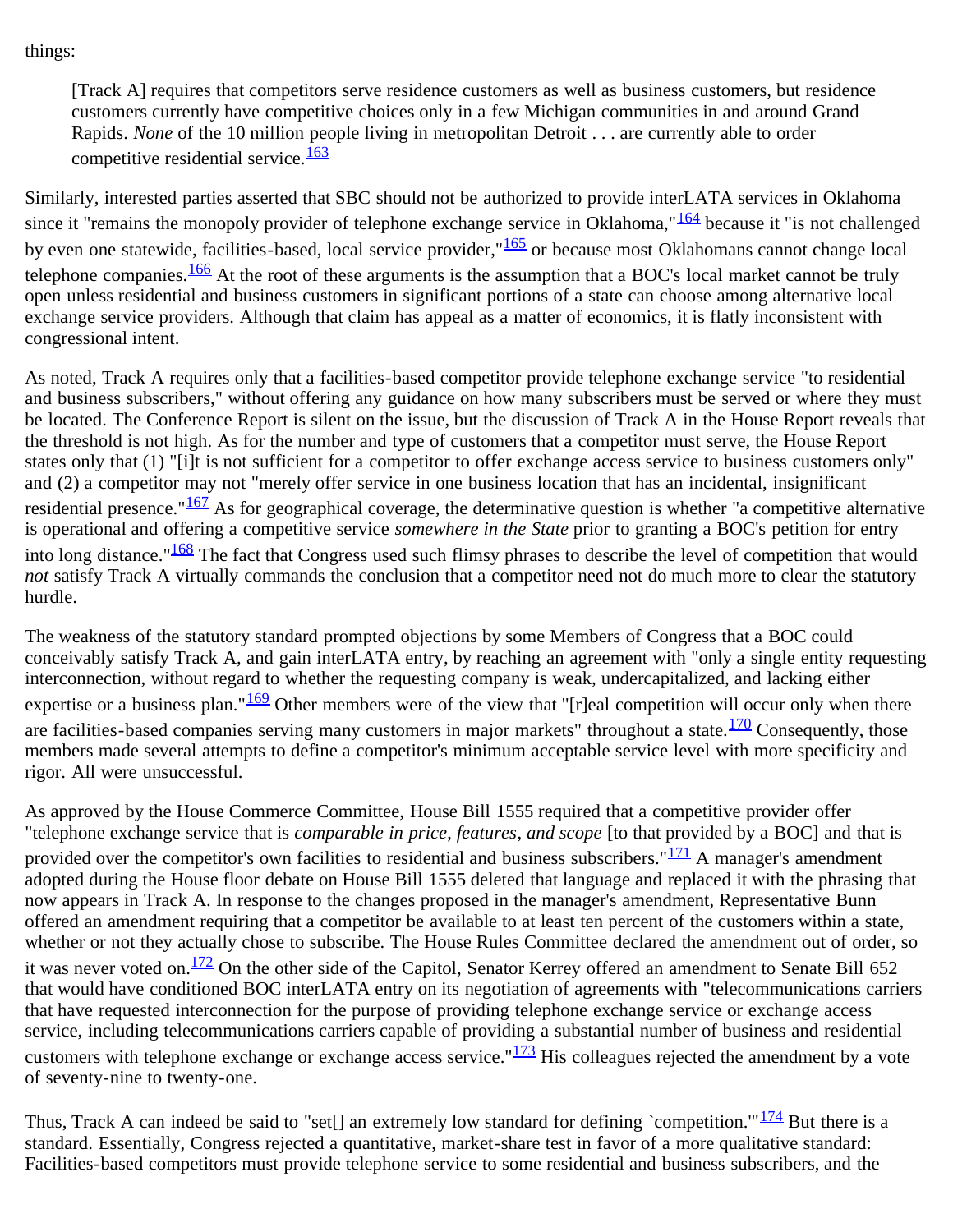things:

> [Track A] requires that competitors serve residence customers as well as business customers, but residence customers currently have competitive choices only in a few Michigan communities in and around Grand Rapids. *None* of the 10 million people living in metropolitan Detroit . . . are currently able to order competitive residential service.[163]

Similarly, interested parties asserted that SBC should not be authorized to provide interLATA services in Oklahoma since it "remains the monopoly provider of telephone exchange service in Oklahoma,"[164] because it "is not challenged by even one statewide, facilities-based, local service provider,"[165] or because most Oklahomans cannot change local telephone companies.[166] At the root of these arguments is the assumption that a BOC's local market cannot be truly open unless residential and business customers in significant portions of a state can choose among alternative local exchange service providers. Although that claim has appeal as a matter of economics, it is flatly inconsistent with congressional intent.

As noted, Track A requires only that a facilities-based competitor provide telephone exchange service "to residential and business subscribers," without offering any guidance on how many subscribers must be served or where they must be located. The Conference Report is silent on the issue, but the discussion of Track A in the House Report reveals that the threshold is not high. As for the number and type of customers that a competitor must serve, the House Report states only that (1) "[i]t is not sufficient for a competitor to offer exchange access service to business customers only" and (2) a competitor may not "merely offer service in one business location that has an incidental, insignificant residential presence."[167] As for geographical coverage, the determinative question is whether "a competitive alternative is operational and offering a competitive service *somewhere in the State* prior to granting a BOC's petition for entry into long distance."[168] The fact that Congress used such flimsy phrases to describe the level of competition that would *not* satisfy Track A virtually commands the conclusion that a competitor need not do much more to clear the statutory hurdle.

The weakness of the statutory standard prompted objections by some Members of Congress that a BOC could conceivably satisfy Track A, and gain interLATA entry, by reaching an agreement with "only a single entity requesting interconnection, without regard to whether the requesting company is weak, undercapitalized, and lacking either expertise or a business plan."[169] Other members were of the view that "[r]eal competition will occur only when there are facilities-based companies serving many customers in major markets" throughout a state.[170] Consequently, those members made several attempts to define a competitor's minimum acceptable service level with more specificity and rigor. All were unsuccessful.

As approved by the House Commerce Committee, House Bill 1555 required that a competitive provider offer "telephone exchange service that is *comparable in price, features, and scope* [to that provided by a BOC] and that is provided over the competitor's own facilities to residential and business subscribers."[171] A manager's amendment adopted during the House floor debate on House Bill 1555 deleted that language and replaced it with the phrasing that now appears in Track A. In response to the changes proposed in the manager's amendment, Representative Bunn offered an amendment requiring that a competitor be available to at least ten percent of the customers within a state, whether or not they actually chose to subscribe. The House Rules Committee declared the amendment out of order, so it was never voted on.[172] On the other side of the Capitol, Senator Kerrey offered an amendment to Senate Bill 652 that would have conditioned BOC interLATA entry on its negotiation of agreements with "telecommunications carriers that have requested interconnection for the purpose of providing telephone exchange service or exchange access service, including telecommunications carriers capable of providing a substantial number of business and residential customers with telephone exchange or exchange access service."[173] His colleagues rejected the amendment by a vote of seventy-nine to twenty-one.

Thus, Track A can indeed be said to "set[] an extremely low standard for defining `competition.'"[174] But there is a standard. Essentially, Congress rejected a quantitative, market-share test in favor of a more qualitative standard: Facilities-based competitors must provide telephone service to some residential and business subscribers, and the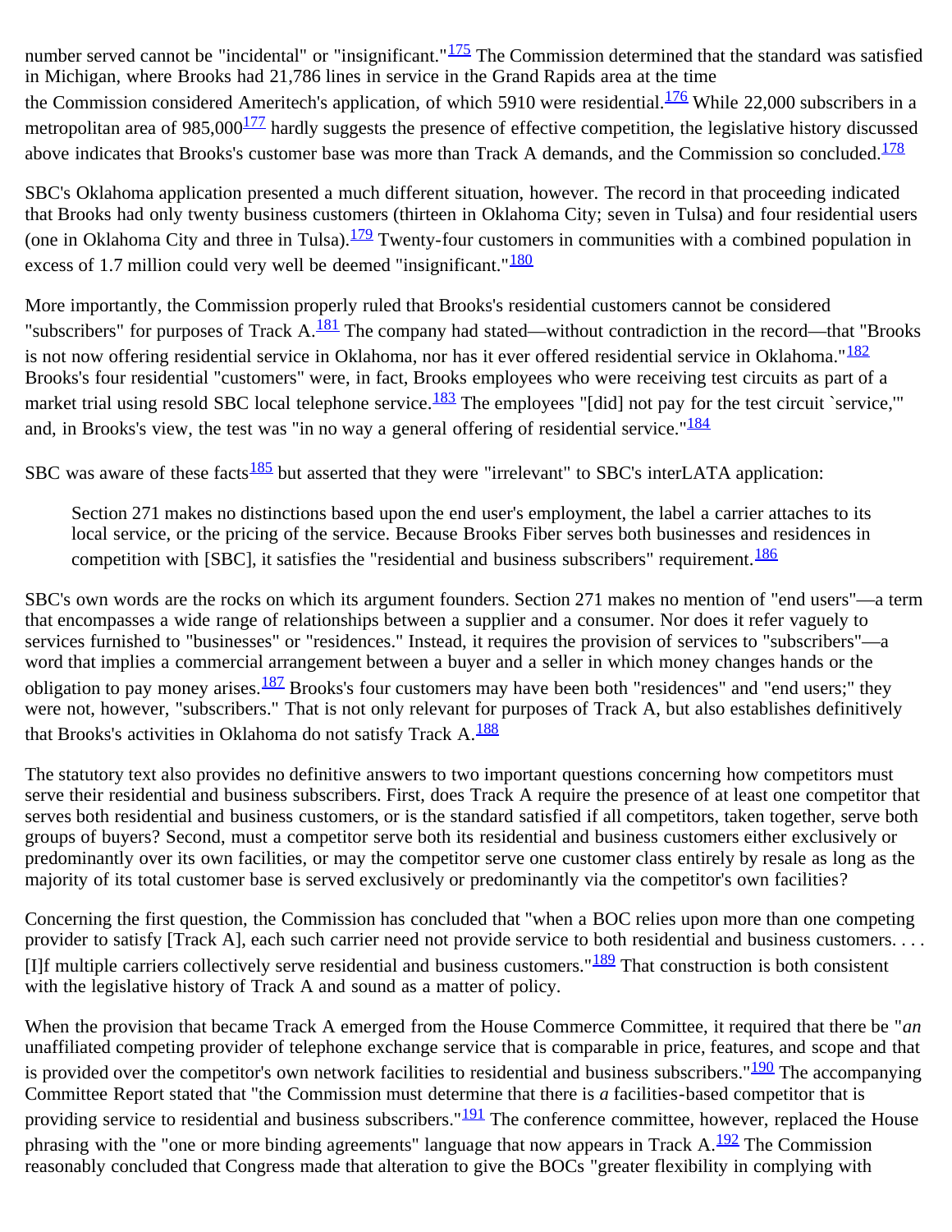number served cannot be "incidental" or "insignificant."[175] The Commission determined that the standard was satisfied in Michigan, where Brooks had 21,786 lines in service in the Grand Rapids area at the time the Commission considered Ameritech's application, of which 5910 were residential.[176] While 22,000 subscribers in a metropolitan area of 985,000[177] hardly suggests the presence of effective competition, the legislative history discussed above indicates that Brooks's customer base was more than Track A demands, and the Commission so concluded.[178]

SBC's Oklahoma application presented a much different situation, however. The record in that proceeding indicated that Brooks had only twenty business customers (thirteen in Oklahoma City; seven in Tulsa) and four residential users (one in Oklahoma City and three in Tulsa).[179] Twenty-four customers in communities with a combined population in excess of 1.7 million could very well be deemed "insignificant."[180]

More importantly, the Commission properly ruled that Brooks's residential customers cannot be considered "subscribers" for purposes of Track A.[181] The company had stated—without contradiction in the record—that "Brooks is not now offering residential service in Oklahoma, nor has it ever offered residential service in Oklahoma."[182] Brooks's four residential "customers" were, in fact, Brooks employees who were receiving test circuits as part of a market trial using resold SBC local telephone service.[183] The employees "[did] not pay for the test circuit `service,'" and, in Brooks's view, the test was "in no way a general offering of residential service."[184]

SBC was aware of these facts[185] but asserted that they were "irrelevant" to SBC's interLATA application:

> Section 271 makes no distinctions based upon the end user's employment, the label a carrier attaches to its local service, or the pricing of the service. Because Brooks Fiber serves both businesses and residences in competition with [SBC], it satisfies the "residential and business subscribers" requirement.[186]

SBC's own words are the rocks on which its argument founders. Section 271 makes no mention of "end users"—a term that encompasses a wide range of relationships between a supplier and a consumer. Nor does it refer vaguely to services furnished to "businesses" or "residences." Instead, it requires the provision of services to "subscribers"—a word that implies a commercial arrangement between a buyer and a seller in which money changes hands or the obligation to pay money arises.[187] Brooks's four customers may have been both "residences" and "end users;" they were not, however, "subscribers." That is not only relevant for purposes of Track A, but also establishes definitively that Brooks's activities in Oklahoma do not satisfy Track A.[188]

The statutory text also provides no definitive answers to two important questions concerning how competitors must serve their residential and business subscribers. First, does Track A require the presence of at least one competitor that serves both residential and business customers, or is the standard satisfied if all competitors, taken together, serve both groups of buyers? Second, must a competitor serve both its residential and business customers either exclusively or predominantly over its own facilities, or may the competitor serve one customer class entirely by resale as long as the majority of its total customer base is served exclusively or predominantly via the competitor's own facilities?

Concerning the first question, the Commission has concluded that "when a BOC relies upon more than one competing provider to satisfy [Track A], each such carrier need not provide service to both residential and business customers. . . . [I]f multiple carriers collectively serve residential and business customers."[189] That construction is both consistent with the legislative history of Track A and sound as a matter of policy.

When the provision that became Track A emerged from the House Commerce Committee, it required that there be "*an* unaffiliated competing provider of telephone exchange service that is comparable in price, features, and scope and that is provided over the competitor's own network facilities to residential and business subscribers."[190] The accompanying Committee Report stated that "the Commission must determine that there is *a* facilities-based competitor that is providing service to residential and business subscribers."[191] The conference committee, however, replaced the House phrasing with the "one or more binding agreements" language that now appears in Track A.[192] The Commission reasonably concluded that Congress made that alteration to give the BOCs "greater flexibility in complying with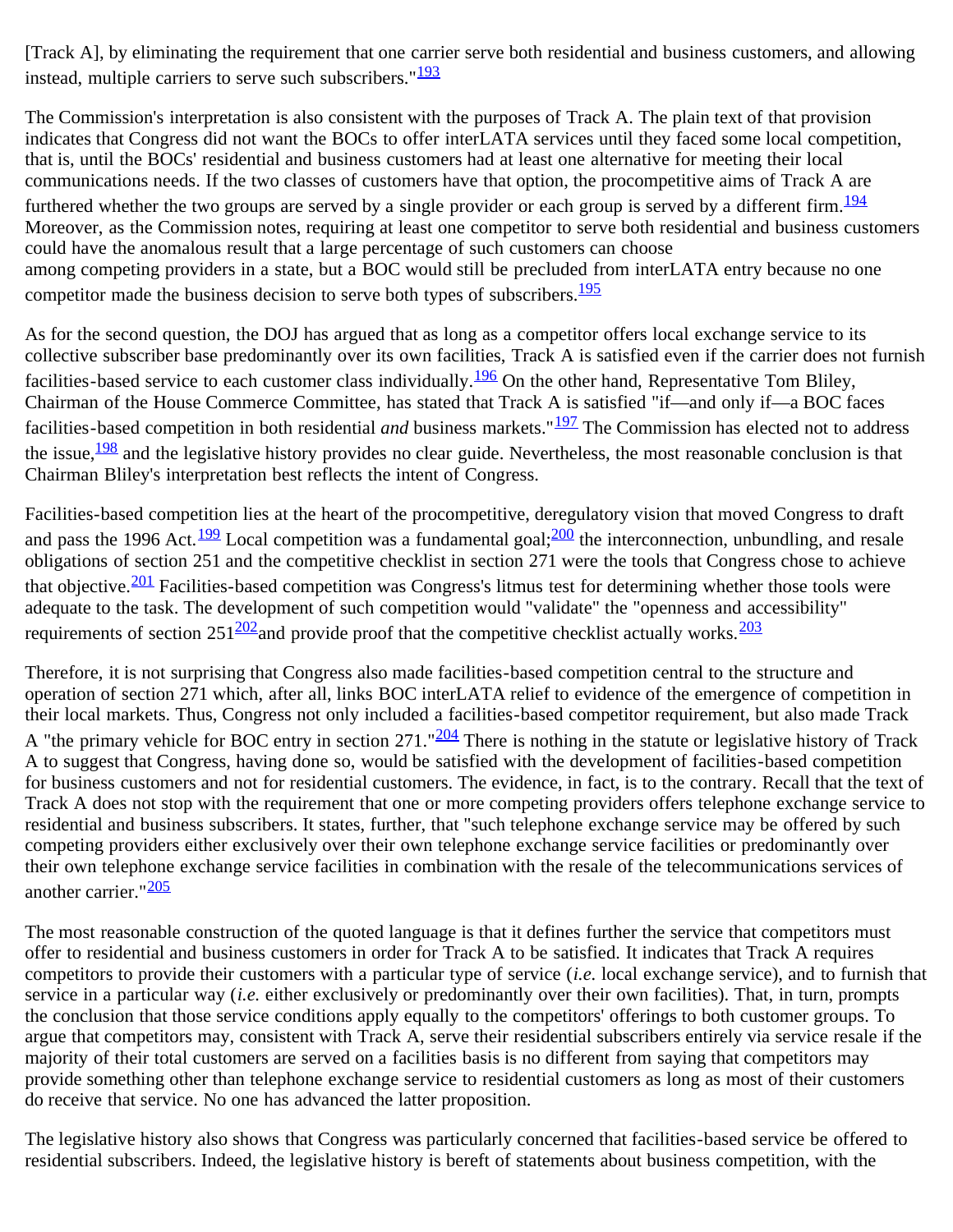[Track A], by eliminating the requirement that one carrier serve both residential and business customers, and allowing instead, multiple carriers to serve such subscribers."[193]

The Commission's interpretation is also consistent with the purposes of Track A. The plain text of that provision indicates that Congress did not want the BOCs to offer interLATA services until they faced some local competition, that is, until the BOCs' residential and business customers had at least one alternative for meeting their local communications needs. If the two classes of customers have that option, the procompetitive aims of Track A are furthered whether the two groups are served by a single provider or each group is served by a different firm.[194] Moreover, as the Commission notes, requiring at least one competitor to serve both residential and business customers could have the anomalous result that a large percentage of such customers can choose among competing providers in a state, but a BOC would still be precluded from interLATA entry because no one competitor made the business decision to serve both types of subscribers.[195]

As for the second question, the DOJ has argued that as long as a competitor offers local exchange service to its collective subscriber base predominantly over its own facilities, Track A is satisfied even if the carrier does not furnish facilities-based service to each customer class individually.[196] On the other hand, Representative Tom Bliley, Chairman of the House Commerce Committee, has stated that Track A is satisfied "if—and only if—a BOC faces facilities-based competition in both residential *and* business markets."[197] The Commission has elected not to address the issue,[198] and the legislative history provides no clear guide. Nevertheless, the most reasonable conclusion is that Chairman Bliley's interpretation best reflects the intent of Congress.

Facilities-based competition lies at the heart of the procompetitive, deregulatory vision that moved Congress to draft and pass the 1996 Act.[199] Local competition was a fundamental goal;[200] the interconnection, unbundling, and resale obligations of section 251 and the competitive checklist in section 271 were the tools that Congress chose to achieve that objective.[201] Facilities-based competition was Congress's litmus test for determining whether those tools were adequate to the task. The development of such competition would "validate" the "openness and accessibility" requirements of section 251[202] and provide proof that the competitive checklist actually works.[203]

Therefore, it is not surprising that Congress also made facilities-based competition central to the structure and operation of section 271 which, after all, links BOC interLATA relief to evidence of the emergence of competition in their local markets. Thus, Congress not only included a facilities-based competitor requirement, but also made Track A "the primary vehicle for BOC entry in section 271."[204] There is nothing in the statute or legislative history of Track A to suggest that Congress, having done so, would be satisfied with the development of facilities-based competition for business customers and not for residential customers. The evidence, in fact, is to the contrary. Recall that the text of Track A does not stop with the requirement that one or more competing providers offers telephone exchange service to residential and business subscribers. It states, further, that "such telephone exchange service may be offered by such competing providers either exclusively over their own telephone exchange service facilities or predominantly over their own telephone exchange service facilities in combination with the resale of the telecommunications services of another carrier."[205]

The most reasonable construction of the quoted language is that it defines further the service that competitors must offer to residential and business customers in order for Track A to be satisfied. It indicates that Track A requires competitors to provide their customers with a particular type of service (*i.e.* local exchange service), and to furnish that service in a particular way (*i.e.* either exclusively or predominantly over their own facilities). That, in turn, prompts the conclusion that those service conditions apply equally to the competitors' offerings to both customer groups. To argue that competitors may, consistent with Track A, serve their residential subscribers entirely via service resale if the majority of their total customers are served on a facilities basis is no different from saying that competitors may provide something other than telephone exchange service to residential customers as long as most of their customers do receive that service. No one has advanced the latter proposition.

The legislative history also shows that Congress was particularly concerned that facilities-based service be offered to residential subscribers. Indeed, the legislative history is bereft of statements about business competition, with the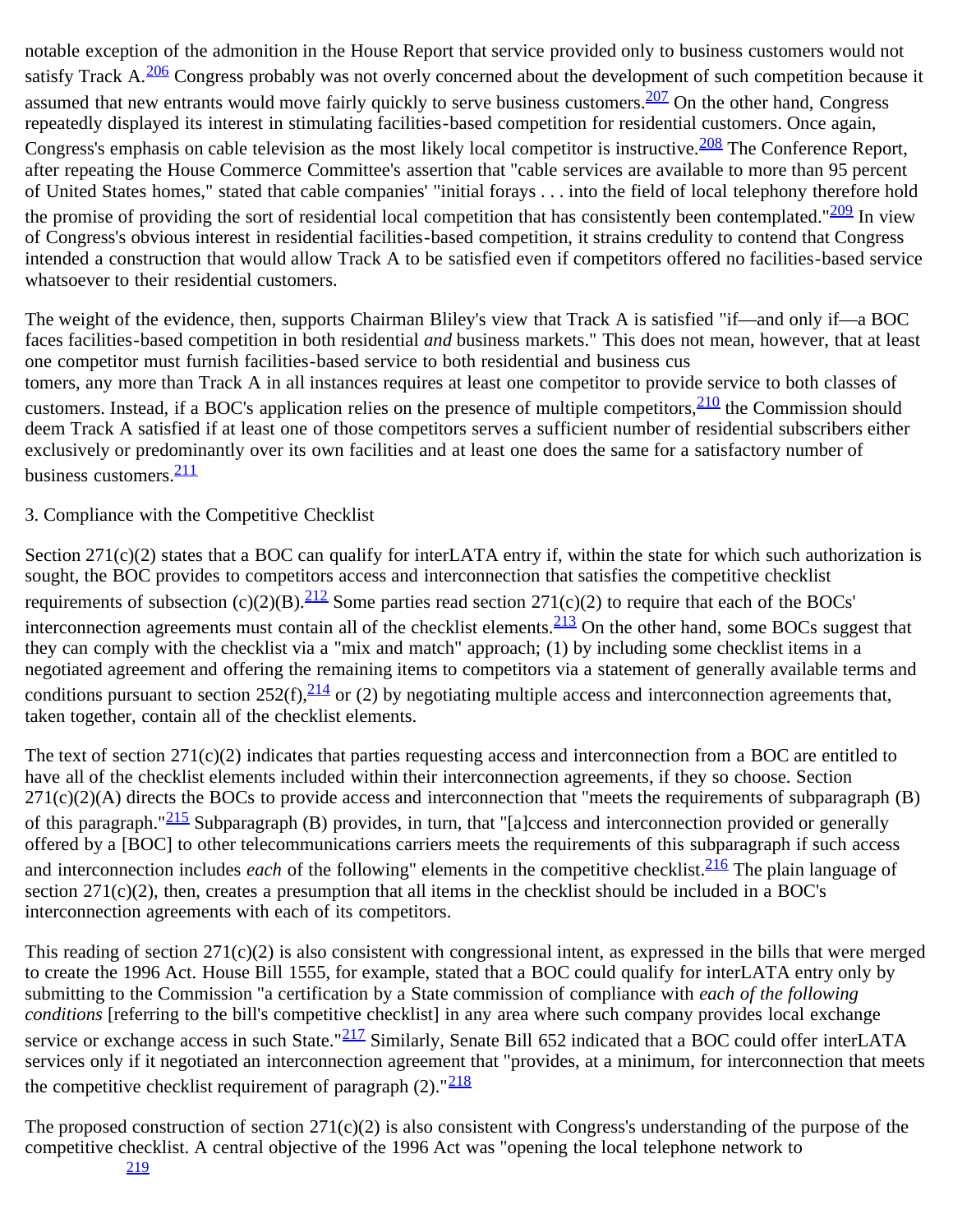notable exception of the admonition in the House Report that service provided only to business customers would not satisfy Track A.[206] Congress probably was not overly concerned about the development of such competition because it assumed that new entrants would move fairly quickly to serve business customers.[207] On the other hand, Congress repeatedly displayed its interest in stimulating facilities-based competition for residential customers. Once again, Congress's emphasis on cable television as the most likely local competitor is instructive.[208] The Conference Report, after repeating the House Commerce Committee's assertion that "cable services are available to more than 95 percent of United States homes," stated that cable companies' "initial forays . . . into the field of local telephony therefore hold the promise of providing the sort of residential local competition that has consistently been contemplated."[209] In view of Congress's obvious interest in residential facilities-based competition, it strains credulity to contend that Congress intended a construction that would allow Track A to be satisfied even if competitors offered no facilities-based service whatsoever to their residential customers.

The weight of the evidence, then, supports Chairman Bliley's view that Track A is satisfied "if—and only if—a BOC faces facilities-based competition in both residential *and* business markets." This does not mean, however, that at least one competitor must furnish facilities-based service to both residential and business customers, any more than Track A in all instances requires at least one competitor to provide service to both classes of customers. Instead, if a BOC's application relies on the presence of multiple competitors,[210] the Commission should deem Track A satisfied if at least one of those competitors serves a sufficient number of residential subscribers either exclusively or predominantly over its own facilities and at least one does the same for a satisfactory number of business customers.[211]

3. Compliance with the Competitive Checklist

Section 271(c)(2) states that a BOC can qualify for interLATA entry if, within the state for which such authorization is sought, the BOC provides to competitors access and interconnection that satisfies the competitive checklist requirements of subsection (c)(2)(B).[212] Some parties read section 271(c)(2) to require that each of the BOCs' interconnection agreements must contain all of the checklist elements.[213] On the other hand, some BOCs suggest that they can comply with the checklist via a "mix and match" approach; (1) by including some checklist items in a negotiated agreement and offering the remaining items to competitors via a statement of generally available terms and conditions pursuant to section 252(f),[214] or (2) by negotiating multiple access and interconnection agreements that, taken together, contain all of the checklist elements.

The text of section 271(c)(2) indicates that parties requesting access and interconnection from a BOC are entitled to have all of the checklist elements included within their interconnection agreements, if they so choose. Section 271(c)(2)(A) directs the BOCs to provide access and interconnection that "meets the requirements of subparagraph (B) of this paragraph."[215] Subparagraph (B) provides, in turn, that "[a]ccess and interconnection provided or generally offered by a [BOC] to other telecommunications carriers meets the requirements of this subparagraph if such access and interconnection includes *each* of the following" elements in the competitive checklist.[216] The plain language of section 271(c)(2), then, creates a presumption that all items in the checklist should be included in a BOC's interconnection agreements with each of its competitors.

This reading of section 271(c)(2) is also consistent with congressional intent, as expressed in the bills that were merged to create the 1996 Act. House Bill 1555, for example, stated that a BOC could qualify for interLATA entry only by submitting to the Commission "a certification by a State commission of compliance with *each of the following conditions* [referring to the bill's competitive checklist] in any area where such company provides local exchange service or exchange access in such State."[217] Similarly, Senate Bill 652 indicated that a BOC could offer interLATA services only if it negotiated an interconnection agreement that "provides, at a minimum, for interconnection that meets the competitive checklist requirement of paragraph (2)."[218]

The proposed construction of section 271(c)(2) is also consistent with Congress's understanding of the purpose of the competitive checklist. A central objective of the 1996 Act was "opening the local telephone network to [219]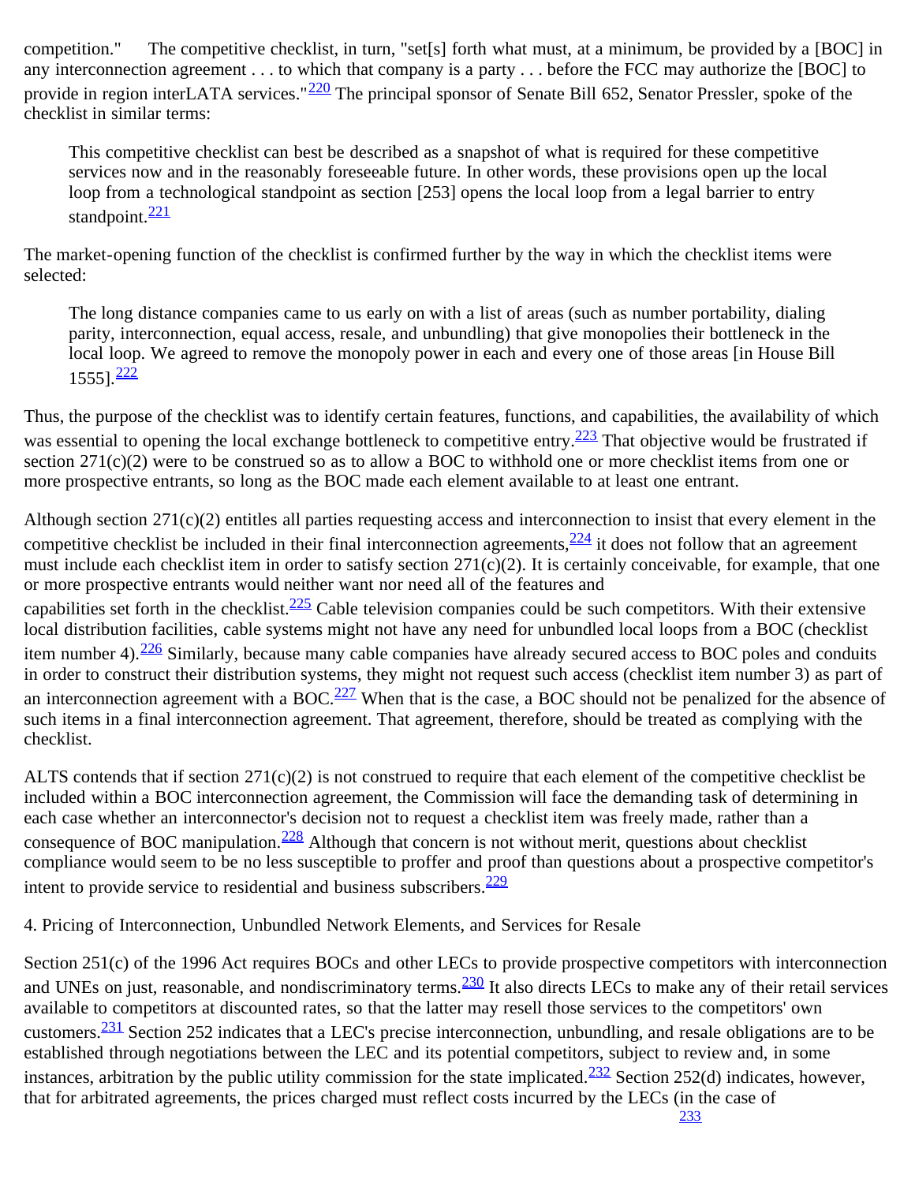competition." The competitive checklist, in turn, "set[s] forth what must, at a minimum, be provided by a [BOC] in any interconnection agreement . . . to which that company is a party . . . before the FCC may authorize the [BOC] to provide in region interLATA services."[220] The principal sponsor of Senate Bill 652, Senator Pressler, spoke of the checklist in similar terms:

> This competitive checklist can best be described as a snapshot of what is required for these competitive services now and in the reasonably foreseeable future. In other words, these provisions open up the local loop from a technological standpoint as section [253] opens the local loop from a legal barrier to entry standpoint.[221]

The market-opening function of the checklist is confirmed further by the way in which the checklist items were selected:

> The long distance companies came to us early on with a list of areas (such as number portability, dialing parity, interconnection, equal access, resale, and unbundling) that give monopolies their bottleneck in the local loop. We agreed to remove the monopoly power in each and every one of those areas [in House Bill 1555].[222]

Thus, the purpose of the checklist was to identify certain features, functions, and capabilities, the availability of which was essential to opening the local exchange bottleneck to competitive entry.[223] That objective would be frustrated if section 271(c)(2) were to be construed so as to allow a BOC to withhold one or more checklist items from one or more prospective entrants, so long as the BOC made each element available to at least one entrant.

Although section 271(c)(2) entitles all parties requesting access and interconnection to insist that every element in the competitive checklist be included in their final interconnection agreements,[224] it does not follow that an agreement must include each checklist item in order to satisfy section 271(c)(2). It is certainly conceivable, for example, that one or more prospective entrants would neither want nor need all of the features and capabilities set forth in the checklist.[225] Cable television companies could be such competitors. With their extensive local distribution facilities, cable systems might not have any need for unbundled local loops from a BOC (checklist item number 4).[226] Similarly, because many cable companies have already secured access to BOC poles and conduits in order to construct their distribution systems, they might not request such access (checklist item number 3) as part of an interconnection agreement with a BOC.[227] When that is the case, a BOC should not be penalized for the absence of such items in a final interconnection agreement. That agreement, therefore, should be treated as complying with the checklist.

ALTS contends that if section 271(c)(2) is not construed to require that each element of the competitive checklist be included within a BOC interconnection agreement, the Commission will face the demanding task of determining in each case whether an interconnector's decision not to request a checklist item was freely made, rather than a consequence of BOC manipulation.[228] Although that concern is not without merit, questions about checklist compliance would seem to be no less susceptible to proffer and proof than questions about a prospective competitor's intent to provide service to residential and business subscribers.[229]

4. Pricing of Interconnection, Unbundled Network Elements, and Services for Resale

Section 251(c) of the 1996 Act requires BOCs and other LECs to provide prospective competitors with interconnection and UNEs on just, reasonable, and nondiscriminatory terms.[230] It also directs LECs to make any of their retail services available to competitors at discounted rates, so that the latter may resell those services to the competitors' own customers.[231] Section 252 indicates that a LEC's precise interconnection, unbundling, and resale obligations are to be established through negotiations between the LEC and its potential competitors, subject to review and, in some instances, arbitration by the public utility commission for the state implicated.[232] Section 252(d) indicates, however, that for arbitrated agreements, the prices charged must reflect costs incurred by the LECs (in the case of [233]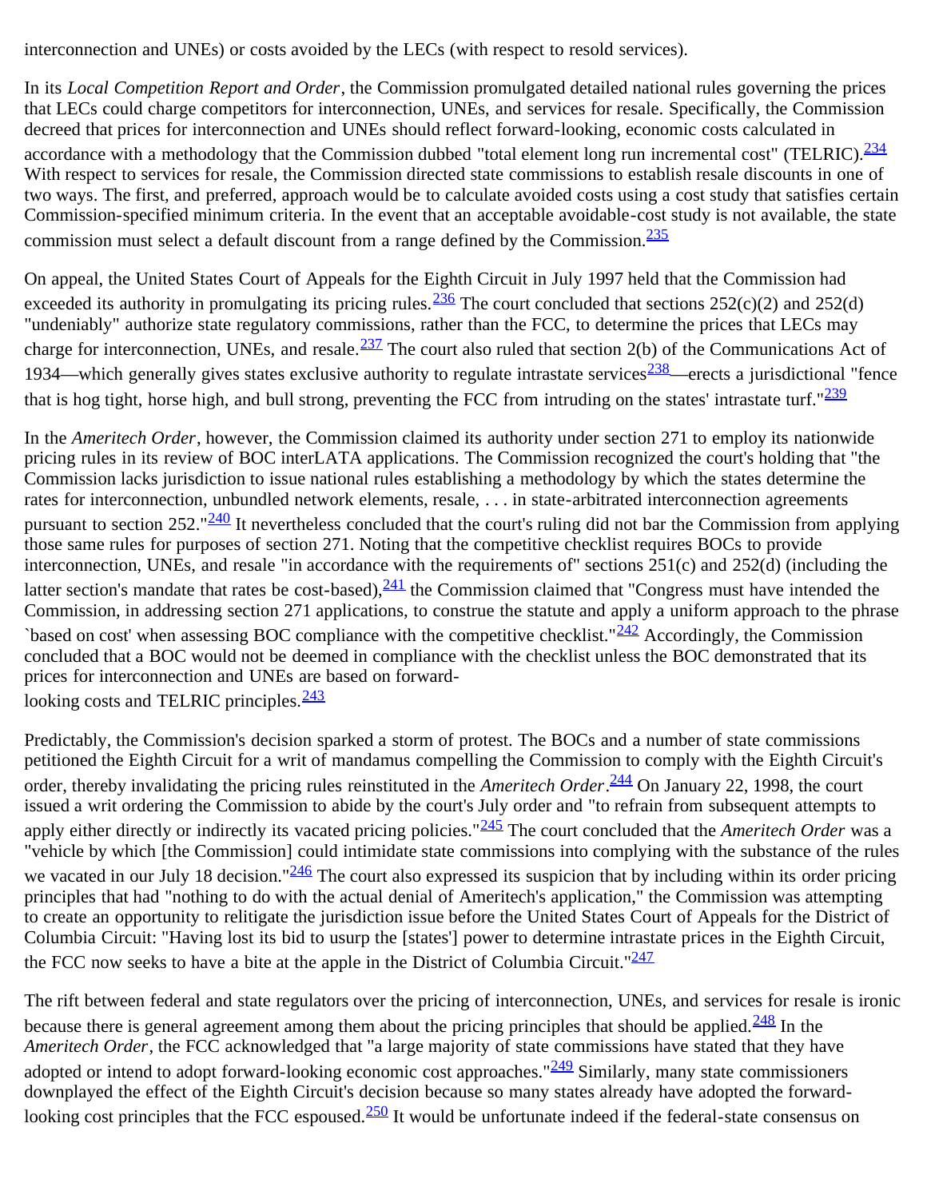interconnection and UNEs) or costs avoided by the LECs (with respect to resold services).

In its *Local Competition Report and Order*, the Commission promulgated detailed national rules governing the prices that LECs could charge competitors for interconnection, UNEs, and services for resale. Specifically, the Commission decreed that prices for interconnection and UNEs should reflect forward-looking, economic costs calculated in accordance with a methodology that the Commission dubbed "total element long run incremental cost" (TELRIC).[234] With respect to services for resale, the Commission directed state commissions to establish resale discounts in one of two ways. The first, and preferred, approach would be to calculate avoided costs using a cost study that satisfies certain Commission-specified minimum criteria. In the event that an acceptable avoidable-cost study is not available, the state commission must select a default discount from a range defined by the Commission.[235]

On appeal, the United States Court of Appeals for the Eighth Circuit in July 1997 held that the Commission had exceeded its authority in promulgating its pricing rules.[236] The court concluded that sections 252(c)(2) and 252(d) "undeniably" authorize state regulatory commissions, rather than the FCC, to determine the prices that LECs may charge for interconnection, UNEs, and resale.[237] The court also ruled that section 2(b) of the Communications Act of 1934—which generally gives states exclusive authority to regulate intrastate services[238]—erects a jurisdictional "fence that is hog tight, horse high, and bull strong, preventing the FCC from intruding on the states' intrastate turf."[239]

In the *Ameritech Order*, however, the Commission claimed its authority under section 271 to employ its nationwide pricing rules in its review of BOC interLATA applications. The Commission recognized the court's holding that "the Commission lacks jurisdiction to issue national rules establishing a methodology by which the states determine the rates for interconnection, unbundled network elements, resale, . . . in state-arbitrated interconnection agreements pursuant to section 252."[240] It nevertheless concluded that the court's ruling did not bar the Commission from applying those same rules for purposes of section 271. Noting that the competitive checklist requires BOCs to provide interconnection, UNEs, and resale "in accordance with the requirements of" sections 251(c) and 252(d) (including the latter section's mandate that rates be cost-based),[241] the Commission claimed that "Congress must have intended the Commission, in addressing section 271 applications, to construe the statute and apply a uniform approach to the phrase `based on cost' when assessing BOC compliance with the competitive checklist."[242] Accordingly, the Commission concluded that a BOC would not be deemed in compliance with the checklist unless the BOC demonstrated that its prices for interconnection and UNEs are based on forward-looking costs and TELRIC principles.[243]

Predictably, the Commission's decision sparked a storm of protest. The BOCs and a number of state commissions petitioned the Eighth Circuit for a writ of mandamus compelling the Commission to comply with the Eighth Circuit's order, thereby invalidating the pricing rules reinstituted in the *Ameritech Order*.[244] On January 22, 1998, the court issued a writ ordering the Commission to abide by the court's July order and "to refrain from subsequent attempts to apply either directly or indirectly its vacated pricing policies."[245] The court concluded that the *Ameritech Order* was a "vehicle by which [the Commission] could intimidate state commissions into complying with the substance of the rules we vacated in our July 18 decision."[246] The court also expressed its suspicion that by including within its order pricing principles that had "nothing to do with the actual denial of Ameritech's application," the Commission was attempting to create an opportunity to relitigate the jurisdiction issue before the United States Court of Appeals for the District of Columbia Circuit: "Having lost its bid to usurp the [states'] power to determine intrastate prices in the Eighth Circuit, the FCC now seeks to have a bite at the apple in the District of Columbia Circuit."[247]

The rift between federal and state regulators over the pricing of interconnection, UNEs, and services for resale is ironic because there is general agreement among them about the pricing principles that should be applied.[248] In the *Ameritech Order*, the FCC acknowledged that "a large majority of state commissions have stated that they have adopted or intend to adopt forward-looking economic cost approaches."[249] Similarly, many state commissioners downplayed the effect of the Eighth Circuit's decision because so many states already have adopted the forward-looking cost principles that the FCC espoused.[250] It would be unfortunate indeed if the federal-state consensus on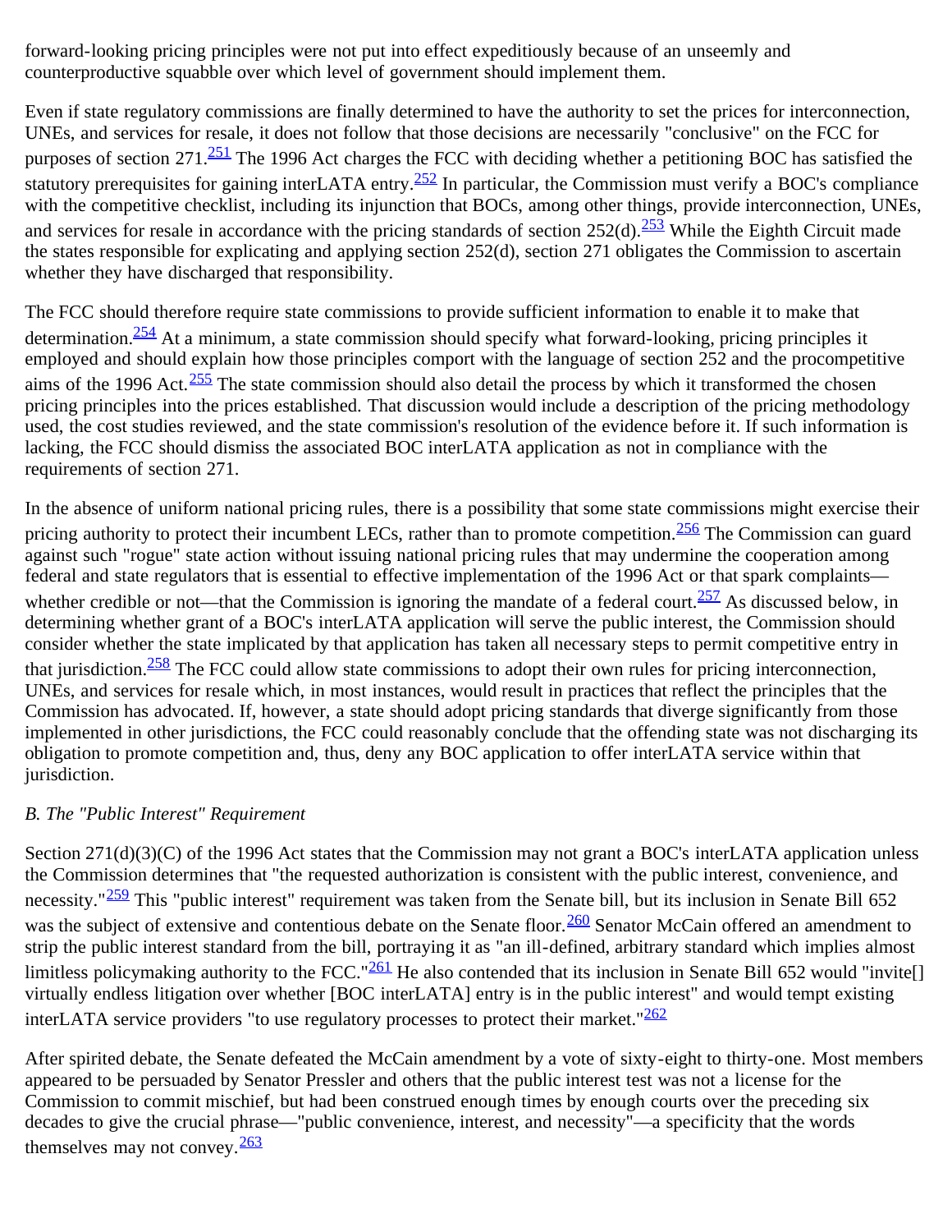forward-looking pricing principles were not put into effect expeditiously because of an unseemly and counterproductive squabble over which level of government should implement them.

Even if state regulatory commissions are finally determined to have the authority to set the prices for interconnection, UNEs, and services for resale, it does not follow that those decisions are necessarily "conclusive" on the FCC for purposes of section 271.[251] The 1996 Act charges the FCC with deciding whether a petitioning BOC has satisfied the statutory prerequisites for gaining interLATA entry.[252] In particular, the Commission must verify a BOC's compliance with the competitive checklist, including its injunction that BOCs, among other things, provide interconnection, UNEs, and services for resale in accordance with the pricing standards of section 252(d).[253] While the Eighth Circuit made the states responsible for explicating and applying section 252(d), section 271 obligates the Commission to ascertain whether they have discharged that responsibility.

The FCC should therefore require state commissions to provide sufficient information to enable it to make that determination.[254] At a minimum, a state commission should specify what forward-looking, pricing principles it employed and should explain how those principles comport with the language of section 252 and the procompetitive aims of the 1996 Act.[255] The state commission should also detail the process by which it transformed the chosen pricing principles into the prices established. That discussion would include a description of the pricing methodology used, the cost studies reviewed, and the state commission's resolution of the evidence before it. If such information is lacking, the FCC should dismiss the associated BOC interLATA application as not in compliance with the requirements of section 271.

In the absence of uniform national pricing rules, there is a possibility that some state commissions might exercise their pricing authority to protect their incumbent LECs, rather than to promote competition.[256] The Commission can guard against such "rogue" state action without issuing national pricing rules that may undermine the cooperation among federal and state regulators that is essential to effective implementation of the 1996 Act or that spark complaints—whether credible or not—that the Commission is ignoring the mandate of a federal court.[257] As discussed below, in determining whether grant of a BOC's interLATA application will serve the public interest, the Commission should consider whether the state implicated by that application has taken all necessary steps to permit competitive entry in that jurisdiction.[258] The FCC could allow state commissions to adopt their own rules for pricing interconnection, UNEs, and services for resale which, in most instances, would result in practices that reflect the principles that the Commission has advocated. If, however, a state should adopt pricing standards that diverge significantly from those implemented in other jurisdictions, the FCC could reasonably conclude that the offending state was not discharging its obligation to promote competition and, thus, deny any BOC application to offer interLATA service within that jurisdiction.

### *B. The "Public Interest" Requirement*

Section 271(d)(3)(C) of the 1996 Act states that the Commission may not grant a BOC's interLATA application unless the Commission determines that "the requested authorization is consistent with the public interest, convenience, and necessity."[259] This "public interest" requirement was taken from the Senate bill, but its inclusion in Senate Bill 652 was the subject of extensive and contentious debate on the Senate floor.[260] Senator McCain offered an amendment to strip the public interest standard from the bill, portraying it as "an ill-defined, arbitrary standard which implies almost limitless policymaking authority to the FCC."[261] He also contended that its inclusion in Senate Bill 652 would "invite[] virtually endless litigation over whether [BOC interLATA] entry is in the public interest" and would tempt existing interLATA service providers "to use regulatory processes to protect their market."[262]

After spirited debate, the Senate defeated the McCain amendment by a vote of sixty-eight to thirty-one. Most members appeared to be persuaded by Senator Pressler and others that the public interest test was not a license for the Commission to commit mischief, but had been construed enough times by enough courts over the preceding six decades to give the crucial phrase—"public convenience, interest, and necessity"—a specificity that the words themselves may not convey.[263]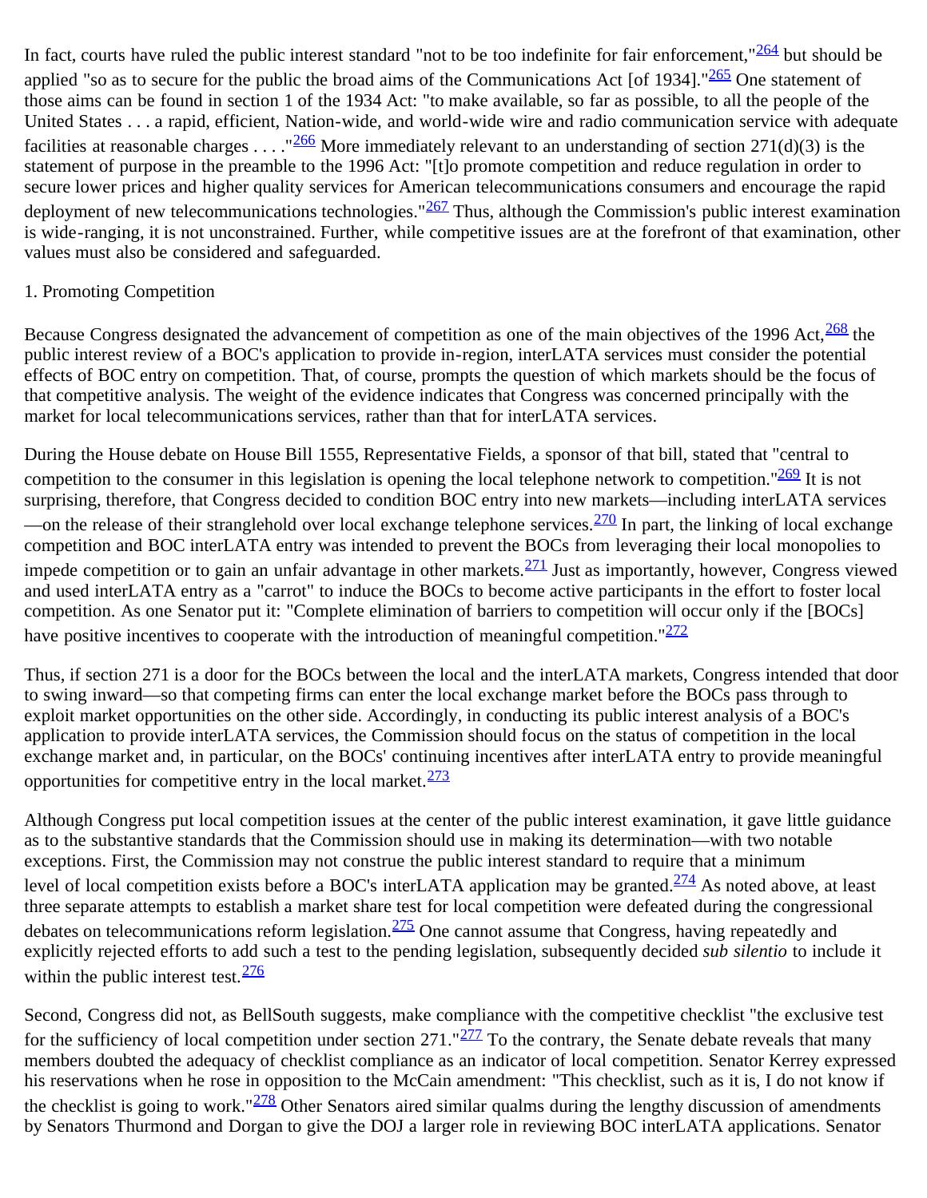In fact, courts have ruled the public interest standard "not to be too indefinite for fair enforcement,"[264] but should be applied "so as to secure for the public the broad aims of the Communications Act [of 1934]."[265] One statement of those aims can be found in section 1 of the 1934 Act: "to make available, so far as possible, to all the people of the United States . . . a rapid, efficient, Nation-wide, and world-wide wire and radio communication service with adequate facilities at reasonable charges . . . ."[266] More immediately relevant to an understanding of section 271(d)(3) is the statement of purpose in the preamble to the 1996 Act: "[t]o promote competition and reduce regulation in order to secure lower prices and higher quality services for American telecommunications consumers and encourage the rapid deployment of new telecommunications technologies."[267] Thus, although the Commission's public interest examination is wide-ranging, it is not unconstrained. Further, while competitive issues are at the forefront of that examination, other values must also be considered and safeguarded.

1. Promoting Competition

Because Congress designated the advancement of competition as one of the main objectives of the 1996 Act,[268] the public interest review of a BOC's application to provide in-region, interLATA services must consider the potential effects of BOC entry on competition. That, of course, prompts the question of which markets should be the focus of that competitive analysis. The weight of the evidence indicates that Congress was concerned principally with the market for local telecommunications services, rather than that for interLATA services.

During the House debate on House Bill 1555, Representative Fields, a sponsor of that bill, stated that "central to competition to the consumer in this legislation is opening the local telephone network to competition."[269] It is not surprising, therefore, that Congress decided to condition BOC entry into new markets—including interLATA services—on the release of their stranglehold over local exchange telephone services.[270] In part, the linking of local exchange competition and BOC interLATA entry was intended to prevent the BOCs from leveraging their local monopolies to impede competition or to gain an unfair advantage in other markets.[271] Just as importantly, however, Congress viewed and used interLATA entry as a "carrot" to induce the BOCs to become active participants in the effort to foster local competition. As one Senator put it: "Complete elimination of barriers to competition will occur only if the [BOCs] have positive incentives to cooperate with the introduction of meaningful competition."[272]

Thus, if section 271 is a door for the BOCs between the local and the interLATA markets, Congress intended that door to swing inward—so that competing firms can enter the local exchange market before the BOCs pass through to exploit market opportunities on the other side. Accordingly, in conducting its public interest analysis of a BOC's application to provide interLATA services, the Commission should focus on the status of competition in the local exchange market and, in particular, on the BOCs' continuing incentives after interLATA entry to provide meaningful opportunities for competitive entry in the local market.[273]

Although Congress put local competition issues at the center of the public interest examination, it gave little guidance as to the substantive standards that the Commission should use in making its determination—with two notable exceptions. First, the Commission may not construe the public interest standard to require that a minimum level of local competition exists before a BOC's interLATA application may be granted.[274] As noted above, at least three separate attempts to establish a market share test for local competition were defeated during the congressional debates on telecommunications reform legislation.[275] One cannot assume that Congress, having repeatedly and explicitly rejected efforts to add such a test to the pending legislation, subsequently decided *sub silentio* to include it within the public interest test.[276]

Second, Congress did not, as BellSouth suggests, make compliance with the competitive checklist "the exclusive test for the sufficiency of local competition under section 271."[277] To the contrary, the Senate debate reveals that many members doubted the adequacy of checklist compliance as an indicator of local competition. Senator Kerrey expressed his reservations when he rose in opposition to the McCain amendment: "This checklist, such as it is, I do not know if the checklist is going to work."[278] Other Senators aired similar qualms during the lengthy discussion of amendments by Senators Thurmond and Dorgan to give the DOJ a larger role in reviewing BOC interLATA applications. Senator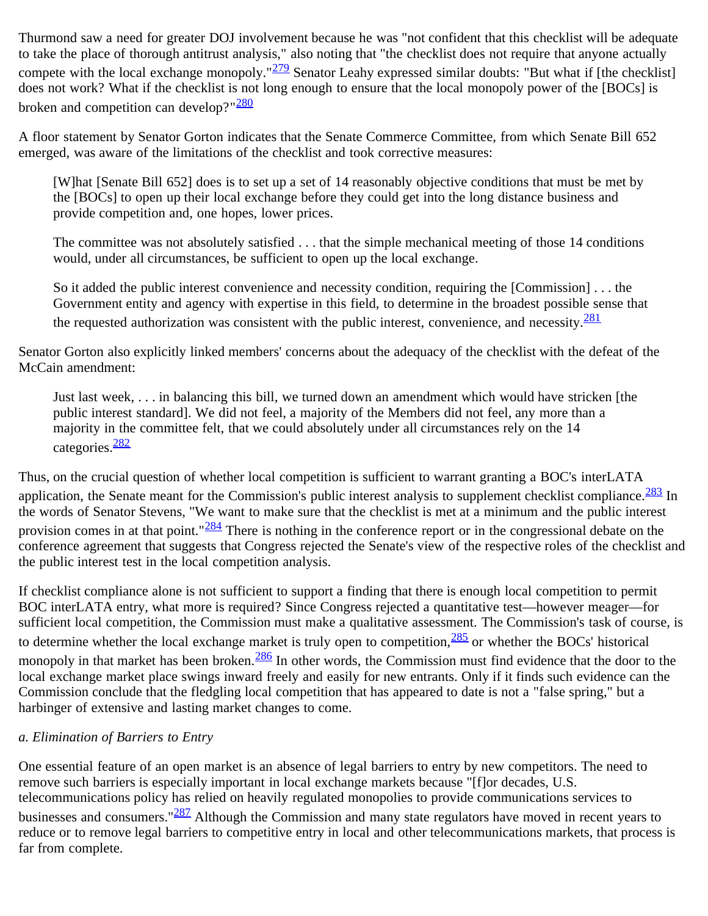Thurmond saw a need for greater DOJ involvement because he was "not confident that this checklist will be adequate to take the place of thorough antitrust analysis," also noting that "the checklist does not require that anyone actually compete with the local exchange monopoly."[279] Senator Leahy expressed similar doubts: "But what if [the checklist] does not work? What if the checklist is not long enough to ensure that the local monopoly power of the [BOCs] is broken and competition can develop?"[280]

A floor statement by Senator Gorton indicates that the Senate Commerce Committee, from which Senate Bill 652 emerged, was aware of the limitations of the checklist and took corrective measures:

> [W]hat [Senate Bill 652] does is to set up a set of 14 reasonably objective conditions that must be met by the [BOCs] to open up their local exchange before they could get into the long distance business and provide competition and, one hopes, lower prices.
>
> The committee was not absolutely satisfied . . . that the simple mechanical meeting of those 14 conditions would, under all circumstances, be sufficient to open up the local exchange.
>
> So it added the public interest convenience and necessity condition, requiring the [Commission] . . . the Government entity and agency with expertise in this field, to determine in the broadest possible sense that the requested authorization was consistent with the public interest, convenience, and necessity.[281]

Senator Gorton also explicitly linked members' concerns about the adequacy of the checklist with the defeat of the McCain amendment:

> Just last week, . . . in balancing this bill, we turned down an amendment which would have stricken [the public interest standard]. We did not feel, a majority of the Members did not feel, any more than a majority in the committee felt, that we could absolutely under all circumstances rely on the 14 categories.[282]

Thus, on the crucial question of whether local competition is sufficient to warrant granting a BOC's interLATA application, the Senate meant for the Commission's public interest analysis to supplement checklist compliance.[283] In the words of Senator Stevens, "We want to make sure that the checklist is met at a minimum and the public interest provision comes in at that point."[284] There is nothing in the conference report or in the congressional debate on the conference agreement that suggests that Congress rejected the Senate's view of the respective roles of the checklist and the public interest test in the local competition analysis.

If checklist compliance alone is not sufficient to support a finding that there is enough local competition to permit BOC interLATA entry, what more is required? Since Congress rejected a quantitative test—however meager—for sufficient local competition, the Commission must make a qualitative assessment. The Commission's task of course, is to determine whether the local exchange market is truly open to competition,[285] or whether the BOCs' historical monopoly in that market has been broken.[286] In other words, the Commission must find evidence that the door to the local exchange market place swings inward freely and easily for new entrants. Only if it finds such evidence can the Commission conclude that the fledgling local competition that has appeared to date is not a "false spring," but a harbinger of extensive and lasting market changes to come.

*a. Elimination of Barriers to Entry*

One essential feature of an open market is an absence of legal barriers to entry by new competitors. The need to remove such barriers is especially important in local exchange markets because "[f]or decades, U.S. telecommunications policy has relied on heavily regulated monopolies to provide communications services to businesses and consumers."[287] Although the Commission and many state regulators have moved in recent years to reduce or to remove legal barriers to competitive entry in local and other telecommunications markets, that process is far from complete.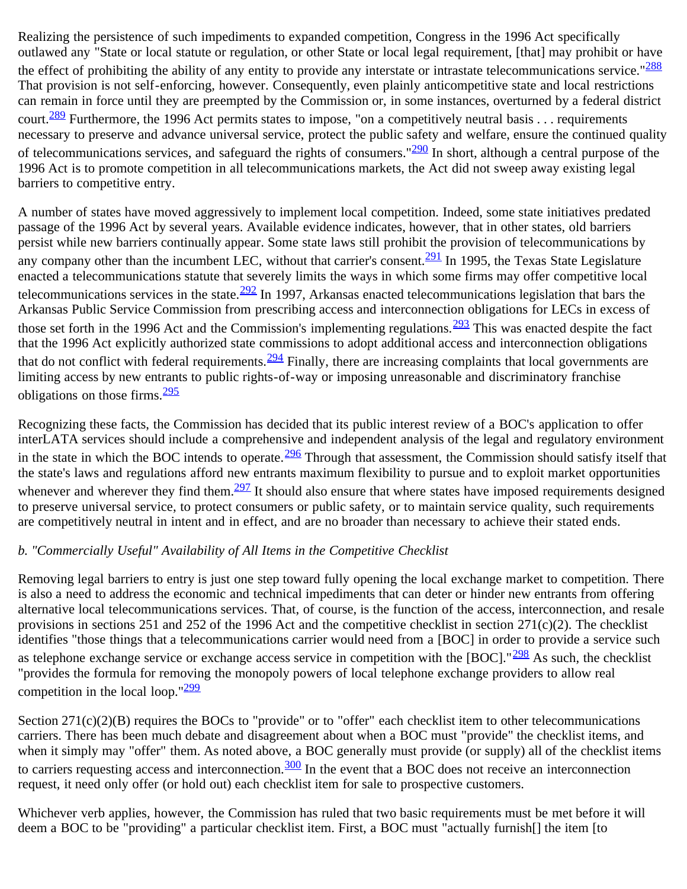Realizing the persistence of such impediments to expanded competition, Congress in the 1996 Act specifically outlawed any "State or local statute or regulation, or other State or local legal requirement, [that] may prohibit or have the effect of prohibiting the ability of any entity to provide any interstate or intrastate telecommunications service."[288] That provision is not self-enforcing, however. Consequently, even plainly anticompetitive state and local restrictions can remain in force until they are preempted by the Commission or, in some instances, overturned by a federal district court.[289] Furthermore, the 1996 Act permits states to impose, "on a competitively neutral basis . . . requirements necessary to preserve and advance universal service, protect the public safety and welfare, ensure the continued quality of telecommunications services, and safeguard the rights of consumers."[290] In short, although a central purpose of the 1996 Act is to promote competition in all telecommunications markets, the Act did not sweep away existing legal barriers to competitive entry.

A number of states have moved aggressively to implement local competition. Indeed, some state initiatives predated passage of the 1996 Act by several years. Available evidence indicates, however, that in other states, old barriers persist while new barriers continually appear. Some state laws still prohibit the provision of telecommunications by any company other than the incumbent LEC, without that carrier's consent.[291] In 1995, the Texas State Legislature enacted a telecommunications statute that severely limits the ways in which some firms may offer competitive local telecommunications services in the state.[292] In 1997, Arkansas enacted telecommunications legislation that bars the Arkansas Public Service Commission from prescribing access and interconnection obligations for LECs in excess of those set forth in the 1996 Act and the Commission's implementing regulations.[293] This was enacted despite the fact that the 1996 Act explicitly authorized state commissions to adopt additional access and interconnection obligations that do not conflict with federal requirements.[294] Finally, there are increasing complaints that local governments are limiting access by new entrants to public rights-of-way or imposing unreasonable and discriminatory franchise obligations on those firms.[295]

Recognizing these facts, the Commission has decided that its public interest review of a BOC's application to offer interLATA services should include a comprehensive and independent analysis of the legal and regulatory environment in the state in which the BOC intends to operate.[296] Through that assessment, the Commission should satisfy itself that the state's laws and regulations afford new entrants maximum flexibility to pursue and to exploit market opportunities whenever and wherever they find them.[297] It should also ensure that where states have imposed requirements designed to preserve universal service, to protect consumers or public safety, or to maintain service quality, such requirements are competitively neutral in intent and in effect, and are no broader than necessary to achieve their stated ends.

*b. "Commercially Useful" Availability of All Items in the Competitive Checklist*

Removing legal barriers to entry is just one step toward fully opening the local exchange market to competition. There is also a need to address the economic and technical impediments that can deter or hinder new entrants from offering alternative local telecommunications services. That, of course, is the function of the access, interconnection, and resale provisions in sections 251 and 252 of the 1996 Act and the competitive checklist in section 271(c)(2). The checklist identifies "those things that a telecommunications carrier would need from a [BOC] in order to provide a service such as telephone exchange service or exchange access service in competition with the [BOC]."[298] As such, the checklist "provides the formula for removing the monopoly powers of local telephone exchange providers to allow real competition in the local loop."[299]

Section 271(c)(2)(B) requires the BOCs to "provide" or to "offer" each checklist item to other telecommunications carriers. There has been much debate and disagreement about when a BOC must "provide" the checklist items, and when it simply may "offer" them. As noted above, a BOC generally must provide (or supply) all of the checklist items to carriers requesting access and interconnection.[300] In the event that a BOC does not receive an interconnection request, it need only offer (or hold out) each checklist item for sale to prospective customers.

Whichever verb applies, however, the Commission has ruled that two basic requirements must be met before it will deem a BOC to be "providing" a particular checklist item. First, a BOC must "actually furnish[] the item [to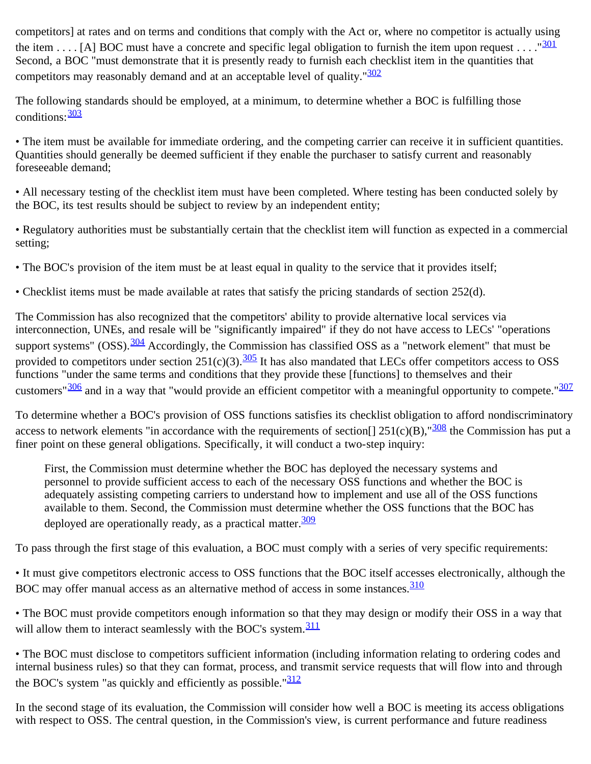competitors] at rates and on terms and conditions that comply with the Act or, where no competitor is actually using the item . . . . [A] BOC must have a concrete and specific legal obligation to furnish the item upon request . . . ."[301] Second, a BOC "must demonstrate that it is presently ready to furnish each checklist item in the quantities that competitors may reasonably demand and at an acceptable level of quality."[302]

The following standards should be employed, at a minimum, to determine whether a BOC is fulfilling those conditions:[303]

- The item must be available for immediate ordering, and the competing carrier can receive it in sufficient quantities. Quantities should generally be deemed sufficient if they enable the purchaser to satisfy current and reasonably foreseeable demand;
- All necessary testing of the checklist item must have been completed. Where testing has been conducted solely by the BOC, its test results should be subject to review by an independent entity;
- Regulatory authorities must be substantially certain that the checklist item will function as expected in a commercial setting;
- The BOC's provision of the item must be at least equal in quality to the service that it provides itself;
- Checklist items must be made available at rates that satisfy the pricing standards of section 252(d).

The Commission has also recognized that the competitors' ability to provide alternative local services via interconnection, UNEs, and resale will be "significantly impaired" if they do not have access to LECs' "operations support systems" (OSS).[304] Accordingly, the Commission has classified OSS as a "network element" that must be provided to competitors under section 251(c)(3).[305] It has also mandated that LECs offer competitors access to OSS functions "under the same terms and conditions that they provide these [functions] to themselves and their customers"[306] and in a way that "would provide an efficient competitor with a meaningful opportunity to compete."[307]

To determine whether a BOC's provision of OSS functions satisfies its checklist obligation to afford nondiscriminatory access to network elements "in accordance with the requirements of section[] 251(c)(B),"[308] the Commission has put a finer point on these general obligations. Specifically, it will conduct a two-step inquiry:

> First, the Commission must determine whether the BOC has deployed the necessary systems and personnel to provide sufficient access to each of the necessary OSS functions and whether the BOC is adequately assisting competing carriers to understand how to implement and use all of the OSS functions available to them. Second, the Commission must determine whether the OSS functions that the BOC has deployed are operationally ready, as a practical matter.[309]

To pass through the first stage of this evaluation, a BOC must comply with a series of very specific requirements:

- It must give competitors electronic access to OSS functions that the BOC itself accesses electronically, although the BOC may offer manual access as an alternative method of access in some instances.[310]
- The BOC must provide competitors enough information so that they may design or modify their OSS in a way that will allow them to interact seamlessly with the BOC's system.[311]
- The BOC must disclose to competitors sufficient information (including information relating to ordering codes and internal business rules) so that they can format, process, and transmit service requests that will flow into and through the BOC's system "as quickly and efficiently as possible."[312]

In the second stage of its evaluation, the Commission will consider how well a BOC is meeting its access obligations with respect to OSS. The central question, in the Commission's view, is current performance and future readiness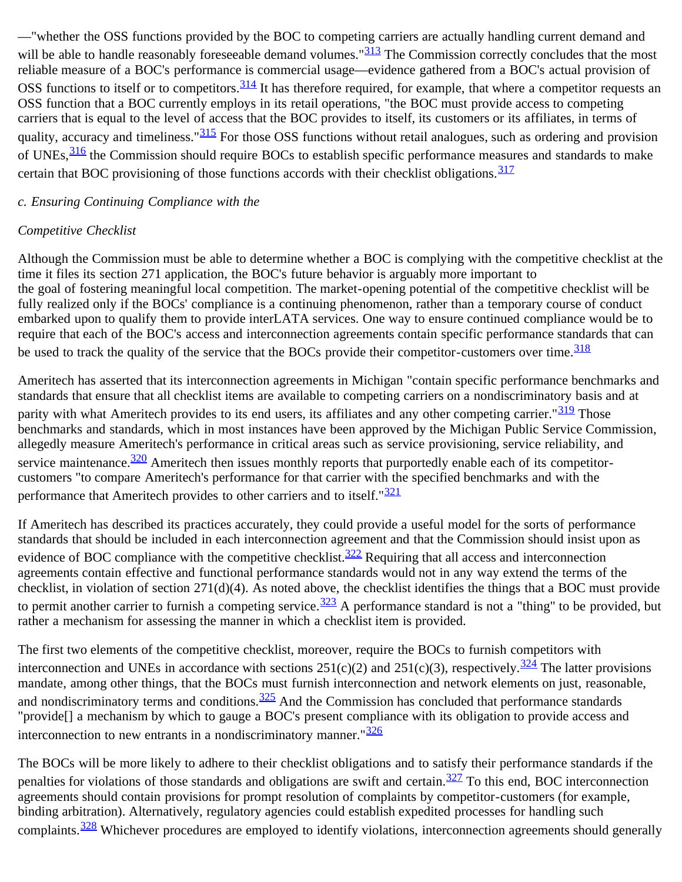—"whether the OSS functions provided by the BOC to competing carriers are actually handling current demand and will be able to handle reasonably foreseeable demand volumes."[313] The Commission correctly concludes that the most reliable measure of a BOC's performance is commercial usage—evidence gathered from a BOC's actual provision of OSS functions to itself or to competitors.[314] It has therefore required, for example, that where a competitor requests an OSS function that a BOC currently employs in its retail operations, "the BOC must provide access to competing carriers that is equal to the level of access that the BOC provides to itself, its customers or its affiliates, in terms of quality, accuracy and timeliness."[315] For those OSS functions without retail analogues, such as ordering and provision of UNEs,[316] the Commission should require BOCs to establish specific performance measures and standards to make certain that BOC provisioning of those functions accords with their checklist obligations.[317]

*c. Ensuring Continuing Compliance with the*

*Competitive Checklist*

Although the Commission must be able to determine whether a BOC is complying with the competitive checklist at the time it files its section 271 application, the BOC's future behavior is arguably more important to the goal of fostering meaningful local competition. The market-opening potential of the competitive checklist will be fully realized only if the BOCs' compliance is a continuing phenomenon, rather than a temporary course of conduct embarked upon to qualify them to provide interLATA services. One way to ensure continued compliance would be to require that each of the BOC's access and interconnection agreements contain specific performance standards that can be used to track the quality of the service that the BOCs provide their competitor-customers over time.[318]

Ameritech has asserted that its interconnection agreements in Michigan "contain specific performance benchmarks and standards that ensure that all checklist items are available to competing carriers on a nondiscriminatory basis and at parity with what Ameritech provides to its end users, its affiliates and any other competing carrier."[319] Those benchmarks and standards, which in most instances have been approved by the Michigan Public Service Commission, allegedly measure Ameritech's performance in critical areas such as service provisioning, service reliability, and service maintenance.[320] Ameritech then issues monthly reports that purportedly enable each of its competitor-customers "to compare Ameritech's performance for that carrier with the specified benchmarks and with the performance that Ameritech provides to other carriers and to itself."[321]

If Ameritech has described its practices accurately, they could provide a useful model for the sorts of performance standards that should be included in each interconnection agreement and that the Commission should insist upon as evidence of BOC compliance with the competitive checklist.[322] Requiring that all access and interconnection agreements contain effective and functional performance standards would not in any way extend the terms of the checklist, in violation of section 271(d)(4). As noted above, the checklist identifies the things that a BOC must provide to permit another carrier to furnish a competing service.[323] A performance standard is not a "thing" to be provided, but rather a mechanism for assessing the manner in which a checklist item is provided.

The first two elements of the competitive checklist, moreover, require the BOCs to furnish competitors with interconnection and UNEs in accordance with sections 251(c)(2) and 251(c)(3), respectively.[324] The latter provisions mandate, among other things, that the BOCs must furnish interconnection and network elements on just, reasonable, and nondiscriminatory terms and conditions.[325] And the Commission has concluded that performance standards "provide[] a mechanism by which to gauge a BOC's present compliance with its obligation to provide access and interconnection to new entrants in a nondiscriminatory manner."[326]

The BOCs will be more likely to adhere to their checklist obligations and to satisfy their performance standards if the penalties for violations of those standards and obligations are swift and certain.[327] To this end, BOC interconnection agreements should contain provisions for prompt resolution of complaints by competitor-customers (for example, binding arbitration). Alternatively, regulatory agencies could establish expedited processes for handling such complaints.[328] Whichever procedures are employed to identify violations, interconnection agreements should generally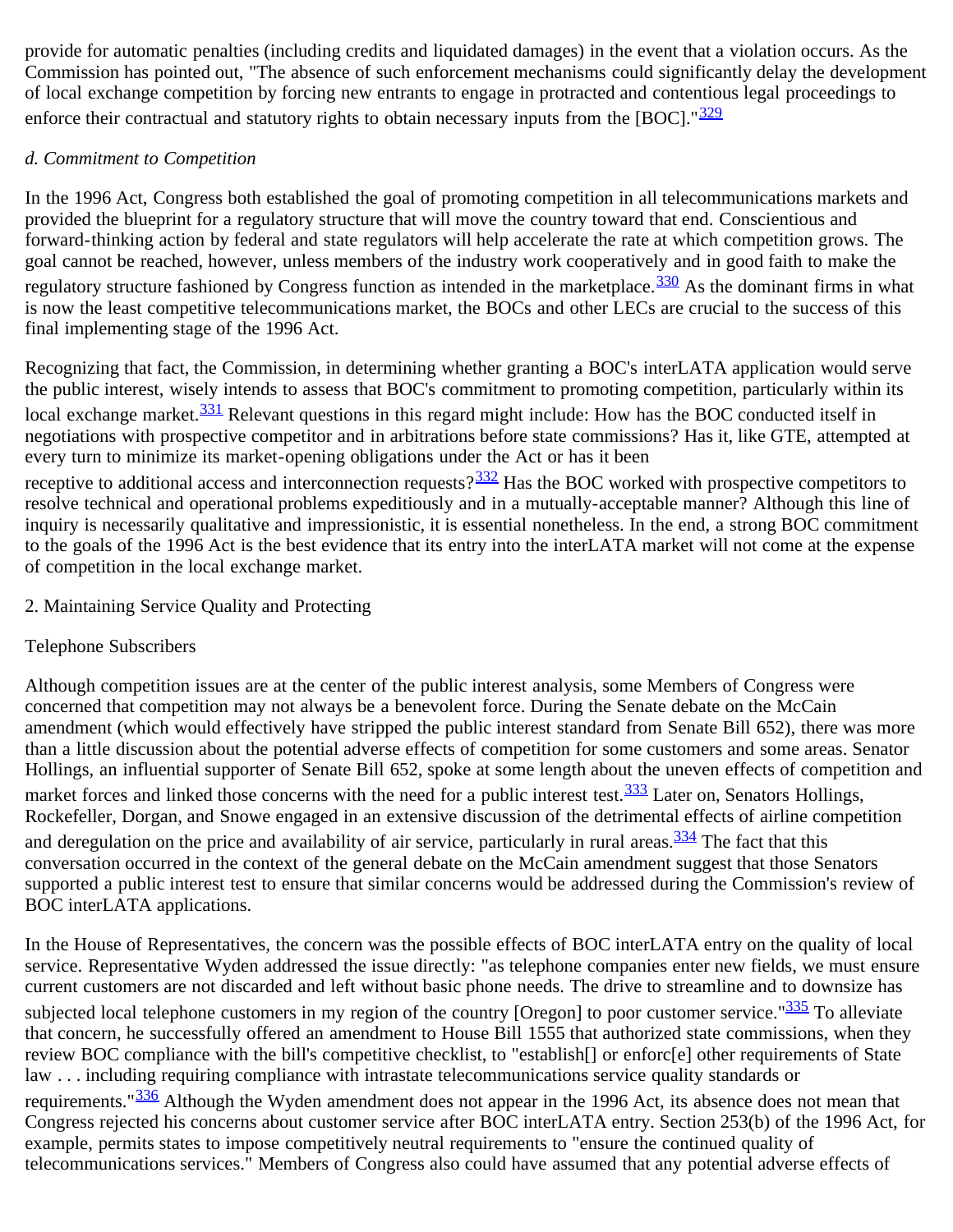provide for automatic penalties (including credits and liquidated damages) in the event that a violation occurs. As the Commission has pointed out, "The absence of such enforcement mechanisms could significantly delay the development of local exchange competition by forcing new entrants to engage in protracted and contentious legal proceedings to enforce their contractual and statutory rights to obtain necessary inputs from the [BOC]."[329]

*d. Commitment to Competition*

In the 1996 Act, Congress both established the goal of promoting competition in all telecommunications markets and provided the blueprint for a regulatory structure that will move the country toward that end. Conscientious and forward-thinking action by federal and state regulators will help accelerate the rate at which competition grows. The goal cannot be reached, however, unless members of the industry work cooperatively and in good faith to make the regulatory structure fashioned by Congress function as intended in the marketplace.[330] As the dominant firms in what is now the least competitive telecommunications market, the BOCs and other LECs are crucial to the success of this final implementing stage of the 1996 Act.

Recognizing that fact, the Commission, in determining whether granting a BOC's interLATA application would serve the public interest, wisely intends to assess that BOC's commitment to promoting competition, particularly within its local exchange market.[331] Relevant questions in this regard might include: How has the BOC conducted itself in negotiations with prospective competitor and in arbitrations before state commissions? Has it, like GTE, attempted at every turn to minimize its market-opening obligations under the Act or has it been receptive to additional access and interconnection requests?[332] Has the BOC worked with prospective competitors to resolve technical and operational problems expeditiously and in a mutually-acceptable manner? Although this line of inquiry is necessarily qualitative and impressionistic, it is essential nonetheless. In the end, a strong BOC commitment to the goals of the 1996 Act is the best evidence that its entry into the interLATA market will not come at the expense of competition in the local exchange market.

2. Maintaining Service Quality and Protecting

Telephone Subscribers

Although competition issues are at the center of the public interest analysis, some Members of Congress were concerned that competition may not always be a benevolent force. During the Senate debate on the McCain amendment (which would effectively have stripped the public interest standard from Senate Bill 652), there was more than a little discussion about the potential adverse effects of competition for some customers and some areas. Senator Hollings, an influential supporter of Senate Bill 652, spoke at some length about the uneven effects of competition and market forces and linked those concerns with the need for a public interest test.[333] Later on, Senators Hollings, Rockefeller, Dorgan, and Snowe engaged in an extensive discussion of the detrimental effects of airline competition and deregulation on the price and availability of air service, particularly in rural areas.[334] The fact that this conversation occurred in the context of the general debate on the McCain amendment suggest that those Senators supported a public interest test to ensure that similar concerns would be addressed during the Commission's review of BOC interLATA applications.

In the House of Representatives, the concern was the possible effects of BOC interLATA entry on the quality of local service. Representative Wyden addressed the issue directly: "as telephone companies enter new fields, we must ensure current customers are not discarded and left without basic phone needs. The drive to streamline and to downsize has subjected local telephone customers in my region of the country [Oregon] to poor customer service."[335] To alleviate that concern, he successfully offered an amendment to House Bill 1555 that authorized state commissions, when they review BOC compliance with the bill's competitive checklist, to "establish[] or enforc[e] other requirements of State law . . . including requiring compliance with intrastate telecommunications service quality standards or requirements."[336] Although the Wyden amendment does not appear in the 1996 Act, its absence does not mean that Congress rejected his concerns about customer service after BOC interLATA entry. Section 253(b) of the 1996 Act, for example, permits states to impose competitively neutral requirements to "ensure the continued quality of telecommunications services." Members of Congress also could have assumed that any potential adverse effects of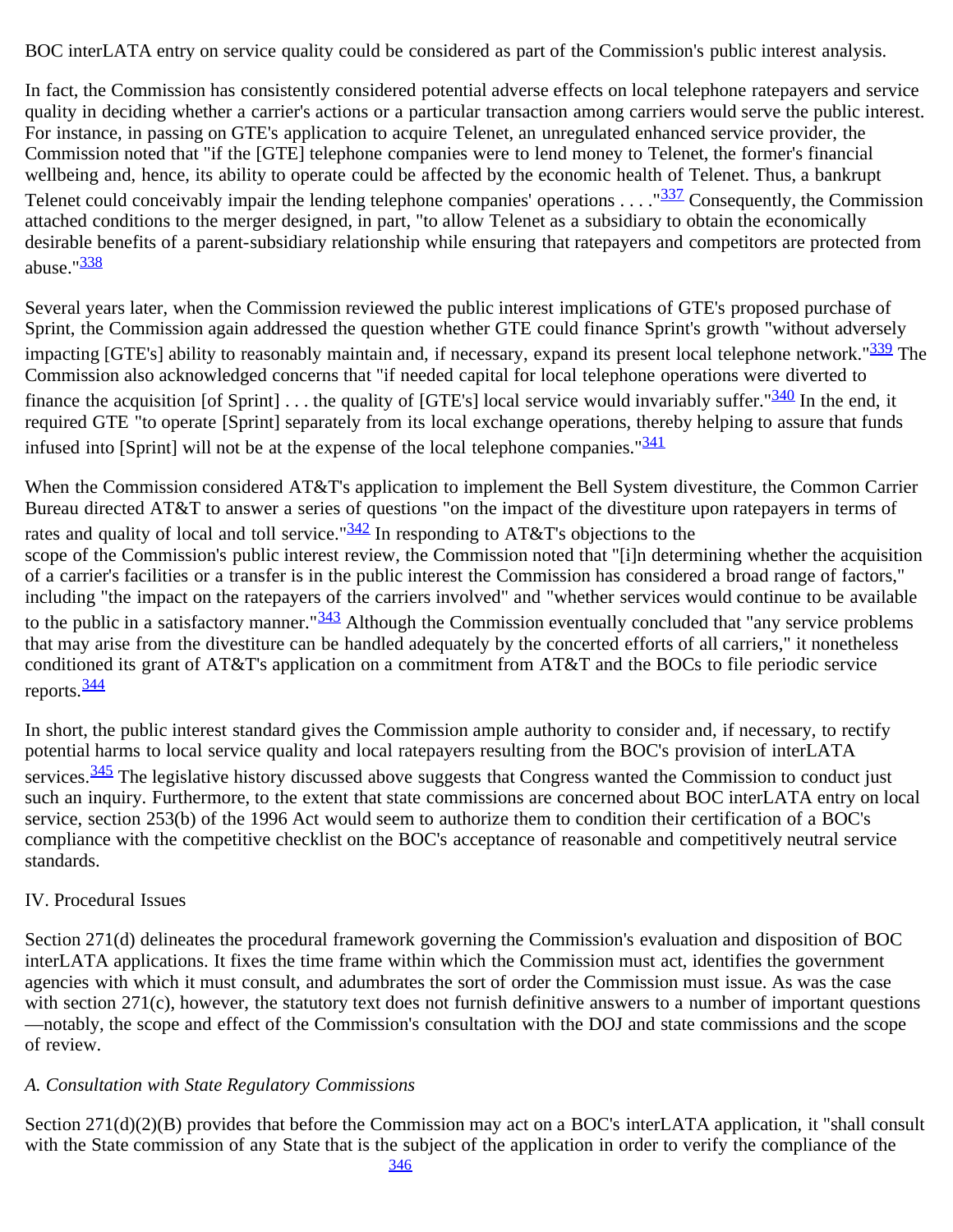BOC interLATA entry on service quality could be considered as part of the Commission's public interest analysis.

In fact, the Commission has consistently considered potential adverse effects on local telephone ratepayers and service quality in deciding whether a carrier's actions or a particular transaction among carriers would serve the public interest. For instance, in passing on GTE's application to acquire Telenet, an unregulated enhanced service provider, the Commission noted that "if the [GTE] telephone companies were to lend money to Telenet, the former's financial wellbeing and, hence, its ability to operate could be affected by the economic health of Telenet. Thus, a bankrupt Telenet could conceivably impair the lending telephone companies' operations . . . ."[337] Consequently, the Commission attached conditions to the merger designed, in part, "to allow Telenet as a subsidiary to obtain the economically desirable benefits of a parent-subsidiary relationship while ensuring that ratepayers and competitors are protected from abuse."[338]

Several years later, when the Commission reviewed the public interest implications of GTE's proposed purchase of Sprint, the Commission again addressed the question whether GTE could finance Sprint's growth "without adversely impacting [GTE's] ability to reasonably maintain and, if necessary, expand its present local telephone network."[339] The Commission also acknowledged concerns that "if needed capital for local telephone operations were diverted to finance the acquisition [of Sprint] . . . the quality of [GTE's] local service would invariably suffer."[340] In the end, it required GTE "to operate [Sprint] separately from its local exchange operations, thereby helping to assure that funds infused into [Sprint] will not be at the expense of the local telephone companies."[341]

When the Commission considered AT&T's application to implement the Bell System divestiture, the Common Carrier Bureau directed AT&T to answer a series of questions "on the impact of the divestiture upon ratepayers in terms of rates and quality of local and toll service."[342] In responding to AT&T's objections to the scope of the Commission's public interest review, the Commission noted that "[i]n determining whether the acquisition of a carrier's facilities or a transfer is in the public interest the Commission has considered a broad range of factors," including "the impact on the ratepayers of the carriers involved" and "whether services would continue to be available to the public in a satisfactory manner."[343] Although the Commission eventually concluded that "any service problems that may arise from the divestiture can be handled adequately by the concerted efforts of all carriers," it nonetheless conditioned its grant of AT&T's application on a commitment from AT&T and the BOCs to file periodic service reports.[344]

In short, the public interest standard gives the Commission ample authority to consider and, if necessary, to rectify potential harms to local service quality and local ratepayers resulting from the BOC's provision of interLATA services.[345] The legislative history discussed above suggests that Congress wanted the Commission to conduct just such an inquiry. Furthermore, to the extent that state commissions are concerned about BOC interLATA entry on local service, section 253(b) of the 1996 Act would seem to authorize them to condition their certification of a BOC's compliance with the competitive checklist on the BOC's acceptance of reasonable and competitively neutral service standards.

## IV. Procedural Issues

Section 271(d) delineates the procedural framework governing the Commission's evaluation and disposition of BOC interLATA applications. It fixes the time frame within which the Commission must act, identifies the government agencies with which it must consult, and adumbrates the sort of order the Commission must issue. As was the case with section 271(c), however, the statutory text does not furnish definitive answers to a number of important questions —notably, the scope and effect of the Commission's consultation with the DOJ and state commissions and the scope of review.

### *A. Consultation with State Regulatory Commissions*

Section 271(d)(2)(B) provides that before the Commission may act on a BOC's interLATA application, it "shall consult with the State commission of any State that is the subject of the application in order to verify the compliance of the [346]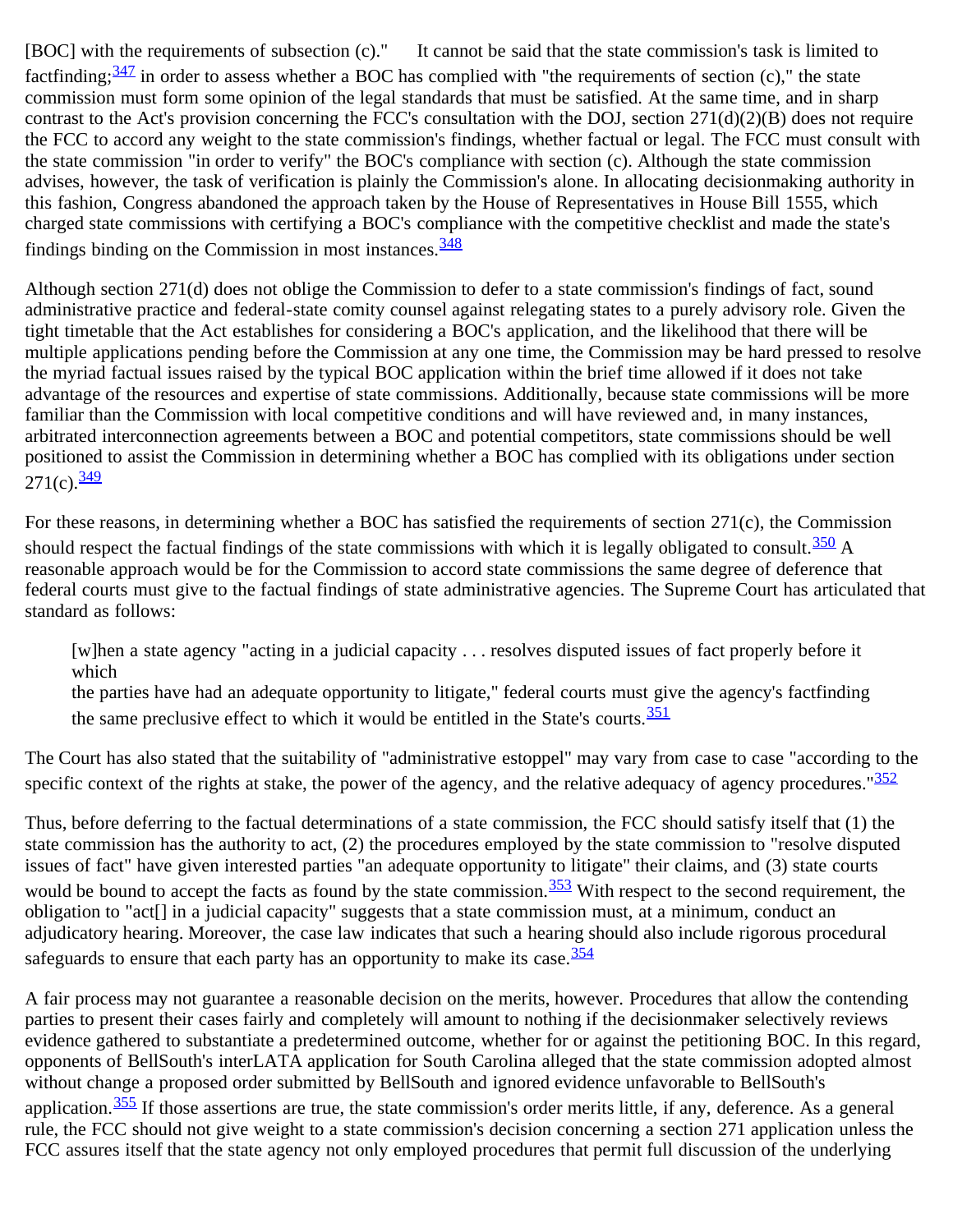[BOC] with the requirements of subsection (c)." It cannot be said that the state commission's task is limited to factfinding;[347] in order to assess whether a BOC has complied with "the requirements of section (c)," the state commission must form some opinion of the legal standards that must be satisfied. At the same time, and in sharp contrast to the Act's provision concerning the FCC's consultation with the DOJ, section 271(d)(2)(B) does not require the FCC to accord any weight to the state commission's findings, whether factual or legal. The FCC must consult with the state commission "in order to verify" the BOC's compliance with section (c). Although the state commission advises, however, the task of verification is plainly the Commission's alone. In allocating decisionmaking authority in this fashion, Congress abandoned the approach taken by the House of Representatives in House Bill 1555, which charged state commissions with certifying a BOC's compliance with the competitive checklist and made the state's findings binding on the Commission in most instances.[348]

Although section 271(d) does not oblige the Commission to defer to a state commission's findings of fact, sound administrative practice and federal-state comity counsel against relegating states to a purely advisory role. Given the tight timetable that the Act establishes for considering a BOC's application, and the likelihood that there will be multiple applications pending before the Commission at any one time, the Commission may be hard pressed to resolve the myriad factual issues raised by the typical BOC application within the brief time allowed if it does not take advantage of the resources and expertise of state commissions. Additionally, because state commissions will be more familiar than the Commission with local competitive conditions and will have reviewed and, in many instances, arbitrated interconnection agreements between a BOC and potential competitors, state commissions should be well positioned to assist the Commission in determining whether a BOC has complied with its obligations under section 271(c).[349]

For these reasons, in determining whether a BOC has satisfied the requirements of section 271(c), the Commission should respect the factual findings of the state commissions with which it is legally obligated to consult.[350] A reasonable approach would be for the Commission to accord state commissions the same degree of deference that federal courts must give to the factual findings of state administrative agencies. The Supreme Court has articulated that standard as follows:

> [w]hen a state agency "acting in a judicial capacity . . . resolves disputed issues of fact properly before it which the parties have had an adequate opportunity to litigate," federal courts must give the agency's factfinding the same preclusive effect to which it would be entitled in the State's courts.[351]

The Court has also stated that the suitability of "administrative estoppel" may vary from case to case "according to the specific context of the rights at stake, the power of the agency, and the relative adequacy of agency procedures."[352]

Thus, before deferring to the factual determinations of a state commission, the FCC should satisfy itself that (1) the state commission has the authority to act, (2) the procedures employed by the state commission to "resolve disputed issues of fact" have given interested parties "an adequate opportunity to litigate" their claims, and (3) state courts would be bound to accept the facts as found by the state commission.[353] With respect to the second requirement, the obligation to "act[] in a judicial capacity" suggests that a state commission must, at a minimum, conduct an adjudicatory hearing. Moreover, the case law indicates that such a hearing should also include rigorous procedural safeguards to ensure that each party has an opportunity to make its case.[354]

A fair process may not guarantee a reasonable decision on the merits, however. Procedures that allow the contending parties to present their cases fairly and completely will amount to nothing if the decisionmaker selectively reviews evidence gathered to substantiate a predetermined outcome, whether for or against the petitioning BOC. In this regard, opponents of BellSouth's interLATA application for South Carolina alleged that the state commission adopted almost without change a proposed order submitted by BellSouth and ignored evidence unfavorable to BellSouth's application.[355] If those assertions are true, the state commission's order merits little, if any, deference. As a general rule, the FCC should not give weight to a state commission's decision concerning a section 271 application unless the FCC assures itself that the state agency not only employed procedures that permit full discussion of the underlying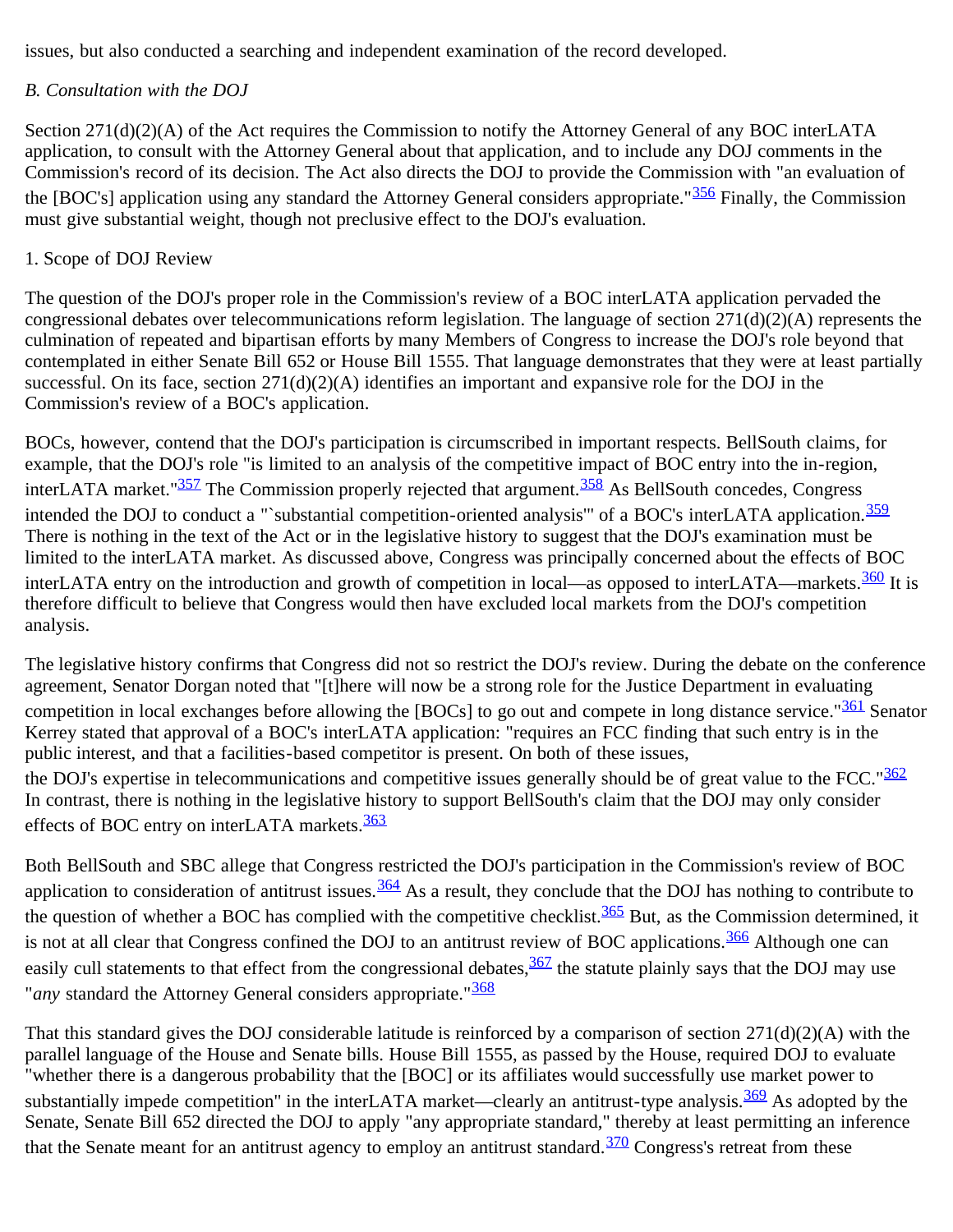issues, but also conducted a searching and independent examination of the record developed.

*B. Consultation with the DOJ*

Section 271(d)(2)(A) of the Act requires the Commission to notify the Attorney General of any BOC interLATA application, to consult with the Attorney General about that application, and to include any DOJ comments in the Commission's record of its decision. The Act also directs the DOJ to provide the Commission with "an evaluation of the [BOC's] application using any standard the Attorney General considers appropriate."[356] Finally, the Commission must give substantial weight, though not preclusive effect to the DOJ's evaluation.

1. Scope of DOJ Review

The question of the DOJ's proper role in the Commission's review of a BOC interLATA application pervaded the congressional debates over telecommunications reform legislation. The language of section 271(d)(2)(A) represents the culmination of repeated and bipartisan efforts by many Members of Congress to increase the DOJ's role beyond that contemplated in either Senate Bill 652 or House Bill 1555. That language demonstrates that they were at least partially successful. On its face, section 271(d)(2)(A) identifies an important and expansive role for the DOJ in the Commission's review of a BOC's application.

BOCs, however, contend that the DOJ's participation is circumscribed in important respects. BellSouth claims, for example, that the DOJ's role "is limited to an analysis of the competitive impact of BOC entry into the in-region, interLATA market."[357] The Commission properly rejected that argument.[358] As BellSouth concedes, Congress intended the DOJ to conduct a "`substantial competition-oriented analysis'" of a BOC's interLATA application.[359] There is nothing in the text of the Act or in the legislative history to suggest that the DOJ's examination must be limited to the interLATA market. As discussed above, Congress was principally concerned about the effects of BOC interLATA entry on the introduction and growth of competition in local—as opposed to interLATA—markets.[360] It is therefore difficult to believe that Congress would then have excluded local markets from the DOJ's competition analysis.

The legislative history confirms that Congress did not so restrict the DOJ's review. During the debate on the conference agreement, Senator Dorgan noted that "[t]here will now be a strong role for the Justice Department in evaluating competition in local exchanges before allowing the [BOCs] to go out and compete in long distance service."[361] Senator Kerrey stated that approval of a BOC's interLATA application: "requires an FCC finding that such entry is in the public interest, and that a facilities-based competitor is present. On both of these issues, the DOJ's expertise in telecommunications and competitive issues generally should be of great value to the FCC."[362] In contrast, there is nothing in the legislative history to support BellSouth's claim that the DOJ may only consider effects of BOC entry on interLATA markets.[363]

Both BellSouth and SBC allege that Congress restricted the DOJ's participation in the Commission's review of BOC application to consideration of antitrust issues.[364] As a result, they conclude that the DOJ has nothing to contribute to the question of whether a BOC has complied with the competitive checklist.[365] But, as the Commission determined, it is not at all clear that Congress confined the DOJ to an antitrust review of BOC applications.[366] Although one can easily cull statements to that effect from the congressional debates,[367] the statute plainly says that the DOJ may use "*any* standard the Attorney General considers appropriate."[368]

That this standard gives the DOJ considerable latitude is reinforced by a comparison of section 271(d)(2)(A) with the parallel language of the House and Senate bills. House Bill 1555, as passed by the House, required DOJ to evaluate "whether there is a dangerous probability that the [BOC] or its affiliates would successfully use market power to substantially impede competition" in the interLATA market—clearly an antitrust-type analysis.[369] As adopted by the Senate, Senate Bill 652 directed the DOJ to apply "any appropriate standard," thereby at least permitting an inference that the Senate meant for an antitrust agency to employ an antitrust standard.[370] Congress's retreat from these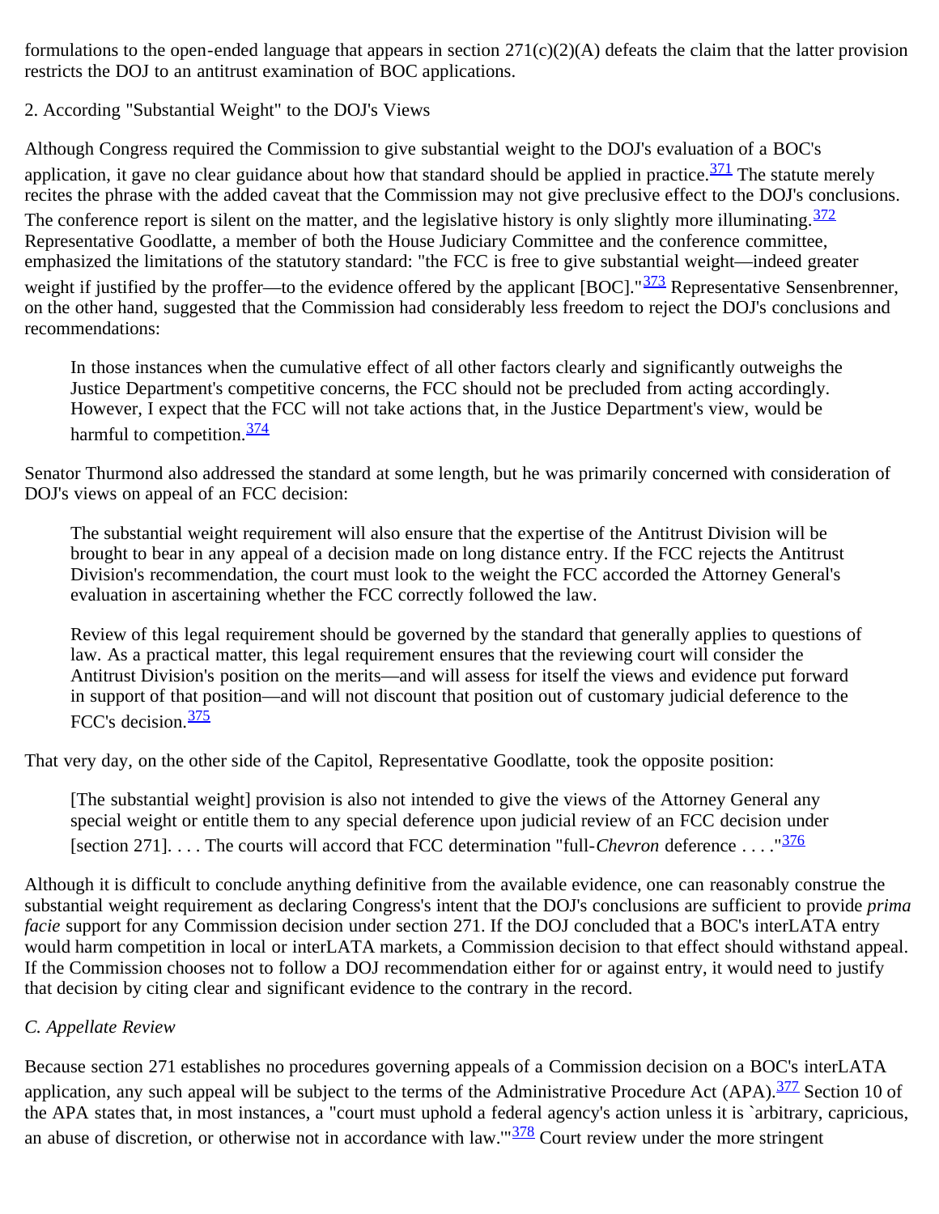formulations to the open-ended language that appears in section 271(c)(2)(A) defeats the claim that the latter provision restricts the DOJ to an antitrust examination of BOC applications.

2. According "Substantial Weight" to the DOJ's Views

Although Congress required the Commission to give substantial weight to the DOJ's evaluation of a BOC's application, it gave no clear guidance about how that standard should be applied in practice.[371] The statute merely recites the phrase with the added caveat that the Commission may not give preclusive effect to the DOJ's conclusions. The conference report is silent on the matter, and the legislative history is only slightly more illuminating.[372] Representative Goodlatte, a member of both the House Judiciary Committee and the conference committee, emphasized the limitations of the statutory standard: "the FCC is free to give substantial weight—indeed greater weight if justified by the proffer—to the evidence offered by the applicant [BOC]."[373] Representative Sensenbrenner, on the other hand, suggested that the Commission had considerably less freedom to reject the DOJ's conclusions and recommendations:

> In those instances when the cumulative effect of all other factors clearly and significantly outweighs the Justice Department's competitive concerns, the FCC should not be precluded from acting accordingly. However, I expect that the FCC will not take actions that, in the Justice Department's view, would be harmful to competition.[374]

Senator Thurmond also addressed the standard at some length, but he was primarily concerned with consideration of DOJ's views on appeal of an FCC decision:

> The substantial weight requirement will also ensure that the expertise of the Antitrust Division will be brought to bear in any appeal of a decision made on long distance entry. If the FCC rejects the Antitrust Division's recommendation, the court must look to the weight the FCC accorded the Attorney General's evaluation in ascertaining whether the FCC correctly followed the law.
>
> Review of this legal requirement should be governed by the standard that generally applies to questions of law. As a practical matter, this legal requirement ensures that the reviewing court will consider the Antitrust Division's position on the merits—and will assess for itself the views and evidence put forward in support of that position—and will not discount that position out of customary judicial deference to the FCC's decision.[375]

That very day, on the other side of the Capitol, Representative Goodlatte, took the opposite position:

> [The substantial weight] provision is also not intended to give the views of the Attorney General any special weight or entitle them to any special deference upon judicial review of an FCC decision under [section 271]. . . . The courts will accord that FCC determination "full-*Chevron* deference . . . ."[376]

Although it is difficult to conclude anything definitive from the available evidence, one can reasonably construe the substantial weight requirement as declaring Congress's intent that the DOJ's conclusions are sufficient to provide *prima facie* support for any Commission decision under section 271. If the DOJ concluded that a BOC's interLATA entry would harm competition in local or interLATA markets, a Commission decision to that effect should withstand appeal. If the Commission chooses not to follow a DOJ recommendation either for or against entry, it would need to justify that decision by citing clear and significant evidence to the contrary in the record.

*C. Appellate Review*

Because section 271 establishes no procedures governing appeals of a Commission decision on a BOC's interLATA application, any such appeal will be subject to the terms of the Administrative Procedure Act (APA).[377] Section 10 of the APA states that, in most instances, a "court must uphold a federal agency's action unless it is `arbitrary, capricious, an abuse of discretion, or otherwise not in accordance with law.'"[378] Court review under the more stringent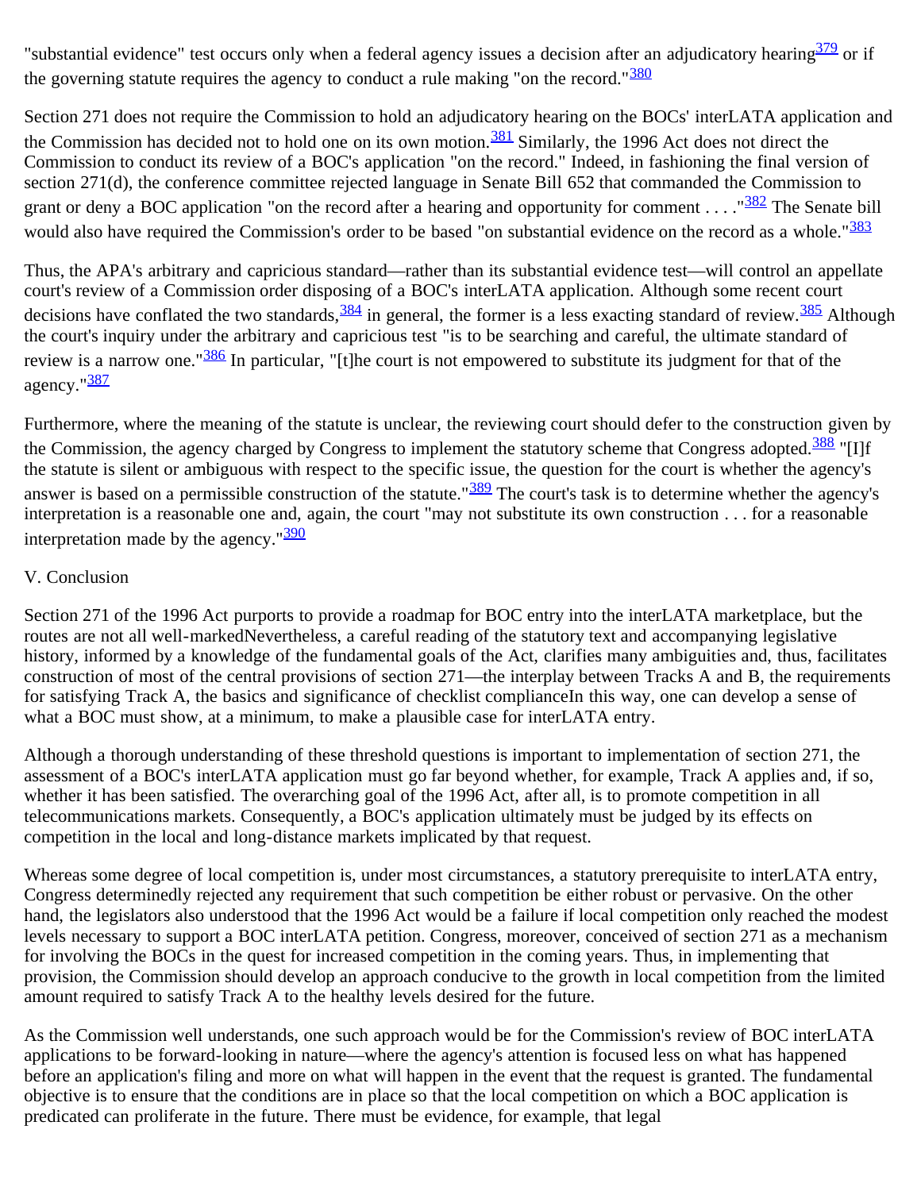"substantial evidence" test occurs only when a federal agency issues a decision after an adjudicatory hearing[379] or if the governing statute requires the agency to conduct a rule making "on the record."[380]

Section 271 does not require the Commission to hold an adjudicatory hearing on the BOCs' interLATA application and the Commission has decided not to hold one on its own motion.[381] Similarly, the 1996 Act does not direct the Commission to conduct its review of a BOC's application "on the record." Indeed, in fashioning the final version of section 271(d), the conference committee rejected language in Senate Bill 652 that commanded the Commission to grant or deny a BOC application "on the record after a hearing and opportunity for comment . . . ."[382] The Senate bill would also have required the Commission's order to be based "on substantial evidence on the record as a whole."[383]

Thus, the APA's arbitrary and capricious standard—rather than its substantial evidence test—will control an appellate court's review of a Commission order disposing of a BOC's interLATA application. Although some recent court decisions have conflated the two standards,[384] in general, the former is a less exacting standard of review.[385] Although the court's inquiry under the arbitrary and capricious test "is to be searching and careful, the ultimate standard of review is a narrow one."[386] In particular, "[t]he court is not empowered to substitute its judgment for that of the agency."[387]

Furthermore, where the meaning of the statute is unclear, the reviewing court should defer to the construction given by the Commission, the agency charged by Congress to implement the statutory scheme that Congress adopted.[388] "[I]f the statute is silent or ambiguous with respect to the specific issue, the question for the court is whether the agency's answer is based on a permissible construction of the statute."[389] The court's task is to determine whether the agency's interpretation is a reasonable one and, again, the court "may not substitute its own construction . . . for a reasonable interpretation made by the agency."[390]

## V. Conclusion

Section 271 of the 1996 Act purports to provide a roadmap for BOC entry into the interLATA marketplace, but the routes are not all well-markedNevertheless, a careful reading of the statutory text and accompanying legislative history, informed by a knowledge of the fundamental goals of the Act, clarifies many ambiguities and, thus, facilitates construction of most of the central provisions of section 271—the interplay between Tracks A and B, the requirements for satisfying Track A, the basics and significance of checklist complianceIn this way, one can develop a sense of what a BOC must show, at a minimum, to make a plausible case for interLATA entry.

Although a thorough understanding of these threshold questions is important to implementation of section 271, the assessment of a BOC's interLATA application must go far beyond whether, for example, Track A applies and, if so, whether it has been satisfied. The overarching goal of the 1996 Act, after all, is to promote competition in all telecommunications markets. Consequently, a BOC's application ultimately must be judged by its effects on competition in the local and long-distance markets implicated by that request.

Whereas some degree of local competition is, under most circumstances, a statutory prerequisite to interLATA entry, Congress determinedly rejected any requirement that such competition be either robust or pervasive. On the other hand, the legislators also understood that the 1996 Act would be a failure if local competition only reached the modest levels necessary to support a BOC interLATA petition. Congress, moreover, conceived of section 271 as a mechanism for involving the BOCs in the quest for increased competition in the coming years. Thus, in implementing that provision, the Commission should develop an approach conducive to the growth in local competition from the limited amount required to satisfy Track A to the healthy levels desired for the future.

As the Commission well understands, one such approach would be for the Commission's review of BOC interLATA applications to be forward-looking in nature—where the agency's attention is focused less on what has happened before an application's filing and more on what will happen in the event that the request is granted. The fundamental objective is to ensure that the conditions are in place so that the local competition on which a BOC application is predicated can proliferate in the future. There must be evidence, for example, that legal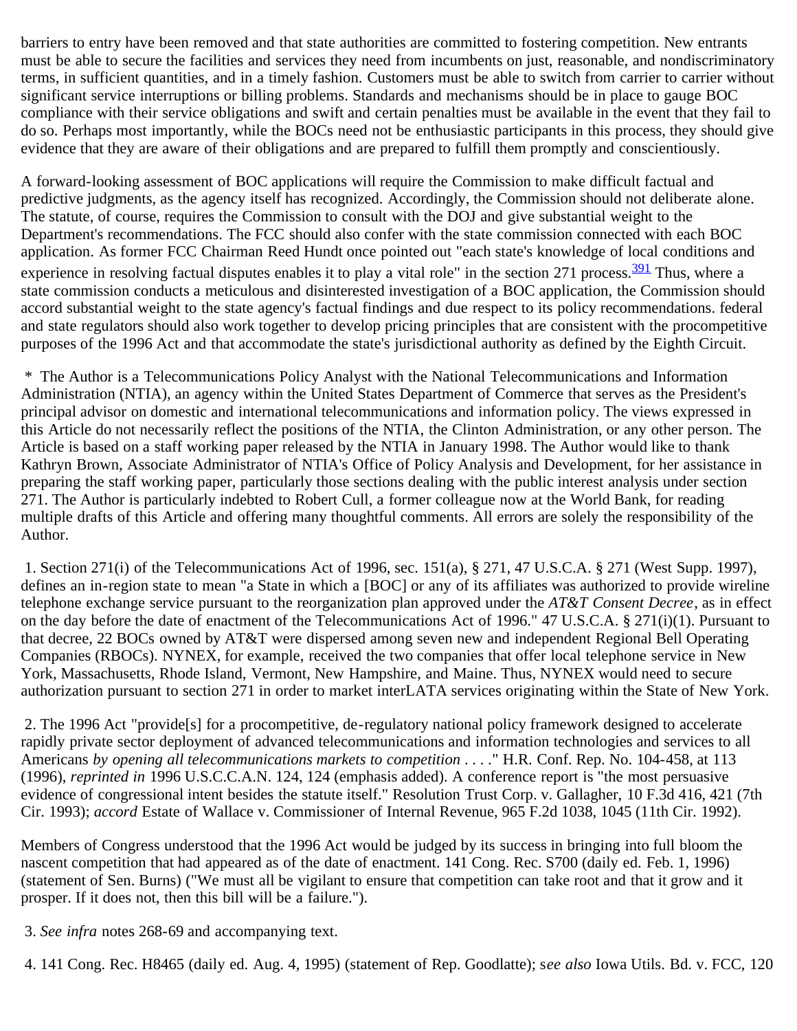barriers to entry have been removed and that state authorities are committed to fostering competition. New entrants must be able to secure the facilities and services they need from incumbents on just, reasonable, and nondiscriminatory terms, in sufficient quantities, and in a timely fashion. Customers must be able to switch from carrier to carrier without significant service interruptions or billing problems. Standards and mechanisms should be in place to gauge BOC compliance with their service obligations and swift and certain penalties must be available in the event that they fail to do so. Perhaps most importantly, while the BOCs need not be enthusiastic participants in this process, they should give evidence that they are aware of their obligations and are prepared to fulfill them promptly and conscientiously.

A forward-looking assessment of BOC applications will require the Commission to make difficult factual and predictive judgments, as the agency itself has recognized. Accordingly, the Commission should not deliberate alone. The statute, of course, requires the Commission to consult with the DOJ and give substantial weight to the Department's recommendations. The FCC should also confer with the state commission connected with each BOC application. As former FCC Chairman Reed Hundt once pointed out "each state's knowledge of local conditions and experience in resolving factual disputes enables it to play a vital role" in the section 271 process.[391] Thus, where a state commission conducts a meticulous and disinterested investigation of a BOC application, the Commission should accord substantial weight to the state agency's factual findings and due respect to its policy recommendations. federal and state regulators should also work together to develop pricing principles that are consistent with the procompetitive purposes of the 1996 Act and that accommodate the state's jurisdictional authority as defined by the Eighth Circuit.

\* The Author is a Telecommunications Policy Analyst with the National Telecommunications and Information Administration (NTIA), an agency within the United States Department of Commerce that serves as the President's principal advisor on domestic and international telecommunications and information policy. The views expressed in this Article do not necessarily reflect the positions of the NTIA, the Clinton Administration, or any other person. The Article is based on a staff working paper released by the NTIA in January 1998. The Author would like to thank Kathryn Brown, Associate Administrator of NTIA's Office of Policy Analysis and Development, for her assistance in preparing the staff working paper, particularly those sections dealing with the public interest analysis under section 271. The Author is particularly indebted to Robert Cull, a former colleague now at the World Bank, for reading multiple drafts of this Article and offering many thoughtful comments. All errors are solely the responsibility of the Author.

1. Section 271(i) of the Telecommunications Act of 1996, sec. 151(a), § 271, 47 U.S.C.A. § 271 (West Supp. 1997), defines an in-region state to mean "a State in which a [BOC] or any of its affiliates was authorized to provide wireline telephone exchange service pursuant to the reorganization plan approved under the *AT&T Consent Decree*, as in effect on the day before the date of enactment of the Telecommunications Act of 1996." 47 U.S.C.A. § 271(i)(1). Pursuant to that decree, 22 BOCs owned by AT&T were dispersed among seven new and independent Regional Bell Operating Companies (RBOCs). NYNEX, for example, received the two companies that offer local telephone service in New York, Massachusetts, Rhode Island, Vermont, New Hampshire, and Maine. Thus, NYNEX would need to secure authorization pursuant to section 271 in order to market interLATA services originating within the State of New York.

2. The 1996 Act "provide[s] for a procompetitive, de-regulatory national policy framework designed to accelerate rapidly private sector deployment of advanced telecommunications and information technologies and services to all Americans *by opening all telecommunications markets to competition* . . . ." H.R. Conf. Rep. No. 104-458, at 113 (1996), *reprinted in* 1996 U.S.C.C.A.N. 124, 124 (emphasis added). A conference report is "the most persuasive evidence of congressional intent besides the statute itself." Resolution Trust Corp. v. Gallagher, 10 F.3d 416, 421 (7th Cir. 1993); *accord* Estate of Wallace v. Commissioner of Internal Revenue, 965 F.2d 1038, 1045 (11th Cir. 1992).

Members of Congress understood that the 1996 Act would be judged by its success in bringing into full bloom the nascent competition that had appeared as of the date of enactment. 141 Cong. Rec. S700 (daily ed. Feb. 1, 1996) (statement of Sen. Burns) ("We must all be vigilant to ensure that competition can take root and that it grow and it prosper. If it does not, then this bill will be a failure.").

3. *See infra* notes 268-69 and accompanying text.

4. 141 Cong. Rec. H8465 (daily ed. Aug. 4, 1995) (statement of Rep. Goodlatte); s*ee also* Iowa Utils. Bd. v. FCC, 120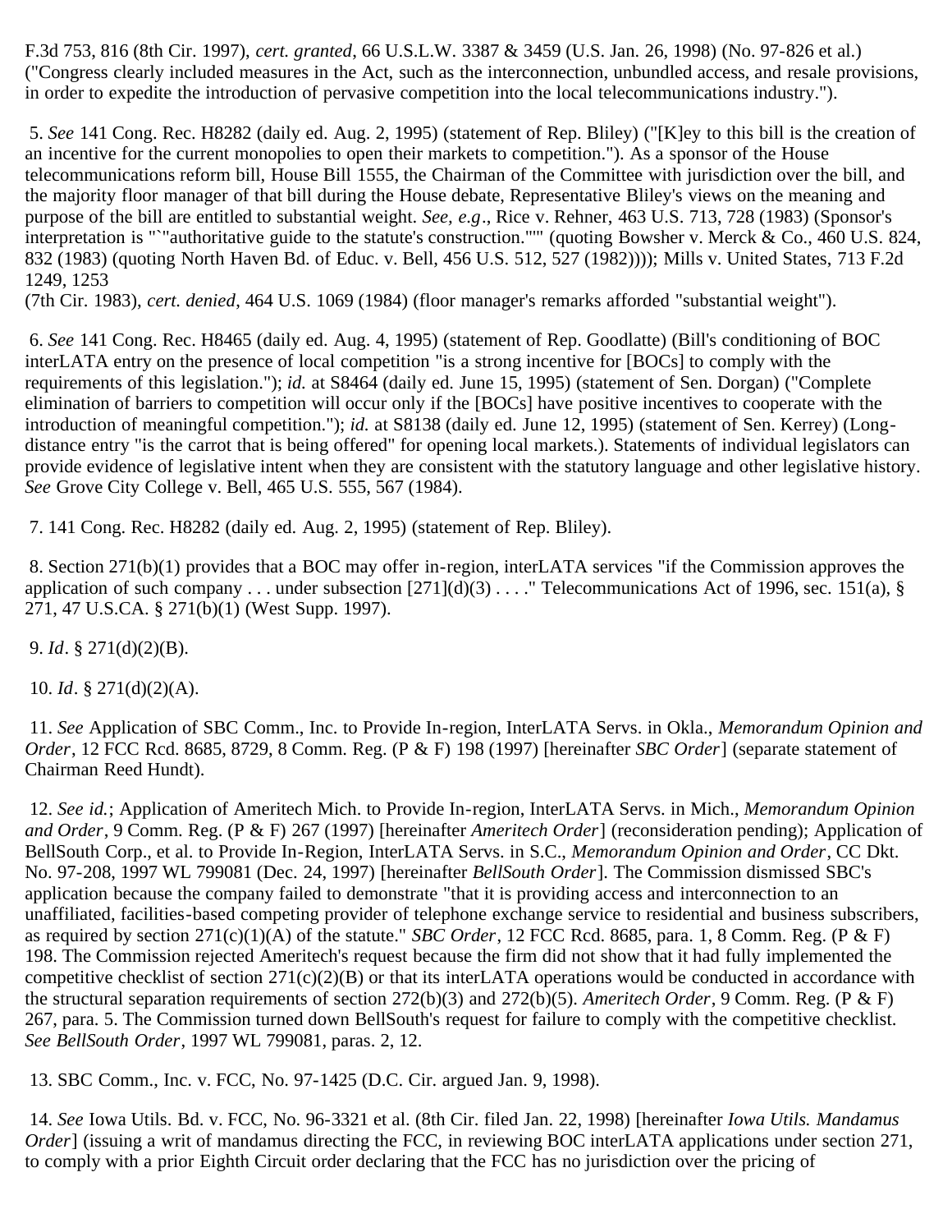F.3d 753, 816 (8th Cir. 1997), *cert. granted*, 66 U.S.L.W. 3387 & 3459 (U.S. Jan. 26, 1998) (No. 97-826 et al.) ("Congress clearly included measures in the Act, such as the interconnection, unbundled access, and resale provisions, in order to expedite the introduction of pervasive competition into the local telecommunications industry.").

5. *See* 141 Cong. Rec. H8282 (daily ed. Aug. 2, 1995) (statement of Rep. Bliley) ("[K]ey to this bill is the creation of an incentive for the current monopolies to open their markets to competition."). As a sponsor of the House telecommunications reform bill, House Bill 1555, the Chairman of the Committee with jurisdiction over the bill, and the majority floor manager of that bill during the House debate, Representative Bliley's views on the meaning and purpose of the bill are entitled to substantial weight. *See, e.g*., Rice v. Rehner, 463 U.S. 713, 728 (1983) (Sponsor's interpretation is "`"authoritative guide to the statute's construction."'" (quoting Bowsher v. Merck & Co., 460 U.S. 824, 832 (1983) (quoting North Haven Bd. of Educ. v. Bell, 456 U.S. 512, 527 (1982)))); Mills v. United States, 713 F.2d 1249, 1253 (7th Cir. 1983), *cert. denied*, 464 U.S. 1069 (1984) (floor manager's remarks afforded "substantial weight").

6. *See* 141 Cong. Rec. H8465 (daily ed. Aug. 4, 1995) (statement of Rep. Goodlatte) (Bill's conditioning of BOC interLATA entry on the presence of local competition "is a strong incentive for [BOCs] to comply with the requirements of this legislation."); *id.* at S8464 (daily ed. June 15, 1995) (statement of Sen. Dorgan) ("Complete elimination of barriers to competition will occur only if the [BOCs] have positive incentives to cooperate with the introduction of meaningful competition."); *id.* at S8138 (daily ed. June 12, 1995) (statement of Sen. Kerrey) (Long-distance entry "is the carrot that is being offered" for opening local markets.). Statements of individual legislators can provide evidence of legislative intent when they are consistent with the statutory language and other legislative history. *See* Grove City College v. Bell, 465 U.S. 555, 567 (1984).

7. 141 Cong. Rec. H8282 (daily ed. Aug. 2, 1995) (statement of Rep. Bliley).

8. Section 271(b)(1) provides that a BOC may offer in-region, interLATA services "if the Commission approves the application of such company . . . under subsection [271](d)(3) . . . ." Telecommunications Act of 1996, sec. 151(a), § 271, 47 U.S.C.A. § 271(b)(1) (West Supp. 1997).

9. *Id*. § 271(d)(2)(B).

10. *Id*. § 271(d)(2)(A).

11. *See* Application of SBC Comm., Inc. to Provide In-region, InterLATA Servs. in Okla., *Memorandum Opinion and Order*, 12 FCC Rcd. 8685, 8729, 8 Comm. Reg. (P & F) 198 (1997) [hereinafter *SBC Order*] (separate statement of Chairman Reed Hundt).

12. *See id.*; Application of Ameritech Mich. to Provide In-region, InterLATA Servs. in Mich., *Memorandum Opinion and Order*, 9 Comm. Reg. (P & F) 267 (1997) [hereinafter *Ameritech Order*] (reconsideration pending); Application of BellSouth Corp., et al. to Provide In-Region, InterLATA Servs. in S.C., *Memorandum Opinion and Order*, CC Dkt. No. 97-208, 1997 WL 799081 (Dec. 24, 1997) [hereinafter *BellSouth Order*]. The Commission dismissed SBC's application because the company failed to demonstrate "that it is providing access and interconnection to an unaffiliated, facilities-based competing provider of telephone exchange service to residential and business subscribers, as required by section 271(c)(1)(A) of the statute." *SBC Order*, 12 FCC Rcd. 8685, para. 1, 8 Comm. Reg. (P & F) 198. The Commission rejected Ameritech's request because the firm did not show that it had fully implemented the competitive checklist of section 271(c)(2)(B) or that its interLATA operations would be conducted in accordance with the structural separation requirements of section 272(b)(3) and 272(b)(5). *Ameritech Order*, 9 Comm. Reg. (P & F) 267, para. 5. The Commission turned down BellSouth's request for failure to comply with the competitive checklist. *See BellSouth Order*, 1997 WL 799081, paras. 2, 12.

13. SBC Comm., Inc. v. FCC, No. 97-1425 (D.C. Cir. argued Jan. 9, 1998).

14. *See* Iowa Utils. Bd. v. FCC, No. 96-3321 et al. (8th Cir. filed Jan. 22, 1998) [hereinafter *Iowa Utils. Mandamus Order*] (issuing a writ of mandamus directing the FCC, in reviewing BOC interLATA applications under section 271, to comply with a prior Eighth Circuit order declaring that the FCC has no jurisdiction over the pricing of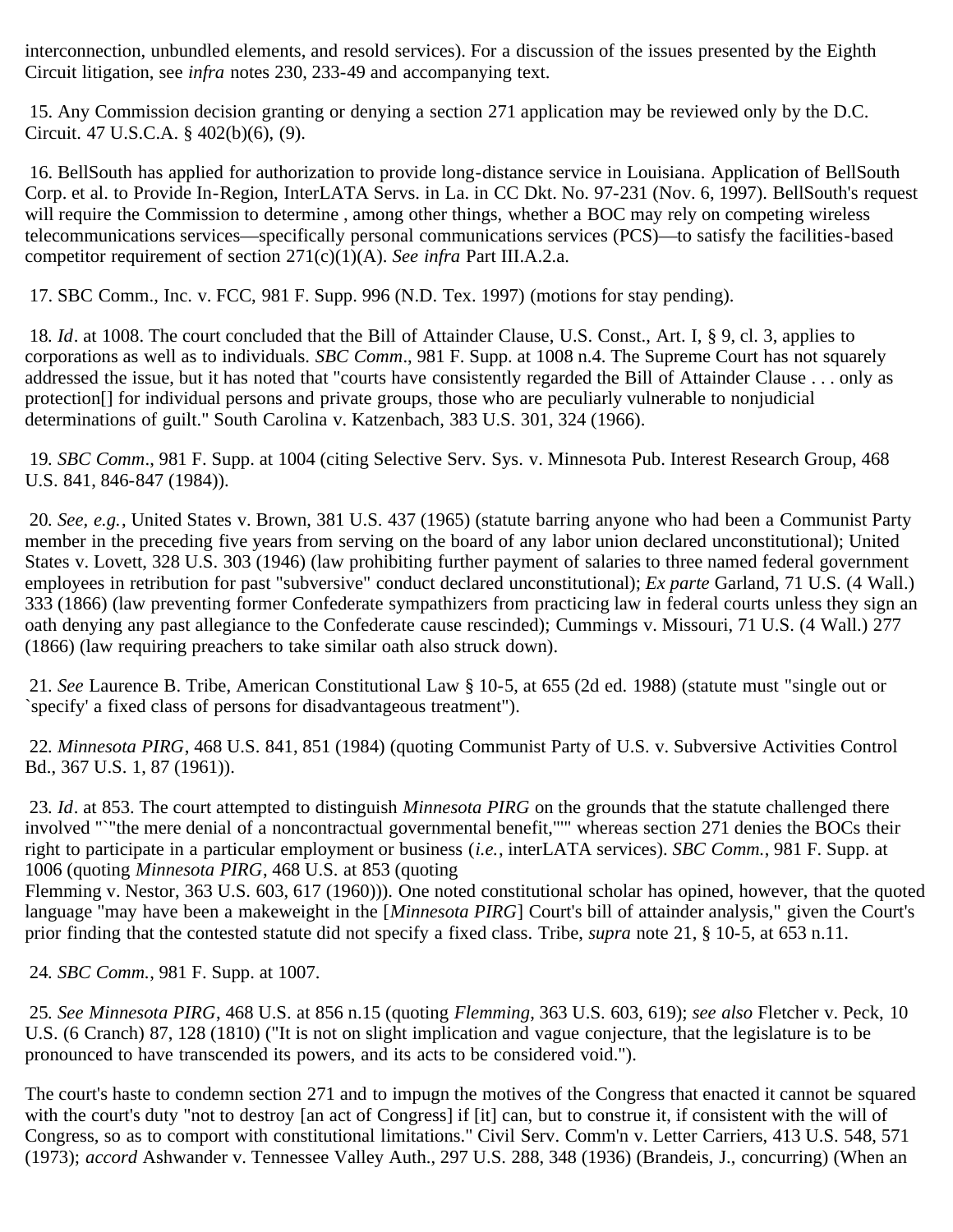interconnection, unbundled elements, and resold services). For a discussion of the issues presented by the Eighth Circuit litigation, see *infra* notes 230, 233-49 and accompanying text.

15. Any Commission decision granting or denying a section 271 application may be reviewed only by the D.C. Circuit. 47 U.S.C.A. § 402(b)(6), (9).

16. BellSouth has applied for authorization to provide long-distance service in Louisiana. Application of BellSouth Corp. et al. to Provide In-Region, InterLATA Servs. in La. in CC Dkt. No. 97-231 (Nov. 6, 1997). BellSouth's request will require the Commission to determine , among other things, whether a BOC may rely on competing wireless telecommunications services—specifically personal communications services (PCS)—to satisfy the facilities-based competitor requirement of section 271(c)(1)(A). *See infra* Part III.A.2.a.

17. SBC Comm., Inc. v. FCC, 981 F. Supp. 996 (N.D. Tex. 1997) (motions for stay pending).

18. *Id*. at 1008. The court concluded that the Bill of Attainder Clause, U.S. Const., Art. I, § 9, cl. 3, applies to corporations as well as to individuals. *SBC Comm*., 981 F. Supp. at 1008 n.4. The Supreme Court has not squarely addressed the issue, but it has noted that "courts have consistently regarded the Bill of Attainder Clause . . . only as protection[] for individual persons and private groups, those who are peculiarly vulnerable to nonjudicial determinations of guilt." South Carolina v. Katzenbach, 383 U.S. 301, 324 (1966).

19. *SBC Comm*., 981 F. Supp. at 1004 (citing Selective Serv. Sys. v. Minnesota Pub. Interest Research Group, 468 U.S. 841, 846-847 (1984)).

20. *See, e.g.*, United States v. Brown, 381 U.S. 437 (1965) (statute barring anyone who had been a Communist Party member in the preceding five years from serving on the board of any labor union declared unconstitutional); United States v. Lovett, 328 U.S. 303 (1946) (law prohibiting further payment of salaries to three named federal government employees in retribution for past "subversive" conduct declared unconstitutional); *Ex parte* Garland, 71 U.S. (4 Wall.) 333 (1866) (law preventing former Confederate sympathizers from practicing law in federal courts unless they sign an oath denying any past allegiance to the Confederate cause rescinded); Cummings v. Missouri, 71 U.S. (4 Wall.) 277 (1866) (law requiring preachers to take similar oath also struck down).

21. *See* Laurence B. Tribe, American Constitutional Law § 10-5, at 655 (2d ed. 1988) (statute must "single out or `specify' a fixed class of persons for disadvantageous treatment").

22. *Minnesota PIRG*, 468 U.S. 841, 851 (1984) (quoting Communist Party of U.S. v. Subversive Activities Control Bd., 367 U.S. 1, 87 (1961)).

23. *Id*. at 853. The court attempted to distinguish *Minnesota PIRG* on the grounds that the statute challenged there involved "`"the mere denial of a noncontractual governmental benefit,""" whereas section 271 denies the BOCs their right to participate in a particular employment or business (*i.e.*, interLATA services). *SBC Comm.*, 981 F. Supp. at 1006 (quoting *Minnesota PIRG*, 468 U.S. at 853 (quoting Flemming v. Nestor, 363 U.S. 603, 617 (1960))). One noted constitutional scholar has opined, however, that the quoted language "may have been a makeweight in the [*Minnesota PIRG*] Court's bill of attainder analysis," given the Court's prior finding that the contested statute did not specify a fixed class. Tribe, *supra* note 21, § 10-5, at 653 n.11.

24. *SBC Comm.*, 981 F. Supp. at 1007.

25. *See Minnesota PIRG*, 468 U.S. at 856 n.15 (quoting *Flemming*, 363 U.S. 603, 619); *see also* Fletcher v. Peck, 10 U.S. (6 Cranch) 87, 128 (1810) ("It is not on slight implication and vague conjecture, that the legislature is to be pronounced to have transcended its powers, and its acts to be considered void.").

The court's haste to condemn section 271 and to impugn the motives of the Congress that enacted it cannot be squared with the court's duty "not to destroy [an act of Congress] if [it] can, but to construe it, if consistent with the will of Congress, so as to comport with constitutional limitations." Civil Serv. Comm'n v. Letter Carriers, 413 U.S. 548, 571 (1973); *accord* Ashwander v. Tennessee Valley Auth., 297 U.S. 288, 348 (1936) (Brandeis, J., concurring) (When an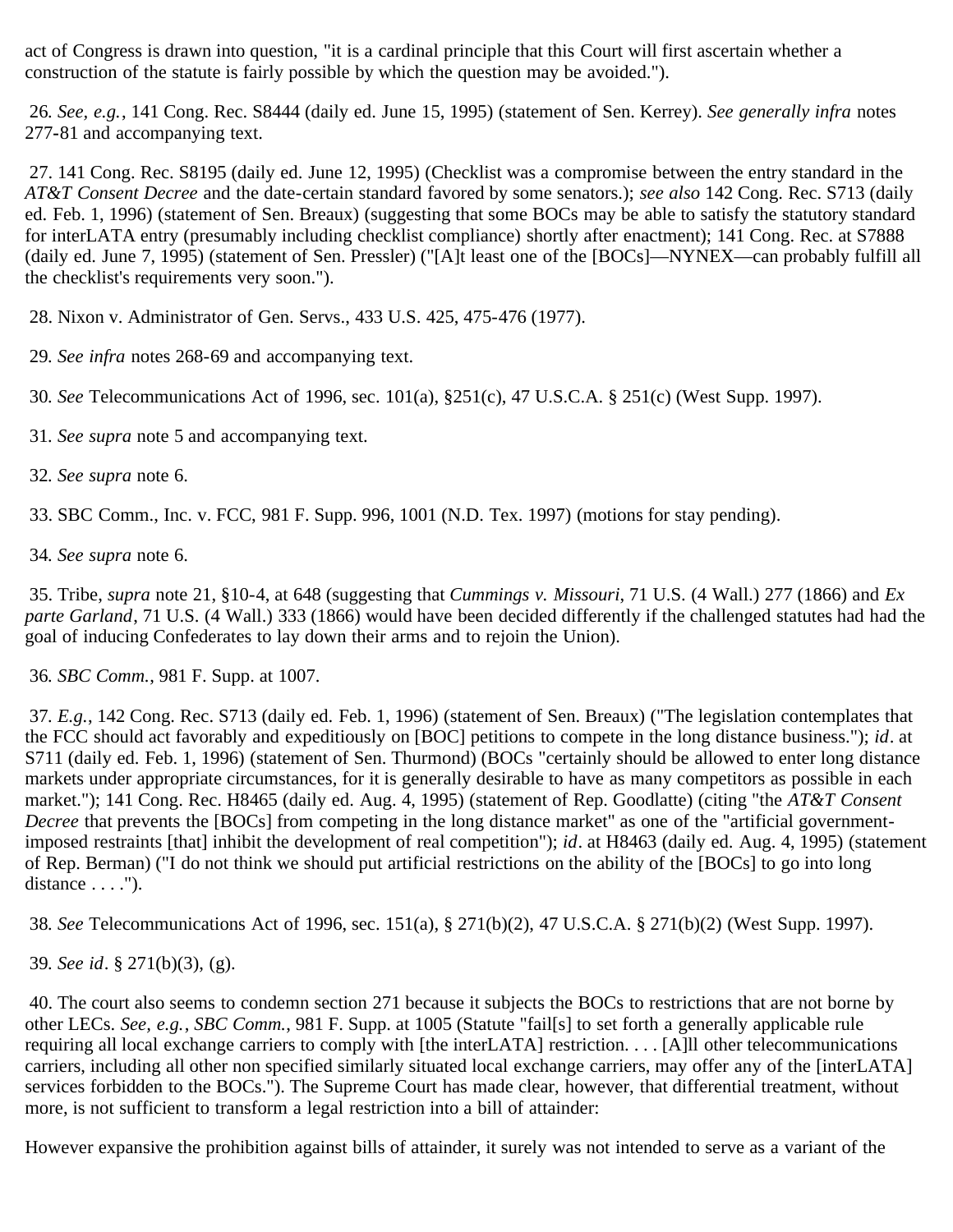act of Congress is drawn into question, "it is a cardinal principle that this Court will first ascertain whether a construction of the statute is fairly possible by which the question may be avoided.").

26. *See, e.g.*, 141 Cong. Rec. S8444 (daily ed. June 15, 1995) (statement of Sen. Kerrey). *See generally infra* notes 277-81 and accompanying text.

27. 141 Cong. Rec. S8195 (daily ed. June 12, 1995) (Checklist was a compromise between the entry standard in the *AT&T Consent Decree* and the date-certain standard favored by some senators.); *see also* 142 Cong. Rec. S713 (daily ed. Feb. 1, 1996) (statement of Sen. Breaux) (suggesting that some BOCs may be able to satisfy the statutory standard for interLATA entry (presumably including checklist compliance) shortly after enactment); 141 Cong. Rec. at S7888 (daily ed. June 7, 1995) (statement of Sen. Pressler) ("[A]t least one of the [BOCs]—NYNEX—can probably fulfill all the checklist's requirements very soon.").

28. Nixon v. Administrator of Gen. Servs., 433 U.S. 425, 475-476 (1977).

29. *See infra* notes 268-69 and accompanying text.

30. *See* Telecommunications Act of 1996, sec. 101(a), §251(c), 47 U.S.C.A. § 251(c) (West Supp. 1997).

31. *See supra* note 5 and accompanying text.

32. *See supra* note 6.

33. SBC Comm., Inc. v. FCC, 981 F. Supp. 996, 1001 (N.D. Tex. 1997) (motions for stay pending).

34. *See supra* note 6.

35. Tribe, *supra* note 21, §10-4, at 648 (suggesting that *Cummings v. Missouri*, 71 U.S. (4 Wall.) 277 (1866) and *Ex parte Garland*, 71 U.S. (4 Wall.) 333 (1866) would have been decided differently if the challenged statutes had had the goal of inducing Confederates to lay down their arms and to rejoin the Union).

36. *SBC Comm.*, 981 F. Supp. at 1007.

37. *E.g.*, 142 Cong. Rec. S713 (daily ed. Feb. 1, 1996) (statement of Sen. Breaux) ("The legislation contemplates that the FCC should act favorably and expeditiously on [BOC] petitions to compete in the long distance business."); *id*. at S711 (daily ed. Feb. 1, 1996) (statement of Sen. Thurmond) (BOCs "certainly should be allowed to enter long distance markets under appropriate circumstances, for it is generally desirable to have as many competitors as possible in each market."); 141 Cong. Rec. H8465 (daily ed. Aug. 4, 1995) (statement of Rep. Goodlatte) (citing "the *AT&T Consent Decree* that prevents the [BOCs] from competing in the long distance market" as one of the "artificial government-imposed restraints [that] inhibit the development of real competition"); *id*. at H8463 (daily ed. Aug. 4, 1995) (statement of Rep. Berman) ("I do not think we should put artificial restrictions on the ability of the [BOCs] to go into long distance . . . .").

38. *See* Telecommunications Act of 1996, sec. 151(a), § 271(b)(2), 47 U.S.C.A. § 271(b)(2) (West Supp. 1997).

39. *See id*. § 271(b)(3), (g).

40. The court also seems to condemn section 271 because it subjects the BOCs to restrictions that are not borne by other LECs. *See, e.g.*, *SBC Comm.*, 981 F. Supp. at 1005 (Statute "fail[s] to set forth a generally applicable rule requiring all local exchange carriers to comply with [the interLATA] restriction. . . . [A]ll other telecommunications carriers, including all other non specified similarly situated local exchange carriers, may offer any of the [interLATA] services forbidden to the BOCs."). The Supreme Court has made clear, however, that differential treatment, without more, is not sufficient to transform a legal restriction into a bill of attainder:

However expansive the prohibition against bills of attainder, it surely was not intended to serve as a variant of the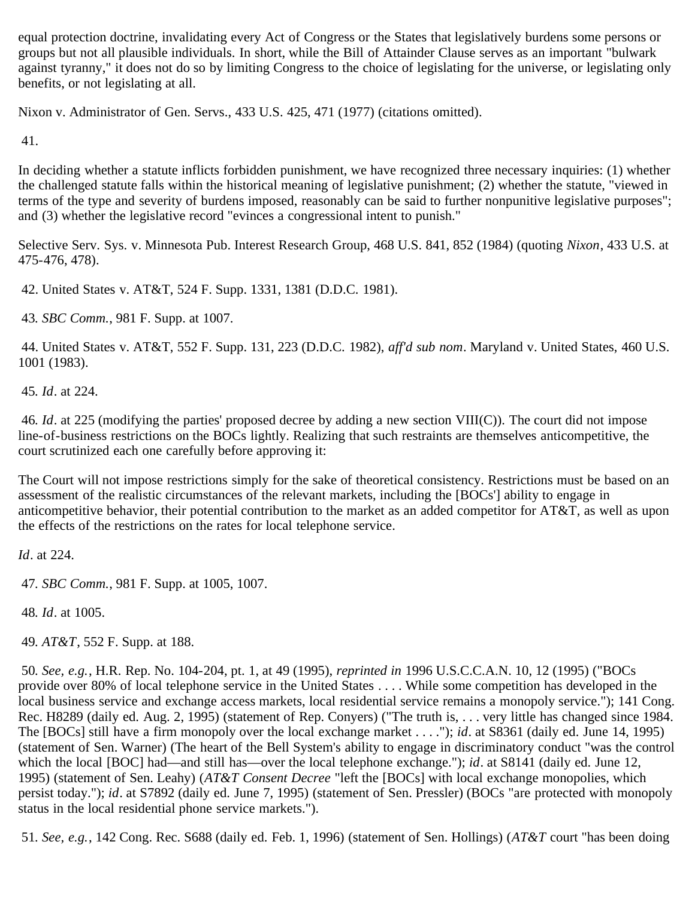equal protection doctrine, invalidating every Act of Congress or the States that legislatively burdens some persons or groups but not all plausible individuals. In short, while the Bill of Attainder Clause serves as an important "bulwark against tyranny," it does not do so by limiting Congress to the choice of legislating for the universe, or legislating only benefits, or not legislating at all.

Nixon v. Administrator of Gen. Servs., 433 U.S. 425, 471 (1977) (citations omitted).

41.

In deciding whether a statute inflicts forbidden punishment, we have recognized three necessary inquiries: (1) whether the challenged statute falls within the historical meaning of legislative punishment; (2) whether the statute, "viewed in terms of the type and severity of burdens imposed, reasonably can be said to further nonpunitive legislative purposes"; and (3) whether the legislative record "evinces a congressional intent to punish."

Selective Serv. Sys. v. Minnesota Pub. Interest Research Group, 468 U.S. 841, 852 (1984) (quoting *Nixon*, 433 U.S. at 475-476, 478).

42. United States v. AT&T, 524 F. Supp. 1331, 1381 (D.D.C. 1981).

43. *SBC Comm.*, 981 F. Supp. at 1007.

44. United States v. AT&T, 552 F. Supp. 131, 223 (D.D.C. 1982), *aff'd sub nom*. Maryland v. United States, 460 U.S. 1001 (1983).

45. *Id*. at 224.

46. *Id*. at 225 (modifying the parties' proposed decree by adding a new section VIII(C)). The court did not impose line-of-business restrictions on the BOCs lightly. Realizing that such restraints are themselves anticompetitive, the court scrutinized each one carefully before approving it:

The Court will not impose restrictions simply for the sake of theoretical consistency. Restrictions must be based on an assessment of the realistic circumstances of the relevant markets, including the [BOCs'] ability to engage in anticompetitive behavior, their potential contribution to the market as an added competitor for AT&T, as well as upon the effects of the restrictions on the rates for local telephone service.

*Id*. at 224.

47. *SBC Comm.*, 981 F. Supp. at 1005, 1007.

48. *Id*. at 1005.

49. *AT&T*, 552 F. Supp. at 188.

50. *See, e.g.*, H.R. Rep. No. 104-204, pt. 1, at 49 (1995), *reprinted in* 1996 U.S.C.C.A.N. 10, 12 (1995) ("BOCs provide over 80% of local telephone service in the United States . . . . While some competition has developed in the local business service and exchange access markets, local residential service remains a monopoly service."); 141 Cong. Rec. H8289 (daily ed. Aug. 2, 1995) (statement of Rep. Conyers) ("The truth is, . . . very little has changed since 1984. The [BOCs] still have a firm monopoly over the local exchange market . . . ."); *id*. at S8361 (daily ed. June 14, 1995) (statement of Sen. Warner) (The heart of the Bell System's ability to engage in discriminatory conduct "was the control which the local [BOC] had—and still has—over the local telephone exchange."); *id*. at S8141 (daily ed. June 12, 1995) (statement of Sen. Leahy) (*AT&T Consent Decree* "left the [BOCs] with local exchange monopolies, which persist today."); *id*. at S7892 (daily ed. June 7, 1995) (statement of Sen. Pressler) (BOCs "are protected with monopoly status in the local residential phone service markets.").

51. *See, e.g.*, 142 Cong. Rec. S688 (daily ed. Feb. 1, 1996) (statement of Sen. Hollings) (*AT&T* court "has been doing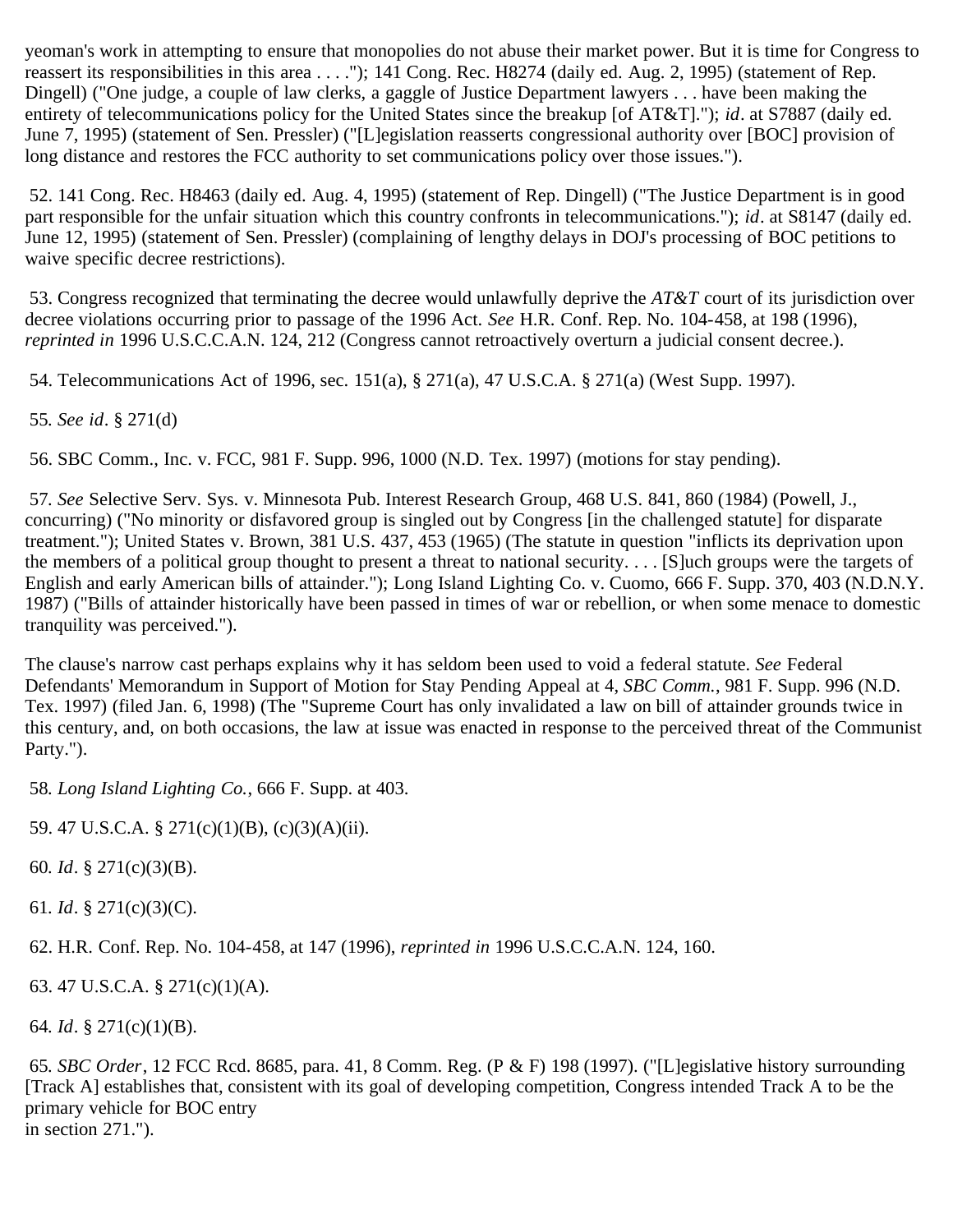yeoman's work in attempting to ensure that monopolies do not abuse their market power. But it is time for Congress to reassert its responsibilities in this area . . . ."); 141 Cong. Rec. H8274 (daily ed. Aug. 2, 1995) (statement of Rep. Dingell) ("One judge, a couple of law clerks, a gaggle of Justice Department lawyers . . . have been making the entirety of telecommunications policy for the United States since the breakup [of AT&T]."); *id*. at S7887 (daily ed. June 7, 1995) (statement of Sen. Pressler) ("[L]egislation reasserts congressional authority over [BOC] provision of long distance and restores the FCC authority to set communications policy over those issues.").

52. 141 Cong. Rec. H8463 (daily ed. Aug. 4, 1995) (statement of Rep. Dingell) ("The Justice Department is in good part responsible for the unfair situation which this country confronts in telecommunications."); *id*. at S8147 (daily ed. June 12, 1995) (statement of Sen. Pressler) (complaining of lengthy delays in DOJ's processing of BOC petitions to waive specific decree restrictions).

53. Congress recognized that terminating the decree would unlawfully deprive the *AT&T* court of its jurisdiction over decree violations occurring prior to passage of the 1996 Act. *See* H.R. Conf. Rep. No. 104-458, at 198 (1996), *reprinted in* 1996 U.S.C.C.A.N. 124, 212 (Congress cannot retroactively overturn a judicial consent decree.).

54. Telecommunications Act of 1996, sec. 151(a), § 271(a), 47 U.S.C.A. § 271(a) (West Supp. 1997).

55. *See id*. § 271(d)

56. SBC Comm., Inc. v. FCC, 981 F. Supp. 996, 1000 (N.D. Tex. 1997) (motions for stay pending).

57. *See* Selective Serv. Sys. v. Minnesota Pub. Interest Research Group, 468 U.S. 841, 860 (1984) (Powell, J., concurring) ("No minority or disfavored group is singled out by Congress [in the challenged statute] for disparate treatment."); United States v. Brown, 381 U.S. 437, 453 (1965) (The statute in question "inflicts its deprivation upon the members of a political group thought to present a threat to national security. . . . [S]uch groups were the targets of English and early American bills of attainder."); Long Island Lighting Co. v. Cuomo, 666 F. Supp. 370, 403 (N.D.N.Y. 1987) ("Bills of attainder historically have been passed in times of war or rebellion, or when some menace to domestic tranquility was perceived.").

The clause's narrow cast perhaps explains why it has seldom been used to void a federal statute. *See* Federal Defendants' Memorandum in Support of Motion for Stay Pending Appeal at 4, *SBC Comm.*, 981 F. Supp. 996 (N.D. Tex. 1997) (filed Jan. 6, 1998) (The "Supreme Court has only invalidated a law on bill of attainder grounds twice in this century, and, on both occasions, the law at issue was enacted in response to the perceived threat of the Communist Party.").

58. *Long Island Lighting Co.*, 666 F. Supp. at 403.

59. 47 U.S.C.A. § 271(c)(1)(B), (c)(3)(A)(ii).

60. *Id*. § 271(c)(3)(B).

61. *Id*. § 271(c)(3)(C).

62. H.R. Conf. Rep. No. 104-458, at 147 (1996), *reprinted in* 1996 U.S.C.C.A.N. 124, 160.

63. 47 U.S.C.A. § 271(c)(1)(A).

64. *Id*. § 271(c)(1)(B).

65. *SBC Order*, 12 FCC Rcd. 8685, para. 41, 8 Comm. Reg. (P & F) 198 (1997). ("[L]egislative history surrounding [Track A] establishes that, consistent with its goal of developing competition, Congress intended Track A to be the primary vehicle for BOC entry in section 271.").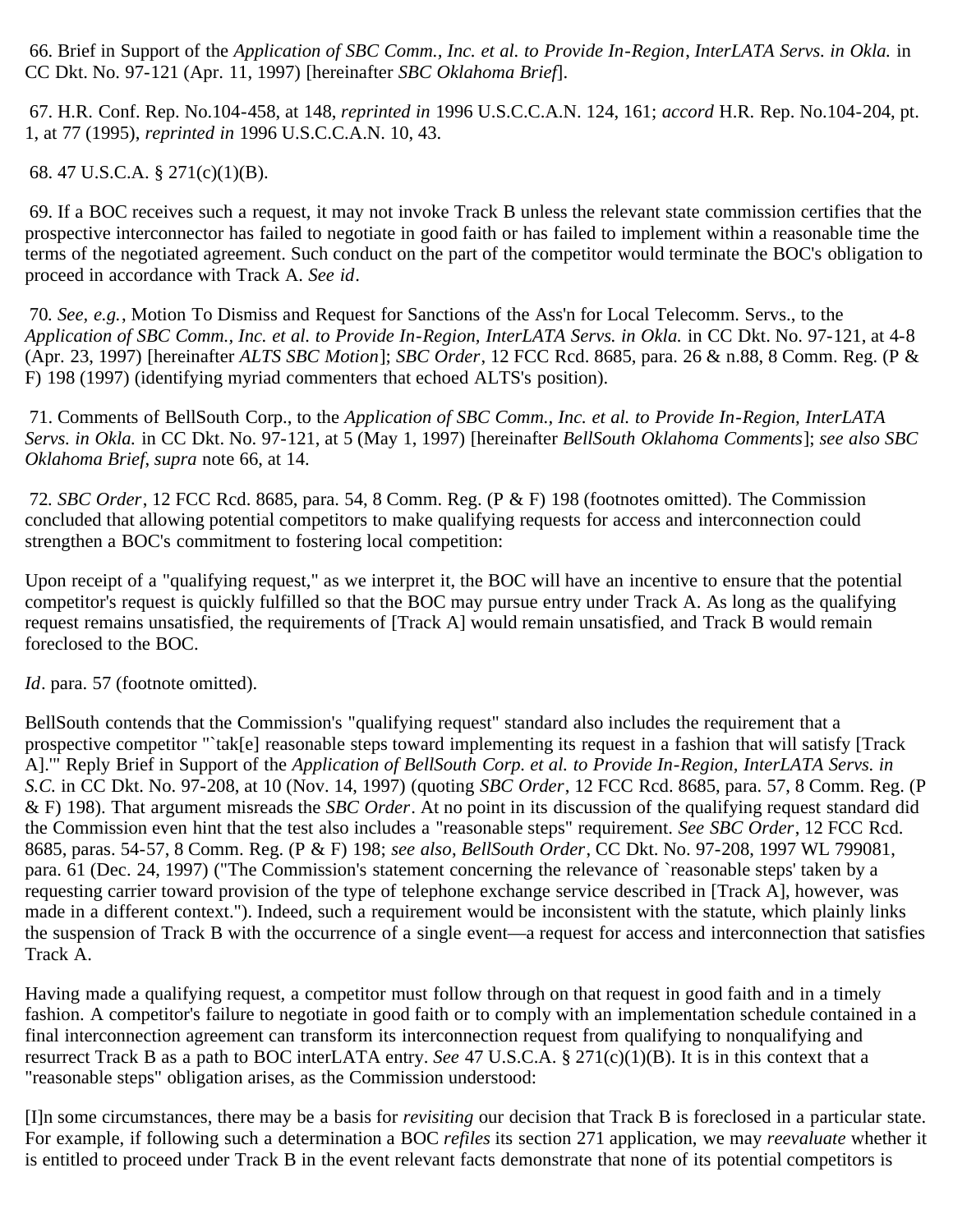66. Brief in Support of the *Application of SBC Comm., Inc. et al. to Provide In-Region, InterLATA Servs. in Okla.* in CC Dkt. No. 97-121 (Apr. 11, 1997) [hereinafter *SBC Oklahoma Brief*].

67. H.R. Conf. Rep. No.104-458, at 148, *reprinted in* 1996 U.S.C.C.A.N. 124, 161; *accord* H.R. Rep. No.104-204, pt. 1, at 77 (1995), *reprinted in* 1996 U.S.C.C.A.N. 10, 43.

68. 47 U.S.C.A. § 271(c)(1)(B).

69. If a BOC receives such a request, it may not invoke Track B unless the relevant state commission certifies that the prospective interconnector has failed to negotiate in good faith or has failed to implement within a reasonable time the terms of the negotiated agreement. Such conduct on the part of the competitor would terminate the BOC's obligation to proceed in accordance with Track A. *See id*.

70. *See, e.g.*, Motion To Dismiss and Request for Sanctions of the Ass'n for Local Telecomm. Servs., to the *Application of SBC Comm., Inc. et al. to Provide In-Region, InterLATA Servs. in Okla.* in CC Dkt. No. 97-121, at 4-8 (Apr. 23, 1997) [hereinafter *ALTS SBC Motion*]; *SBC Order*, 12 FCC Rcd. 8685, para. 26 & n.88, 8 Comm. Reg. (P & F) 198 (1997) (identifying myriad commenters that echoed ALTS's position).

71. Comments of BellSouth Corp., to the *Application of SBC Comm., Inc. et al. to Provide In-Region, InterLATA Servs. in Okla.* in CC Dkt. No. 97-121, at 5 (May 1, 1997) [hereinafter *BellSouth Oklahoma Comments*]; *see also SBC Oklahoma Brief*, *supra* note 66, at 14.

72. *SBC Order*, 12 FCC Rcd. 8685, para. 54, 8 Comm. Reg. (P & F) 198 (footnotes omitted). The Commission concluded that allowing potential competitors to make qualifying requests for access and interconnection could strengthen a BOC's commitment to fostering local competition:

Upon receipt of a "qualifying request," as we interpret it, the BOC will have an incentive to ensure that the potential competitor's request is quickly fulfilled so that the BOC may pursue entry under Track A. As long as the qualifying request remains unsatisfied, the requirements of [Track A] would remain unsatisfied, and Track B would remain foreclosed to the BOC.

*Id*. para. 57 (footnote omitted).

BellSouth contends that the Commission's "qualifying request" standard also includes the requirement that a prospective competitor "`tak[e] reasonable steps toward implementing its request in a fashion that will satisfy [Track A].'" Reply Brief in Support of the *Application of BellSouth Corp. et al. to Provide In-Region, InterLATA Servs. in S.C.* in CC Dkt. No. 97-208, at 10 (Nov. 14, 1997) (quoting *SBC Order*, 12 FCC Rcd. 8685, para. 57, 8 Comm. Reg. (P & F) 198). That argument misreads the *SBC Order*. At no point in its discussion of the qualifying request standard did the Commission even hint that the test also includes a "reasonable steps" requirement. *See SBC Order*, 12 FCC Rcd. 8685, paras. 54-57, 8 Comm. Reg. (P & F) 198; *see also*, *BellSouth Order*, CC Dkt. No. 97-208, 1997 WL 799081, para. 61 (Dec. 24, 1997) ("The Commission's statement concerning the relevance of `reasonable steps' taken by a requesting carrier toward provision of the type of telephone exchange service described in [Track A], however, was made in a different context."). Indeed, such a requirement would be inconsistent with the statute, which plainly links the suspension of Track B with the occurrence of a single event—a request for access and interconnection that satisfies Track A.

Having made a qualifying request, a competitor must follow through on that request in good faith and in a timely fashion. A competitor's failure to negotiate in good faith or to comply with an implementation schedule contained in a final interconnection agreement can transform its interconnection request from qualifying to nonqualifying and resurrect Track B as a path to BOC interLATA entry. *See* 47 U.S.C.A. § 271(c)(1)(B). It is in this context that a "reasonable steps" obligation arises, as the Commission understood:

[I]n some circumstances, there may be a basis for *revisiting* our decision that Track B is foreclosed in a particular state. For example, if following such a determination a BOC *refiles* its section 271 application, we may *reevaluate* whether it is entitled to proceed under Track B in the event relevant facts demonstrate that none of its potential competitors is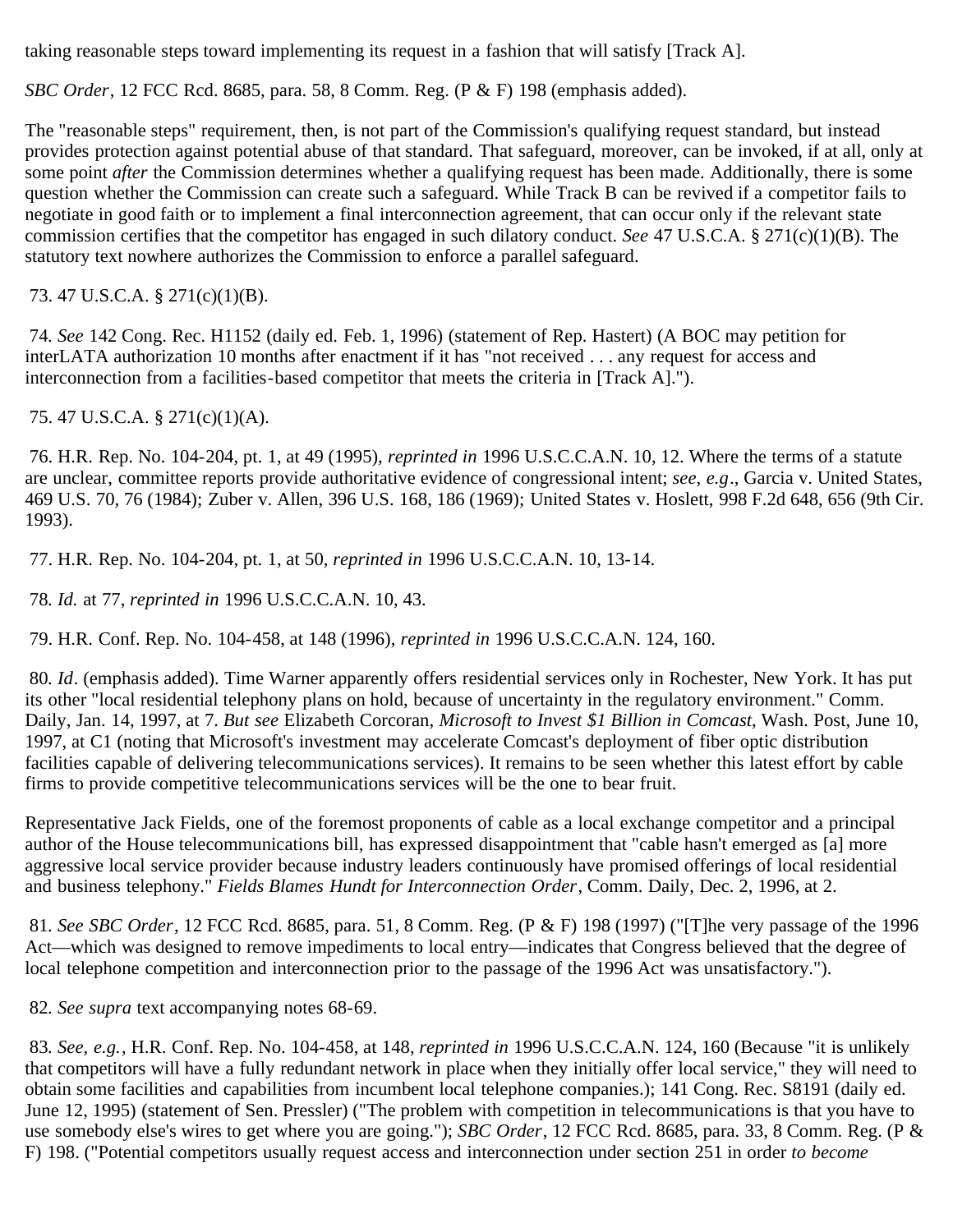taking reasonable steps toward implementing its request in a fashion that will satisfy [Track A].

*SBC Order*, 12 FCC Rcd. 8685, para. 58, 8 Comm. Reg. (P & F) 198 (emphasis added).

The "reasonable steps" requirement, then, is not part of the Commission's qualifying request standard, but instead provides protection against potential abuse of that standard. That safeguard, moreover, can be invoked, if at all, only at some point *after* the Commission determines whether a qualifying request has been made. Additionally, there is some question whether the Commission can create such a safeguard. While Track B can be revived if a competitor fails to negotiate in good faith or to implement a final interconnection agreement, that can occur only if the relevant state commission certifies that the competitor has engaged in such dilatory conduct. *See* 47 U.S.C.A. § 271(c)(1)(B). The statutory text nowhere authorizes the Commission to enforce a parallel safeguard.

73. 47 U.S.C.A. § 271(c)(1)(B).

74. *See* 142 Cong. Rec. H1152 (daily ed. Feb. 1, 1996) (statement of Rep. Hastert) (A BOC may petition for interLATA authorization 10 months after enactment if it has "not received . . . any request for access and interconnection from a facilities-based competitor that meets the criteria in [Track A].").

75. 47 U.S.C.A. § 271(c)(1)(A).

76. H.R. Rep. No. 104-204, pt. 1, at 49 (1995), *reprinted in* 1996 U.S.C.C.A.N. 10, 12. Where the terms of a statute are unclear, committee reports provide authoritative evidence of congressional intent; *see, e.g*., Garcia v. United States, 469 U.S. 70, 76 (1984); Zuber v. Allen, 396 U.S. 168, 186 (1969); United States v. Hoslett, 998 F.2d 648, 656 (9th Cir. 1993).

77. H.R. Rep. No. 104-204, pt. 1, at 50, *reprinted in* 1996 U.S.C.C.A.N. 10, 13-14.

78. *Id.* at 77, *reprinted in* 1996 U.S.C.C.A.N. 10, 43.

79. H.R. Conf. Rep. No. 104-458, at 148 (1996), *reprinted in* 1996 U.S.C.C.A.N. 124, 160.

80. *Id*. (emphasis added). Time Warner apparently offers residential services only in Rochester, New York. It has put its other "local residential telephony plans on hold, because of uncertainty in the regulatory environment." Comm. Daily, Jan. 14, 1997, at 7. *But see* Elizabeth Corcoran, *Microsoft to Invest $1 Billion in Comcast*, Wash. Post, June 10, 1997, at C1 (noting that Microsoft's investment may accelerate Comcast's deployment of fiber optic distribution facilities capable of delivering telecommunications services). It remains to be seen whether this latest effort by cable firms to provide competitive telecommunications services will be the one to bear fruit.

Representative Jack Fields, one of the foremost proponents of cable as a local exchange competitor and a principal author of the House telecommunications bill, has expressed disappointment that "cable hasn't emerged as [a] more aggressive local service provider because industry leaders continuously have promised offerings of local residential and business telephony." *Fields Blames Hundt for Interconnection Order*, Comm. Daily, Dec. 2, 1996, at 2.

81. *See SBC Order*, 12 FCC Rcd. 8685, para. 51, 8 Comm. Reg. (P & F) 198 (1997) ("[T]he very passage of the 1996 Act—which was designed to remove impediments to local entry—indicates that Congress believed that the degree of local telephone competition and interconnection prior to the passage of the 1996 Act was unsatisfactory.").

82. *See supra* text accompanying notes 68-69.

83. *See, e.g.*, H.R. Conf. Rep. No. 104-458, at 148, *reprinted in* 1996 U.S.C.C.A.N. 124, 160 (Because "it is unlikely that competitors will have a fully redundant network in place when they initially offer local service," they will need to obtain some facilities and capabilities from incumbent local telephone companies.); 141 Cong. Rec. S8191 (daily ed. June 12, 1995) (statement of Sen. Pressler) ("The problem with competition in telecommunications is that you have to use somebody else's wires to get where you are going."); *SBC Order*, 12 FCC Rcd. 8685, para. 33, 8 Comm. Reg. (P & F) 198. ("Potential competitors usually request access and interconnection under section 251 in order *to become*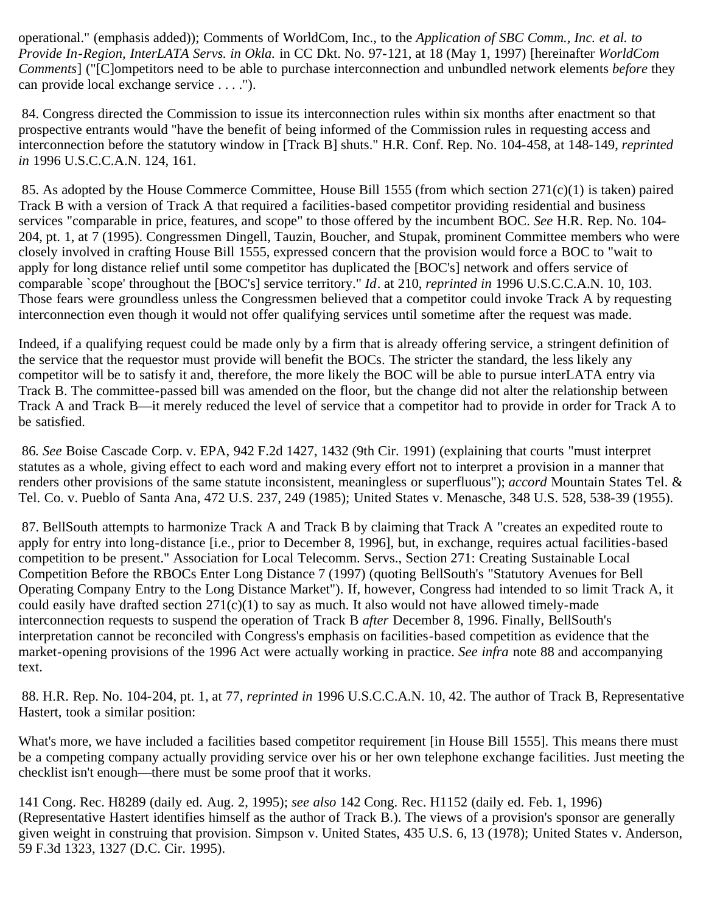operational." (emphasis added)); Comments of WorldCom, Inc., to the *Application of SBC Comm., Inc. et al. to Provide In-Region, InterLATA Servs. in Okla.* in CC Dkt. No. 97-121, at 18 (May 1, 1997) [hereinafter *WorldCom Comments*] ("[C]ompetitors need to be able to purchase interconnection and unbundled network elements *before* they can provide local exchange service . . . .").

84. Congress directed the Commission to issue its interconnection rules within six months after enactment so that prospective entrants would "have the benefit of being informed of the Commission rules in requesting access and interconnection before the statutory window in [Track B] shuts." H.R. Conf. Rep. No. 104-458, at 148-149, *reprinted in* 1996 U.S.C.C.A.N. 124, 161.

85. As adopted by the House Commerce Committee, House Bill 1555 (from which section 271(c)(1) is taken) paired Track B with a version of Track A that required a facilities-based competitor providing residential and business services "comparable in price, features, and scope" to those offered by the incumbent BOC. *See* H.R. Rep. No. 104-204, pt. 1, at 7 (1995). Congressmen Dingell, Tauzin, Boucher, and Stupak, prominent Committee members who were closely involved in crafting House Bill 1555, expressed concern that the provision would force a BOC to "wait to apply for long distance relief until some competitor has duplicated the [BOC's] network and offers service of comparable `scope' throughout the [BOC's] service territory." *Id*. at 210, *reprinted in* 1996 U.S.C.C.A.N. 10, 103. Those fears were groundless unless the Congressmen believed that a competitor could invoke Track A by requesting interconnection even though it would not offer qualifying services until sometime after the request was made.

Indeed, if a qualifying request could be made only by a firm that is already offering service, a stringent definition of the service that the requestor must provide will benefit the BOCs. The stricter the standard, the less likely any competitor will be to satisfy it and, therefore, the more likely the BOC will be able to pursue interLATA entry via Track B. The committee-passed bill was amended on the floor, but the change did not alter the relationship between Track A and Track B—it merely reduced the level of service that a competitor had to provide in order for Track A to be satisfied.

86. *See* Boise Cascade Corp. v. EPA, 942 F.2d 1427, 1432 (9th Cir. 1991) (explaining that courts "must interpret statutes as a whole, giving effect to each word and making every effort not to interpret a provision in a manner that renders other provisions of the same statute inconsistent, meaningless or superfluous"); *accord* Mountain States Tel. & Tel. Co. v. Pueblo of Santa Ana, 472 U.S. 237, 249 (1985); United States v. Menasche, 348 U.S. 528, 538-39 (1955).

87. BellSouth attempts to harmonize Track A and Track B by claiming that Track A "creates an expedited route to apply for entry into long-distance [i.e., prior to December 8, 1996], but, in exchange, requires actual facilities-based competition to be present." Association for Local Telecomm. Servs., Section 271: Creating Sustainable Local Competition Before the RBOCs Enter Long Distance 7 (1997) (quoting BellSouth's "Statutory Avenues for Bell Operating Company Entry to the Long Distance Market"). If, however, Congress had intended to so limit Track A, it could easily have drafted section 271(c)(1) to say as much. It also would not have allowed timely-made interconnection requests to suspend the operation of Track B *after* December 8, 1996. Finally, BellSouth's interpretation cannot be reconciled with Congress's emphasis on facilities-based competition as evidence that the market-opening provisions of the 1996 Act were actually working in practice. *See infra* note 88 and accompanying text.

88. H.R. Rep. No. 104-204, pt. 1, at 77, *reprinted in* 1996 U.S.C.C.A.N. 10, 42. The author of Track B, Representative Hastert, took a similar position:

What's more, we have included a facilities based competitor requirement [in House Bill 1555]. This means there must be a competing company actually providing service over his or her own telephone exchange facilities. Just meeting the checklist isn't enough—there must be some proof that it works.

141 Cong. Rec. H8289 (daily ed. Aug. 2, 1995); *see also* 142 Cong. Rec. H1152 (daily ed. Feb. 1, 1996) (Representative Hastert identifies himself as the author of Track B.). The views of a provision's sponsor are generally given weight in construing that provision. Simpson v. United States, 435 U.S. 6, 13 (1978); United States v. Anderson, 59 F.3d 1323, 1327 (D.C. Cir. 1995).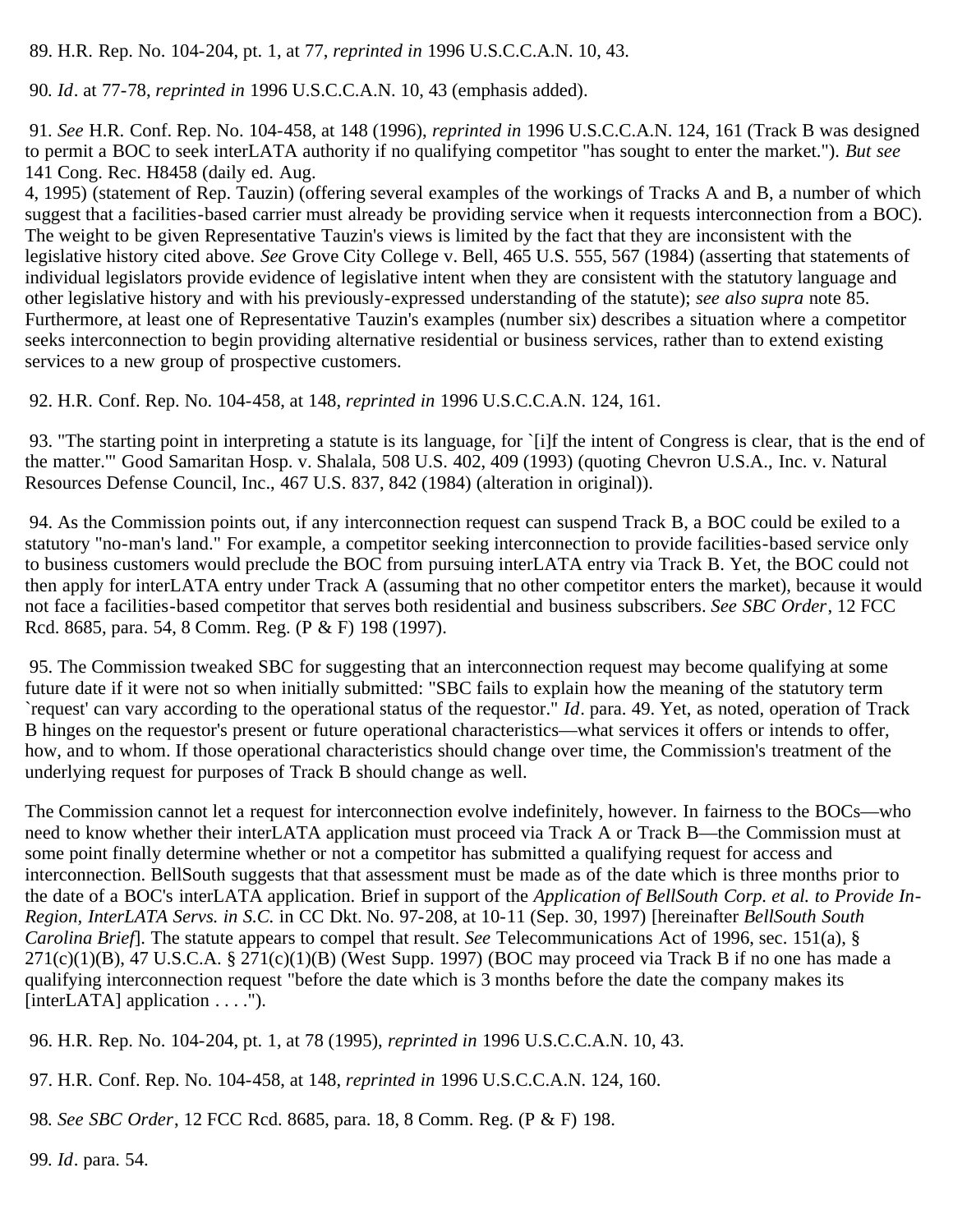89. H.R. Rep. No. 104-204, pt. 1, at 77, *reprinted in* 1996 U.S.C.C.A.N. 10, 43.

90. *Id*. at 77-78, *reprinted in* 1996 U.S.C.C.A.N. 10, 43 (emphasis added).

91. *See* H.R. Conf. Rep. No. 104-458, at 148 (1996), *reprinted in* 1996 U.S.C.C.A.N. 124, 161 (Track B was designed to permit a BOC to seek interLATA authority if no qualifying competitor "has sought to enter the market."). *But see* 141 Cong. Rec. H8458 (daily ed. Aug. 4, 1995) (statement of Rep. Tauzin) (offering several examples of the workings of Tracks A and B, a number of which suggest that a facilities-based carrier must already be providing service when it requests interconnection from a BOC). The weight to be given Representative Tauzin's views is limited by the fact that they are inconsistent with the legislative history cited above. *See* Grove City College v. Bell, 465 U.S. 555, 567 (1984) (asserting that statements of individual legislators provide evidence of legislative intent when they are consistent with the statutory language and other legislative history and with his previously-expressed understanding of the statute); *see also supra* note 85. Furthermore, at least one of Representative Tauzin's examples (number six) describes a situation where a competitor seeks interconnection to begin providing alternative residential or business services, rather than to extend existing services to a new group of prospective customers.

92. H.R. Conf. Rep. No. 104-458, at 148, *reprinted in* 1996 U.S.C.C.A.N. 124, 161.

93. "The starting point in interpreting a statute is its language, for `[i]f the intent of Congress is clear, that is the end of the matter.'" Good Samaritan Hosp. v. Shalala, 508 U.S. 402, 409 (1993) (quoting Chevron U.S.A., Inc. v. Natural Resources Defense Council, Inc., 467 U.S. 837, 842 (1984) (alteration in original)).

94. As the Commission points out, if any interconnection request can suspend Track B, a BOC could be exiled to a statutory "no-man's land." For example, a competitor seeking interconnection to provide facilities-based service only to business customers would preclude the BOC from pursuing interLATA entry via Track B. Yet, the BOC could not then apply for interLATA entry under Track A (assuming that no other competitor enters the market), because it would not face a facilities-based competitor that serves both residential and business subscribers. *See SBC Order*, 12 FCC Rcd. 8685, para. 54, 8 Comm. Reg. (P & F) 198 (1997).

95. The Commission tweaked SBC for suggesting that an interconnection request may become qualifying at some future date if it were not so when initially submitted: "SBC fails to explain how the meaning of the statutory term `request' can vary according to the operational status of the requestor." *Id*. para. 49. Yet, as noted, operation of Track B hinges on the requestor's present or future operational characteristics—what services it offers or intends to offer, how, and to whom. If those operational characteristics should change over time, the Commission's treatment of the underlying request for purposes of Track B should change as well.

The Commission cannot let a request for interconnection evolve indefinitely, however. In fairness to the BOCs—who need to know whether their interLATA application must proceed via Track A or Track B—the Commission must at some point finally determine whether or not a competitor has submitted a qualifying request for access and interconnection. BellSouth suggests that that assessment must be made as of the date which is three months prior to the date of a BOC's interLATA application. Brief in support of the *Application of BellSouth Corp. et al. to Provide In-Region, InterLATA Servs. in S.C.* in CC Dkt. No. 97-208, at 10-11 (Sep. 30, 1997) [hereinafter *BellSouth South Carolina Brief*]. The statute appears to compel that result. *See* Telecommunications Act of 1996, sec. 151(a), § 271(c)(1)(B), 47 U.S.C.A. § 271(c)(1)(B) (West Supp. 1997) (BOC may proceed via Track B if no one has made a qualifying interconnection request "before the date which is 3 months before the date the company makes its [interLATA] application . . . .").

96. H.R. Rep. No. 104-204, pt. 1, at 78 (1995), *reprinted in* 1996 U.S.C.C.A.N. 10, 43.

97. H.R. Conf. Rep. No. 104-458, at 148, *reprinted in* 1996 U.S.C.C.A.N. 124, 160.

98. *See SBC Order*, 12 FCC Rcd. 8685, para. 18, 8 Comm. Reg. (P & F) 198.

99. *Id*. para. 54.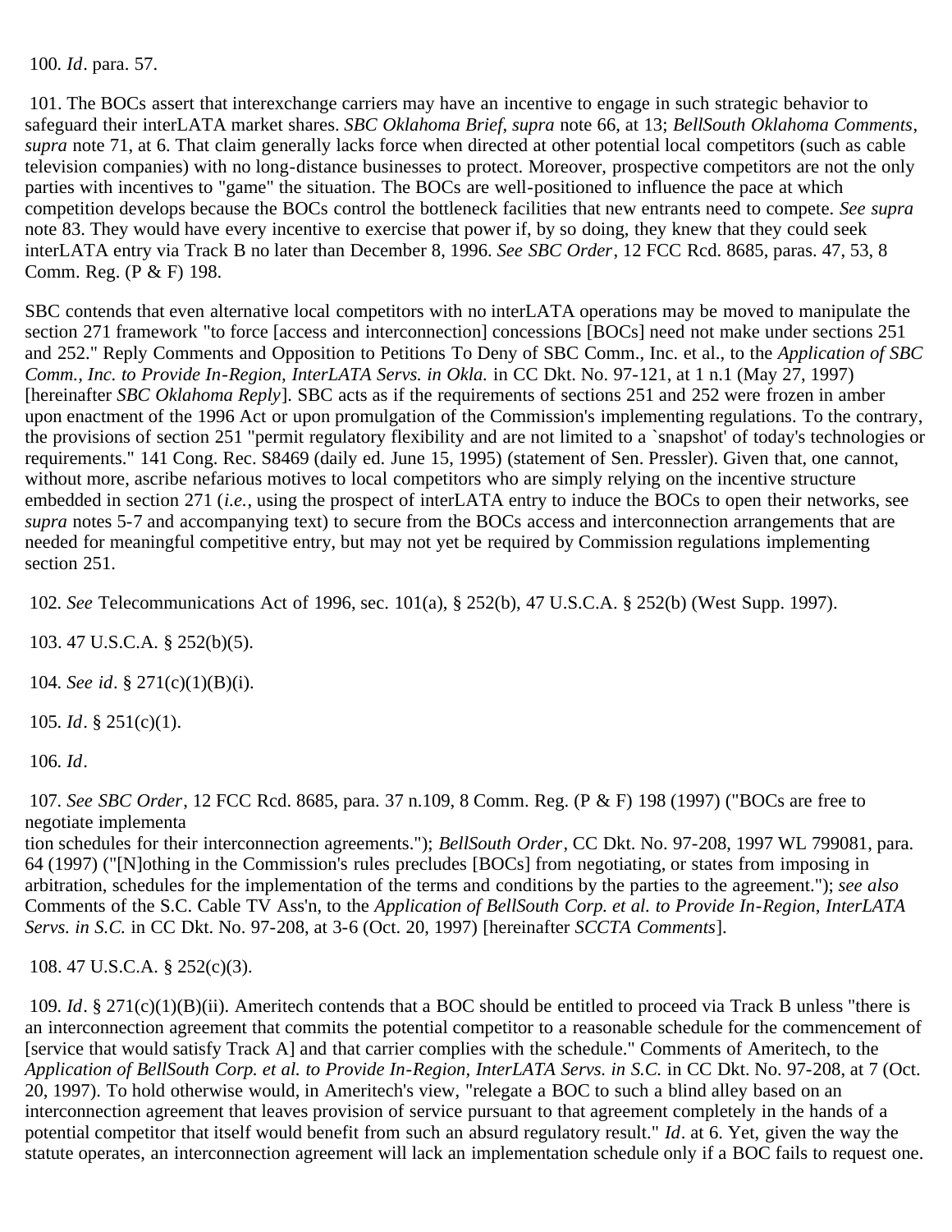100. *Id*. para. 57.

101. The BOCs assert that interexchange carriers may have an incentive to engage in such strategic behavior to safeguard their interLATA market shares. *SBC Oklahoma Brief*, *supra* note 66, at 13; *BellSouth Oklahoma Comments*, *supra* note 71, at 6. That claim generally lacks force when directed at other potential local competitors (such as cable television companies) with no long-distance businesses to protect. Moreover, prospective competitors are not the only parties with incentives to "game" the situation. The BOCs are well-positioned to influence the pace at which competition develops because the BOCs control the bottleneck facilities that new entrants need to compete. *See supra* note 83. They would have every incentive to exercise that power if, by so doing, they knew that they could seek interLATA entry via Track B no later than December 8, 1996. *See SBC Order*, 12 FCC Rcd. 8685, paras. 47, 53, 8 Comm. Reg. (P & F) 198.

SBC contends that even alternative local competitors with no interLATA operations may be moved to manipulate the section 271 framework "to force [access and interconnection] concessions [BOCs] need not make under sections 251 and 252." Reply Comments and Opposition to Petitions To Deny of SBC Comm., Inc. et al., to the *Application of SBC Comm., Inc. to Provide In-Region, InterLATA Servs. in Okla.* in CC Dkt. No. 97-121, at 1 n.1 (May 27, 1997) [hereinafter *SBC Oklahoma Reply*]. SBC acts as if the requirements of sections 251 and 252 were frozen in amber upon enactment of the 1996 Act or upon promulgation of the Commission's implementing regulations. To the contrary, the provisions of section 251 "permit regulatory flexibility and are not limited to a `snapshot' of today's technologies or requirements." 141 Cong. Rec. S8469 (daily ed. June 15, 1995) (statement of Sen. Pressler). Given that, one cannot, without more, ascribe nefarious motives to local competitors who are simply relying on the incentive structure embedded in section 271 (*i.e.*, using the prospect of interLATA entry to induce the BOCs to open their networks, see *supra* notes 5-7 and accompanying text) to secure from the BOCs access and interconnection arrangements that are needed for meaningful competitive entry, but may not yet be required by Commission regulations implementing section 251.

102. *See* Telecommunications Act of 1996, sec. 101(a), § 252(b), 47 U.S.C.A. § 252(b) (West Supp. 1997).

103. 47 U.S.C.A. § 252(b)(5).

104. *See id*. § 271(c)(1)(B)(i).

105. *Id*. § 251(c)(1).

106. *Id*.

107. *See SBC Order*, 12 FCC Rcd. 8685, para. 37 n.109, 8 Comm. Reg. (P & F) 198 (1997) ("BOCs are free to negotiate implementation schedules for their interconnection agreements."); *BellSouth Order*, CC Dkt. No. 97-208, 1997 WL 799081, para. 64 (1997) ("[N]othing in the Commission's rules precludes [BOCs] from negotiating, or states from imposing in arbitration, schedules for the implementation of the terms and conditions by the parties to the agreement."); *see also* Comments of the S.C. Cable TV Ass'n, to the *Application of BellSouth Corp. et al. to Provide In-Region, InterLATA Servs. in S.C.* in CC Dkt. No. 97-208, at 3-6 (Oct. 20, 1997) [hereinafter *SCCTA Comments*].

108. 47 U.S.C.A. § 252(c)(3).

109. *Id*. § 271(c)(1)(B)(ii). Ameritech contends that a BOC should be entitled to proceed via Track B unless "there is an interconnection agreement that commits the potential competitor to a reasonable schedule for the commencement of [service that would satisfy Track A] and that carrier complies with the schedule." Comments of Ameritech, to the *Application of BellSouth Corp. et al. to Provide In-Region, InterLATA Servs. in S.C.* in CC Dkt. No. 97-208, at 7 (Oct. 20, 1997). To hold otherwise would, in Ameritech's view, "relegate a BOC to such a blind alley based on an interconnection agreement that leaves provision of service pursuant to that agreement completely in the hands of a potential competitor that itself would benefit from such an absurd regulatory result." *Id*. at 6. Yet, given the way the statute operates, an interconnection agreement will lack an implementation schedule only if a BOC fails to request one.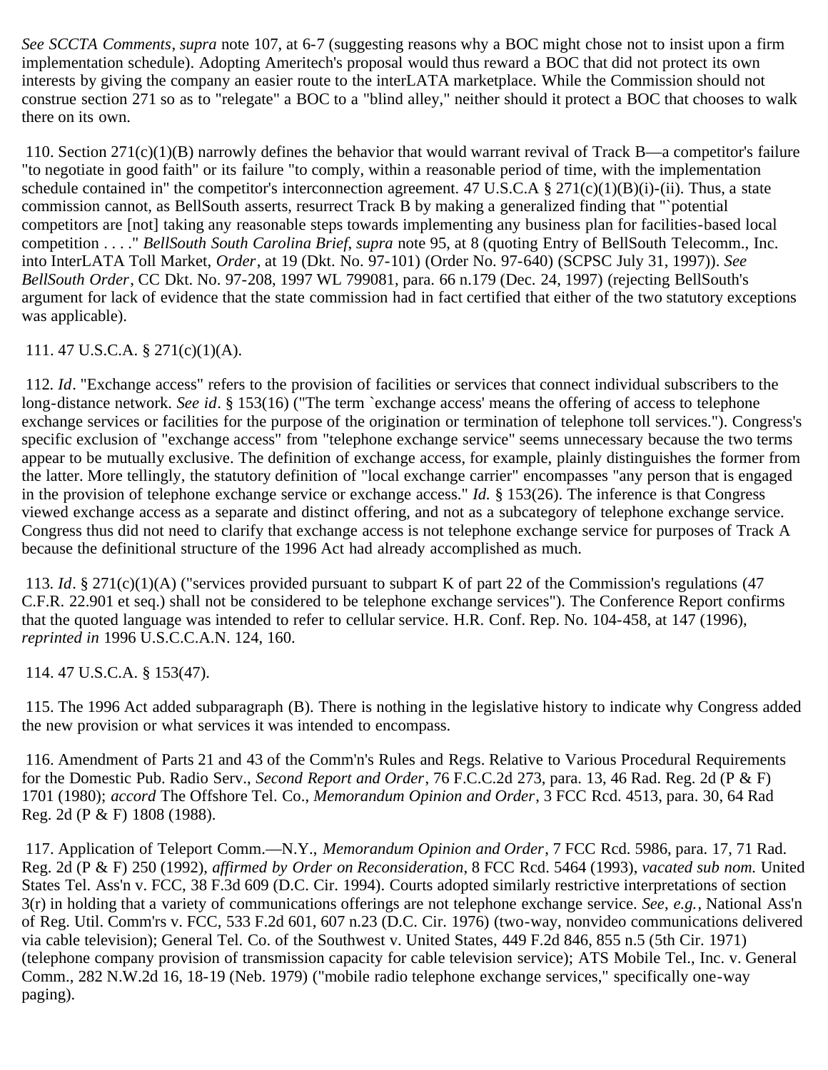*See SCCTA Comments*, *supra* note 107, at 6-7 (suggesting reasons why a BOC might chose not to insist upon a firm implementation schedule). Adopting Ameritech's proposal would thus reward a BOC that did not protect its own interests by giving the company an easier route to the interLATA marketplace. While the Commission should not construe section 271 so as to "relegate" a BOC to a "blind alley," neither should it protect a BOC that chooses to walk there on its own.

110. Section 271(c)(1)(B) narrowly defines the behavior that would warrant revival of Track B—a competitor's failure "to negotiate in good faith" or its failure "to comply, within a reasonable period of time, with the implementation schedule contained in" the competitor's interconnection agreement. 47 U.S.C.A § 271(c)(1)(B)(i)-(ii). Thus, a state commission cannot, as BellSouth asserts, resurrect Track B by making a generalized finding that "`potential competitors are [not] taking any reasonable steps towards implementing any business plan for facilities-based local competition . . . ." *BellSouth South Carolina Brief*, *supra* note 95, at 8 (quoting Entry of BellSouth Telecomm., Inc. into InterLATA Toll Market, *Order*, at 19 (Dkt. No. 97-101) (Order No. 97-640) (SCPSC July 31, 1997)). *See BellSouth Order*, CC Dkt. No. 97-208, 1997 WL 799081, para. 66 n.179 (Dec. 24, 1997) (rejecting BellSouth's argument for lack of evidence that the state commission had in fact certified that either of the two statutory exceptions was applicable).

111. 47 U.S.C.A. § 271(c)(1)(A).

112. *Id*. "Exchange access" refers to the provision of facilities or services that connect individual subscribers to the long-distance network. *See id*. § 153(16) ("The term `exchange access' means the offering of access to telephone exchange services or facilities for the purpose of the origination or termination of telephone toll services."). Congress's specific exclusion of "exchange access" from "telephone exchange service" seems unnecessary because the two terms appear to be mutually exclusive. The definition of exchange access, for example, plainly distinguishes the former from the latter. More tellingly, the statutory definition of "local exchange carrier" encompasses "any person that is engaged in the provision of telephone exchange service or exchange access." *Id.* § 153(26). The inference is that Congress viewed exchange access as a separate and distinct offering, and not as a subcategory of telephone exchange service. Congress thus did not need to clarify that exchange access is not telephone exchange service for purposes of Track A because the definitional structure of the 1996 Act had already accomplished as much.

113. *Id*. § 271(c)(1)(A) ("services provided pursuant to subpart K of part 22 of the Commission's regulations (47 C.F.R. 22.901 et seq.) shall not be considered to be telephone exchange services"). The Conference Report confirms that the quoted language was intended to refer to cellular service. H.R. Conf. Rep. No. 104-458, at 147 (1996), *reprinted in* 1996 U.S.C.C.A.N. 124, 160.

114. 47 U.S.C.A. § 153(47).

115. The 1996 Act added subparagraph (B). There is nothing in the legislative history to indicate why Congress added the new provision or what services it was intended to encompass.

116. Amendment of Parts 21 and 43 of the Comm'n's Rules and Regs. Relative to Various Procedural Requirements for the Domestic Pub. Radio Serv., *Second Report and Order*, 76 F.C.C.2d 273, para. 13, 46 Rad. Reg. 2d (P & F) 1701 (1980); *accord* The Offshore Tel. Co., *Memorandum Opinion and Order*, 3 FCC Rcd. 4513, para. 30, 64 Rad Reg. 2d (P & F) 1808 (1988).

117. Application of Teleport Comm.—N.Y., *Memorandum Opinion and Order*, 7 FCC Rcd. 5986, para. 17, 71 Rad. Reg. 2d (P & F) 250 (1992), *affirmed by Order on Reconsideration*, 8 FCC Rcd. 5464 (1993), *vacated sub nom.* United States Tel. Ass'n v. FCC, 38 F.3d 609 (D.C. Cir. 1994). Courts adopted similarly restrictive interpretations of section 3(r) in holding that a variety of communications offerings are not telephone exchange service. *See, e.g.*, National Ass'n of Reg. Util. Comm'rs v. FCC, 533 F.2d 601, 607 n.23 (D.C. Cir. 1976) (two-way, nonvideo communications delivered via cable television); General Tel. Co. of the Southwest v. United States, 449 F.2d 846, 855 n.5 (5th Cir. 1971) (telephone company provision of transmission capacity for cable television service); ATS Mobile Tel., Inc. v. General Comm., 282 N.W.2d 16, 18-19 (Neb. 1979) ("mobile radio telephone exchange services," specifically one-way paging).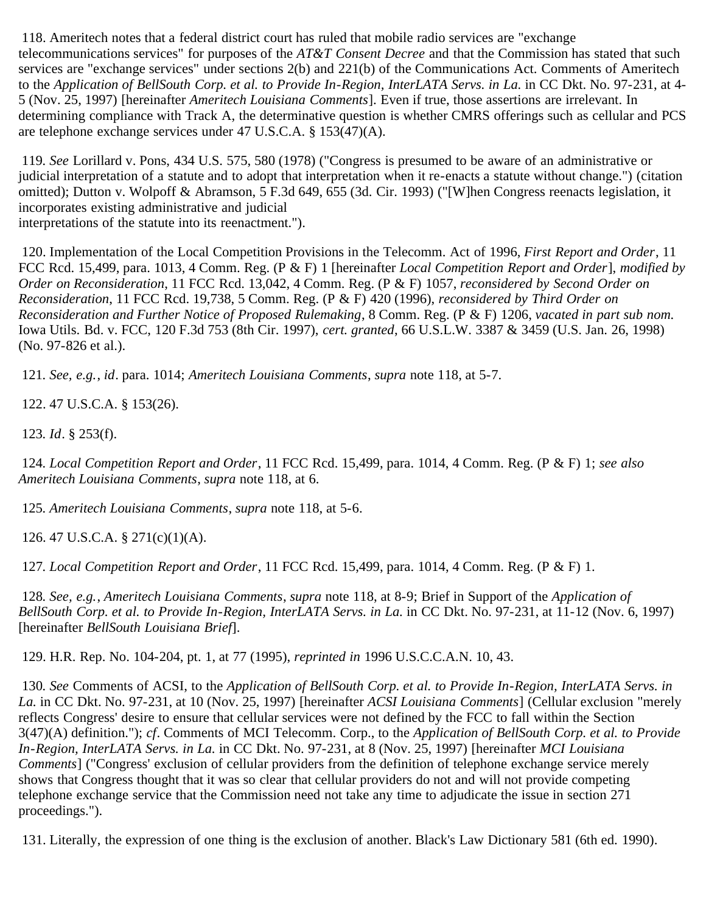118. Ameritech notes that a federal district court has ruled that mobile radio services are "exchange telecommunications services" for purposes of the *AT&T Consent Decree* and that the Commission has stated that such services are "exchange services" under sections 2(b) and 221(b) of the Communications Act. Comments of Ameritech to the *Application of BellSouth Corp. et al. to Provide In-Region, InterLATA Servs. in La.* in CC Dkt. No. 97-231, at 4-5 (Nov. 25, 1997) [hereinafter *Ameritech Louisiana Comments*]. Even if true, those assertions are irrelevant. In determining compliance with Track A, the determinative question is whether CMRS offerings such as cellular and PCS are telephone exchange services under 47 U.S.C.A. § 153(47)(A).

119. *See* Lorillard v. Pons, 434 U.S. 575, 580 (1978) ("Congress is presumed to be aware of an administrative or judicial interpretation of a statute and to adopt that interpretation when it re-enacts a statute without change.") (citation omitted); Dutton v. Wolpoff & Abramson, 5 F.3d 649, 655 (3d. Cir. 1993) ("[W]hen Congress reenacts legislation, it incorporates existing administrative and judicial interpretations of the statute into its reenactment.").

120. Implementation of the Local Competition Provisions in the Telecomm. Act of 1996, *First Report and Order*, 11 FCC Rcd. 15,499, para. 1013, 4 Comm. Reg. (P & F) 1 [hereinafter *Local Competition Report and Order*], *modified by Order on Reconsideration*, 11 FCC Rcd. 13,042, 4 Comm. Reg. (P & F) 1057, *reconsidered by Second Order on Reconsideration*, 11 FCC Rcd. 19,738, 5 Comm. Reg. (P & F) 420 (1996), *reconsidered by Third Order on Reconsideration and Further Notice of Proposed Rulemaking*, 8 Comm. Reg. (P & F) 1206, *vacated in part sub nom.* Iowa Utils. Bd. v. FCC, 120 F.3d 753 (8th Cir. 1997), *cert. granted*, 66 U.S.L.W. 3387 & 3459 (U.S. Jan. 26, 1998) (No. 97-826 et al.).

121. *See, e.g.*, *id*. para. 1014; *Ameritech Louisiana Comments*, *supra* note 118, at 5-7.

122. 47 U.S.C.A. § 153(26).

123. *Id*. § 253(f).

124. *Local Competition Report and Order*, 11 FCC Rcd. 15,499, para. 1014, 4 Comm. Reg. (P & F) 1; *see also Ameritech Louisiana Comments*, *supra* note 118, at 6.

125. *Ameritech Louisiana Comments*, *supra* note 118, at 5-6.

126. 47 U.S.C.A. § 271(c)(1)(A).

127. *Local Competition Report and Order*, 11 FCC Rcd. 15,499, para. 1014, 4 Comm. Reg. (P & F) 1.

128. *See, e.g.*, *Ameritech Louisiana Comments*, *supra* note 118, at 8-9; Brief in Support of the *Application of BellSouth Corp. et al. to Provide In-Region, InterLATA Servs. in La.* in CC Dkt. No. 97-231, at 11-12 (Nov. 6, 1997) [hereinafter *BellSouth Louisiana Brief*].

129. H.R. Rep. No. 104-204, pt. 1, at 77 (1995), *reprinted in* 1996 U.S.C.C.A.N. 10, 43.

130. *See* Comments of ACSI, to the *Application of BellSouth Corp. et al. to Provide In-Region, InterLATA Servs. in La.* in CC Dkt. No. 97-231, at 10 (Nov. 25, 1997) [hereinafter *ACSI Louisiana Comments*] (Cellular exclusion "merely reflects Congress' desire to ensure that cellular services were not defined by the FCC to fall within the Section 3(47)(A) definition."); *cf*. Comments of MCI Telecomm. Corp., to the *Application of BellSouth Corp. et al. to Provide In-Region, InterLATA Servs. in La.* in CC Dkt. No. 97-231, at 8 (Nov. 25, 1997) [hereinafter *MCI Louisiana Comments*] ("Congress' exclusion of cellular providers from the definition of telephone exchange service merely shows that Congress thought that it was so clear that cellular providers do not and will not provide competing telephone exchange service that the Commission need not take any time to adjudicate the issue in section 271 proceedings.").

131. Literally, the expression of one thing is the exclusion of another. Black's Law Dictionary 581 (6th ed. 1990).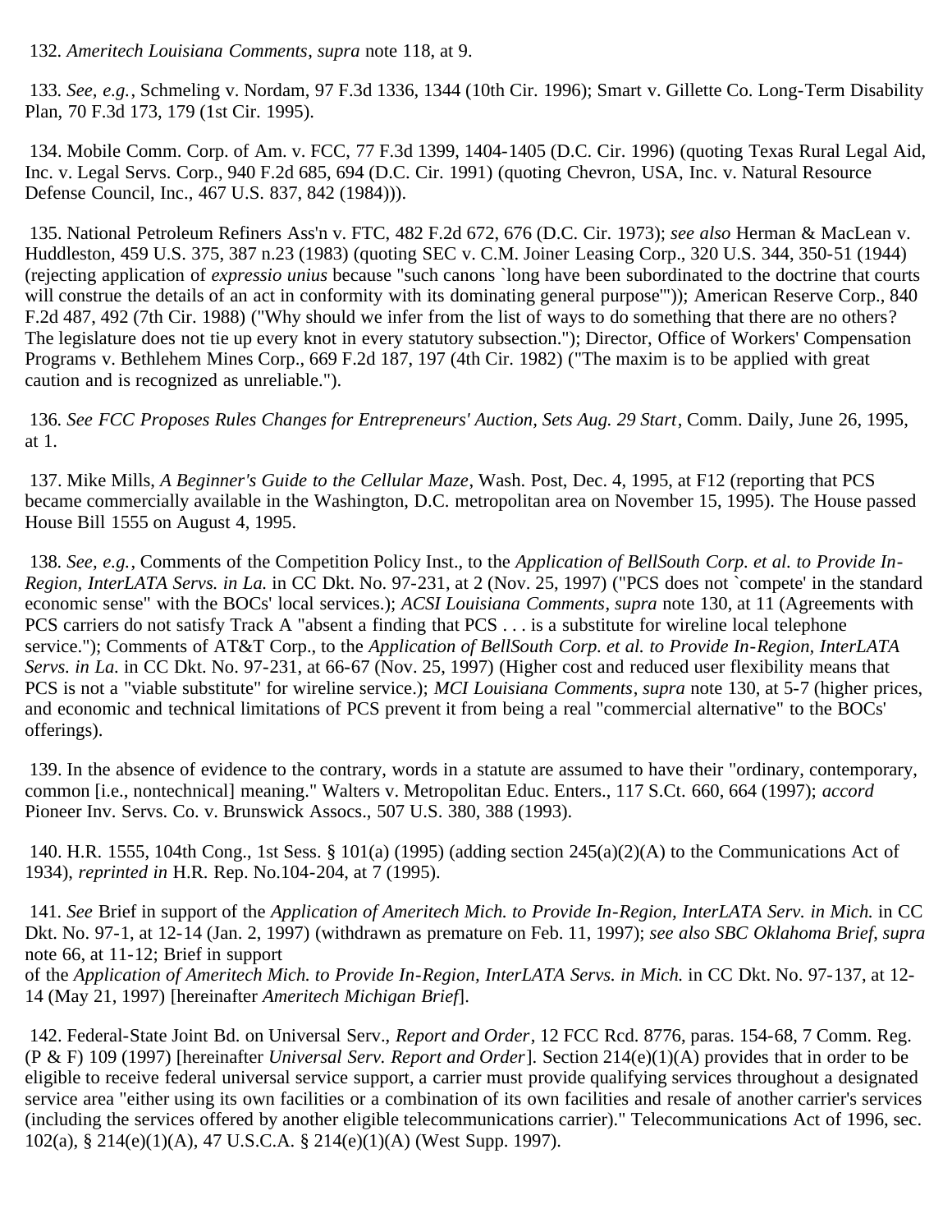132. *Ameritech Louisiana Comments*, *supra* note 118, at 9.

133. *See, e.g.*, Schmeling v. Nordam, 97 F.3d 1336, 1344 (10th Cir. 1996); Smart v. Gillette Co. Long-Term Disability Plan, 70 F.3d 173, 179 (1st Cir. 1995).

134. Mobile Comm. Corp. of Am. v. FCC, 77 F.3d 1399, 1404-1405 (D.C. Cir. 1996) (quoting Texas Rural Legal Aid, Inc. v. Legal Servs. Corp., 940 F.2d 685, 694 (D.C. Cir. 1991) (quoting Chevron, USA, Inc. v. Natural Resource Defense Council, Inc., 467 U.S. 837, 842 (1984))).

135. National Petroleum Refiners Ass'n v. FTC, 482 F.2d 672, 676 (D.C. Cir. 1973); *see also* Herman & MacLean v. Huddleston, 459 U.S. 375, 387 n.23 (1983) (quoting SEC v. C.M. Joiner Leasing Corp., 320 U.S. 344, 350-51 (1944) (rejecting application of *expressio unius* because "such canons `long have been subordinated to the doctrine that courts will construe the details of an act in conformity with its dominating general purpose'")); American Reserve Corp., 840 F.2d 487, 492 (7th Cir. 1988) ("Why should we infer from the list of ways to do something that there are no others? The legislature does not tie up every knot in every statutory subsection."); Director, Office of Workers' Compensation Programs v. Bethlehem Mines Corp., 669 F.2d 187, 197 (4th Cir. 1982) ("The maxim is to be applied with great caution and is recognized as unreliable.").

136. *See FCC Proposes Rules Changes for Entrepreneurs' Auction, Sets Aug. 29 Start*, Comm. Daily, June 26, 1995, at 1.

137. Mike Mills, *A Beginner's Guide to the Cellular Maze*, Wash. Post, Dec. 4, 1995, at F12 (reporting that PCS became commercially available in the Washington, D.C. metropolitan area on November 15, 1995). The House passed House Bill 1555 on August 4, 1995.

138. *See, e.g.*, Comments of the Competition Policy Inst., to the *Application of BellSouth Corp. et al. to Provide In-Region, InterLATA Servs. in La.* in CC Dkt. No. 97-231, at 2 (Nov. 25, 1997) ("PCS does not `compete' in the standard economic sense" with the BOCs' local services.); *ACSI Louisiana Comments*, *supra* note 130, at 11 (Agreements with PCS carriers do not satisfy Track A "absent a finding that PCS . . . is a substitute for wireline local telephone service."); Comments of AT&T Corp., to the *Application of BellSouth Corp. et al. to Provide In-Region, InterLATA Servs. in La.* in CC Dkt. No. 97-231, at 66-67 (Nov. 25, 1997) (Higher cost and reduced user flexibility means that PCS is not a "viable substitute" for wireline service.); *MCI Louisiana Comments*, *supra* note 130, at 5-7 (higher prices, and economic and technical limitations of PCS prevent it from being a real "commercial alternative" to the BOCs' offerings).

139. In the absence of evidence to the contrary, words in a statute are assumed to have their "ordinary, contemporary, common [i.e., nontechnical] meaning." Walters v. Metropolitan Educ. Enters., 117 S.Ct. 660, 664 (1997); *accord* Pioneer Inv. Servs. Co. v. Brunswick Assocs., 507 U.S. 380, 388 (1993).

140. H.R. 1555, 104th Cong., 1st Sess. § 101(a) (1995) (adding section 245(a)(2)(A) to the Communications Act of 1934), *reprinted in* H.R. Rep. No.104-204, at 7 (1995).

141. *See* Brief in support of the *Application of Ameritech Mich. to Provide In-Region, InterLATA Serv. in Mich.* in CC Dkt. No. 97-1, at 12-14 (Jan. 2, 1997) (withdrawn as premature on Feb. 11, 1997); *see also SBC Oklahoma Brief*, *supra* note 66, at 11-12; Brief in support of the *Application of Ameritech Mich. to Provide In-Region, InterLATA Servs. in Mich.* in CC Dkt. No. 97-137, at 12-14 (May 21, 1997) [hereinafter *Ameritech Michigan Brief*].

142. Federal-State Joint Bd. on Universal Serv., *Report and Order*, 12 FCC Rcd. 8776, paras. 154-68, 7 Comm. Reg. (P & F) 109 (1997) [hereinafter *Universal Serv. Report and Order*]. Section 214(e)(1)(A) provides that in order to be eligible to receive federal universal service support, a carrier must provide qualifying services throughout a designated service area "either using its own facilities or a combination of its own facilities and resale of another carrier's services (including the services offered by another eligible telecommunications carrier)." Telecommunications Act of 1996, sec. 102(a), § 214(e)(1)(A), 47 U.S.C.A. § 214(e)(1)(A) (West Supp. 1997).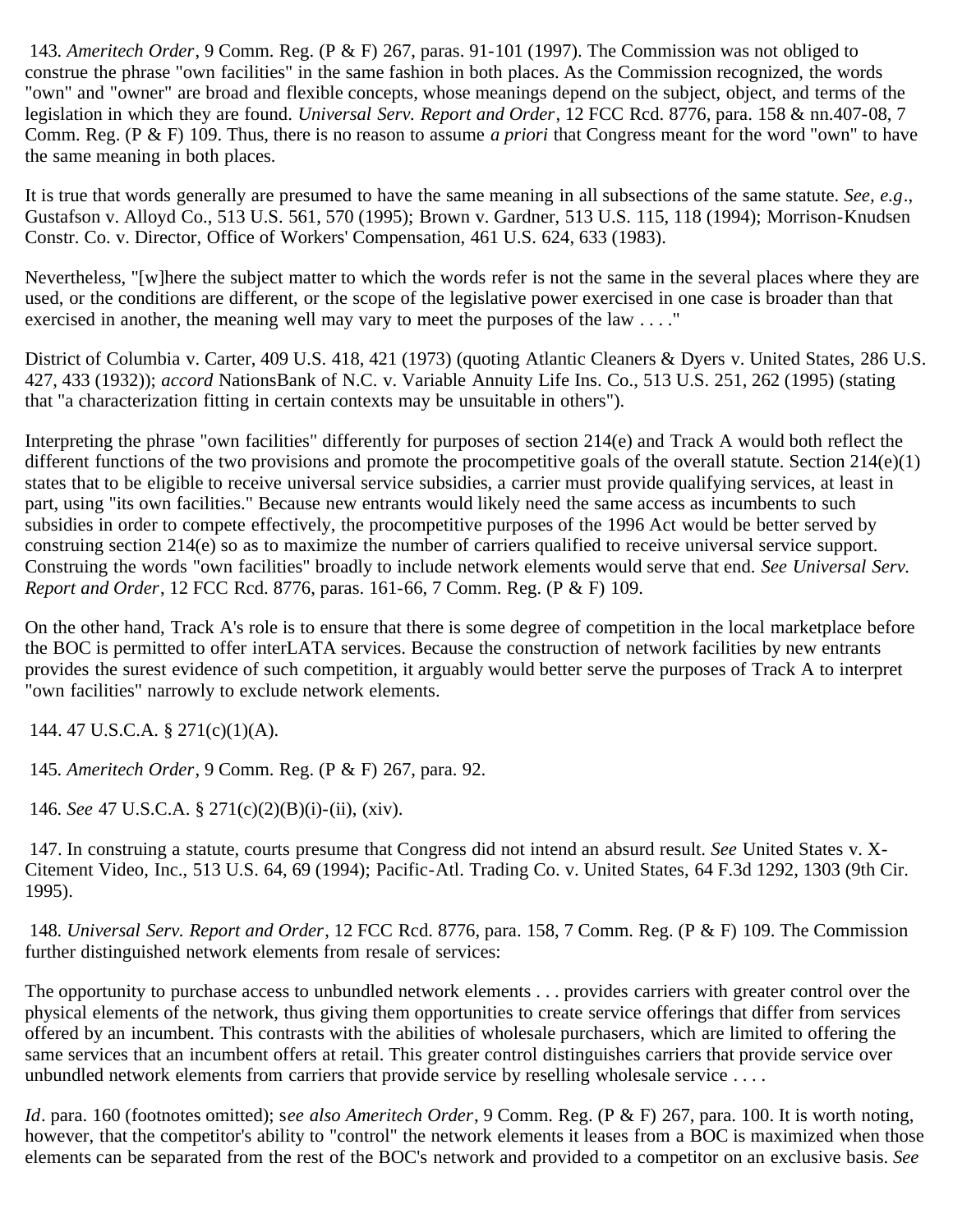143. *Ameritech Order*, 9 Comm. Reg. (P & F) 267, paras. 91-101 (1997). The Commission was not obliged to construe the phrase "own facilities" in the same fashion in both places. As the Commission recognized, the words "own" and "owner" are broad and flexible concepts, whose meanings depend on the subject, object, and terms of the legislation in which they are found. *Universal Serv. Report and Order*, 12 FCC Rcd. 8776, para. 158 & nn.407-08, 7 Comm. Reg. (P & F) 109. Thus, there is no reason to assume *a priori* that Congress meant for the word "own" to have the same meaning in both places.

It is true that words generally are presumed to have the same meaning in all subsections of the same statute. *See, e.g*., Gustafson v. Alloyd Co., 513 U.S. 561, 570 (1995); Brown v. Gardner, 513 U.S. 115, 118 (1994); Morrison-Knudsen Constr. Co. v. Director, Office of Workers' Compensation, 461 U.S. 624, 633 (1983).

Nevertheless, "[w]here the subject matter to which the words refer is not the same in the several places where they are used, or the conditions are different, or the scope of the legislative power exercised in one case is broader than that exercised in another, the meaning well may vary to meet the purposes of the law . . . ."

District of Columbia v. Carter, 409 U.S. 418, 421 (1973) (quoting Atlantic Cleaners & Dyers v. United States, 286 U.S. 427, 433 (1932)); *accord* NationsBank of N.C. v. Variable Annuity Life Ins. Co., 513 U.S. 251, 262 (1995) (stating that "a characterization fitting in certain contexts may be unsuitable in others").

Interpreting the phrase "own facilities" differently for purposes of section 214(e) and Track A would both reflect the different functions of the two provisions and promote the procompetitive goals of the overall statute. Section 214(e)(1) states that to be eligible to receive universal service subsidies, a carrier must provide qualifying services, at least in part, using "its own facilities." Because new entrants would likely need the same access as incumbents to such subsidies in order to compete effectively, the procompetitive purposes of the 1996 Act would be better served by construing section 214(e) so as to maximize the number of carriers qualified to receive universal service support. Construing the words "own facilities" broadly to include network elements would serve that end. *See Universal Serv. Report and Order*, 12 FCC Rcd. 8776, paras. 161-66, 7 Comm. Reg. (P & F) 109.

On the other hand, Track A's role is to ensure that there is some degree of competition in the local marketplace before the BOC is permitted to offer interLATA services. Because the construction of network facilities by new entrants provides the surest evidence of such competition, it arguably would better serve the purposes of Track A to interpret "own facilities" narrowly to exclude network elements.

144. 47 U.S.C.A. § 271(c)(1)(A).

145. *Ameritech Order*, 9 Comm. Reg. (P & F) 267, para. 92.

146. *See* 47 U.S.C.A. § 271(c)(2)(B)(i)-(ii), (xiv).

147. In construing a statute, courts presume that Congress did not intend an absurd result. *See* United States v. X-Citement Video, Inc., 513 U.S. 64, 69 (1994); Pacific-Atl. Trading Co. v. United States, 64 F.3d 1292, 1303 (9th Cir. 1995).

148. *Universal Serv. Report and Order*, 12 FCC Rcd. 8776, para. 158, 7 Comm. Reg. (P & F) 109. The Commission further distinguished network elements from resale of services:

The opportunity to purchase access to unbundled network elements . . . provides carriers with greater control over the physical elements of the network, thus giving them opportunities to create service offerings that differ from services offered by an incumbent. This contrasts with the abilities of wholesale purchasers, which are limited to offering the same services that an incumbent offers at retail. This greater control distinguishes carriers that provide service over unbundled network elements from carriers that provide service by reselling wholesale service . . . .

*Id*. para. 160 (footnotes omitted); s*ee also Ameritech Order*, 9 Comm. Reg. (P & F) 267, para. 100. It is worth noting, however, that the competitor's ability to "control" the network elements it leases from a BOC is maximized when those elements can be separated from the rest of the BOC's network and provided to a competitor on an exclusive basis. *See*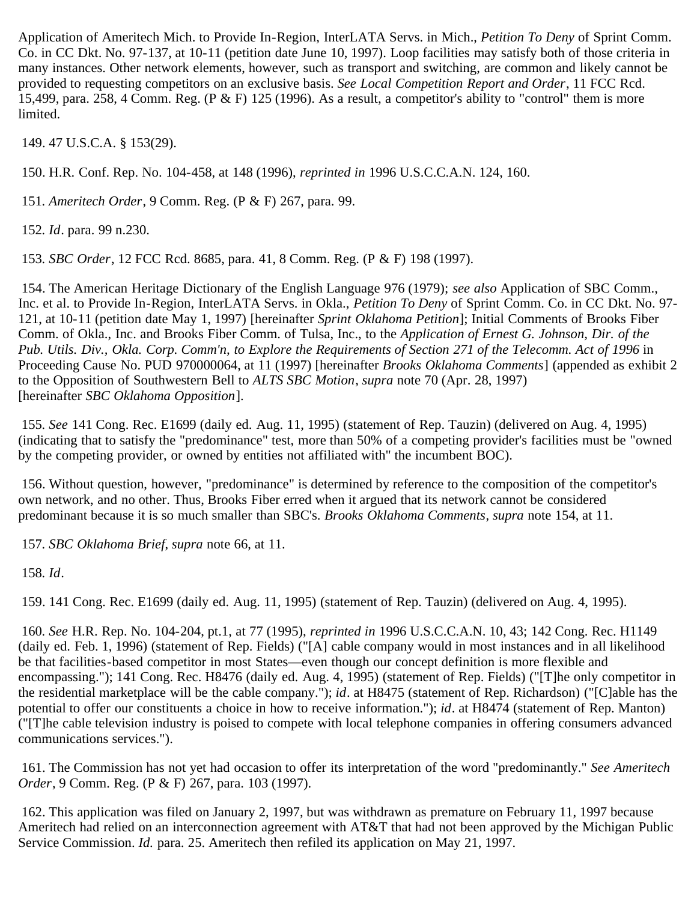Application of Ameritech Mich. to Provide In-Region, InterLATA Servs. in Mich., *Petition To Deny* of Sprint Comm. Co. in CC Dkt. No. 97-137, at 10-11 (petition date June 10, 1997). Loop facilities may satisfy both of those criteria in many instances. Other network elements, however, such as transport and switching, are common and likely cannot be provided to requesting competitors on an exclusive basis. *See Local Competition Report and Order*, 11 FCC Rcd. 15,499, para. 258, 4 Comm. Reg. (P & F) 125 (1996). As a result, a competitor's ability to "control" them is more limited.

149. 47 U.S.C.A. § 153(29).

150. H.R. Conf. Rep. No. 104-458, at 148 (1996), *reprinted in* 1996 U.S.C.C.A.N. 124, 160.

151. *Ameritech Order*, 9 Comm. Reg. (P & F) 267, para. 99.

152. *Id*. para. 99 n.230.

153. *SBC Order*, 12 FCC Rcd. 8685, para. 41, 8 Comm. Reg. (P & F) 198 (1997).

154. The American Heritage Dictionary of the English Language 976 (1979); *see also* Application of SBC Comm., Inc. et al. to Provide In-Region, InterLATA Servs. in Okla., *Petition To Deny* of Sprint Comm. Co. in CC Dkt. No. 97-121, at 10-11 (petition date May 1, 1997) [hereinafter *Sprint Oklahoma Petition*]; Initial Comments of Brooks Fiber Comm. of Okla., Inc. and Brooks Fiber Comm. of Tulsa, Inc., to the *Application of Ernest G. Johnson, Dir. of the Pub. Utils. Div., Okla. Corp. Comm'n, to Explore the Requirements of Section 271 of the Telecomm. Act of 1996* in Proceeding Cause No. PUD 970000064, at 11 (1997) [hereinafter *Brooks Oklahoma Comments*] (appended as exhibit 2 to the Opposition of Southwestern Bell to *ALTS SBC Motion*, *supra* note 70 (Apr. 28, 1997) [hereinafter *SBC Oklahoma Opposition*].

155. *See* 141 Cong. Rec. E1699 (daily ed. Aug. 11, 1995) (statement of Rep. Tauzin) (delivered on Aug. 4, 1995) (indicating that to satisfy the "predominance" test, more than 50% of a competing provider's facilities must be "owned by the competing provider, or owned by entities not affiliated with" the incumbent BOC).

156. Without question, however, "predominance" is determined by reference to the composition of the competitor's own network, and no other. Thus, Brooks Fiber erred when it argued that its network cannot be considered predominant because it is so much smaller than SBC's. *Brooks Oklahoma Comments*, *supra* note 154, at 11.

157. *SBC Oklahoma Brief*, *supra* note 66, at 11.

158. *Id*.

159. 141 Cong. Rec. E1699 (daily ed. Aug. 11, 1995) (statement of Rep. Tauzin) (delivered on Aug. 4, 1995).

160. *See* H.R. Rep. No. 104-204, pt.1, at 77 (1995), *reprinted in* 1996 U.S.C.C.A.N. 10, 43; 142 Cong. Rec. H1149 (daily ed. Feb. 1, 1996) (statement of Rep. Fields) ("[A] cable company would in most instances and in all likelihood be that facilities-based competitor in most States—even though our concept definition is more flexible and encompassing."); 141 Cong. Rec. H8476 (daily ed. Aug. 4, 1995) (statement of Rep. Fields) ("[T]he only competitor in the residential marketplace will be the cable company."); *id*. at H8475 (statement of Rep. Richardson) ("[C]able has the potential to offer our constituents a choice in how to receive information."); *id*. at H8474 (statement of Rep. Manton) ("[T]he cable television industry is poised to compete with local telephone companies in offering consumers advanced communications services.").

161. The Commission has not yet had occasion to offer its interpretation of the word "predominantly." *See Ameritech Order*, 9 Comm. Reg. (P & F) 267, para. 103 (1997).

162. This application was filed on January 2, 1997, but was withdrawn as premature on February 11, 1997 because Ameritech had relied on an interconnection agreement with AT&T that had not been approved by the Michigan Public Service Commission. *Id.* para. 25. Ameritech then refiled its application on May 21, 1997.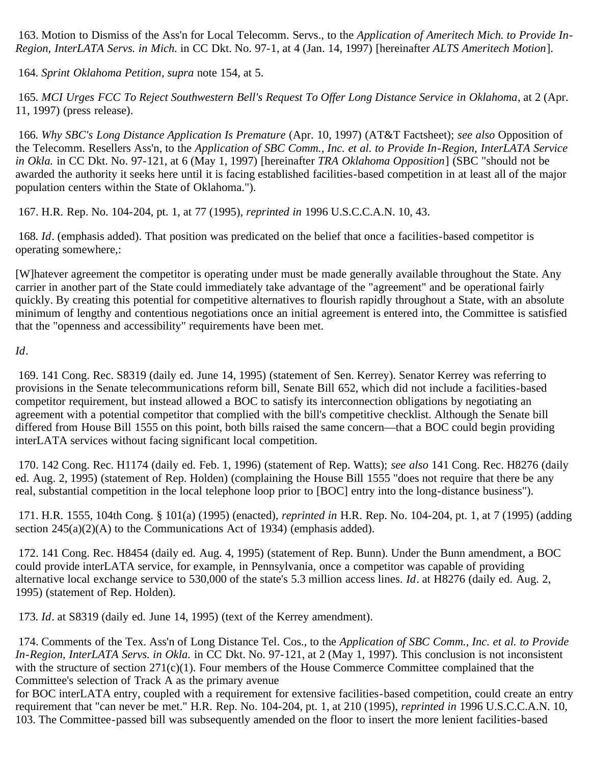163. Motion to Dismiss of the Ass'n for Local Telecomm. Servs., to the *Application of Ameritech Mich. to Provide In-Region, InterLATA Servs. in Mich.* in CC Dkt. No. 97-1, at 4 (Jan. 14, 1997) [hereinafter *ALTS Ameritech Motion*].

164. *Sprint Oklahoma Petition*, *supra* note 154, at 5.

165. *MCI Urges FCC To Reject Southwestern Bell's Request To Offer Long Distance Service in Oklahoma*, at 2 (Apr. 11, 1997) (press release).

166. *Why SBC's Long Distance Application Is Premature* (Apr. 10, 1997) (AT&T Factsheet); *see also* Opposition of the Telecomm. Resellers Ass'n, to the *Application of SBC Comm., Inc. et al. to Provide In-Region, InterLATA Service in Okla.* in CC Dkt. No. 97-121, at 6 (May 1, 1997) [hereinafter *TRA Oklahoma Opposition*] (SBC "should not be awarded the authority it seeks here until it is facing established facilities-based competition in at least all of the major population centers within the State of Oklahoma.").

167. H.R. Rep. No. 104-204, pt. 1, at 77 (1995), *reprinted in* 1996 U.S.C.C.A.N. 10, 43.

168. *Id*. (emphasis added). That position was predicated on the belief that once a facilities-based competitor is operating somewhere,:

[W]hatever agreement the competitor is operating under must be made generally available throughout the State. Any carrier in another part of the State could immediately take advantage of the "agreement" and be operational fairly quickly. By creating this potential for competitive alternatives to flourish rapidly throughout a State, with an absolute minimum of lengthy and contentious negotiations once an initial agreement is entered into, the Committee is satisfied that the "openness and accessibility" requirements have been met.

*Id*.

169. 141 Cong. Rec. S8319 (daily ed. June 14, 1995) (statement of Sen. Kerrey). Senator Kerrey was referring to provisions in the Senate telecommunications reform bill, Senate Bill 652, which did not include a facilities-based competitor requirement, but instead allowed a BOC to satisfy its interconnection obligations by negotiating an agreement with a potential competitor that complied with the bill's competitive checklist. Although the Senate bill differed from House Bill 1555 on this point, both bills raised the same concern—that a BOC could begin providing interLATA services without facing significant local competition.

170. 142 Cong. Rec. H1174 (daily ed. Feb. 1, 1996) (statement of Rep. Watts); *see also* 141 Cong. Rec. H8276 (daily ed. Aug. 2, 1995) (statement of Rep. Holden) (complaining the House Bill 1555 "does not require that there be any real, substantial competition in the local telephone loop prior to [BOC] entry into the long-distance business").

171. H.R. 1555, 104th Cong. § 101(a) (1995) (enacted), *reprinted in* H.R. Rep. No. 104-204, pt. 1, at 7 (1995) (adding section 245(a)(2)(A) to the Communications Act of 1934) (emphasis added).

172. 141 Cong. Rec. H8454 (daily ed. Aug. 4, 1995) (statement of Rep. Bunn). Under the Bunn amendment, a BOC could provide interLATA service, for example, in Pennsylvania, once a competitor was capable of providing alternative local exchange service to 530,000 of the state's 5.3 million access lines. *Id*. at H8276 (daily ed. Aug. 2, 1995) (statement of Rep. Holden).

173. *Id*. at S8319 (daily ed. June 14, 1995) (text of the Kerrey amendment).

174. Comments of the Tex. Ass'n of Long Distance Tel. Cos., to the *Application of SBC Comm., Inc. et al. to Provide In-Region, InterLATA Servs. in Okla.* in CC Dkt. No. 97-121, at 2 (May 1, 1997). This conclusion is not inconsistent with the structure of section 271(c)(1). Four members of the House Commerce Committee complained that the Committee's selection of Track A as the primary avenue for BOC interLATA entry, coupled with a requirement for extensive facilities-based competition, could create an entry requirement that "can never be met." H.R. Rep. No. 104-204, pt. 1, at 210 (1995), *reprinted in* 1996 U.S.C.C.A.N. 10, 103. The Committee-passed bill was subsequently amended on the floor to insert the more lenient facilities-based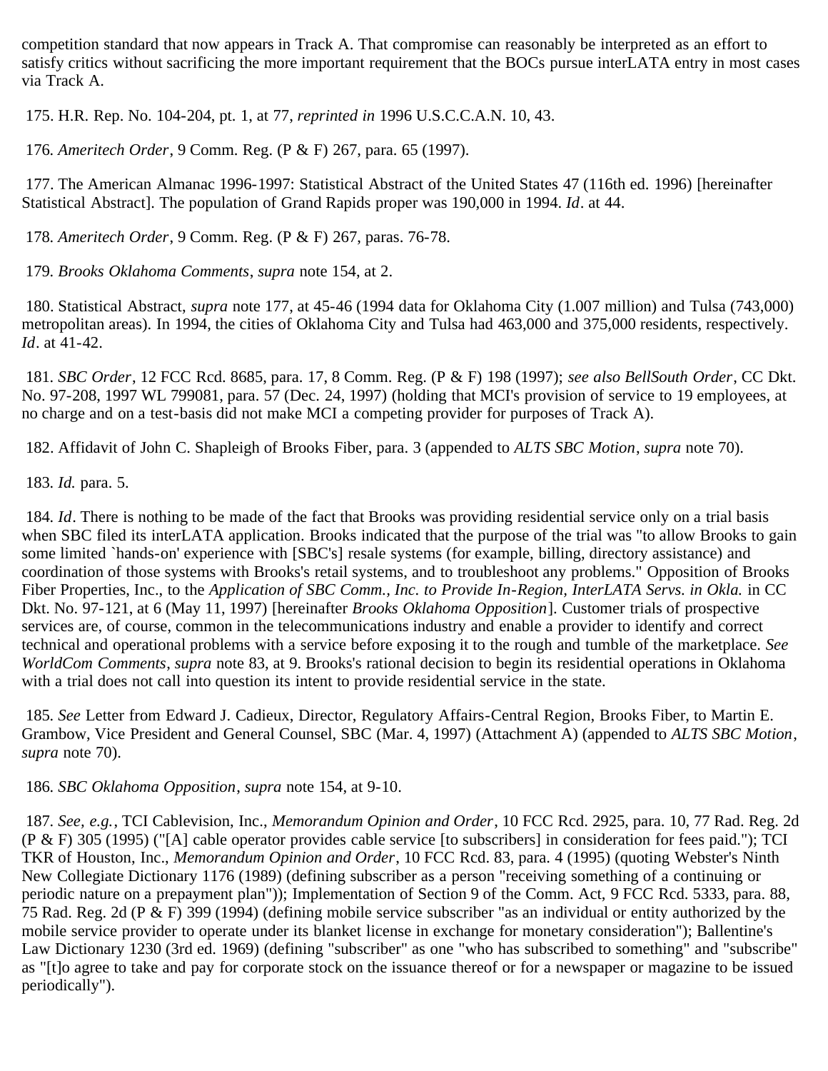competition standard that now appears in Track A. That compromise can reasonably be interpreted as an effort to satisfy critics without sacrificing the more important requirement that the BOCs pursue interLATA entry in most cases via Track A.

175. H.R. Rep. No. 104-204, pt. 1, at 77, *reprinted in* 1996 U.S.C.C.A.N. 10, 43.

176. *Ameritech Order*, 9 Comm. Reg. (P & F) 267, para. 65 (1997).

177. The American Almanac 1996-1997: Statistical Abstract of the United States 47 (116th ed. 1996) [hereinafter Statistical Abstract]. The population of Grand Rapids proper was 190,000 in 1994. *Id*. at 44.

178. *Ameritech Order*, 9 Comm. Reg. (P & F) 267, paras. 76-78.

179. *Brooks Oklahoma Comments*, *supra* note 154, at 2.

180. Statistical Abstract, *supra* note 177, at 45-46 (1994 data for Oklahoma City (1.007 million) and Tulsa (743,000) metropolitan areas). In 1994, the cities of Oklahoma City and Tulsa had 463,000 and 375,000 residents, respectively. *Id*. at 41-42.

181. *SBC Order*, 12 FCC Rcd. 8685, para. 17, 8 Comm. Reg. (P & F) 198 (1997); *see also BellSouth Order*, CC Dkt. No. 97-208, 1997 WL 799081, para. 57 (Dec. 24, 1997) (holding that MCI's provision of service to 19 employees, at no charge and on a test-basis did not make MCI a competing provider for purposes of Track A).

182. Affidavit of John C. Shapleigh of Brooks Fiber, para. 3 (appended to *ALTS SBC Motion*, *supra* note 70).

183. *Id.* para. 5.

184. *Id*. There is nothing to be made of the fact that Brooks was providing residential service only on a trial basis when SBC filed its interLATA application. Brooks indicated that the purpose of the trial was "to allow Brooks to gain some limited `hands-on' experience with [SBC's] resale systems (for example, billing, directory assistance) and coordination of those systems with Brooks's retail systems, and to troubleshoot any problems." Opposition of Brooks Fiber Properties, Inc., to the *Application of SBC Comm., Inc. to Provide In-Region, InterLATA Servs. in Okla.* in CC Dkt. No. 97-121, at 6 (May 11, 1997) [hereinafter *Brooks Oklahoma Opposition*]. Customer trials of prospective services are, of course, common in the telecommunications industry and enable a provider to identify and correct technical and operational problems with a service before exposing it to the rough and tumble of the marketplace. *See WorldCom Comments*, *supra* note 83, at 9. Brooks's rational decision to begin its residential operations in Oklahoma with a trial does not call into question its intent to provide residential service in the state.

185. *See* Letter from Edward J. Cadieux, Director, Regulatory Affairs-Central Region, Brooks Fiber, to Martin E. Grambow, Vice President and General Counsel, SBC (Mar. 4, 1997) (Attachment A) (appended to *ALTS SBC Motion*, *supra* note 70).

186. *SBC Oklahoma Opposition*, *supra* note 154, at 9-10.

187. *See, e.g.*, TCI Cablevision, Inc., *Memorandum Opinion and Order*, 10 FCC Rcd. 2925, para. 10, 77 Rad. Reg. 2d (P & F) 305 (1995) ("[A] cable operator provides cable service [to subscribers] in consideration for fees paid."); TCI TKR of Houston, Inc., *Memorandum Opinion and Order*, 10 FCC Rcd. 83, para. 4 (1995) (quoting Webster's Ninth New Collegiate Dictionary 1176 (1989) (defining subscriber as a person "receiving something of a continuing or periodic nature on a prepayment plan")); Implementation of Section 9 of the Comm. Act, 9 FCC Rcd. 5333, para. 88, 75 Rad. Reg. 2d (P & F) 399 (1994) (defining mobile service subscriber "as an individual or entity authorized by the mobile service provider to operate under its blanket license in exchange for monetary consideration"); Ballentine's Law Dictionary 1230 (3rd ed. 1969) (defining "subscriber" as one "who has subscribed to something" and "subscribe" as "[t]o agree to take and pay for corporate stock on the issuance thereof or for a newspaper or magazine to be issued periodically").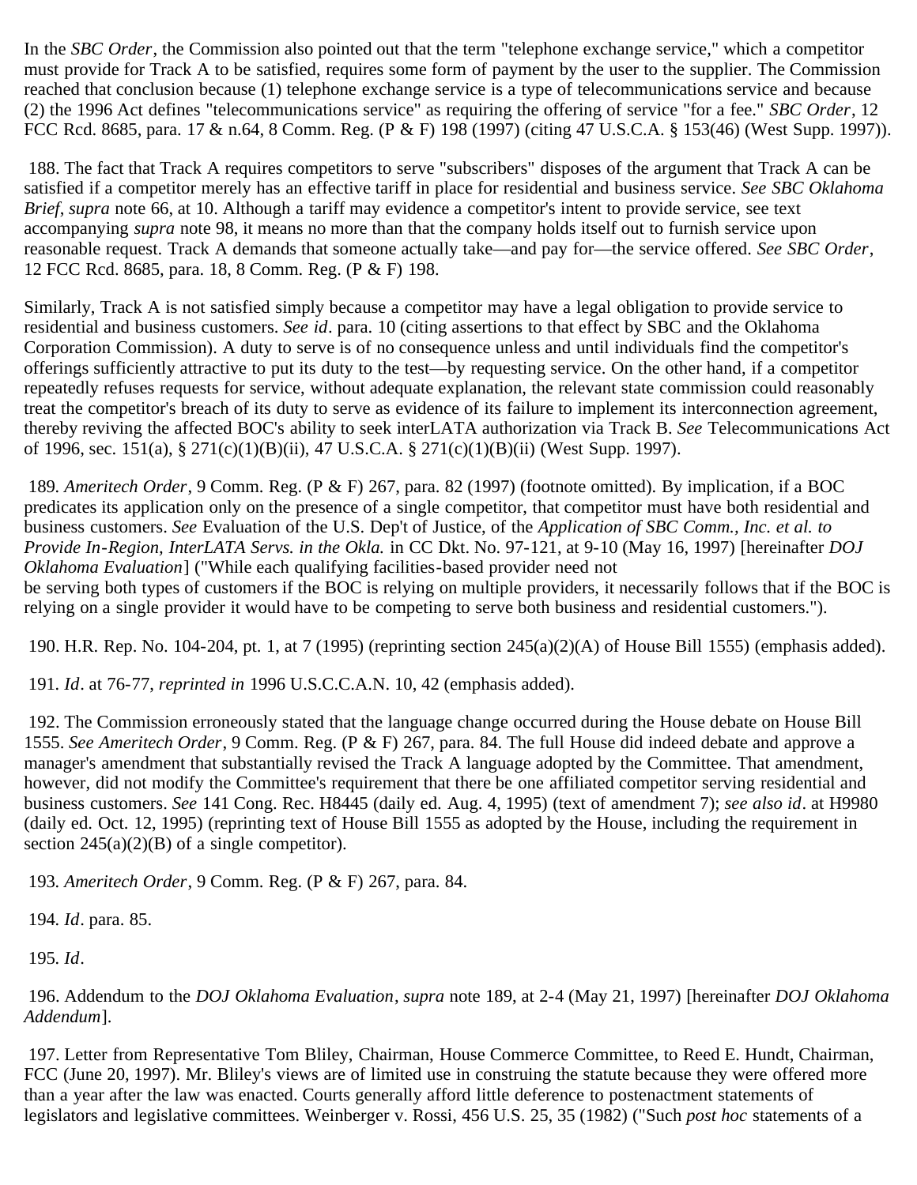In the *SBC Order*, the Commission also pointed out that the term "telephone exchange service," which a competitor must provide for Track A to be satisfied, requires some form of payment by the user to the supplier. The Commission reached that conclusion because (1) telephone exchange service is a type of telecommunications service and because (2) the 1996 Act defines "telecommunications service" as requiring the offering of service "for a fee." *SBC Order*, 12 FCC Rcd. 8685, para. 17 & n.64, 8 Comm. Reg. (P & F) 198 (1997) (citing 47 U.S.C.A. § 153(46) (West Supp. 1997)).

188. The fact that Track A requires competitors to serve "subscribers" disposes of the argument that Track A can be satisfied if a competitor merely has an effective tariff in place for residential and business service. *See SBC Oklahoma Brief*, *supra* note 66, at 10. Although a tariff may evidence a competitor's intent to provide service, see text accompanying *supra* note 98, it means no more than that the company holds itself out to furnish service upon reasonable request. Track A demands that someone actually take—and pay for—the service offered. *See SBC Order*, 12 FCC Rcd. 8685, para. 18, 8 Comm. Reg. (P & F) 198.

Similarly, Track A is not satisfied simply because a competitor may have a legal obligation to provide service to residential and business customers. *See id*. para. 10 (citing assertions to that effect by SBC and the Oklahoma Corporation Commission). A duty to serve is of no consequence unless and until individuals find the competitor's offerings sufficiently attractive to put its duty to the test—by requesting service. On the other hand, if a competitor repeatedly refuses requests for service, without adequate explanation, the relevant state commission could reasonably treat the competitor's breach of its duty to serve as evidence of its failure to implement its interconnection agreement, thereby reviving the affected BOC's ability to seek interLATA authorization via Track B. *See* Telecommunications Act of 1996, sec. 151(a), § 271(c)(1)(B)(ii), 47 U.S.C.A. § 271(c)(1)(B)(ii) (West Supp. 1997).

189. *Ameritech Order*, 9 Comm. Reg. (P & F) 267, para. 82 (1997) (footnote omitted). By implication, if a BOC predicates its application only on the presence of a single competitor, that competitor must have both residential and business customers. *See* Evaluation of the U.S. Dep't of Justice, of the *Application of SBC Comm., Inc. et al. to Provide In-Region, InterLATA Servs. in the Okla.* in CC Dkt. No. 97-121, at 9-10 (May 16, 1997) [hereinafter *DOJ Oklahoma Evaluation*] ("While each qualifying facilities-based provider need not be serving both types of customers if the BOC is relying on multiple providers, it necessarily follows that if the BOC is relying on a single provider it would have to be competing to serve both business and residential customers.").

190. H.R. Rep. No. 104-204, pt. 1, at 7 (1995) (reprinting section 245(a)(2)(A) of House Bill 1555) (emphasis added).

191. *Id*. at 76-77, *reprinted in* 1996 U.S.C.C.A.N. 10, 42 (emphasis added).

192. The Commission erroneously stated that the language change occurred during the House debate on House Bill 1555. *See Ameritech Order*, 9 Comm. Reg. (P & F) 267, para. 84. The full House did indeed debate and approve a manager's amendment that substantially revised the Track A language adopted by the Committee. That amendment, however, did not modify the Committee's requirement that there be one affiliated competitor serving residential and business customers. *See* 141 Cong. Rec. H8445 (daily ed. Aug. 4, 1995) (text of amendment 7); *see also id*. at H9980 (daily ed. Oct. 12, 1995) (reprinting text of House Bill 1555 as adopted by the House, including the requirement in section 245(a)(2)(B) of a single competitor).

193. *Ameritech Order*, 9 Comm. Reg. (P & F) 267, para. 84.

194. *Id*. para. 85.

195. *Id*.

196. Addendum to the *DOJ Oklahoma Evaluation*, *supra* note 189, at 2-4 (May 21, 1997) [hereinafter *DOJ Oklahoma Addendum*].

197. Letter from Representative Tom Bliley, Chairman, House Commerce Committee, to Reed E. Hundt, Chairman, FCC (June 20, 1997). Mr. Bliley's views are of limited use in construing the statute because they were offered more than a year after the law was enacted. Courts generally afford little deference to postenactment statements of legislators and legislative committees. Weinberger v. Rossi, 456 U.S. 25, 35 (1982) ("Such *post hoc* statements of a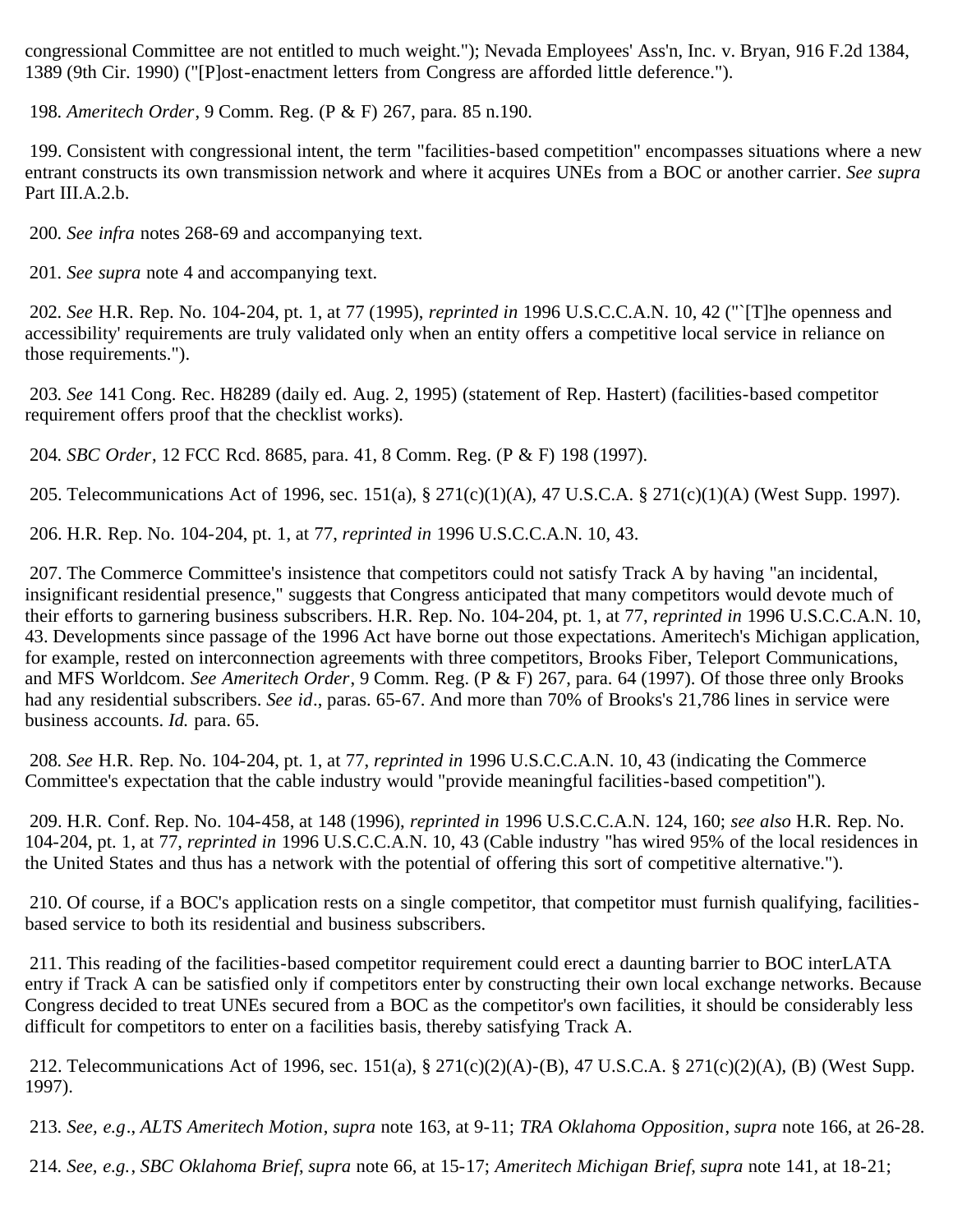congressional Committee are not entitled to much weight."); Nevada Employees' Ass'n, Inc. v. Bryan, 916 F.2d 1384, 1389 (9th Cir. 1990) ("[P]ost-enactment letters from Congress are afforded little deference.").

198. *Ameritech Order*, 9 Comm. Reg. (P & F) 267, para. 85 n.190.

199. Consistent with congressional intent, the term "facilities-based competition" encompasses situations where a new entrant constructs its own transmission network and where it acquires UNEs from a BOC or another carrier. *See supra* Part III.A.2.b.

200. *See infra* notes 268-69 and accompanying text.

201. *See supra* note 4 and accompanying text.

202. *See* H.R. Rep. No. 104-204, pt. 1, at 77 (1995), *reprinted in* 1996 U.S.C.C.A.N. 10, 42 ("`[T]he openness and accessibility' requirements are truly validated only when an entity offers a competitive local service in reliance on those requirements.").

203. *See* 141 Cong. Rec. H8289 (daily ed. Aug. 2, 1995) (statement of Rep. Hastert) (facilities-based competitor requirement offers proof that the checklist works).

204. *SBC Order*, 12 FCC Rcd. 8685, para. 41, 8 Comm. Reg. (P & F) 198 (1997).

205. Telecommunications Act of 1996, sec. 151(a), § 271(c)(1)(A), 47 U.S.C.A. § 271(c)(1)(A) (West Supp. 1997).

206. H.R. Rep. No. 104-204, pt. 1, at 77, *reprinted in* 1996 U.S.C.C.A.N. 10, 43.

207. The Commerce Committee's insistence that competitors could not satisfy Track A by having "an incidental, insignificant residential presence," suggests that Congress anticipated that many competitors would devote much of their efforts to garnering business subscribers. H.R. Rep. No. 104-204, pt. 1, at 77, *reprinted in* 1996 U.S.C.C.A.N. 10, 43. Developments since passage of the 1996 Act have borne out those expectations. Ameritech's Michigan application, for example, rested on interconnection agreements with three competitors, Brooks Fiber, Teleport Communications, and MFS Worldcom. *See Ameritech Order*, 9 Comm. Reg. (P & F) 267, para. 64 (1997). Of those three only Brooks had any residential subscribers. *See id*., paras. 65-67. And more than 70% of Brooks's 21,786 lines in service were business accounts. *Id.* para. 65.

208. *See* H.R. Rep. No. 104-204, pt. 1, at 77, *reprinted in* 1996 U.S.C.C.A.N. 10, 43 (indicating the Commerce Committee's expectation that the cable industry would "provide meaningful facilities-based competition").

209. H.R. Conf. Rep. No. 104-458, at 148 (1996), *reprinted in* 1996 U.S.C.C.A.N. 124, 160; *see also* H.R. Rep. No. 104-204, pt. 1, at 77, *reprinted in* 1996 U.S.C.C.A.N. 10, 43 (Cable industry "has wired 95% of the local residences in the United States and thus has a network with the potential of offering this sort of competitive alternative.").

210. Of course, if a BOC's application rests on a single competitor, that competitor must furnish qualifying, facilities-based service to both its residential and business subscribers.

211. This reading of the facilities-based competitor requirement could erect a daunting barrier to BOC interLATA entry if Track A can be satisfied only if competitors enter by constructing their own local exchange networks. Because Congress decided to treat UNEs secured from a BOC as the competitor's own facilities, it should be considerably less difficult for competitors to enter on a facilities basis, thereby satisfying Track A.

212. Telecommunications Act of 1996, sec. 151(a), § 271(c)(2)(A)-(B), 47 U.S.C.A. § 271(c)(2)(A), (B) (West Supp. 1997).

213. *See, e.g*., *ALTS Ameritech Motion*, *supra* note 163, at 9-11; *TRA Oklahoma Opposition*, *supra* note 166, at 26-28.

214. *See, e.g.*, *SBC Oklahoma Brief*, *supra* note 66, at 15-17; *Ameritech Michigan Brief*, *supra* note 141, at 18-21;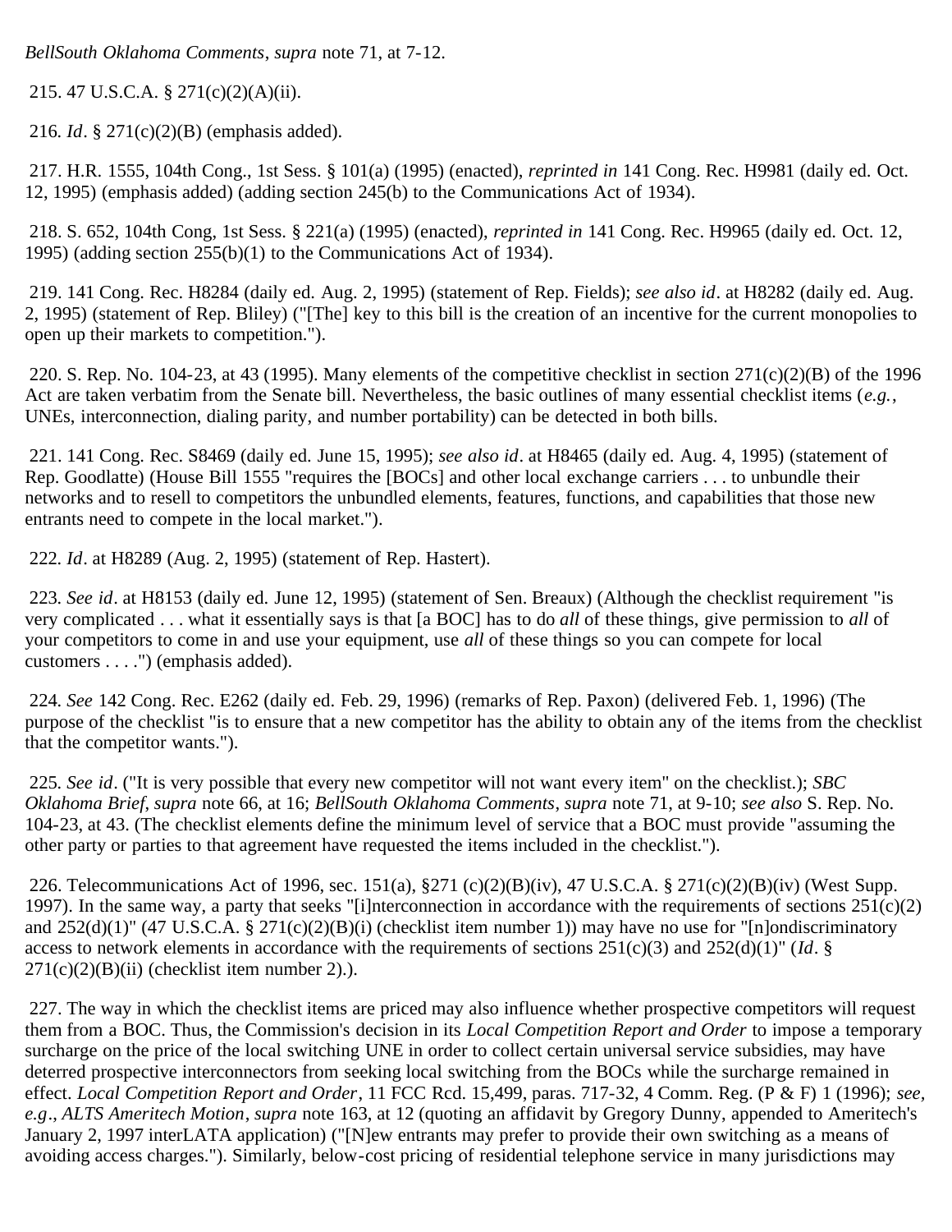*BellSouth Oklahoma Comments*, *supra* note 71, at 7-12.

215. 47 U.S.C.A. § 271(c)(2)(A)(ii).

216. *Id*. § 271(c)(2)(B) (emphasis added).

217. H.R. 1555, 104th Cong., 1st Sess. § 101(a) (1995) (enacted), *reprinted in* 141 Cong. Rec. H9981 (daily ed. Oct. 12, 1995) (emphasis added) (adding section 245(b) to the Communications Act of 1934).

218. S. 652, 104th Cong, 1st Sess. § 221(a) (1995) (enacted), *reprinted in* 141 Cong. Rec. H9965 (daily ed. Oct. 12, 1995) (adding section 255(b)(1) to the Communications Act of 1934).

219. 141 Cong. Rec. H8284 (daily ed. Aug. 2, 1995) (statement of Rep. Fields); *see also id*. at H8282 (daily ed. Aug. 2, 1995) (statement of Rep. Bliley) ("[The] key to this bill is the creation of an incentive for the current monopolies to open up their markets to competition.").

220. S. Rep. No. 104-23, at 43 (1995). Many elements of the competitive checklist in section 271(c)(2)(B) of the 1996 Act are taken verbatim from the Senate bill. Nevertheless, the basic outlines of many essential checklist items (*e.g.*, UNEs, interconnection, dialing parity, and number portability) can be detected in both bills.

221. 141 Cong. Rec. S8469 (daily ed. June 15, 1995); *see also id*. at H8465 (daily ed. Aug. 4, 1995) (statement of Rep. Goodlatte) (House Bill 1555 "requires the [BOCs] and other local exchange carriers . . . to unbundle their networks and to resell to competitors the unbundled elements, features, functions, and capabilities that those new entrants need to compete in the local market.").

222. *Id*. at H8289 (Aug. 2, 1995) (statement of Rep. Hastert).

223. *See id*. at H8153 (daily ed. June 12, 1995) (statement of Sen. Breaux) (Although the checklist requirement "is very complicated . . . what it essentially says is that [a BOC] has to do *all* of these things, give permission to *all* of your competitors to come in and use your equipment, use *all* of these things so you can compete for local customers . . . .") (emphasis added).

224. *See* 142 Cong. Rec. E262 (daily ed. Feb. 29, 1996) (remarks of Rep. Paxon) (delivered Feb. 1, 1996) (The purpose of the checklist "is to ensure that a new competitor has the ability to obtain any of the items from the checklist that the competitor wants.").

225. *See id*. ("It is very possible that every new competitor will not want every item" on the checklist.); *SBC Oklahoma Brief*, *supra* note 66, at 16; *BellSouth Oklahoma Comments*, *supra* note 71, at 9-10; *see also* S. Rep. No. 104-23, at 43. (The checklist elements define the minimum level of service that a BOC must provide "assuming the other party or parties to that agreement have requested the items included in the checklist.").

226. Telecommunications Act of 1996, sec. 151(a), §271 (c)(2)(B)(iv), 47 U.S.C.A. § 271(c)(2)(B)(iv) (West Supp. 1997). In the same way, a party that seeks "[i]nterconnection in accordance with the requirements of sections 251(c)(2) and 252(d)(1)" (47 U.S.C.A. § 271(c)(2)(B)(i) (checklist item number 1)) may have no use for "[n]ondiscriminatory access to network elements in accordance with the requirements of sections 251(c)(3) and 252(d)(1)" (*Id*. § 271(c)(2)(B)(ii) (checklist item number 2).).

227. The way in which the checklist items are priced may also influence whether prospective competitors will request them from a BOC. Thus, the Commission's decision in its *Local Competition Report and Order* to impose a temporary surcharge on the price of the local switching UNE in order to collect certain universal service subsidies, may have deterred prospective interconnectors from seeking local switching from the BOCs while the surcharge remained in effect. *Local Competition Report and Order*, 11 FCC Rcd. 15,499, paras. 717-32, 4 Comm. Reg. (P & F) 1 (1996); *see, e.g*., *ALTS Ameritech Motion*, *supra* note 163, at 12 (quoting an affidavit by Gregory Dunny, appended to Ameritech's January 2, 1997 interLATA application) ("[N]ew entrants may prefer to provide their own switching as a means of avoiding access charges."). Similarly, below-cost pricing of residential telephone service in many jurisdictions may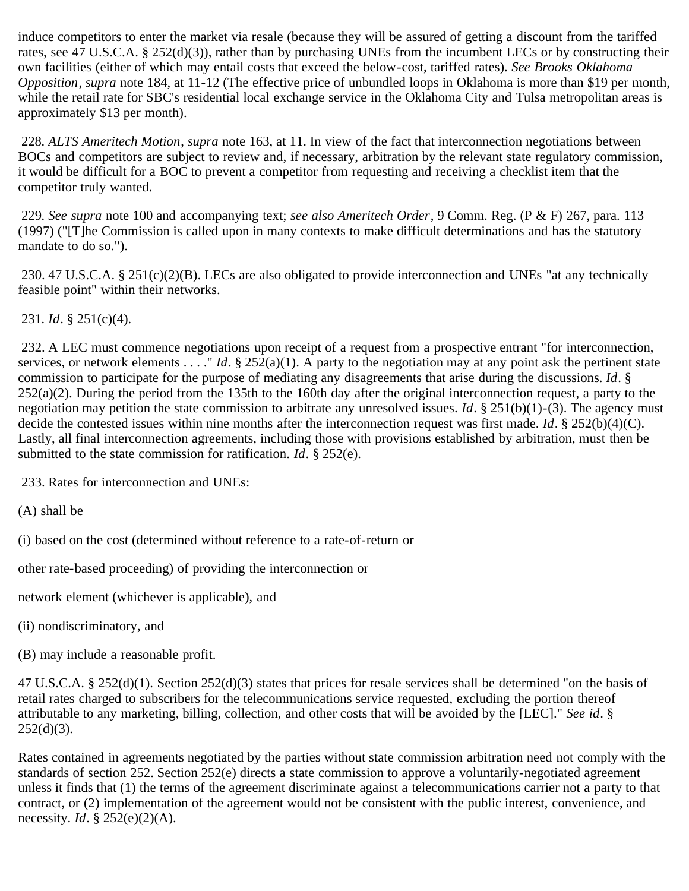induce competitors to enter the market via resale (because they will be assured of getting a discount from the tariffed rates, see 47 U.S.C.A. § 252(d)(3)), rather than by purchasing UNEs from the incumbent LECs or by constructing their own facilities (either of which may entail costs that exceed the below-cost, tariffed rates). *See Brooks Oklahoma Opposition*, *supra* note 184, at 11-12 (The effective price of unbundled loops in Oklahoma is more than $19 per month, while the retail rate for SBC's residential local exchange service in the Oklahoma City and Tulsa metropolitan areas is approximately $13 per month).

228. *ALTS Ameritech Motion*, *supra* note 163, at 11. In view of the fact that interconnection negotiations between BOCs and competitors are subject to review and, if necessary, arbitration by the relevant state regulatory commission, it would be difficult for a BOC to prevent a competitor from requesting and receiving a checklist item that the competitor truly wanted.

229. *See supra* note 100 and accompanying text; *see also Ameritech Order*, 9 Comm. Reg. (P & F) 267, para. 113 (1997) ("[T]he Commission is called upon in many contexts to make difficult determinations and has the statutory mandate to do so.").

230. 47 U.S.C.A. § 251(c)(2)(B). LECs are also obligated to provide interconnection and UNEs "at any technically feasible point" within their networks.

231. *Id*. § 251(c)(4).

232. A LEC must commence negotiations upon receipt of a request from a prospective entrant "for interconnection, services, or network elements . . . ." *Id*. § 252(a)(1). A party to the negotiation may at any point ask the pertinent state commission to participate for the purpose of mediating any disagreements that arise during the discussions. *Id*. § 252(a)(2). During the period from the 135th to the 160th day after the original interconnection request, a party to the negotiation may petition the state commission to arbitrate any unresolved issues. *Id*. § 251(b)(1)-(3). The agency must decide the contested issues within nine months after the interconnection request was first made. *Id*. § 252(b)(4)(C). Lastly, all final interconnection agreements, including those with provisions established by arbitration, must then be submitted to the state commission for ratification. *Id*. § 252(e).

233. Rates for interconnection and UNEs:

(A) shall be

(i) based on the cost (determined without reference to a rate-of-return or

other rate-based proceeding) of providing the interconnection or

network element (whichever is applicable), and

(ii) nondiscriminatory, and

(B) may include a reasonable profit.

47 U.S.C.A. § 252(d)(1). Section 252(d)(3) states that prices for resale services shall be determined "on the basis of retail rates charged to subscribers for the telecommunications service requested, excluding the portion thereof attributable to any marketing, billing, collection, and other costs that will be avoided by the [LEC]." *See id*. § 252(d)(3).

Rates contained in agreements negotiated by the parties without state commission arbitration need not comply with the standards of section 252. Section 252(e) directs a state commission to approve a voluntarily-negotiated agreement unless it finds that (1) the terms of the agreement discriminate against a telecommunications carrier not a party to that contract, or (2) implementation of the agreement would not be consistent with the public interest, convenience, and necessity. *Id*. § 252(e)(2)(A).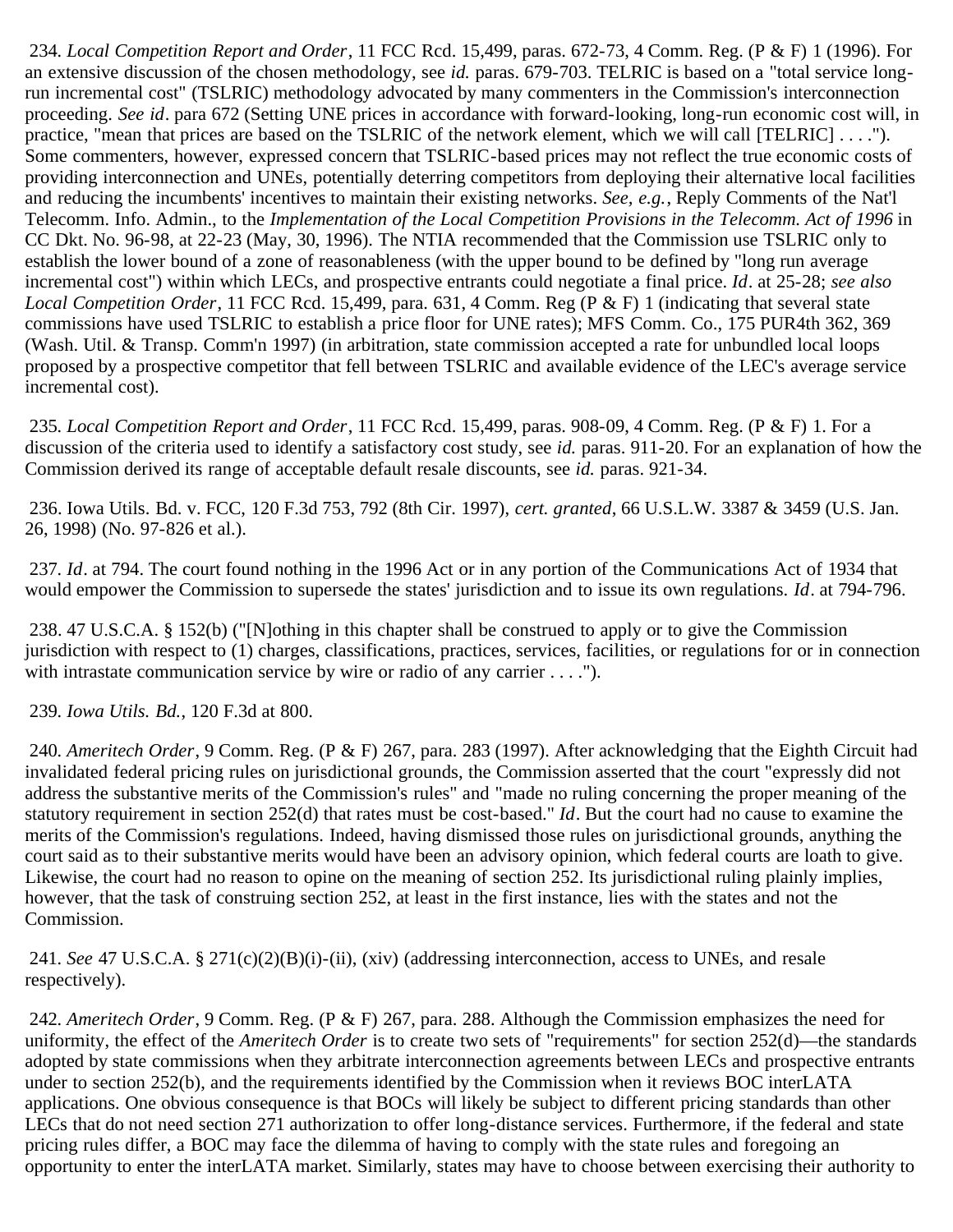234. *Local Competition Report and Order*, 11 FCC Rcd. 15,499, paras. 672-73, 4 Comm. Reg. (P & F) 1 (1996). For an extensive discussion of the chosen methodology, see *id.* paras. 679-703. TELRIC is based on a "total service long-run incremental cost" (TSLRIC) methodology advocated by many commenters in the Commission's interconnection proceeding. *See id*. para 672 (Setting UNE prices in accordance with forward-looking, long-run economic cost will, in practice, "mean that prices are based on the TSLRIC of the network element, which we will call [TELRIC] . . . ."). Some commenters, however, expressed concern that TSLRIC-based prices may not reflect the true economic costs of providing interconnection and UNEs, potentially deterring competitors from deploying their alternative local facilities and reducing the incumbents' incentives to maintain their existing networks. *See, e.g.*, Reply Comments of the Nat'l Telecomm. Info. Admin., to the *Implementation of the Local Competition Provisions in the Telecomm. Act of 1996* in CC Dkt. No. 96-98, at 22-23 (May, 30, 1996). The NTIA recommended that the Commission use TSLRIC only to establish the lower bound of a zone of reasonableness (with the upper bound to be defined by "long run average incremental cost") within which LECs, and prospective entrants could negotiate a final price. *Id*. at 25-28; *see also Local Competition Order*, 11 FCC Rcd. 15,499, para. 631, 4 Comm. Reg (P & F) 1 (indicating that several state commissions have used TSLRIC to establish a price floor for UNE rates); MFS Comm. Co., 175 PUR4th 362, 369 (Wash. Util. & Transp. Comm'n 1997) (in arbitration, state commission accepted a rate for unbundled local loops proposed by a prospective competitor that fell between TSLRIC and available evidence of the LEC's average service incremental cost).

235. *Local Competition Report and Order*, 11 FCC Rcd. 15,499, paras. 908-09, 4 Comm. Reg. (P & F) 1. For a discussion of the criteria used to identify a satisfactory cost study, see *id.* paras. 911-20. For an explanation of how the Commission derived its range of acceptable default resale discounts, see *id.* paras. 921-34.

236. Iowa Utils. Bd. v. FCC, 120 F.3d 753, 792 (8th Cir. 1997), *cert. granted*, 66 U.S.L.W. 3387 & 3459 (U.S. Jan. 26, 1998) (No. 97-826 et al.).

237. *Id*. at 794. The court found nothing in the 1996 Act or in any portion of the Communications Act of 1934 that would empower the Commission to supersede the states' jurisdiction and to issue its own regulations. *Id*. at 794-796.

238. 47 U.S.C.A. § 152(b) ("[N]othing in this chapter shall be construed to apply or to give the Commission jurisdiction with respect to (1) charges, classifications, practices, services, facilities, or regulations for or in connection with intrastate communication service by wire or radio of any carrier . . . .").

239. *Iowa Utils. Bd.*, 120 F.3d at 800.

240. *Ameritech Order*, 9 Comm. Reg. (P & F) 267, para. 283 (1997). After acknowledging that the Eighth Circuit had invalidated federal pricing rules on jurisdictional grounds, the Commission asserted that the court "expressly did not address the substantive merits of the Commission's rules" and "made no ruling concerning the proper meaning of the statutory requirement in section 252(d) that rates must be cost-based." *Id*. But the court had no cause to examine the merits of the Commission's regulations. Indeed, having dismissed those rules on jurisdictional grounds, anything the court said as to their substantive merits would have been an advisory opinion, which federal courts are loath to give. Likewise, the court had no reason to opine on the meaning of section 252. Its jurisdictional ruling plainly implies, however, that the task of construing section 252, at least in the first instance, lies with the states and not the Commission.

241. *See* 47 U.S.C.A. § 271(c)(2)(B)(i)-(ii), (xiv) (addressing interconnection, access to UNEs, and resale respectively).

242. *Ameritech Order*, 9 Comm. Reg. (P & F) 267, para. 288. Although the Commission emphasizes the need for uniformity, the effect of the *Ameritech Order* is to create two sets of "requirements" for section 252(d)—the standards adopted by state commissions when they arbitrate interconnection agreements between LECs and prospective entrants under to section 252(b), and the requirements identified by the Commission when it reviews BOC interLATA applications. One obvious consequence is that BOCs will likely be subject to different pricing standards than other LECs that do not need section 271 authorization to offer long-distance services. Furthermore, if the federal and state pricing rules differ, a BOC may face the dilemma of having to comply with the state rules and foregoing an opportunity to enter the interLATA market. Similarly, states may have to choose between exercising their authority to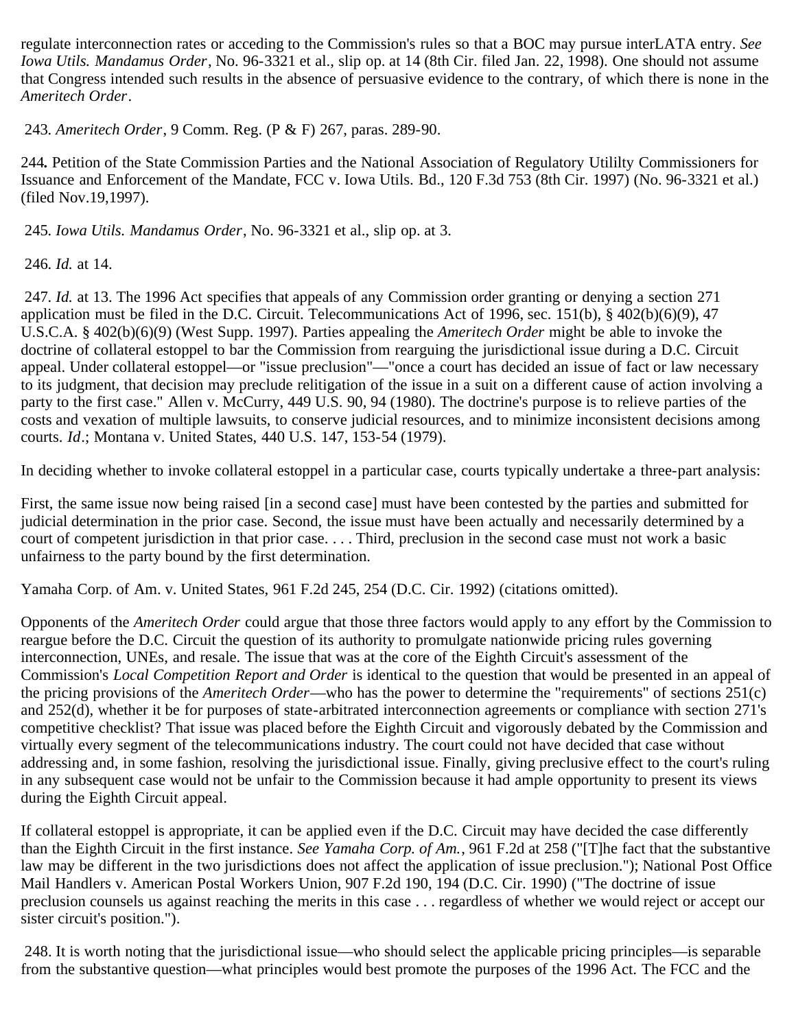regulate interconnection rates or acceding to the Commission's rules so that a BOC may pursue interLATA entry. *See Iowa Utils. Mandamus Order*, No. 96-3321 et al., slip op. at 14 (8th Cir. filed Jan. 22, 1998). One should not assume that Congress intended such results in the absence of persuasive evidence to the contrary, of which there is none in the *Ameritech Order*.

243. *Ameritech Order*, 9 Comm. Reg. (P & F) 267, paras. 289-90.

**244.** Petition of the State Commission Parties and the National Association of Regulatory Utililty Commissioners for Issuance and Enforcement of the Mandate, FCC v. Iowa Utils. Bd., 120 F.3d 753 (8th Cir. 1997) (No. 96-3321 et al.) (filed Nov.19,1997).

245. *Iowa Utils. Mandamus Order*, No. 96-3321 et al., slip op. at 3.

246. *Id.* at 14.

247. *Id.* at 13. The 1996 Act specifies that appeals of any Commission order granting or denying a section 271 application must be filed in the D.C. Circuit. Telecommunications Act of 1996, sec. 151(b), § 402(b)(6)(9), 47 U.S.C.A. § 402(b)(6)(9) (West Supp. 1997). Parties appealing the *Ameritech Order* might be able to invoke the doctrine of collateral estoppel to bar the Commission from rearguing the jurisdictional issue during a D.C. Circuit appeal. Under collateral estoppel—or "issue preclusion"—"once a court has decided an issue of fact or law necessary to its judgment, that decision may preclude relitigation of the issue in a suit on a different cause of action involving a party to the first case." Allen v. McCurry, 449 U.S. 90, 94 (1980). The doctrine's purpose is to relieve parties of the costs and vexation of multiple lawsuits, to conserve judicial resources, and to minimize inconsistent decisions among courts. *Id*.; Montana v. United States, 440 U.S. 147, 153-54 (1979).

In deciding whether to invoke collateral estoppel in a particular case, courts typically undertake a three-part analysis:

First, the same issue now being raised [in a second case] must have been contested by the parties and submitted for judicial determination in the prior case. Second, the issue must have been actually and necessarily determined by a court of competent jurisdiction in that prior case. . . . Third, preclusion in the second case must not work a basic unfairness to the party bound by the first determination.

Yamaha Corp. of Am. v. United States, 961 F.2d 245, 254 (D.C. Cir. 1992) (citations omitted).

Opponents of the *Ameritech Order* could argue that those three factors would apply to any effort by the Commission to reargue before the D.C. Circuit the question of its authority to promulgate nationwide pricing rules governing interconnection, UNEs, and resale. The issue that was at the core of the Eighth Circuit's assessment of the Commission's *Local Competition Report and Order* is identical to the question that would be presented in an appeal of the pricing provisions of the *Ameritech Order*—who has the power to determine the "requirements" of sections 251(c) and 252(d), whether it be for purposes of state-arbitrated interconnection agreements or compliance with section 271's competitive checklist? That issue was placed before the Eighth Circuit and vigorously debated by the Commission and virtually every segment of the telecommunications industry. The court could not have decided that case without addressing and, in some fashion, resolving the jurisdictional issue. Finally, giving preclusive effect to the court's ruling in any subsequent case would not be unfair to the Commission because it had ample opportunity to present its views during the Eighth Circuit appeal.

If collateral estoppel is appropriate, it can be applied even if the D.C. Circuit may have decided the case differently than the Eighth Circuit in the first instance. *See Yamaha Corp. of Am.*, 961 F.2d at 258 ("[T]he fact that the substantive law may be different in the two jurisdictions does not affect the application of issue preclusion."); National Post Office Mail Handlers v. American Postal Workers Union, 907 F.2d 190, 194 (D.C. Cir. 1990) ("The doctrine of issue preclusion counsels us against reaching the merits in this case . . . regardless of whether we would reject or accept our sister circuit's position.").

248. It is worth noting that the jurisdictional issue—who should select the applicable pricing principles—is separable from the substantive question—what principles would best promote the purposes of the 1996 Act. The FCC and the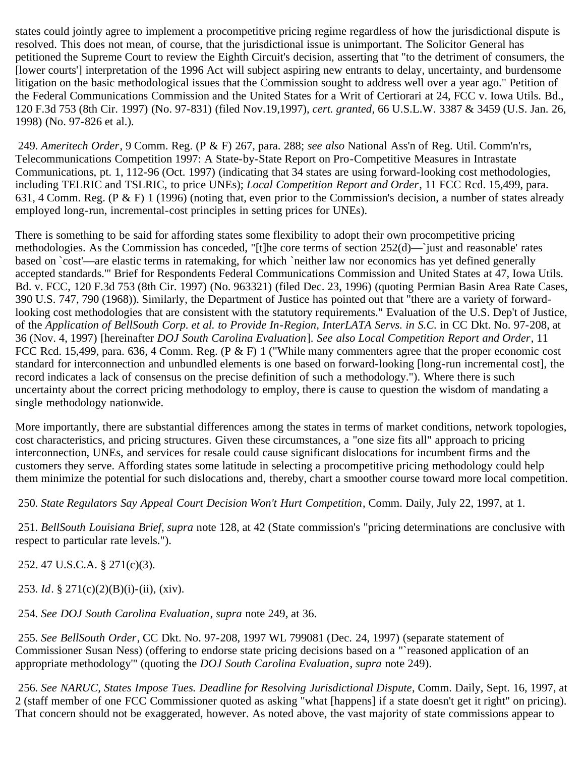states could jointly agree to implement a procompetitive pricing regime regardless of how the jurisdictional dispute is resolved. This does not mean, of course, that the jurisdictional issue is unimportant. The Solicitor General has petitioned the Supreme Court to review the Eighth Circuit's decision, asserting that "to the detriment of consumers, the [lower courts'] interpretation of the 1996 Act will subject aspiring new entrants to delay, uncertainty, and burdensome litigation on the basic methodological issues that the Commission sought to address well over a year ago." Petition of the Federal Communications Commission and the United States for a Writ of Certiorari at 24, FCC v. Iowa Utils. Bd., 120 F.3d 753 (8th Cir. 1997) (No. 97-831) (filed Nov.19,1997), *cert. granted*, 66 U.S.L.W. 3387 & 3459 (U.S. Jan. 26, 1998) (No. 97-826 et al.).

249. *Ameritech Order*, 9 Comm. Reg. (P & F) 267, para. 288; *see also* National Ass'n of Reg. Util. Comm'n'rs, Telecommunications Competition 1997: A State-by-State Report on Pro-Competitive Measures in Intrastate Communications, pt. 1, 112-96 (Oct. 1997) (indicating that 34 states are using forward-looking cost methodologies, including TELRIC and TSLRIC, to price UNEs); *Local Competition Report and Order*, 11 FCC Rcd. 15,499, para. 631, 4 Comm. Reg. (P & F) 1 (1996) (noting that, even prior to the Commission's decision, a number of states already employed long-run, incremental-cost principles in setting prices for UNEs).

There is something to be said for affording states some flexibility to adopt their own procompetitive pricing methodologies. As the Commission has conceded, "[t]he core terms of section 252(d)—`just and reasonable' rates based on `cost'—are elastic terms in ratemaking, for which `neither law nor economics has yet defined generally accepted standards.'" Brief for Respondents Federal Communications Commission and United States at 47, Iowa Utils. Bd. v. FCC, 120 F.3d 753 (8th Cir. 1997) (No. 963321) (filed Dec. 23, 1996) (quoting Permian Basin Area Rate Cases, 390 U.S. 747, 790 (1968)). Similarly, the Department of Justice has pointed out that "there are a variety of forward-looking cost methodologies that are consistent with the statutory requirements." Evaluation of the U.S. Dep't of Justice, of the *Application of BellSouth Corp. et al. to Provide In-Region, InterLATA Servs. in S.C.* in CC Dkt. No. 97-208, at 36 (Nov. 4, 1997) [hereinafter *DOJ South Carolina Evaluation*]. *See also Local Competition Report and Order*, 11 FCC Rcd. 15,499, para. 636, 4 Comm. Reg. (P & F) 1 ("While many commenters agree that the proper economic cost standard for interconnection and unbundled elements is one based on forward-looking [long-run incremental cost], the record indicates a lack of consensus on the precise definition of such a methodology."). Where there is such uncertainty about the correct pricing methodology to employ, there is cause to question the wisdom of mandating a single methodology nationwide.

More importantly, there are substantial differences among the states in terms of market conditions, network topologies, cost characteristics, and pricing structures. Given these circumstances, a "one size fits all" approach to pricing interconnection, UNEs, and services for resale could cause significant dislocations for incumbent firms and the customers they serve. Affording states some latitude in selecting a procompetitive pricing methodology could help them minimize the potential for such dislocations and, thereby, chart a smoother course toward more local competition.

250. *State Regulators Say Appeal Court Decision Won't Hurt Competition*, Comm. Daily, July 22, 1997, at 1.

251. *BellSouth Louisiana Brief*, *supra* note 128, at 42 (State commission's "pricing determinations are conclusive with respect to particular rate levels.").

252. 47 U.S.C.A. § 271(c)(3).

253. *Id*. § 271(c)(2)(B)(i)-(ii), (xiv).

254. *See DOJ South Carolina Evaluation*, *supra* note 249, at 36.

255. *See BellSouth Order*, CC Dkt. No. 97-208, 1997 WL 799081 (Dec. 24, 1997) (separate statement of Commissioner Susan Ness) (offering to endorse state pricing decisions based on a "`reasoned application of an appropriate methodology'" (quoting the *DOJ South Carolina Evaluation*, *supra* note 249).

256. *See NARUC, States Impose Tues. Deadline for Resolving Jurisdictional Dispute*, Comm. Daily, Sept. 16, 1997, at 2 (staff member of one FCC Commissioner quoted as asking "what [happens] if a state doesn't get it right" on pricing). That concern should not be exaggerated, however. As noted above, the vast majority of state commissions appear to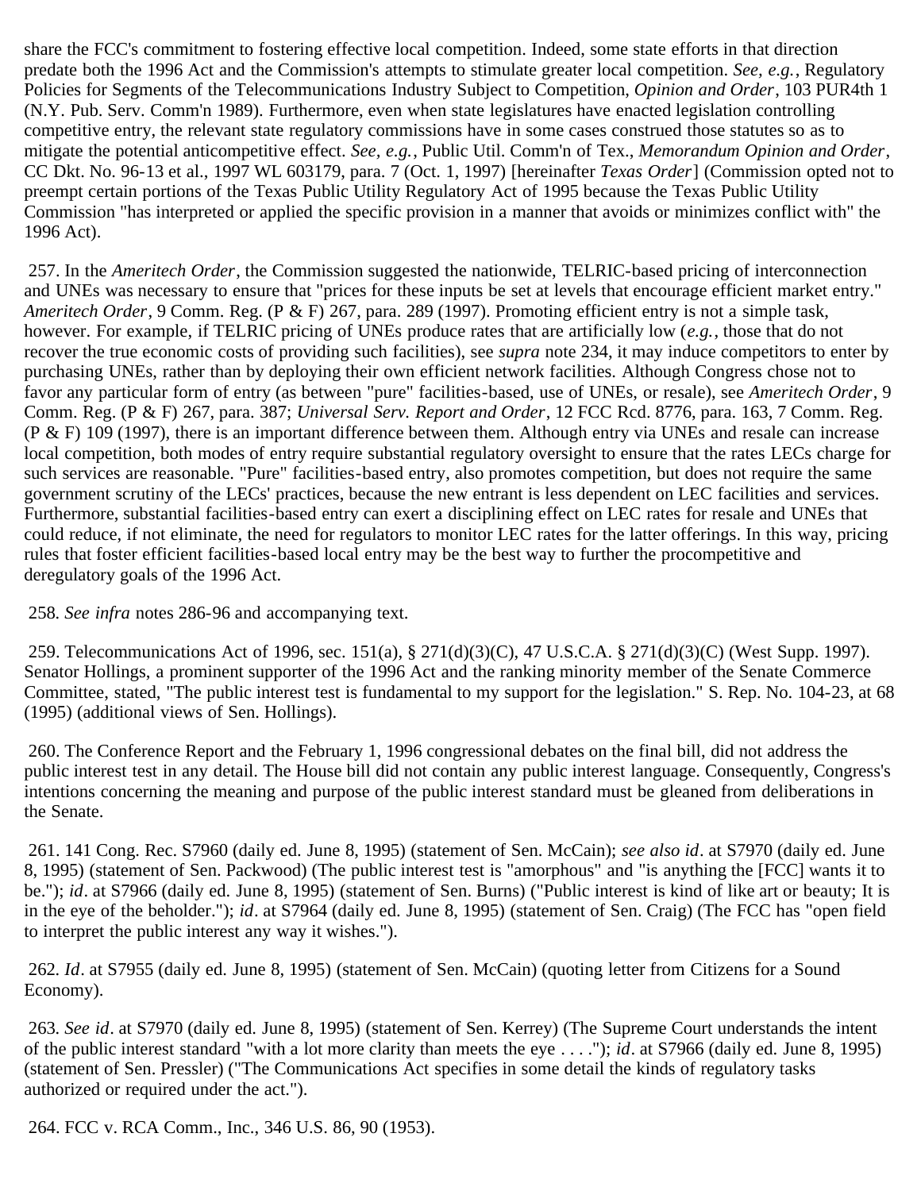share the FCC's commitment to fostering effective local competition. Indeed, some state efforts in that direction predate both the 1996 Act and the Commission's attempts to stimulate greater local competition. *See, e.g.*, Regulatory Policies for Segments of the Telecommunications Industry Subject to Competition, *Opinion and Order*, 103 PUR4th 1 (N.Y. Pub. Serv. Comm'n 1989). Furthermore, even when state legislatures have enacted legislation controlling competitive entry, the relevant state regulatory commissions have in some cases construed those statutes so as to mitigate the potential anticompetitive effect. *See, e.g.*, Public Util. Comm'n of Tex., *Memorandum Opinion and Order*, CC Dkt. No. 96-13 et al., 1997 WL 603179, para. 7 (Oct. 1, 1997) [hereinafter *Texas Order*] (Commission opted not to preempt certain portions of the Texas Public Utility Regulatory Act of 1995 because the Texas Public Utility Commission "has interpreted or applied the specific provision in a manner that avoids or minimizes conflict with" the 1996 Act).

257. In the *Ameritech Order*, the Commission suggested the nationwide, TELRIC-based pricing of interconnection and UNEs was necessary to ensure that "prices for these inputs be set at levels that encourage efficient market entry." *Ameritech Order*, 9 Comm. Reg. (P & F) 267, para. 289 (1997). Promoting efficient entry is not a simple task, however. For example, if TELRIC pricing of UNEs produce rates that are artificially low (*e.g.*, those that do not recover the true economic costs of providing such facilities), see *supra* note 234, it may induce competitors to enter by purchasing UNEs, rather than by deploying their own efficient network facilities. Although Congress chose not to favor any particular form of entry (as between "pure" facilities-based, use of UNEs, or resale), see *Ameritech Order*, 9 Comm. Reg. (P & F) 267, para. 387; *Universal Serv. Report and Order*, 12 FCC Rcd. 8776, para. 163, 7 Comm. Reg. (P & F) 109 (1997), there is an important difference between them. Although entry via UNEs and resale can increase local competition, both modes of entry require substantial regulatory oversight to ensure that the rates LECs charge for such services are reasonable. "Pure" facilities-based entry, also promotes competition, but does not require the same government scrutiny of the LECs' practices, because the new entrant is less dependent on LEC facilities and services. Furthermore, substantial facilities-based entry can exert a disciplining effect on LEC rates for resale and UNEs that could reduce, if not eliminate, the need for regulators to monitor LEC rates for the latter offerings. In this way, pricing rules that foster efficient facilities-based local entry may be the best way to further the procompetitive and deregulatory goals of the 1996 Act.

258. *See infra* notes 286-96 and accompanying text.

259. Telecommunications Act of 1996, sec. 151(a), § 271(d)(3)(C), 47 U.S.C.A. § 271(d)(3)(C) (West Supp. 1997). Senator Hollings, a prominent supporter of the 1996 Act and the ranking minority member of the Senate Commerce Committee, stated, "The public interest test is fundamental to my support for the legislation." S. Rep. No. 104-23, at 68 (1995) (additional views of Sen. Hollings).

260. The Conference Report and the February 1, 1996 congressional debates on the final bill, did not address the public interest test in any detail. The House bill did not contain any public interest language. Consequently, Congress's intentions concerning the meaning and purpose of the public interest standard must be gleaned from deliberations in the Senate.

261. 141 Cong. Rec. S7960 (daily ed. June 8, 1995) (statement of Sen. McCain); *see also id*. at S7970 (daily ed. June 8, 1995) (statement of Sen. Packwood) (The public interest test is "amorphous" and "is anything the [FCC] wants it to be."); *id*. at S7966 (daily ed. June 8, 1995) (statement of Sen. Burns) ("Public interest is kind of like art or beauty; It is in the eye of the beholder."); *id*. at S7964 (daily ed. June 8, 1995) (statement of Sen. Craig) (The FCC has "open field to interpret the public interest any way it wishes.").

262. *Id*. at S7955 (daily ed. June 8, 1995) (statement of Sen. McCain) (quoting letter from Citizens for a Sound Economy).

263. *See id*. at S7970 (daily ed. June 8, 1995) (statement of Sen. Kerrey) (The Supreme Court understands the intent of the public interest standard "with a lot more clarity than meets the eye . . . ."); *id*. at S7966 (daily ed. June 8, 1995) (statement of Sen. Pressler) ("The Communications Act specifies in some detail the kinds of regulatory tasks authorized or required under the act.").

264. FCC v. RCA Comm., Inc., 346 U.S. 86, 90 (1953).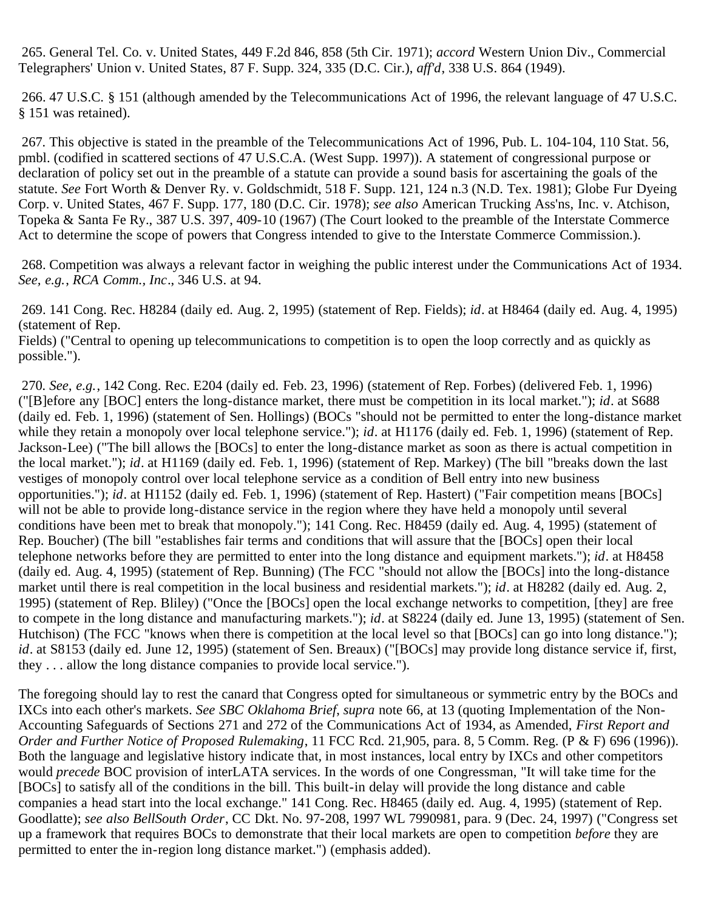265. General Tel. Co. v. United States, 449 F.2d 846, 858 (5th Cir. 1971); *accord* Western Union Div., Commercial Telegraphers' Union v. United States, 87 F. Supp. 324, 335 (D.C. Cir.), *aff'd*, 338 U.S. 864 (1949).

266. 47 U.S.C. § 151 (although amended by the Telecommunications Act of 1996, the relevant language of 47 U.S.C. § 151 was retained).

267. This objective is stated in the preamble of the Telecommunications Act of 1996, Pub. L. 104-104, 110 Stat. 56, pmbl. (codified in scattered sections of 47 U.S.C.A. (West Supp. 1997)). A statement of congressional purpose or declaration of policy set out in the preamble of a statute can provide a sound basis for ascertaining the goals of the statute. *See* Fort Worth & Denver Ry. v. Goldschmidt, 518 F. Supp. 121, 124 n.3 (N.D. Tex. 1981); Globe Fur Dyeing Corp. v. United States, 467 F. Supp. 177, 180 (D.C. Cir. 1978); *see also* American Trucking Ass'ns, Inc. v. Atchison, Topeka & Santa Fe Ry., 387 U.S. 397, 409-10 (1967) (The Court looked to the preamble of the Interstate Commerce Act to determine the scope of powers that Congress intended to give to the Interstate Commerce Commission.).

268. Competition was always a relevant factor in weighing the public interest under the Communications Act of 1934. *See, e.g.*, *RCA Comm., Inc*., 346 U.S. at 94.

269. 141 Cong. Rec. H8284 (daily ed. Aug. 2, 1995) (statement of Rep. Fields); *id*. at H8464 (daily ed. Aug. 4, 1995) (statement of Rep. Fields) ("Central to opening up telecommunications to competition is to open the loop correctly and as quickly as possible.").

270. *See, e.g.*, 142 Cong. Rec. E204 (daily ed. Feb. 23, 1996) (statement of Rep. Forbes) (delivered Feb. 1, 1996) ("[B]efore any [BOC] enters the long-distance market, there must be competition in its local market."); *id*. at S688 (daily ed. Feb. 1, 1996) (statement of Sen. Hollings) (BOCs "should not be permitted to enter the long-distance market while they retain a monopoly over local telephone service."); *id*. at H1176 (daily ed. Feb. 1, 1996) (statement of Rep. Jackson-Lee) ("The bill allows the [BOCs] to enter the long-distance market as soon as there is actual competition in the local market."); *id*. at H1169 (daily ed. Feb. 1, 1996) (statement of Rep. Markey) (The bill "breaks down the last vestiges of monopoly control over local telephone service as a condition of Bell entry into new business opportunities."); *id*. at H1152 (daily ed. Feb. 1, 1996) (statement of Rep. Hastert) ("Fair competition means [BOCs] will not be able to provide long-distance service in the region where they have held a monopoly until several conditions have been met to break that monopoly."); 141 Cong. Rec. H8459 (daily ed. Aug. 4, 1995) (statement of Rep. Boucher) (The bill "establishes fair terms and conditions that will assure that the [BOCs] open their local telephone networks before they are permitted to enter into the long distance and equipment markets."); *id*. at H8458 (daily ed. Aug. 4, 1995) (statement of Rep. Bunning) (The FCC "should not allow the [BOCs] into the long-distance market until there is real competition in the local business and residential markets."); *id*. at H8282 (daily ed. Aug. 2, 1995) (statement of Rep. Bliley) ("Once the [BOCs] open the local exchange networks to competition, [they] are free to compete in the long distance and manufacturing markets."); *id*. at S8224 (daily ed. June 13, 1995) (statement of Sen. Hutchison) (The FCC "knows when there is competition at the local level so that [BOCs] can go into long distance."); *id*. at S8153 (daily ed. June 12, 1995) (statement of Sen. Breaux) ("[BOCs] may provide long distance service if, first, they . . . allow the long distance companies to provide local service.").

The foregoing should lay to rest the canard that Congress opted for simultaneous or symmetric entry by the BOCs and IXCs into each other's markets. *See SBC Oklahoma Brief*, *supra* note 66, at 13 (quoting Implementation of the Non-Accounting Safeguards of Sections 271 and 272 of the Communications Act of 1934, as Amended, *First Report and Order and Further Notice of Proposed Rulemaking*, 11 FCC Rcd. 21,905, para. 8, 5 Comm. Reg. (P & F) 696 (1996)). Both the language and legislative history indicate that, in most instances, local entry by IXCs and other competitors would *precede* BOC provision of interLATA services. In the words of one Congressman, "It will take time for the [BOCs] to satisfy all of the conditions in the bill. This built-in delay will provide the long distance and cable companies a head start into the local exchange." 141 Cong. Rec. H8465 (daily ed. Aug. 4, 1995) (statement of Rep. Goodlatte); *see also BellSouth Order*, CC Dkt. No. 97-208, 1997 WL 7990981, para. 9 (Dec. 24, 1997) ("Congress set up a framework that requires BOCs to demonstrate that their local markets are open to competition *before* they are permitted to enter the in-region long distance market.") (emphasis added).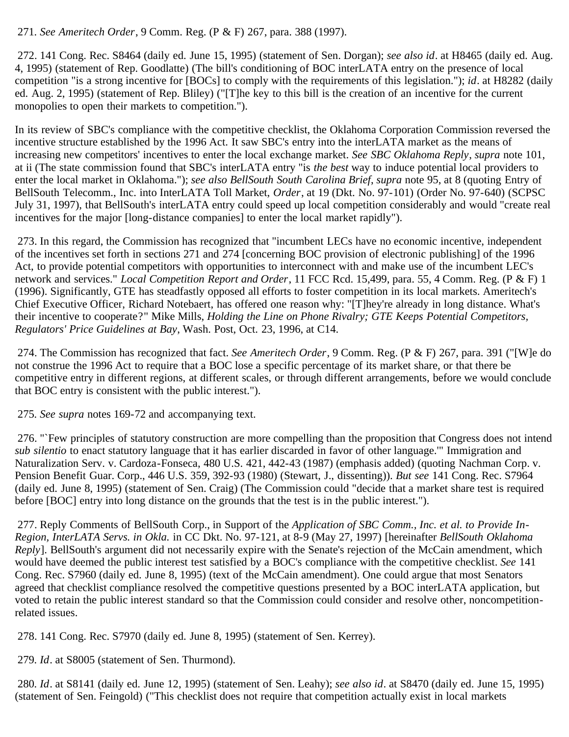271. *See Ameritech Order*, 9 Comm. Reg. (P & F) 267, para. 388 (1997).

272. 141 Cong. Rec. S8464 (daily ed. June 15, 1995) (statement of Sen. Dorgan); *see also id*. at H8465 (daily ed. Aug. 4, 1995) (statement of Rep. Goodlatte) (The bill's conditioning of BOC interLATA entry on the presence of local competition "is a strong incentive for [BOCs] to comply with the requirements of this legislation."); *id*. at H8282 (daily ed. Aug. 2, 1995) (statement of Rep. Bliley) ("[T]he key to this bill is the creation of an incentive for the current monopolies to open their markets to competition.").

In its review of SBC's compliance with the competitive checklist, the Oklahoma Corporation Commission reversed the incentive structure established by the 1996 Act. It saw SBC's entry into the interLATA market as the means of increasing new competitors' incentives to enter the local exchange market. *See SBC Oklahoma Reply, supra* note 101, at ii (The state commission found that SBC's interLATA entry "is *the best* way to induce potential local providers to enter the local market in Oklahoma."); *see also BellSouth South Carolina Brief*, *supra* note 95, at 8 (quoting Entry of BellSouth Telecomm., Inc. into InterLATA Toll Market, *Order*, at 19 (Dkt. No. 97-101) (Order No. 97-640) (SCPSC July 31, 1997), that BellSouth's interLATA entry could speed up local competition considerably and would "create real incentives for the major [long-distance companies] to enter the local market rapidly").

273. In this regard, the Commission has recognized that "incumbent LECs have no economic incentive, independent of the incentives set forth in sections 271 and 274 [concerning BOC provision of electronic publishing] of the 1996 Act, to provide potential competitors with opportunities to interconnect with and make use of the incumbent LEC's network and services." *Local Competition Report and Order*, 11 FCC Rcd. 15,499, para. 55, 4 Comm. Reg. (P & F) 1 (1996). Significantly, GTE has steadfastly opposed all efforts to foster competition in its local markets. Ameritech's Chief Executive Officer, Richard Notebaert, has offered one reason why: "[T]hey're already in long distance. What's their incentive to cooperate?" Mike Mills, *Holding the Line on Phone Rivalry; GTE Keeps Potential Competitors, Regulators' Price Guidelines at Bay*, Wash. Post, Oct. 23, 1996, at C14.

274. The Commission has recognized that fact. *See Ameritech Order*, 9 Comm. Reg. (P & F) 267, para. 391 ("[W]e do not construe the 1996 Act to require that a BOC lose a specific percentage of its market share, or that there be competitive entry in different regions, at different scales, or through different arrangements, before we would conclude that BOC entry is consistent with the public interest.").

275. *See supra* notes 169-72 and accompanying text.

276. "`Few principles of statutory construction are more compelling than the proposition that Congress does not intend *sub silentio* to enact statutory language that it has earlier discarded in favor of other language.'" Immigration and Naturalization Serv. v. Cardoza-Fonseca, 480 U.S. 421, 442-43 (1987) (emphasis added) (quoting Nachman Corp. v. Pension Benefit Guar. Corp., 446 U.S. 359, 392-93 (1980) (Stewart, J., dissenting)). *But see* 141 Cong. Rec. S7964 (daily ed. June 8, 1995) (statement of Sen. Craig) (The Commission could "decide that a market share test is required before [BOC] entry into long distance on the grounds that the test is in the public interest.").

277. Reply Comments of BellSouth Corp., in Support of the *Application of SBC Comm., Inc. et al. to Provide In-Region, InterLATA Servs. in Okla.* in CC Dkt. No. 97-121, at 8-9 (May 27, 1997) [hereinafter *BellSouth Oklahoma Reply*]. BellSouth's argument did not necessarily expire with the Senate's rejection of the McCain amendment, which would have deemed the public interest test satisfied by a BOC's compliance with the competitive checklist. *See* 141 Cong. Rec. S7960 (daily ed. June 8, 1995) (text of the McCain amendment). One could argue that most Senators agreed that checklist compliance resolved the competitive questions presented by a BOC interLATA application, but voted to retain the public interest standard so that the Commission could consider and resolve other, noncompetition-related issues.

278. 141 Cong. Rec. S7970 (daily ed. June 8, 1995) (statement of Sen. Kerrey).

279. *Id*. at S8005 (statement of Sen. Thurmond).

280. *Id*. at S8141 (daily ed. June 12, 1995) (statement of Sen. Leahy); *see also id*. at S8470 (daily ed. June 15, 1995) (statement of Sen. Feingold) ("This checklist does not require that competition actually exist in local markets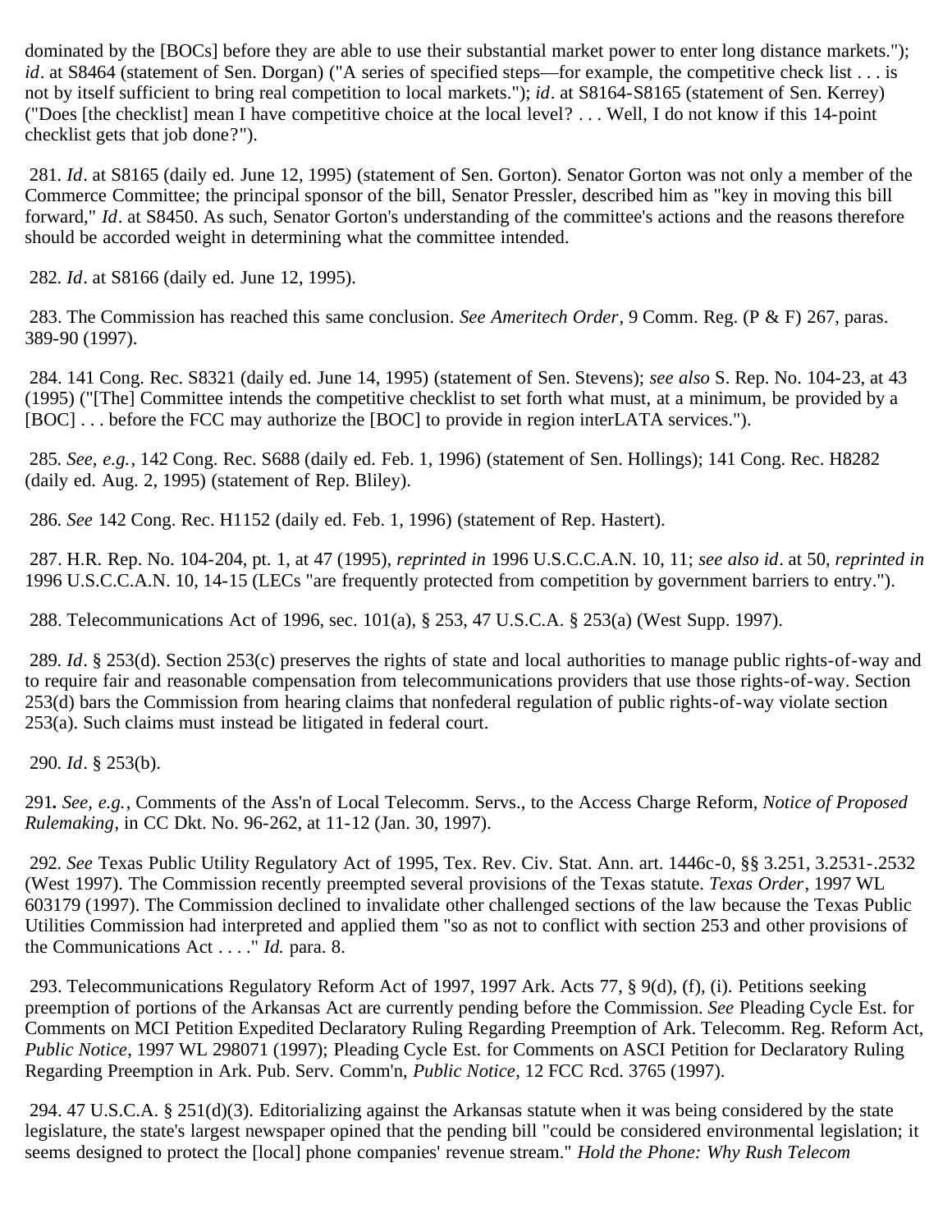dominated by the [BOCs] before they are able to use their substantial market power to enter long distance markets."); *id*. at S8464 (statement of Sen. Dorgan) ("A series of specified steps—for example, the competitive check list . . . is not by itself sufficient to bring real competition to local markets."); *id*. at S8164-S8165 (statement of Sen. Kerrey) ("Does [the checklist] mean I have competitive choice at the local level? . . . Well, I do not know if this 14-point checklist gets that job done?").

281. *Id*. at S8165 (daily ed. June 12, 1995) (statement of Sen. Gorton). Senator Gorton was not only a member of the Commerce Committee; the principal sponsor of the bill, Senator Pressler, described him as "key in moving this bill forward," *Id*. at S8450. As such, Senator Gorton's understanding of the committee's actions and the reasons therefore should be accorded weight in determining what the committee intended.

282. *Id*. at S8166 (daily ed. June 12, 1995).

283. The Commission has reached this same conclusion. *See Ameritech Order*, 9 Comm. Reg. (P & F) 267, paras. 389-90 (1997).

284. 141 Cong. Rec. S8321 (daily ed. June 14, 1995) (statement of Sen. Stevens); *see also* S. Rep. No. 104-23, at 43 (1995) ("[The] Committee intends the competitive checklist to set forth what must, at a minimum, be provided by a [BOC] . . . before the FCC may authorize the [BOC] to provide in region interLATA services.").

285. *See, e.g.*, 142 Cong. Rec. S688 (daily ed. Feb. 1, 1996) (statement of Sen. Hollings); 141 Cong. Rec. H8282 (daily ed. Aug. 2, 1995) (statement of Rep. Bliley).

286. *See* 142 Cong. Rec. H1152 (daily ed. Feb. 1, 1996) (statement of Rep. Hastert).

287. H.R. Rep. No. 104-204, pt. 1, at 47 (1995), *reprinted in* 1996 U.S.C.C.A.N. 10, 11; *see also id*. at 50, *reprinted in* 1996 U.S.C.C.A.N. 10, 14-15 (LECs "are frequently protected from competition by government barriers to entry.").

288. Telecommunications Act of 1996, sec. 101(a), § 253, 47 U.S.C.A. § 253(a) (West Supp. 1997).

289. *Id*. § 253(d). Section 253(c) preserves the rights of state and local authorities to manage public rights-of-way and to require fair and reasonable compensation from telecommunications providers that use those rights-of-way. Section 253(d) bars the Commission from hearing claims that nonfederal regulation of public rights-of-way violate section 253(a). Such claims must instead be litigated in federal court.

290. *Id*. § 253(b).

291**.** *See, e.g.*, Comments of the Ass'n of Local Telecomm. Servs., to the Access Charge Reform, *Notice of Proposed Rulemaking*, in CC Dkt. No. 96-262, at 11-12 (Jan. 30, 1997).

292. *See* Texas Public Utility Regulatory Act of 1995, Tex. Rev. Civ. Stat. Ann. art. 1446c-0, §§ 3.251, 3.2531-.2532 (West 1997). The Commission recently preempted several provisions of the Texas statute. *Texas Order*, 1997 WL 603179 (1997). The Commission declined to invalidate other challenged sections of the law because the Texas Public Utilities Commission had interpreted and applied them "so as not to conflict with section 253 and other provisions of the Communications Act . . . ." *Id.* para. 8.

293. Telecommunications Regulatory Reform Act of 1997, 1997 Ark. Acts 77, § 9(d), (f), (i). Petitions seeking preemption of portions of the Arkansas Act are currently pending before the Commission. *See* Pleading Cycle Est. for Comments on MCI Petition Expedited Declaratory Ruling Regarding Preemption of Ark. Telecomm. Reg. Reform Act, *Public Notice*, 1997 WL 298071 (1997); Pleading Cycle Est. for Comments on ASCI Petition for Declaratory Ruling Regarding Preemption in Ark. Pub. Serv. Comm'n, *Public Notice*, 12 FCC Rcd. 3765 (1997).

294. 47 U.S.C.A. § 251(d)(3). Editorializing against the Arkansas statute when it was being considered by the state legislature, the state's largest newspaper opined that the pending bill "could be considered environmental legislation; it seems designed to protect the [local] phone companies' revenue stream." *Hold the Phone: Why Rush Telecom*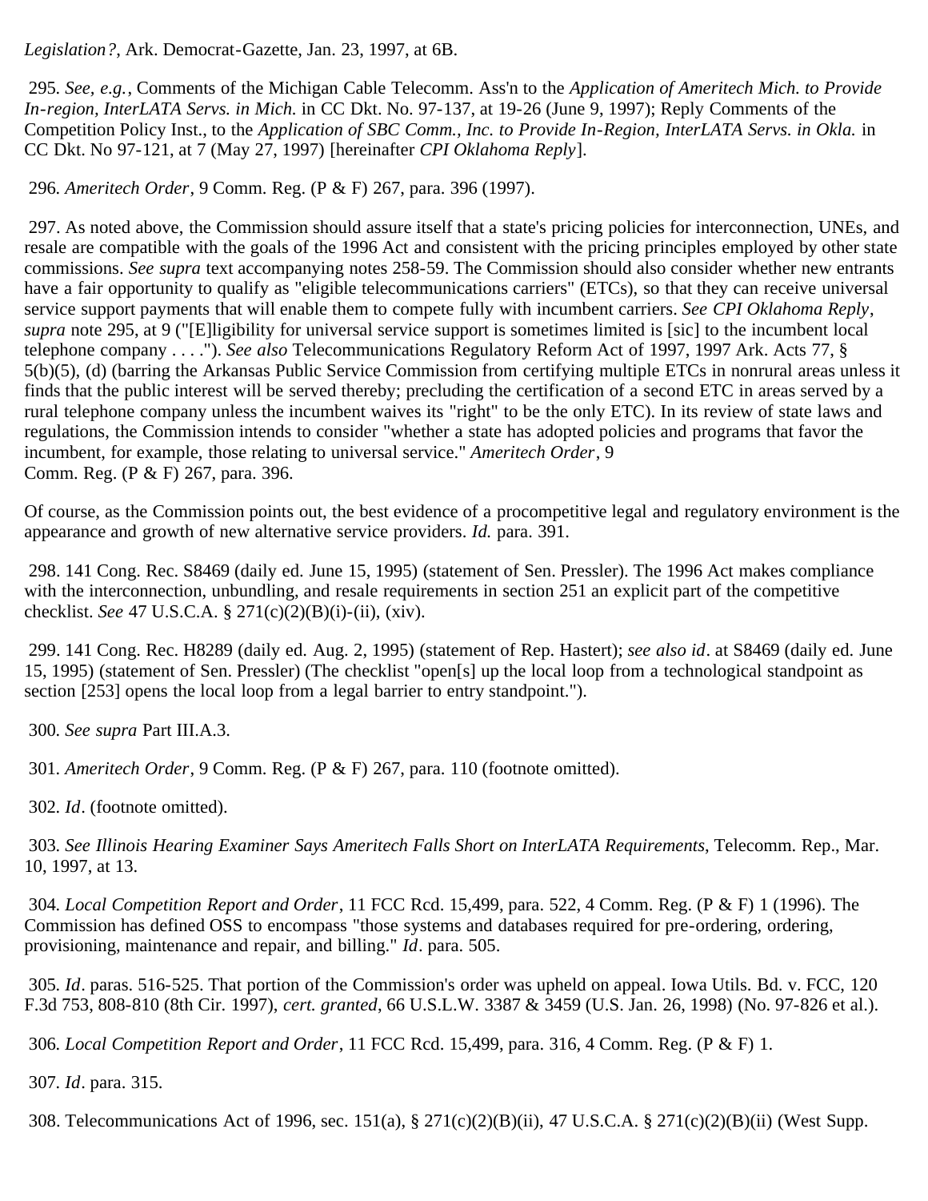*Legislation?*, Ark. Democrat-Gazette, Jan. 23, 1997, at 6B.

295. *See, e.g.*, Comments of the Michigan Cable Telecomm. Ass'n to the *Application of Ameritech Mich. to Provide In-region, InterLATA Servs. in Mich.* in CC Dkt. No. 97-137, at 19-26 (June 9, 1997); Reply Comments of the Competition Policy Inst., to the *Application of SBC Comm., Inc. to Provide In-Region, InterLATA Servs. in Okla.* in CC Dkt. No 97-121, at 7 (May 27, 1997) [hereinafter *CPI Oklahoma Reply*].

296. *Ameritech Order*, 9 Comm. Reg. (P & F) 267, para. 396 (1997).

297. As noted above, the Commission should assure itself that a state's pricing policies for interconnection, UNEs, and resale are compatible with the goals of the 1996 Act and consistent with the pricing principles employed by other state commissions. *See supra* text accompanying notes 258-59. The Commission should also consider whether new entrants have a fair opportunity to qualify as "eligible telecommunications carriers" (ETCs), so that they can receive universal service support payments that will enable them to compete fully with incumbent carriers. *See CPI Oklahoma Reply*, *supra* note 295, at 9 ("[E]ligibility for universal service support is sometimes limited is [sic] to the incumbent local telephone company . . . ."). *See also* Telecommunications Regulatory Reform Act of 1997, 1997 Ark. Acts 77, § 5(b)(5), (d) (barring the Arkansas Public Service Commission from certifying multiple ETCs in nonrural areas unless it finds that the public interest will be served thereby; precluding the certification of a second ETC in areas served by a rural telephone company unless the incumbent waives its "right" to be the only ETC). In its review of state laws and regulations, the Commission intends to consider "whether a state has adopted policies and programs that favor the incumbent, for example, those relating to universal service." *Ameritech Order*, 9 Comm. Reg. (P & F) 267, para. 396.

Of course, as the Commission points out, the best evidence of a procompetitive legal and regulatory environment is the appearance and growth of new alternative service providers. *Id.* para. 391.

298. 141 Cong. Rec. S8469 (daily ed. June 15, 1995) (statement of Sen. Pressler). The 1996 Act makes compliance with the interconnection, unbundling, and resale requirements in section 251 an explicit part of the competitive checklist. *See* 47 U.S.C.A. § 271(c)(2)(B)(i)-(ii), (xiv).

299. 141 Cong. Rec. H8289 (daily ed. Aug. 2, 1995) (statement of Rep. Hastert); *see also id*. at S8469 (daily ed. June 15, 1995) (statement of Sen. Pressler) (The checklist "open[s] up the local loop from a technological standpoint as section [253] opens the local loop from a legal barrier to entry standpoint.").

300. *See supra* Part III.A.3.

301. *Ameritech Order*, 9 Comm. Reg. (P & F) 267, para. 110 (footnote omitted).

302. *Id*. (footnote omitted).

303. *See Illinois Hearing Examiner Says Ameritech Falls Short on InterLATA Requirements*, Telecomm. Rep., Mar. 10, 1997, at 13.

304. *Local Competition Report and Order*, 11 FCC Rcd. 15,499, para. 522, 4 Comm. Reg. (P & F) 1 (1996). The Commission has defined OSS to encompass "those systems and databases required for pre-ordering, ordering, provisioning, maintenance and repair, and billing." *Id*. para. 505.

305. *Id*. paras. 516-525. That portion of the Commission's order was upheld on appeal. Iowa Utils. Bd. v. FCC, 120 F.3d 753, 808-810 (8th Cir. 1997), *cert. granted*, 66 U.S.L.W. 3387 & 3459 (U.S. Jan. 26, 1998) (No. 97-826 et al.).

306. *Local Competition Report and Order*, 11 FCC Rcd. 15,499, para. 316, 4 Comm. Reg. (P & F) 1.

307. *Id*. para. 315.

308. Telecommunications Act of 1996, sec. 151(a), § 271(c)(2)(B)(ii), 47 U.S.C.A. § 271(c)(2)(B)(ii) (West Supp.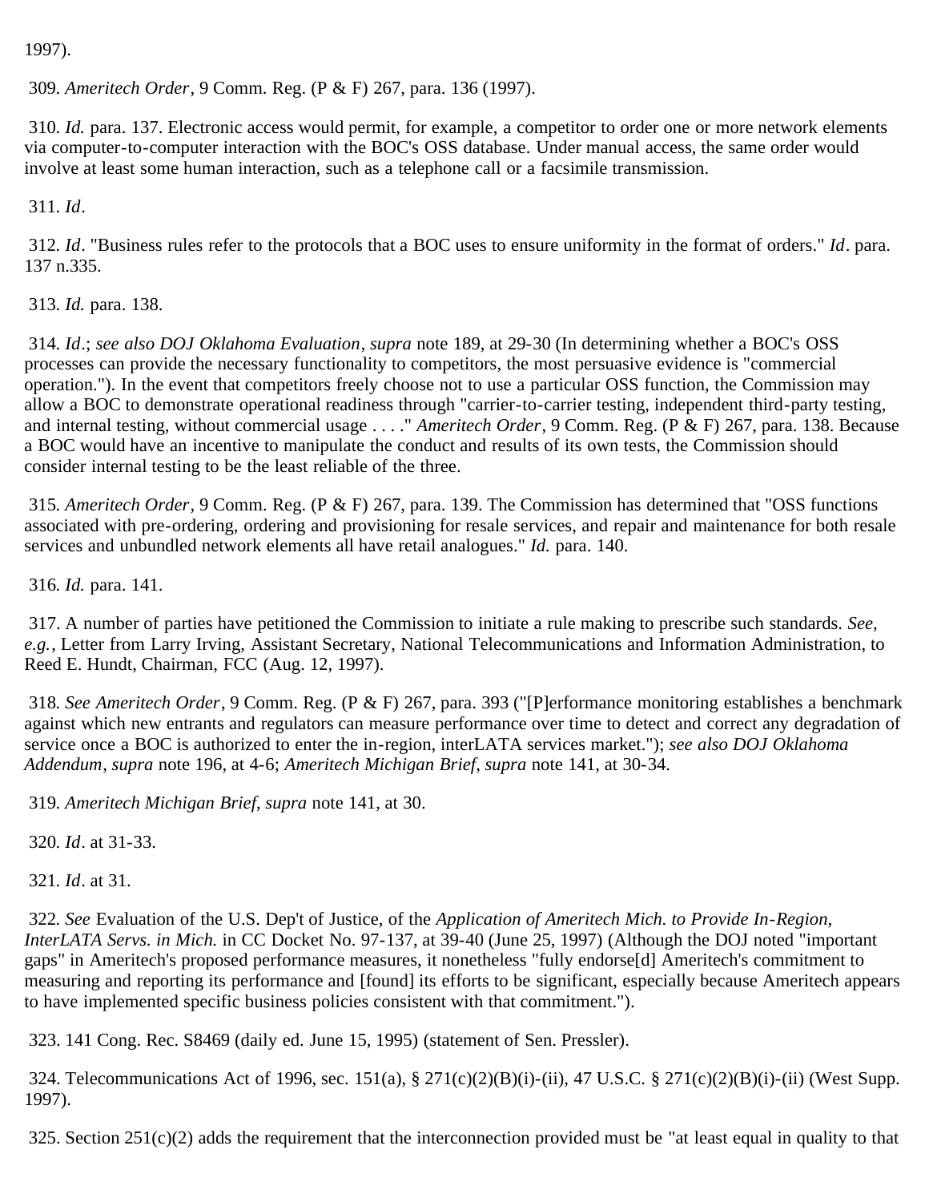1997).

309. *Ameritech Order*, 9 Comm. Reg. (P & F) 267, para. 136 (1997).

310. *Id.* para. 137. Electronic access would permit, for example, a competitor to order one or more network elements via computer-to-computer interaction with the BOC's OSS database. Under manual access, the same order would involve at least some human interaction, such as a telephone call or a facsimile transmission.

311. *Id*.

312. *Id*. "Business rules refer to the protocols that a BOC uses to ensure uniformity in the format of orders." *Id*. para. 137 n.335.

313. *Id.* para. 138.

314. *Id*.; *see also DOJ Oklahoma Evaluation*, *supra* note 189, at 29-30 (In determining whether a BOC's OSS processes can provide the necessary functionality to competitors, the most persuasive evidence is "commercial operation."). In the event that competitors freely choose not to use a particular OSS function, the Commission may allow a BOC to demonstrate operational readiness through "carrier-to-carrier testing, independent third-party testing, and internal testing, without commercial usage . . . ." *Ameritech Order*, 9 Comm. Reg. (P & F) 267, para. 138. Because a BOC would have an incentive to manipulate the conduct and results of its own tests, the Commission should consider internal testing to be the least reliable of the three.

315. *Ameritech Order*, 9 Comm. Reg. (P & F) 267, para. 139. The Commission has determined that "OSS functions associated with pre-ordering, ordering and provisioning for resale services, and repair and maintenance for both resale services and unbundled network elements all have retail analogues." *Id.* para. 140.

316. *Id.* para. 141.

317. A number of parties have petitioned the Commission to initiate a rule making to prescribe such standards. *See, e.g.*, Letter from Larry Irving, Assistant Secretary, National Telecommunications and Information Administration, to Reed E. Hundt, Chairman, FCC (Aug. 12, 1997).

318. *See Ameritech Order*, 9 Comm. Reg. (P & F) 267, para. 393 ("[P]erformance monitoring establishes a benchmark against which new entrants and regulators can measure performance over time to detect and correct any degradation of service once a BOC is authorized to enter the in-region, interLATA services market."); *see also DOJ Oklahoma Addendum*, *supra* note 196, at 4-6; *Ameritech Michigan Brief*, *supra* note 141, at 30-34.

319. *Ameritech Michigan Brief*, *supra* note 141, at 30.

320. *Id*. at 31-33.

321. *Id*. at 31.

322. *See* Evaluation of the U.S. Dep't of Justice, of the *Application of Ameritech Mich. to Provide In-Region, InterLATA Servs. in Mich.* in CC Docket No. 97-137, at 39-40 (June 25, 1997) (Although the DOJ noted "important gaps" in Ameritech's proposed performance measures, it nonetheless "fully endorse[d] Ameritech's commitment to measuring and reporting its performance and [found] its efforts to be significant, especially because Ameritech appears to have implemented specific business policies consistent with that commitment.").

323. 141 Cong. Rec. S8469 (daily ed. June 15, 1995) (statement of Sen. Pressler).

324. Telecommunications Act of 1996, sec. 151(a), § 271(c)(2)(B)(i)-(ii), 47 U.S.C. § 271(c)(2)(B)(i)-(ii) (West Supp. 1997).

325. Section 251(c)(2) adds the requirement that the interconnection provided must be "at least equal in quality to that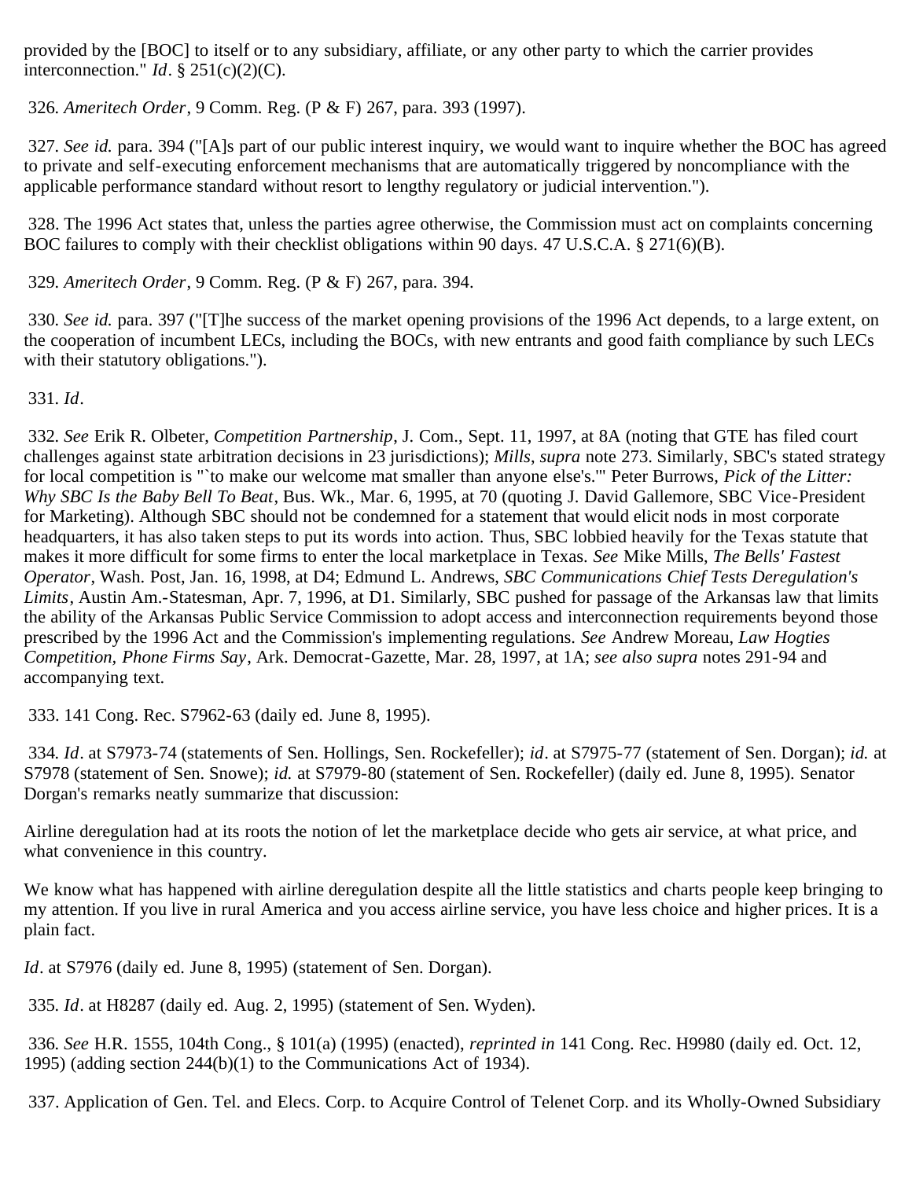provided by the [BOC] to itself or to any subsidiary, affiliate, or any other party to which the carrier provides interconnection." *Id*. § 251(c)(2)(C).

326. *Ameritech Order*, 9 Comm. Reg. (P & F) 267, para. 393 (1997).

327. *See id.* para. 394 ("[A]s part of our public interest inquiry, we would want to inquire whether the BOC has agreed to private and self-executing enforcement mechanisms that are automatically triggered by noncompliance with the applicable performance standard without resort to lengthy regulatory or judicial intervention.").

328. The 1996 Act states that, unless the parties agree otherwise, the Commission must act on complaints concerning BOC failures to comply with their checklist obligations within 90 days. 47 U.S.C.A. § 271(6)(B).

329. *Ameritech Order*, 9 Comm. Reg. (P & F) 267, para. 394.

330. *See id.* para. 397 ("[T]he success of the market opening provisions of the 1996 Act depends, to a large extent, on the cooperation of incumbent LECs, including the BOCs, with new entrants and good faith compliance by such LECs with their statutory obligations.").

331. *Id*.

332. *See* Erik R. Olbeter, *Competition Partnership*, J. Com., Sept. 11, 1997, at 8A (noting that GTE has filed court challenges against state arbitration decisions in 23 jurisdictions); *Mills*, *supra* note 273. Similarly, SBC's stated strategy for local competition is "`to make our welcome mat smaller than anyone else's.'" Peter Burrows, *Pick of the Litter: Why SBC Is the Baby Bell To Beat*, Bus. Wk., Mar. 6, 1995, at 70 (quoting J. David Gallemore, SBC Vice-President for Marketing). Although SBC should not be condemned for a statement that would elicit nods in most corporate headquarters, it has also taken steps to put its words into action. Thus, SBC lobbied heavily for the Texas statute that makes it more difficult for some firms to enter the local marketplace in Texas. *See* Mike Mills, *The Bells' Fastest Operator*, Wash. Post, Jan. 16, 1998, at D4; Edmund L. Andrews, *SBC Communications Chief Tests Deregulation's Limits*, Austin Am.-Statesman, Apr. 7, 1996, at D1. Similarly, SBC pushed for passage of the Arkansas law that limits the ability of the Arkansas Public Service Commission to adopt access and interconnection requirements beyond those prescribed by the 1996 Act and the Commission's implementing regulations. *See* Andrew Moreau, *Law Hogties Competition, Phone Firms Say*, Ark. Democrat-Gazette, Mar. 28, 1997, at 1A; *see also supra* notes 291-94 and accompanying text.

333. 141 Cong. Rec. S7962-63 (daily ed. June 8, 1995).

334. *Id*. at S7973-74 (statements of Sen. Hollings, Sen. Rockefeller); *id*. at S7975-77 (statement of Sen. Dorgan); *id.* at S7978 (statement of Sen. Snowe); *id.* at S7979-80 (statement of Sen. Rockefeller) (daily ed. June 8, 1995). Senator Dorgan's remarks neatly summarize that discussion:

Airline deregulation had at its roots the notion of let the marketplace decide who gets air service, at what price, and what convenience in this country.

We know what has happened with airline deregulation despite all the little statistics and charts people keep bringing to my attention. If you live in rural America and you access airline service, you have less choice and higher prices. It is a plain fact.

*Id*. at S7976 (daily ed. June 8, 1995) (statement of Sen. Dorgan).

335. *Id*. at H8287 (daily ed. Aug. 2, 1995) (statement of Sen. Wyden).

336. *See* H.R. 1555, 104th Cong., § 101(a) (1995) (enacted), *reprinted in* 141 Cong. Rec. H9980 (daily ed. Oct. 12, 1995) (adding section 244(b)(1) to the Communications Act of 1934).

337. Application of Gen. Tel. and Elecs. Corp. to Acquire Control of Telenet Corp. and its Wholly-Owned Subsidiary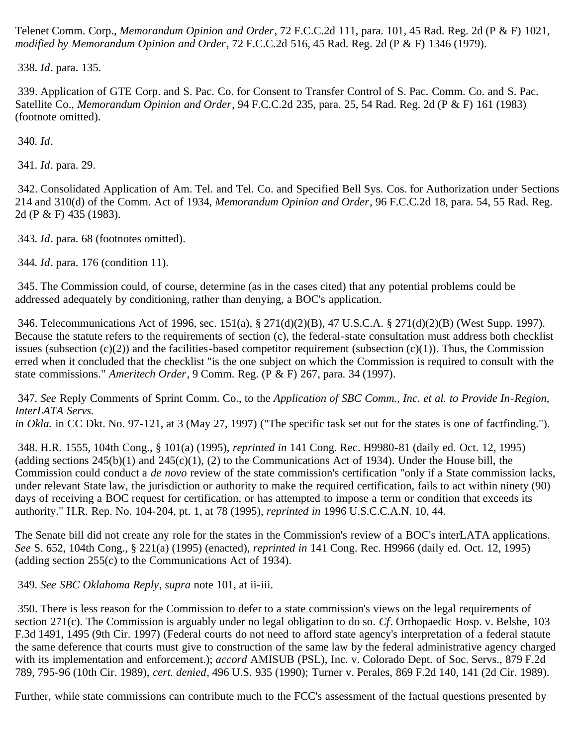Telenet Comm. Corp., *Memorandum Opinion and Order*, 72 F.C.C.2d 111, para. 101, 45 Rad. Reg. 2d (P & F) 1021, *modified by Memorandum Opinion and Order*, 72 F.C.C.2d 516, 45 Rad. Reg. 2d (P & F) 1346 (1979).

338. *Id*. para. 135.

339. Application of GTE Corp. and S. Pac. Co. for Consent to Transfer Control of S. Pac. Comm. Co. and S. Pac. Satellite Co., *Memorandum Opinion and Order*, 94 F.C.C.2d 235, para. 25, 54 Rad. Reg. 2d (P & F) 161 (1983) (footnote omitted).

340. *Id*.

341. *Id*. para. 29.

342. Consolidated Application of Am. Tel. and Tel. Co. and Specified Bell Sys. Cos. for Authorization under Sections 214 and 310(d) of the Comm. Act of 1934, *Memorandum Opinion and Order*, 96 F.C.C.2d 18, para. 54, 55 Rad. Reg. 2d (P & F) 435 (1983).

343. *Id*. para. 68 (footnotes omitted).

344. *Id*. para. 176 (condition 11).

345. The Commission could, of course, determine (as in the cases cited) that any potential problems could be addressed adequately by conditioning, rather than denying, a BOC's application.

346. Telecommunications Act of 1996, sec. 151(a), § 271(d)(2)(B), 47 U.S.C.A. § 271(d)(2)(B) (West Supp. 1997). Because the statute refers to the requirements of section (c), the federal-state consultation must address both checklist issues (subsection (c)(2)) and the facilities-based competitor requirement (subsection (c)(1)). Thus, the Commission erred when it concluded that the checklist "is the one subject on which the Commission is required to consult with the state commissions." *Ameritech Order*, 9 Comm. Reg. (P & F) 267, para. 34 (1997).

347. *See* Reply Comments of Sprint Comm. Co., to the *Application of SBC Comm., Inc. et al. to Provide In-Region, InterLATA Servs. in Okla.* in CC Dkt. No. 97-121, at 3 (May 27, 1997) ("The specific task set out for the states is one of factfinding.").

348. H.R. 1555, 104th Cong., § 101(a) (1995), *reprinted in* 141 Cong. Rec. H9980-81 (daily ed. Oct. 12, 1995) (adding sections 245(b)(1) and 245(c)(1), (2) to the Communications Act of 1934). Under the House bill, the Commission could conduct a *de novo* review of the state commission's certification "only if a State commission lacks, under relevant State law, the jurisdiction or authority to make the required certification, fails to act within ninety (90) days of receiving a BOC request for certification, or has attempted to impose a term or condition that exceeds its authority." H.R. Rep. No. 104-204, pt. 1, at 78 (1995), *reprinted in* 1996 U.S.C.C.A.N. 10, 44.

The Senate bill did not create any role for the states in the Commission's review of a BOC's interLATA applications. *See* S. 652, 104th Cong., § 221(a) (1995) (enacted), *reprinted in* 141 Cong. Rec. H9966 (daily ed. Oct. 12, 1995) (adding section 255(c) to the Communications Act of 1934).

349. *See SBC Oklahoma Reply*, *supra* note 101, at ii-iii.

350. There is less reason for the Commission to defer to a state commission's views on the legal requirements of section 271(c). The Commission is arguably under no legal obligation to do so. *Cf*. Orthopaedic Hosp. v. Belshe, 103 F.3d 1491, 1495 (9th Cir. 1997) (Federal courts do not need to afford state agency's interpretation of a federal statute the same deference that courts must give to construction of the same law by the federal administrative agency charged with its implementation and enforcement.); *accord* AMISUB (PSL), Inc. v. Colorado Dept. of Soc. Servs., 879 F.2d 789, 795-96 (10th Cir. 1989), *cert. denied*, 496 U.S. 935 (1990); Turner v. Perales, 869 F.2d 140, 141 (2d Cir. 1989).

Further, while state commissions can contribute much to the FCC's assessment of the factual questions presented by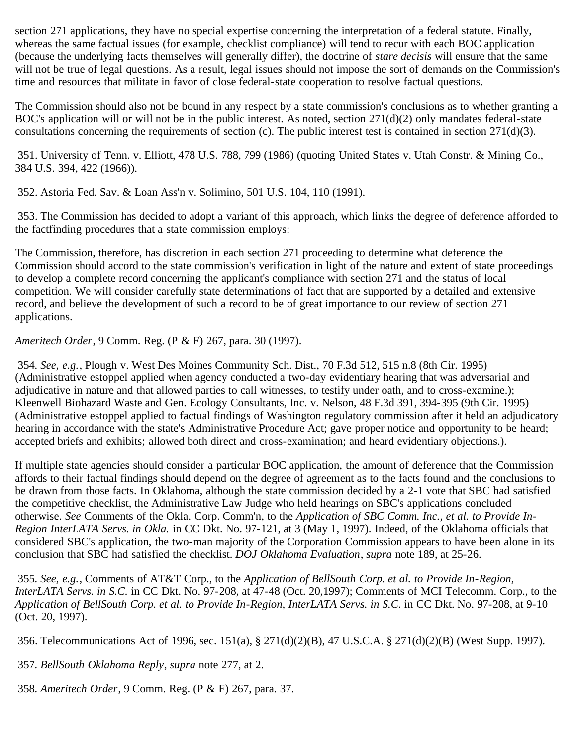section 271 applications, they have no special expertise concerning the interpretation of a federal statute. Finally, whereas the same factual issues (for example, checklist compliance) will tend to recur with each BOC application (because the underlying facts themselves will generally differ), the doctrine of *stare decisis* will ensure that the same will not be true of legal questions. As a result, legal issues should not impose the sort of demands on the Commission's time and resources that militate in favor of close federal-state cooperation to resolve factual questions.

The Commission should also not be bound in any respect by a state commission's conclusions as to whether granting a BOC's application will or will not be in the public interest. As noted, section 271(d)(2) only mandates federal-state consultations concerning the requirements of section (c). The public interest test is contained in section 271(d)(3).

351. University of Tenn. v. Elliott, 478 U.S. 788, 799 (1986) (quoting United States v. Utah Constr. & Mining Co., 384 U.S. 394, 422 (1966)).

352. Astoria Fed. Sav. & Loan Ass'n v. Solimino, 501 U.S. 104, 110 (1991).

353. The Commission has decided to adopt a variant of this approach, which links the degree of deference afforded to the factfinding procedures that a state commission employs:

The Commission, therefore, has discretion in each section 271 proceeding to determine what deference the Commission should accord to the state commission's verification in light of the nature and extent of state proceedings to develop a complete record concerning the applicant's compliance with section 271 and the status of local competition. We will consider carefully state determinations of fact that are supported by a detailed and extensive record, and believe the development of such a record to be of great importance to our review of section 271 applications.

*Ameritech Order*, 9 Comm. Reg. (P & F) 267, para. 30 (1997).

354. *See, e.g.*, Plough v. West Des Moines Community Sch. Dist., 70 F.3d 512, 515 n.8 (8th Cir. 1995) (Administrative estoppel applied when agency conducted a two-day evidentiary hearing that was adversarial and adjudicative in nature and that allowed parties to call witnesses, to testify under oath, and to cross-examine.); Kleenwell Biohazard Waste and Gen. Ecology Consultants, Inc. v. Nelson, 48 F.3d 391, 394-395 (9th Cir. 1995) (Administrative estoppel applied to factual findings of Washington regulatory commission after it held an adjudicatory hearing in accordance with the state's Administrative Procedure Act; gave proper notice and opportunity to be heard; accepted briefs and exhibits; allowed both direct and cross-examination; and heard evidentiary objections.).

If multiple state agencies should consider a particular BOC application, the amount of deference that the Commission affords to their factual findings should depend on the degree of agreement as to the facts found and the conclusions to be drawn from those facts. In Oklahoma, although the state commission decided by a 2-1 vote that SBC had satisfied the competitive checklist, the Administrative Law Judge who held hearings on SBC's applications concluded otherwise. *See* Comments of the Okla. Corp. Comm'n, to the *Application of SBC Comm. Inc., et al. to Provide In-Region InterLATA Servs. in Okla.* in CC Dkt. No. 97-121, at 3 (May 1, 1997). Indeed, of the Oklahoma officials that considered SBC's application, the two-man majority of the Corporation Commission appears to have been alone in its conclusion that SBC had satisfied the checklist. *DOJ Oklahoma Evaluation*, *supra* note 189, at 25-26.

355. *See, e.g.*, Comments of AT&T Corp., to the *Application of BellSouth Corp. et al. to Provide In-Region, InterLATA Servs. in S.C.* in CC Dkt. No. 97-208, at 47-48 (Oct. 20,1997); Comments of MCI Telecomm. Corp., to the *Application of BellSouth Corp. et al. to Provide In-Region, InterLATA Servs. in S.C.* in CC Dkt. No. 97-208, at 9-10 (Oct. 20, 1997).

356. Telecommunications Act of 1996, sec. 151(a), § 271(d)(2)(B), 47 U.S.C.A. § 271(d)(2)(B) (West Supp. 1997).

357. *BellSouth Oklahoma Reply*, *supra* note 277, at 2.

358. *Ameritech Order*, 9 Comm. Reg. (P & F) 267, para. 37.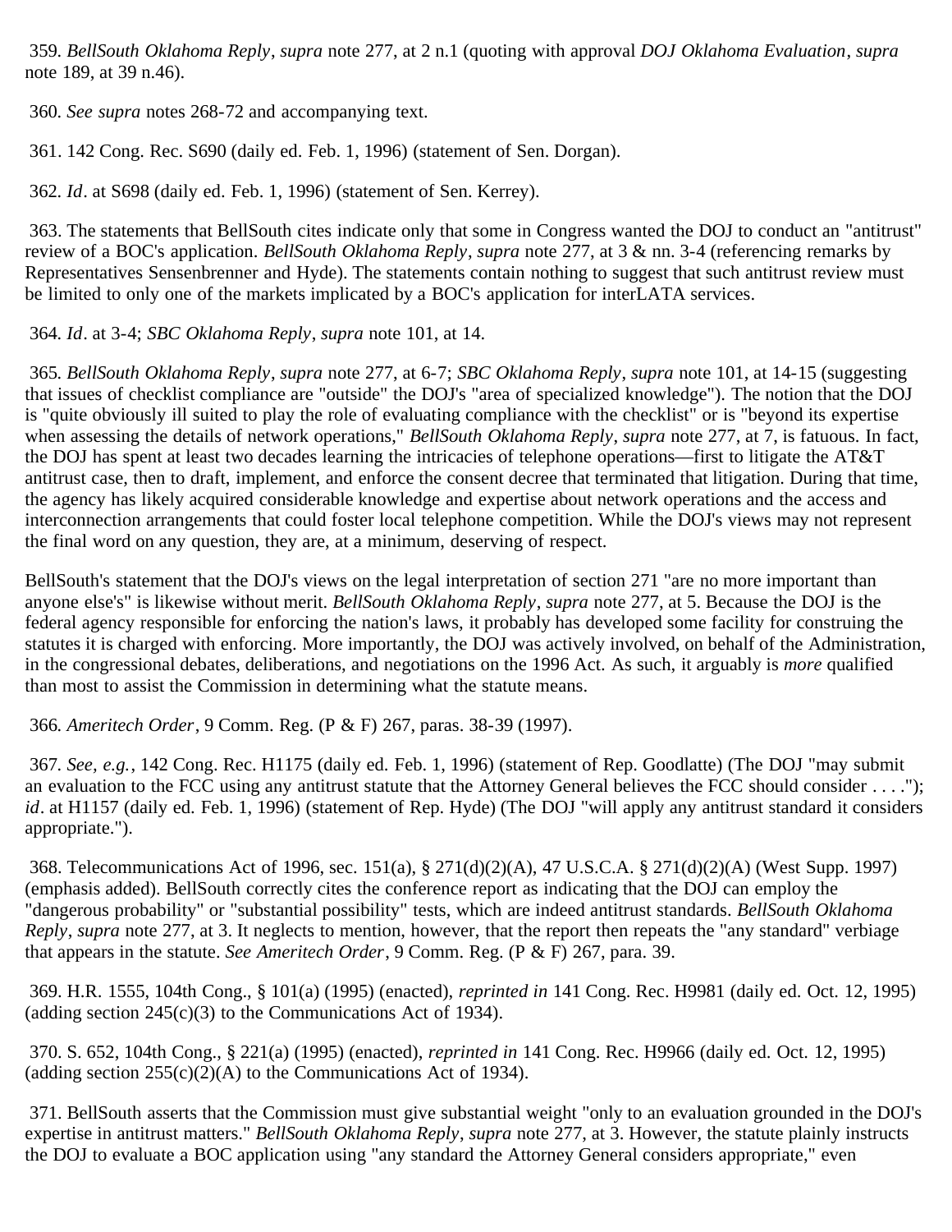359. *BellSouth Oklahoma Reply*, *supra* note 277, at 2 n.1 (quoting with approval *DOJ Oklahoma Evaluation*, *supra* note 189, at 39 n.46).

360. *See supra* notes 268-72 and accompanying text.

361. 142 Cong. Rec. S690 (daily ed. Feb. 1, 1996) (statement of Sen. Dorgan).

362. *Id*. at S698 (daily ed. Feb. 1, 1996) (statement of Sen. Kerrey).

363. The statements that BellSouth cites indicate only that some in Congress wanted the DOJ to conduct an "antitrust" review of a BOC's application. *BellSouth Oklahoma Reply*, *supra* note 277, at 3 & nn. 3-4 (referencing remarks by Representatives Sensenbrenner and Hyde). The statements contain nothing to suggest that such antitrust review must be limited to only one of the markets implicated by a BOC's application for interLATA services.

364. *Id*. at 3-4; *SBC Oklahoma Reply*, *supra* note 101, at 14.

365. *BellSouth Oklahoma Reply*, *supra* note 277, at 6-7; *SBC Oklahoma Reply*, *supra* note 101, at 14-15 (suggesting that issues of checklist compliance are "outside" the DOJ's "area of specialized knowledge"). The notion that the DOJ is "quite obviously ill suited to play the role of evaluating compliance with the checklist" or is "beyond its expertise when assessing the details of network operations," *BellSouth Oklahoma Reply*, *supra* note 277, at 7, is fatuous. In fact, the DOJ has spent at least two decades learning the intricacies of telephone operations—first to litigate the AT&T antitrust case, then to draft, implement, and enforce the consent decree that terminated that litigation. During that time, the agency has likely acquired considerable knowledge and expertise about network operations and the access and interconnection arrangements that could foster local telephone competition. While the DOJ's views may not represent the final word on any question, they are, at a minimum, deserving of respect.

BellSouth's statement that the DOJ's views on the legal interpretation of section 271 "are no more important than anyone else's" is likewise without merit. *BellSouth Oklahoma Reply*, *supra* note 277, at 5. Because the DOJ is the federal agency responsible for enforcing the nation's laws, it probably has developed some facility for construing the statutes it is charged with enforcing. More importantly, the DOJ was actively involved, on behalf of the Administration, in the congressional debates, deliberations, and negotiations on the 1996 Act. As such, it arguably is *more* qualified than most to assist the Commission in determining what the statute means.

366. *Ameritech Order*, 9 Comm. Reg. (P & F) 267, paras. 38-39 (1997).

367. *See, e.g.*, 142 Cong. Rec. H1175 (daily ed. Feb. 1, 1996) (statement of Rep. Goodlatte) (The DOJ "may submit an evaluation to the FCC using any antitrust statute that the Attorney General believes the FCC should consider . . . ."); *id*. at H1157 (daily ed. Feb. 1, 1996) (statement of Rep. Hyde) (The DOJ "will apply any antitrust standard it considers appropriate.").

368. Telecommunications Act of 1996, sec. 151(a), § 271(d)(2)(A), 47 U.S.C.A. § 271(d)(2)(A) (West Supp. 1997) (emphasis added). BellSouth correctly cites the conference report as indicating that the DOJ can employ the "dangerous probability" or "substantial possibility" tests, which are indeed antitrust standards. *BellSouth Oklahoma Reply*, *supra* note 277, at 3. It neglects to mention, however, that the report then repeats the "any standard" verbiage that appears in the statute. *See Ameritech Order*, 9 Comm. Reg. (P & F) 267, para. 39.

369. H.R. 1555, 104th Cong., § 101(a) (1995) (enacted), *reprinted in* 141 Cong. Rec. H9981 (daily ed. Oct. 12, 1995) (adding section 245(c)(3) to the Communications Act of 1934).

370. S. 652, 104th Cong., § 221(a) (1995) (enacted), *reprinted in* 141 Cong. Rec. H9966 (daily ed. Oct. 12, 1995) (adding section 255(c)(2)(A) to the Communications Act of 1934).

371. BellSouth asserts that the Commission must give substantial weight "only to an evaluation grounded in the DOJ's expertise in antitrust matters." *BellSouth Oklahoma Reply*, *supra* note 277, at 3. However, the statute plainly instructs the DOJ to evaluate a BOC application using "any standard the Attorney General considers appropriate," even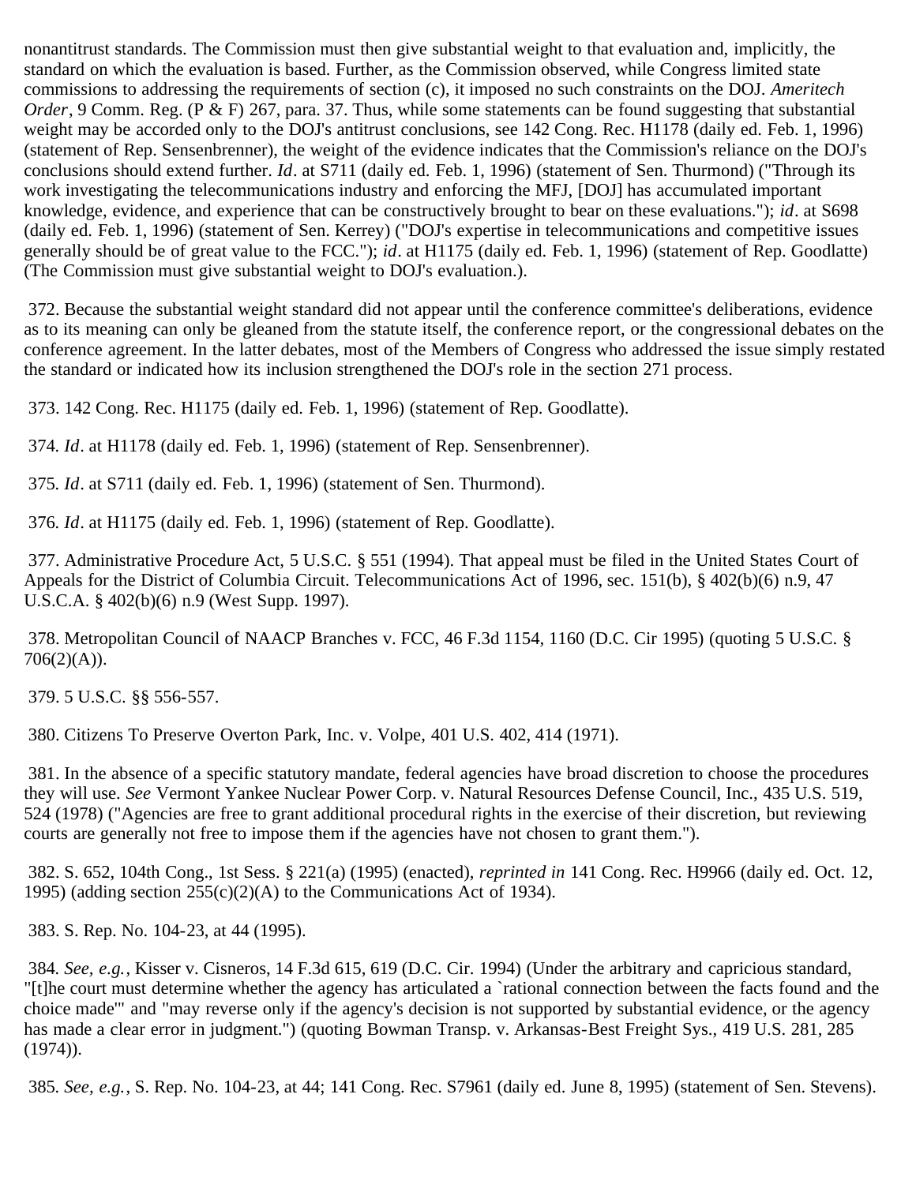nonantitrust standards. The Commission must then give substantial weight to that evaluation and, implicitly, the standard on which the evaluation is based. Further, as the Commission observed, while Congress limited state commissions to addressing the requirements of section (c), it imposed no such constraints on the DOJ. *Ameritech Order*, 9 Comm. Reg. (P & F) 267, para. 37. Thus, while some statements can be found suggesting that substantial weight may be accorded only to the DOJ's antitrust conclusions, see 142 Cong. Rec. H1178 (daily ed. Feb. 1, 1996) (statement of Rep. Sensenbrenner), the weight of the evidence indicates that the Commission's reliance on the DOJ's conclusions should extend further. *Id*. at S711 (daily ed. Feb. 1, 1996) (statement of Sen. Thurmond) ("Through its work investigating the telecommunications industry and enforcing the MFJ, [DOJ] has accumulated important knowledge, evidence, and experience that can be constructively brought to bear on these evaluations."); *id*. at S698 (daily ed. Feb. 1, 1996) (statement of Sen. Kerrey) ("DOJ's expertise in telecommunications and competitive issues generally should be of great value to the FCC."); *id*. at H1175 (daily ed. Feb. 1, 1996) (statement of Rep. Goodlatte) (The Commission must give substantial weight to DOJ's evaluation.).

372. Because the substantial weight standard did not appear until the conference committee's deliberations, evidence as to its meaning can only be gleaned from the statute itself, the conference report, or the congressional debates on the conference agreement. In the latter debates, most of the Members of Congress who addressed the issue simply restated the standard or indicated how its inclusion strengthened the DOJ's role in the section 271 process.

373. 142 Cong. Rec. H1175 (daily ed. Feb. 1, 1996) (statement of Rep. Goodlatte).

374. *Id*. at H1178 (daily ed. Feb. 1, 1996) (statement of Rep. Sensenbrenner).

375. *Id*. at S711 (daily ed. Feb. 1, 1996) (statement of Sen. Thurmond).

376. *Id*. at H1175 (daily ed. Feb. 1, 1996) (statement of Rep. Goodlatte).

377. Administrative Procedure Act, 5 U.S.C. § 551 (1994). That appeal must be filed in the United States Court of Appeals for the District of Columbia Circuit. Telecommunications Act of 1996, sec. 151(b), § 402(b)(6) n.9, 47 U.S.C.A. § 402(b)(6) n.9 (West Supp. 1997).

378. Metropolitan Council of NAACP Branches v. FCC, 46 F.3d 1154, 1160 (D.C. Cir 1995) (quoting 5 U.S.C. § 706(2)(A)).

379. 5 U.S.C. §§ 556-557.

380. Citizens To Preserve Overton Park, Inc. v. Volpe, 401 U.S. 402, 414 (1971).

381. In the absence of a specific statutory mandate, federal agencies have broad discretion to choose the procedures they will use. *See* Vermont Yankee Nuclear Power Corp. v. Natural Resources Defense Council, Inc., 435 U.S. 519, 524 (1978) ("Agencies are free to grant additional procedural rights in the exercise of their discretion, but reviewing courts are generally not free to impose them if the agencies have not chosen to grant them.").

382. S. 652, 104th Cong., 1st Sess. § 221(a) (1995) (enacted), *reprinted in* 141 Cong. Rec. H9966 (daily ed. Oct. 12, 1995) (adding section 255(c)(2)(A) to the Communications Act of 1934).

383. S. Rep. No. 104-23, at 44 (1995).

384. *See, e.g.*, Kisser v. Cisneros, 14 F.3d 615, 619 (D.C. Cir. 1994) (Under the arbitrary and capricious standard, "[t]he court must determine whether the agency has articulated a `rational connection between the facts found and the choice made'" and "may reverse only if the agency's decision is not supported by substantial evidence, or the agency has made a clear error in judgment.") (quoting Bowman Transp. v. Arkansas-Best Freight Sys., 419 U.S. 281, 285 (1974)).

385. *See, e.g.*, S. Rep. No. 104-23, at 44; 141 Cong. Rec. S7961 (daily ed. June 8, 1995) (statement of Sen. Stevens).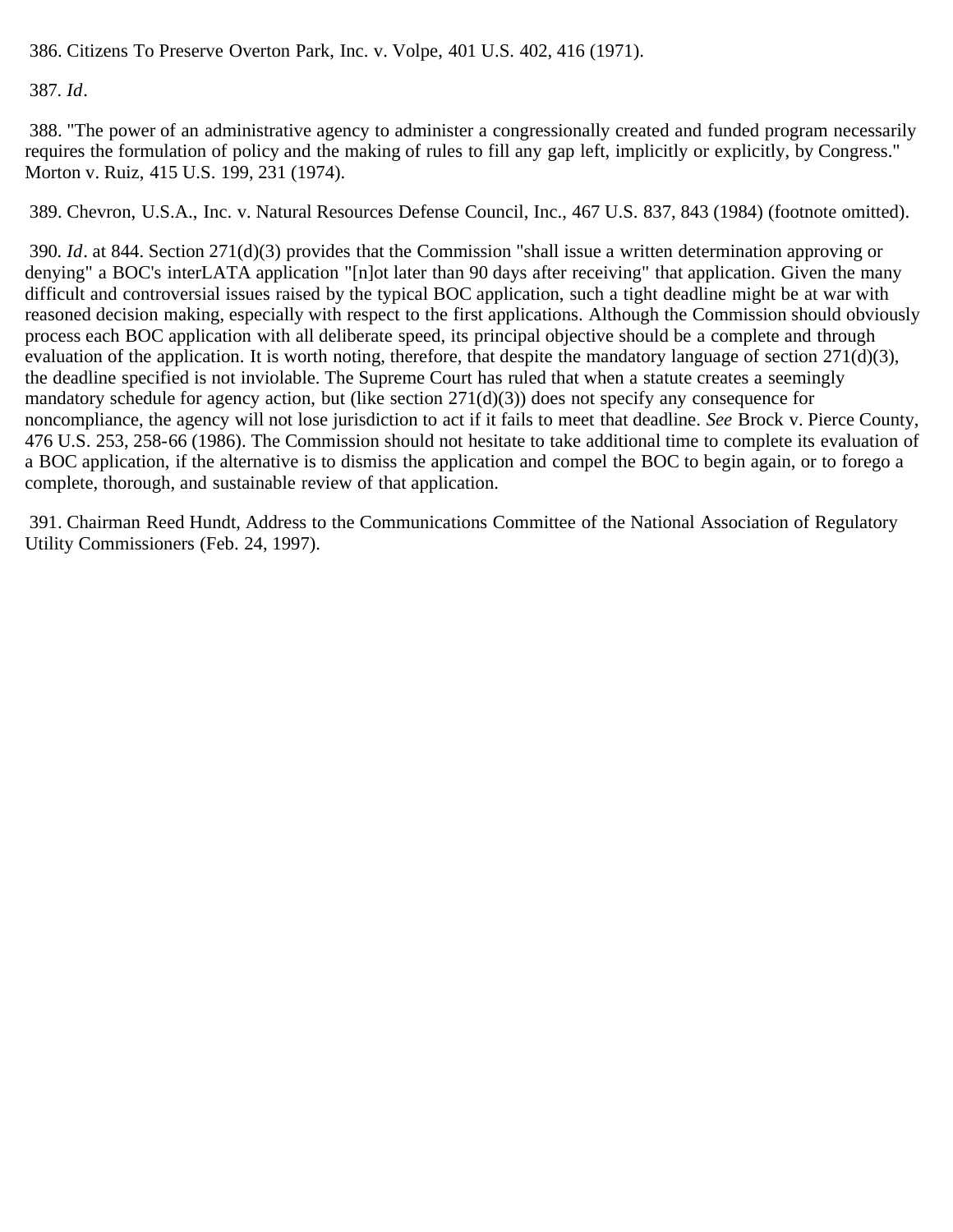386. Citizens To Preserve Overton Park, Inc. v. Volpe, 401 U.S. 402, 416 (1971).

387. *Id*.

388. "The power of an administrative agency to administer a congressionally created and funded program necessarily requires the formulation of policy and the making of rules to fill any gap left, implicitly or explicitly, by Congress." Morton v. Ruiz, 415 U.S. 199, 231 (1974).

389. Chevron, U.S.A., Inc. v. Natural Resources Defense Council, Inc., 467 U.S. 837, 843 (1984) (footnote omitted).

390. *Id*. at 844. Section 271(d)(3) provides that the Commission "shall issue a written determination approving or denying" a BOC's interLATA application "[n]ot later than 90 days after receiving" that application. Given the many difficult and controversial issues raised by the typical BOC application, such a tight deadline might be at war with reasoned decision making, especially with respect to the first applications. Although the Commission should obviously process each BOC application with all deliberate speed, its principal objective should be a complete and through evaluation of the application. It is worth noting, therefore, that despite the mandatory language of section 271(d)(3), the deadline specified is not inviolable. The Supreme Court has ruled that when a statute creates a seemingly mandatory schedule for agency action, but (like section 271(d)(3)) does not specify any consequence for noncompliance, the agency will not lose jurisdiction to act if it fails to meet that deadline. *See* Brock v. Pierce County, 476 U.S. 253, 258-66 (1986). The Commission should not hesitate to take additional time to complete its evaluation of a BOC application, if the alternative is to dismiss the application and compel the BOC to begin again, or to forego a complete, thorough, and sustainable review of that application.

391. Chairman Reed Hundt, Address to the Communications Committee of the National Association of Regulatory Utility Commissioners (Feb. 24, 1997).